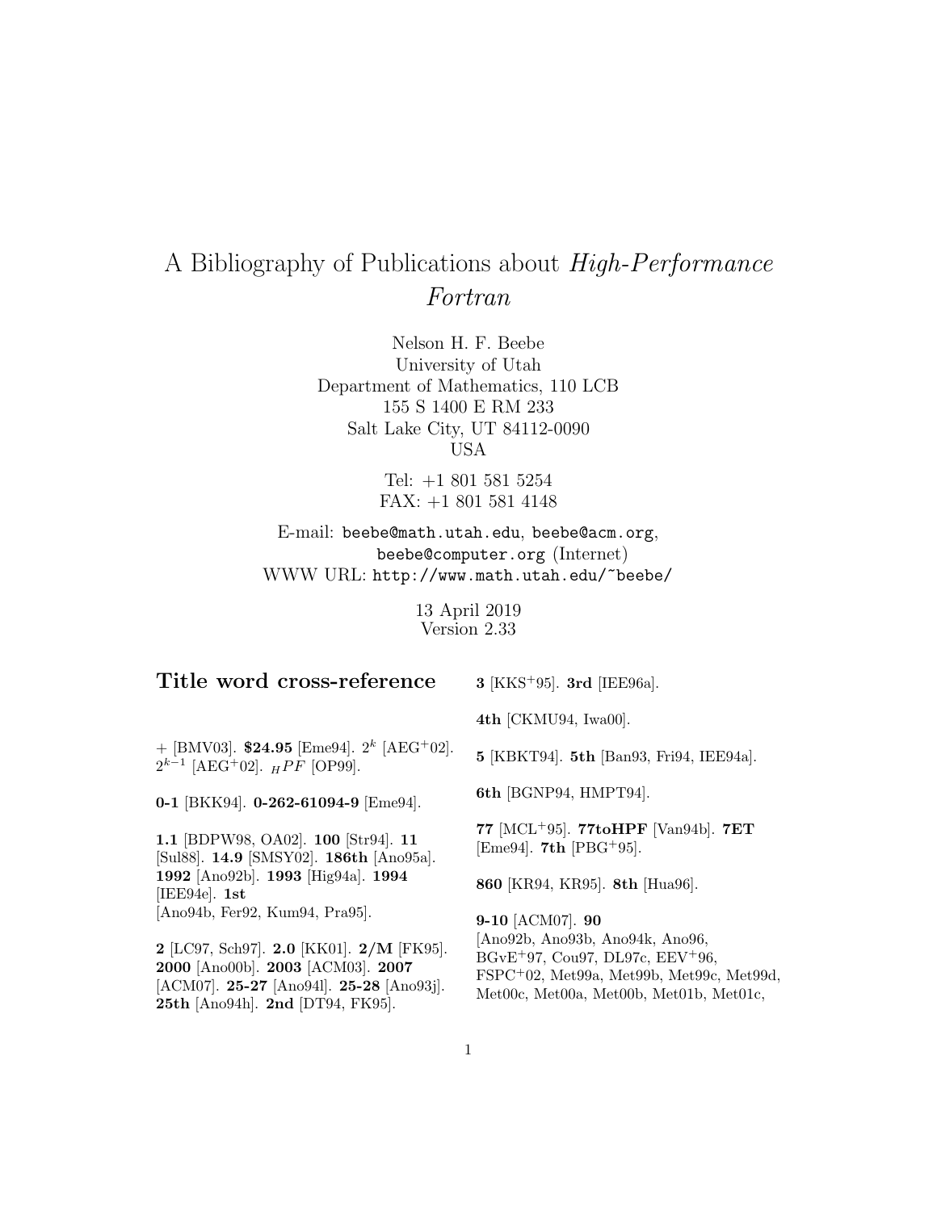# A Bibliography of Publications about *High-Performance Fortran*

Nelson H. F. Beebe
University of Utah
Department of Mathematics, 110 LCB
155 S 1400 E RM 233
Salt Lake City, UT 84112-0090
USA

Tel: +1 801 581 5254
FAX: +1 801 581 4148

E-mail: `beebe@math.utah.edu`, `beebe@acm.org`, `beebe@computer.org` (Internet)
WWW URL: `http://www.math.utah.edu/~beebe/`

13 April 2019
Version 2.33

## Title word cross-reference

+ [BMV03]. **$24.95** [Eme94]. $2^k$ [AEG[+]02]. $2^{k-1}$ [AEG[+]02]. $_HPF$ [OP99].

**0-1** [BKK94]. **0-262-61094-9** [Eme94].

**1.1** [BDPW98, OA02]. **100** [Str94]. **11** [Sul88]. **14.9** [SMSY02]. **186th** [Ano95a]. **1992** [Ano92b]. **1993** [Hig94a]. **1994** [IEE94e]. **1st** [Ano94b, Fer92, Kum94, Pra95].

**2** [LC97, Sch97]. **2.0** [KK01]. **2/M** [FK95]. **2000** [Ano00b]. **2003** [ACM03]. **2007** [ACM07]. **25-27** [Ano94l]. **25-28** [Ano93j]. **25th** [Ano94h]. **2nd** [DT94, FK95].

**3** [KKS[+]95]. **3rd** [IEE96a].

**4th** [CKMU94, Iwa00].

**5** [KBKT94]. **5th** [Ban93, Fri94, IEE94a].

**6th** [BGNP94, HMPT94].

**77** [MCL[+]95]. **77toHPF** [Van94b]. **7ET** [Eme94]. **7th** [PBG[+]95].

**860** [KR94, KR95]. **8th** [Hua96].

**9-10** [ACM07]. **90** [Ano92b, Ano93b, Ano94k, Ano96, BGvE[+]97, Cou97, DL97c, EEV[+]96, FSPC[+]02, Met99a, Met99b, Met99c, Met99d, Met00c, Met00a, Met00b, Met01b, Met01c,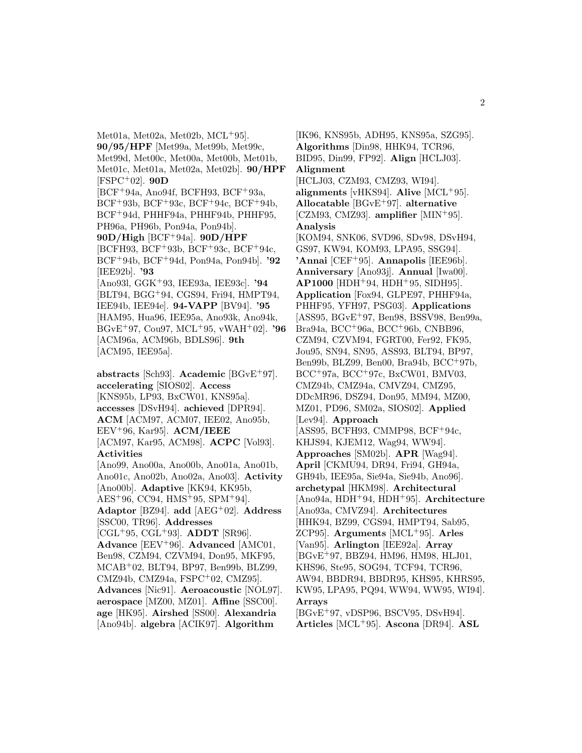Met01a, Met02a, Met02b, MCL[+]95]. **90/95/HPF** [Met99a, Met99b, Met99c, Met99d, Met00c, Met00a, Met00b, Met01b, Met01c, Met01a, Met02a, Met02b]. **90/HPF** [FSPC[+]02]. **90D** [BCF[+]94a, Ano94f, BCFH93, BCF[+]93a, BCF[+]93b, BCF[+]93c, BCF[+]94c, BCF[+]94b, BCF[+]94d, PHHF94a, PHHF94b, PHHF95, PH96a, PH96b, Pon94a, Pon94b]. **90D/High** [BCF[+]94a]. **90D/HPF** [BCFH93, BCF[+]93b, BCF[+]93c, BCF[+]94c, BCF[+]94b, BCF[+]94d, Pon94a, Pon94b]. **'92** [IEE92b]. **'93** [Ano93l, GGK[+]93, IEE93a, IEE93c]. **'94** [BLT94, BGG[+]94, CGS94, Fri94, HMPT94, IEE94b, IEE94e]. **94-VAPP** [BV94]. **'95** [HAM95, Hua96, IEE95a, Ano93k, Ano94k, BGvE[+]97, Cou97, MCL[+]95, vWAH[+]02]. **'96** [ACM96a, ACM96b, BDLS96]. **9th** [ACM95, IEE95a].

**abstracts** [Sch93]. **Academic** [BGvE[+]97]. **accelerating** [SIOS02]. **Access** [KNS95b, LP93, BxCW01, KNS95a]. **accesses** [DSvH94]. **achieved** [DPR94]. **ACM** [ACM97, ACM07, IEE02, Ano95b, EEV[+]96, Kar95]. **ACM/IEEE** [ACM97, Kar95, ACM98]. **ACPC** [Vol93]. **Activities** [Ano99, Ano00a, Ano00b, Ano01a, Ano01b, Ano01c, Ano02b, Ano02a, Ano03]. **Activity** [Ano00b]. **Adaptive** [KK94, KK95b, AES[+]96, CC94, HMS[+]95, SPM[+]94]. **Adaptor** [BZ94]. **add** [AEG[+]02]. **Address** [SSC00, TR96]. **Addresses** [CGL[+]95, CGL[+]93]. **ADDT** [SR96]. **Advance** [EEV[+]96]. **Advanced** [AMC01, Ben98, CZM94, CZVM94, Don95, MKF95, MCAB[+]02, BLT94, BP97, Ben99b, BLZ99, CMZ94b, CMZ94a, FSPC[+]02, CMZ95]. **Advances** [Nic91]. **Aeroacoustic** [NOL97]. **aerospace** [MZ00, MZ01]. **Affine** [SSC00]. **age** [HK95]. **Airshed** [SS00]. **Alexandria** [Ano94b]. **algebra** [ACIK97]. **Algorithm** [IK96, KNS95b, ADH95, KNS95a, SZG95]. **Algorithms** [Din98, HHK94, TCR96, BID95, Din99, FP92]. **Align** [HCLJ03]. **Alignment** [HCLJ03, CZM93, CMZ93, WI94]. **alignments** [vHKS94]. **Alive** [MCL[+]95]. **Allocatable** [BGvE[+]97]. **alternative** [CZM93, CMZ93]. **amplifier** [MIN[+]95]. **Analysis** [KOM94, SNK06, SVD96, SDv98, DSvH94, GS97, KW94, KOM93, LPA95, SSG94]. **'Annai** [CEF[+]95]. **Annapolis** [IEE96b]. **Anniversary** [Ano93j]. **Annual** [Iwa00]. **AP1000** [HDH[+]94, HDH[+]95, SIDH95]. **Application** [Fox94, GLPE97, PHHF94a, PHHF95, YFH97, PSG03]. **Applications** [ASS95, BGvE[+]97, Ben98, BSSV98, Ben99a, Bra94a, BCC[+]96a, BCC[+]96b, CNBB96, CZM94, CZVM94, FGRT00, Fer92, FK95, Jou95, SN94, SN95, ASS93, BLT94, BP97, Ben99b, BLZ99, Ben00, Bra94b, BCC[+]97b, BCC[+]97a, BCC[+]97c, BxCW01, BMV03, CMZ94b, CMZ94a, CMVZ94, CMZ95, DDcMR96, DSZ94, Don95, MM94, MZ00, MZ01, PD96, SM02a, SIOS02]. **Applied** [Lev94]. **Approach** [ASS95, BCFH93, CMMP98, BCF[+]94c, KHJS94, KJEM12, Wag94, WW94]. **Approaches** [SM02b]. **APR** [Wag94]. **April** [CKMU94, DR94, Fri94, GH94a, GH94b, IEE95a, Sie94a, Sie94b, Ano96]. **archetypal** [HKM98]. **Architectural** [Ano94a, HDH[+]94, HDH[+]95]. **Architecture** [Ano93a, CMVZ94]. **Architectures** [HHK94, BZ99, CGS94, HMPT94, Sab95, ZCP95]. **Arguments** [MCL[+]95]. **Arles** [Van95]. **Arlington** [IEE92a]. **Array** [BGvE[+]97, BBZ94, HM96, HM98, HLJ01, KHS96, Ste95, SOG94, TCF94, TCR96, AW94, BBDR94, BBDR95, KHS95, KHRS95, KW95, LPA95, PQ94, WW94, WW95, WI94]. **Arrays** [BGvE[+]97, vDSP96, BSCV95, DSvH94]. **Articles** [MCL[+]95]. **Ascona** [DR94]. **ASL**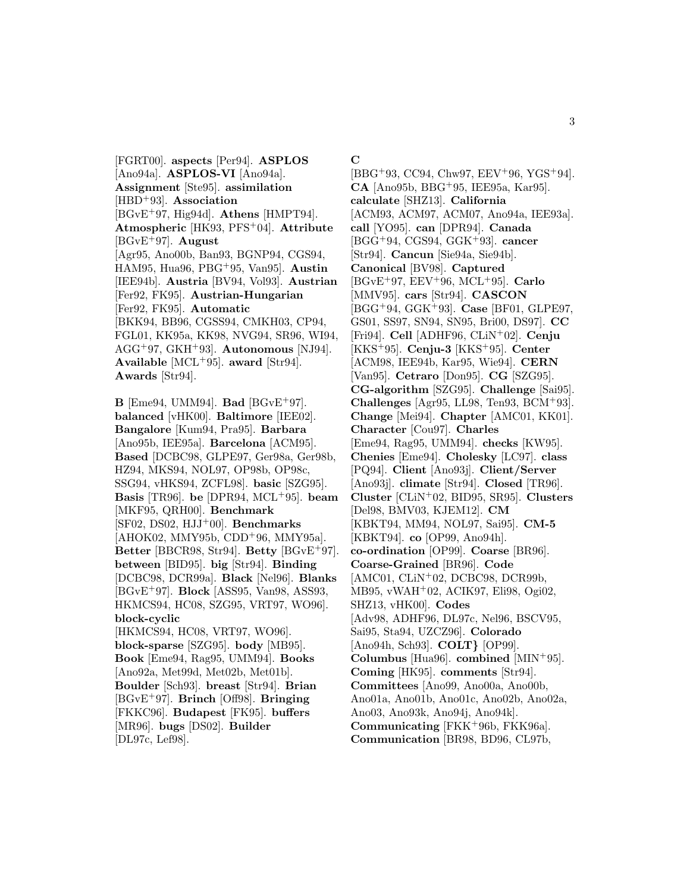[FGRT00]. **aspects** [Per94]. **ASPLOS** [Ano94a]. **ASPLOS-VI** [Ano94a]. **Assignment** [Ste95]. **assimilation** [HBD+93]. **Association** [BGvE+97, Hig94d]. **Athens** [HMPT94]. **Atmospheric** [HK93, PFS+04]. **Attribute** [BGvE+97]. **August** [Agr95, Ano00b, Ban93, BGNP94, CGS94, HAM95, Hua96, PBG+95, Van95]. **Austin** [IEE94b]. **Austria** [BV94, Vol93]. **Austrian** [Fer92, FK95]. **Austrian-Hungarian** [Fer92, FK95]. **Automatic** [BKK94, BB96, CGSS94, CMKH03, CP94, FGL01, KK95a, KK98, NVG94, SR96, WI94, AGG+97, GKH+93]. **Autonomous** [NJ94]. **Available** [MCL+95]. **award** [Str94]. **Awards** [Str94].

**B** [Eme94, UMM94]. **Bad** [BGvE+97]. **balanced** [vHK00]. **Baltimore** [IEE02]. **Bangalore** [Kum94, Pra95]. **Barbara** [Ano95b, IEE95a]. **Barcelona** [ACM95]. **Based** [DCBC98, GLPE97, Ger98a, Ger98b, HZ94, MKS94, NOL97, OP98b, OP98c, SSG94, vHKS94, ZCFL98]. **basic** [SZG95]. **Basis** [TR96]. **be** [DPR94, MCL+95]. **beam** [MKF95, QRH00]. **Benchmark** [SF02, DS02, HJJ+00]. **Benchmarks** [AHOK02, MMY95b, CDD+96, MMY95a]. **Better** [BBCR98, Str94]. **Betty** [BGvE+97]. **between** [BID95]. **big** [Str94]. **Binding** [DCBC98, DCR99a]. **Black** [Nel96]. **Blanks** [BGvE+97]. **Block** [ASS95, Van98, ASS93, HKMCS94, HC08, SZG95, VRT97, WO96]. **block-cyclic** [HKMCS94, HC08, VRT97, WO96]. **block-sparse** [SZG95]. **body** [MB95]. **Book** [Eme94, Rag95, UMM94]. **Books** [Ano92a, Met99d, Met02b, Met01b]. **Boulder** [Sch93]. **breast** [Str94]. **Brian** [BGvE+97]. **Brinch** [Off98]. **Bringing** [FKKC96]. **Budapest** [FK95]. **buffers** [MR96]. **bugs** [DS02]. **Builder** [DL97c, Lef98].

**C** [BBG+93, CC94, Chw97, EEV+96, YGS+94]. **CA** [Ano95b, BBG+95, IEE95a, Kar95]. **calculate** [SHZ13]. **California** [ACM93, ACM97, ACM07, Ano94a, IEE93a]. **call** [YO95]. **can** [DPR94]. **Canada** [BGG+94, CGS94, GGK+93]. **cancer** [Str94]. **Cancun** [Sie94a, Sie94b]. **Canonical** [BV98]. **Captured** [BGvE+97, EEV+96, MCL+95]. **Carlo** [MMV95]. **cars** [Str94]. **CASCON** [BGG+94, GGK+93]. **Case** [BF01, GLPE97, GS01, SS97, SN94, SN95, Bri00, DS97]. **CC** [Fri94]. **Cell** [ADHF96, CLiN+02]. **Cenju** [KKS+95]. **Cenju-3** [KKS+95]. **Center** [ACM98, IEE94b, Kar95, Wie94]. **CERN** [Van95]. **Cetraro** [Don95]. **CG** [SZG95]. **CG-algorithm** [SZG95]. **Challenge** [Sai95]. **Challenges** [Agr95, LL98, Ten93, BCM+93]. **Change** [Mei94]. **Chapter** [AMC01, KK01]. **Character** [Cou97]. **Charles** [Eme94, Rag95, UMM94]. **checks** [KW95]. **Chenies** [Eme94]. **Cholesky** [LC97]. **class** [PQ94]. **Client** [Ano93j]. **Client/Server** [Ano93j]. **climate** [Str94]. **Closed** [TR96]. **Cluster** [CLiN+02, BID95, SR95]. **Clusters** [Del98, BMV03, KJEM12]. **CM** [KBKT94, MM94, NOL97, Sai95]. **CM-5** [KBKT94]. **co** [OP99, Ano94h]. **co-ordination** [OP99]. **Coarse** [BR96]. **Coarse-Grained** [BR96]. **Code** [AMC01, CLiN+02, DCBC98, DCR99b, MB95, vWAH+02, ACIK97, Eli98, Ogi02, SHZ13, vHK00]. **Codes** [Adv98, ADHF96, DL97c, Nel96, BSCV95, Sai95, Sta94, UZCZ96]. **Colorado** [Ano94h, Sch93]. **COLT}** [OP99]. **Columbus** [Hua96]. **combined** [MIN+95]. **Coming** [HK95]. **comments** [Str94]. **Committees** [Ano99, Ano00a, Ano00b, Ano01a, Ano01b, Ano01c, Ano02b, Ano02a, Ano03, Ano93k, Ano94j, Ano94k]. **Communicating** [FKK+96b, FKK96a]. **Communication** [BR98, BD96, CL97b,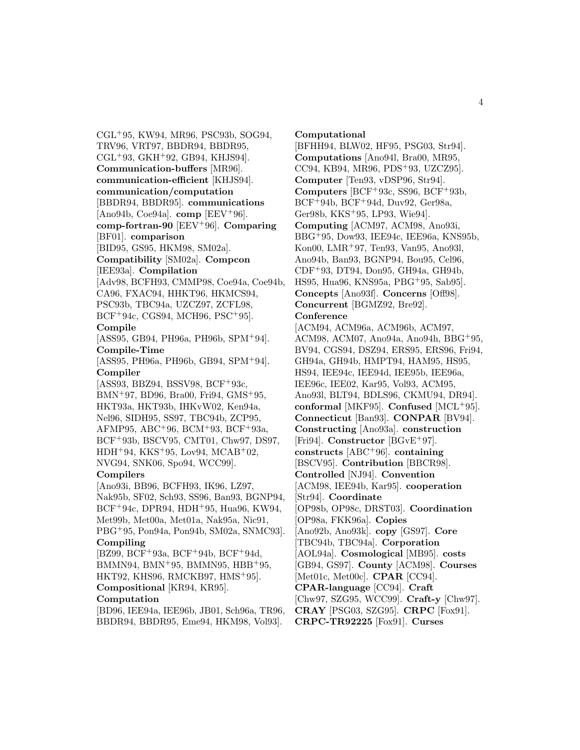CGL+95, KW94, MR96, PSC93b, SOG94, TRV96, VRT97, BBDR94, BBDR95, CGL+93, GKH+92, GB94, KHJS94]. **Communication-buffers** [MR96]. **communication-efficient** [KHJS94]. **communication/computation** [BBDR94, BBDR95]. **communications** [Ano94b, Coe94a]. **comp** [EEV+96]. **comp-fortran-90** [EEV+96]. **Comparing** [BF01]. **comparison** [BID95, GS95, HKM98, SM02a]. **Compatibility** [SM02a]. **Compcon** [IEE93a]. **Compilation** [Adv98, BCFH93, CMMP98, Coe94a, Coe94b, CA96, FXAC94, HHKT96, HKMCS94, PSC93b, TBC94a, UZCZ97, ZCFL98, BCF+94c, CGS94, MCH96, PSC+95]. **Compile** [ASS95, GB94, PH96a, PH96b, SPM+94]. **Compile-Time** [ASS95, PH96a, PH96b, GB94, SPM+94]. **Compiler** [ASS93, BBZ94, BSSV98, BCF+93c, BMN+97, BD96, Bra00, Fri94, GMS+95, HKT93a, HKT93b, IHKvW02, Ken94a, Nel96, SIDH95, SS97, TBC94b, ZCP95, AFMP95, ABC+96, BCM+93, BCF+93a, BCF+93b, BSCV95, CMT01, Chw97, DS97, HDH+94, KKS+95, Lov94, MCAB+02, NVG94, SNK06, Spo94, WCC99]. **Compilers** [Ano93i, BB96, BCFH93, IK96, LZ97, Nak95b, SF02, Sch93, SS96, Ban93, BGNP94, BCF+94c, DPR94, HDH+95, Hua96, KW94, Met99b, Met00a, Met01a, Nak95a, Nic91, PBG+95, Pon94a, Pon94b, SM02a, SNMC93]. **Compiling** [BZ99, BCF+93a, BCF+94b, BCF+94d, BMMN94, BMN+95, BMMN95, HBB+95, HKT92, KHS96, RMCKB97, HMS+95]. **Compositional** [KR94, KR95]. **Computation** [BD96, IEE94a, IEE96b, JB01, Sch96a, TR96, BBDR94, BBDR95, Eme94, HKM98, Vol93]. **Computational** [BFHH94, BLW02, HF95, PSG03, Str94]. **Computations** [Ano94l, Bra00, MR95, CC94, KB94, MR96, PDS+93, UZCZ95]. **Computer** [Ten93, vDSP96, Str94]. **Computers** [BCF+93c, SS96, BCF+93b, BCF+94b, BCF+94d, Duv92, Ger98a, Ger98b, KKS+95, LP93, Wie94]. **Computing** [ACM97, ACM98, Ano93i, BBG+95, Dow93, IEE94c, IEE96a, KNS95b, Kon00, LMR+97, Ten93, Van95, Ano93l, Ano94b, Ban93, BGNP94, Bou95, Cel96, CDF+93, DT94, Don95, GH94a, GH94b, HS95, Hua96, KNS95a, PBG+95, Sab95]. **Concepts** [Ano93f]. **Concerns** [Off98]. **Concurrent** [BGMZ92, Bre92]. **Conference** [ACM94, ACM96a, ACM96b, ACM97, ACM98, ACM07, Ano94a, Ano94h, BBG+95, BV94, CGS94, DSZ94, ERS95, ERS96, Fri94, GH94a, GH94b, HMPT94, HAM95, HS95, HS94, IEE94c, IEE94d, IEE95b, IEE96a, IEE96c, IEE02, Kar95, Vol93, ACM95, Ano93l, BLT94, BDLS96, CKMU94, DR94]. **conformal** [MKF95]. **Confused** [MCL+95]. **Connecticut** [Ban93]. **CONPAR** [BV94]. **Constructing** [Ano93a]. **construction** [Fri94]. **Constructor** [BGvE+97]. **constructs** [ABC+96]. **containing** [BSCV95]. **Contribution** [BBCR98]. **Controlled** [NJ94]. **Convention** [ACM98, IEE94b, Kar95]. **cooperation** [Str94]. **Coordinate** [OP98b, OP98c, DRST03]. **Coordination** [OP98a, FKK96a]. **Copies** [Ano92b, Ano93k]. **copy** [GS97]. **Core** [TBC94b, TBC94a]. **Corporation** [AOL94a]. **Cosmological** [MB95]. **costs** [GB94, GS97]. **County** [ACM98]. **Courses** [Met01c, Met00c]. **CPAR** [CC94]. **CPAR-language** [CC94]. **Craft** [Chw97, SZG95, WCC99]. **Craft-y** [Chw97]. **CRAY** [PSG03, SZG95]. **CRPC** [Fox91]. **CRPC-TR92225** [Fox91]. **Curses**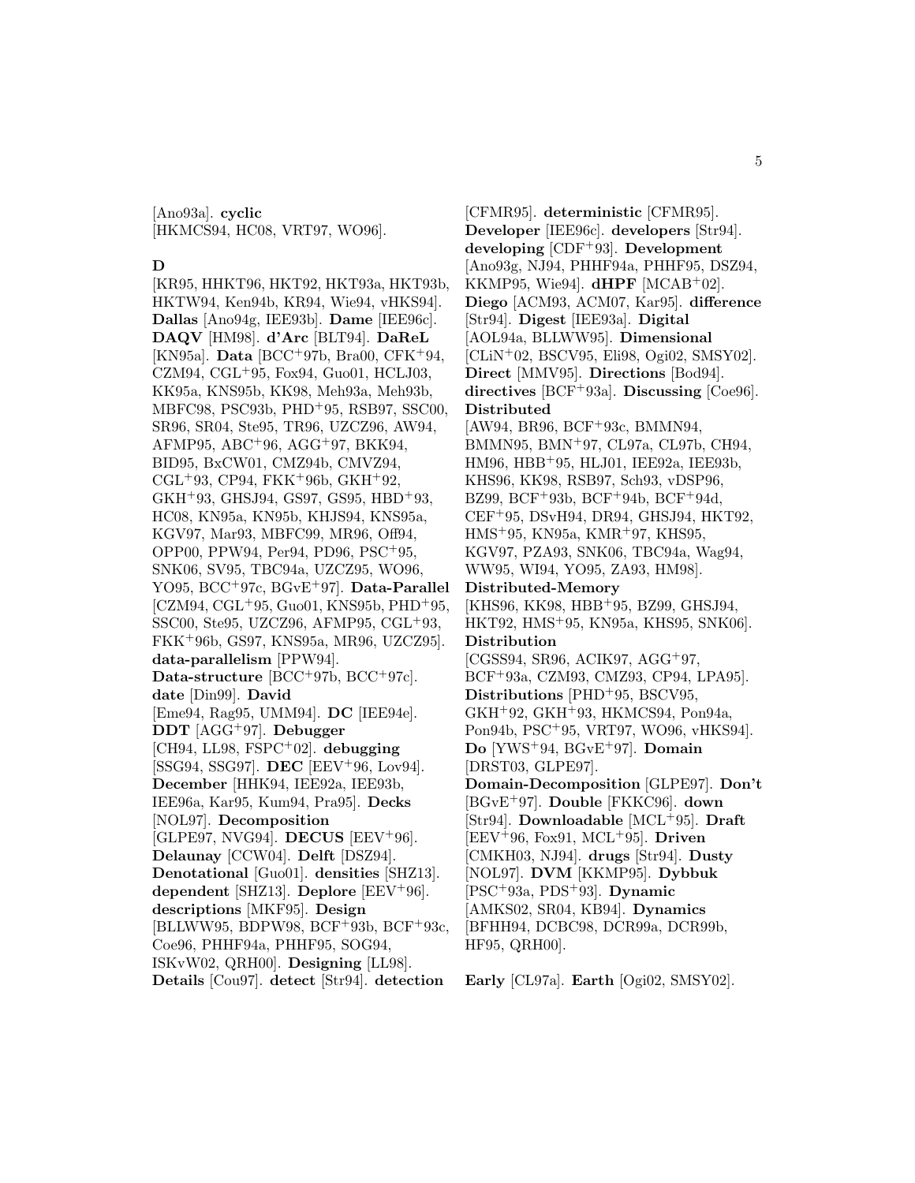[Ano93a]. **cyclic** [HKMCS94, HC08, VRT97, WO96].

**D**

[KR95, HHKT96, HKT92, HKT93a, HKT93b, HKTW94, Ken94b, KR94, Wie94, vHKS94]. **Dallas** [Ano94g, IEE93b]. **Dame** [IEE96c]. **DAQV** [HM98]. **d'Arc** [BLT94]. **DaReL** [KN95a]. **Data** [BCC+97b, Bra00, CFK+94, CZM94, CGL+95, Fox94, Guo01, HCLJ03, KK95a, KNS95b, KK98, Meh93a, Meh93b, MBFC98, PSC93b, PHD+95, RSB97, SSC00, SR96, SR04, Ste95, TR96, UZCZ96, AW94, AFMP95, ABC+96, AGG+97, BKK94, BID95, BxCW01, CMZ94b, CMVZ94, CGL+93, CP94, FKK+96b, GKH+92, GKH+93, GHSJ94, GS97, GS95, HBD+93, HC08, KN95a, KN95b, KHJS94, KNS95a, KGV97, Mar93, MBFC99, MR96, Off94, OPP00, PPW94, Per94, PD96, PSC+95, SNK06, SV95, TBC94a, UZCZ95, WO96, YO95, BCC+97c, BGvE+97]. **Data-Parallel** [CZM94, CGL+95, Guo01, KNS95b, PHD+95, SSC00, Ste95, UZCZ96, AFMP95, CGL+93, FKK+96b, GS97, KNS95a, MR96, UZCZ95]. **data-parallelism** [PPW94]. **Data-structure** [BCC+97b, BCC+97c]. **date** [Din99]. **David** [Eme94, Rag95, UMM94]. **DC** [IEE94e]. **DDT** [AGG+97]. **Debugger** [CH94, LL98, FSPC+02]. **debugging** [SSG94, SSG97]. **DEC** [EEV+96, Lov94]. **December** [HHK94, IEE92a, IEE93b, IEE96a, Kar95, Kum94, Pra95]. **Decks** [NOL97]. **Decomposition** [GLPE97, NVG94]. **DECUS** [EEV+96]. **Delaunay** [CCW04]. **Delft** [DSZ94]. **Denotational** [Guo01]. **densities** [SHZ13]. **dependent** [SHZ13]. **Deplore** [EEV+96]. **descriptions** [MKF95]. **Design** [BLLWW95, BDPW98, BCF+93b, BCF+93c, Coe96, PHHF94a, PHHF95, SOG94, ISKvW02, QRH00]. **Designing** [LL98]. **Details** [Cou97]. **detect** [Str94]. **detection** [CFMR95]. **deterministic** [CFMR95]. **Developer** [IEE96c]. **developers** [Str94]. **developing** [CDF+93]. **Development** [Ano93g, NJ94, PHHF94a, PHHF95, DSZ94, KKMP95, Wie94]. **dHPF** [MCAB+02]. **Diego** [ACM93, ACM07, Kar95]. **difference** [Str94]. **Digest** [IEE93a]. **Digital** [AOL94a, BLLWW95]. **Dimensional** [CLiN+02, BSCV95, Eli98, Ogi02, SMSY02]. **Direct** [MMV95]. **Directions** [Bod94]. **directives** [BCF+93a]. **Discussing** [Coe96]. **Distributed** [AW94, BR96, BCF+93c, BMMN94, BMMN95, BMN+97, CL97a, CL97b, CH94, HM96, HBB+95, HLJ01, IEE92a, IEE93b, KHS96, KK98, RSB97, Sch93, vDSP96, BZ99, BCF+93b, BCF+94b, BCF+94d, CEF+95, DSvH94, DR94, GHSJ94, HKT92, HMS+95, KN95a, KMR+97, KHS95, KGV97, PZA93, SNK06, TBC94a, Wag94, WW95, WI94, YO95, ZA93, HM98]. **Distributed-Memory** [KHS96, KK98, HBB+95, BZ99, GHSJ94, HKT92, HMS+95, KN95a, KHS95, SNK06]. **Distribution** [CGSS94, SR96, ACIK97, AGG+97, BCF+93a, CZM93, CMZ93, CP94, LPA95]. **Distributions** [PHD+95, BSCV95, GKH+92, GKH+93, HKMCS94, Pon94a, Pon94b, PSC+95, VRT97, WO96, vHKS94]. **Do** [YWS+94, BGvE+97]. **Domain** [DRST03, GLPE97]. **Domain-Decomposition** [GLPE97]. **Don't** [BGvE+97]. **Double** [FKKC96]. **down** [Str94]. **Downloadable** [MCL+95]. **Draft** [EEV+96, Fox91, MCL+95]. **Driven** [CMKH03, NJ94]. **drugs** [Str94]. **Dusty** [NOL97]. **DVM** [KKMP95]. **Dybbuk** [PSC+93a, PDS+93]. **Dynamic** [AMKS02, SR04, KB94]. **Dynamics** [BFHH94, DCBC98, DCR99a, DCR99b, HF95, QRH00].

**Early** [CL97a]. **Earth** [Ogi02, SMSY02].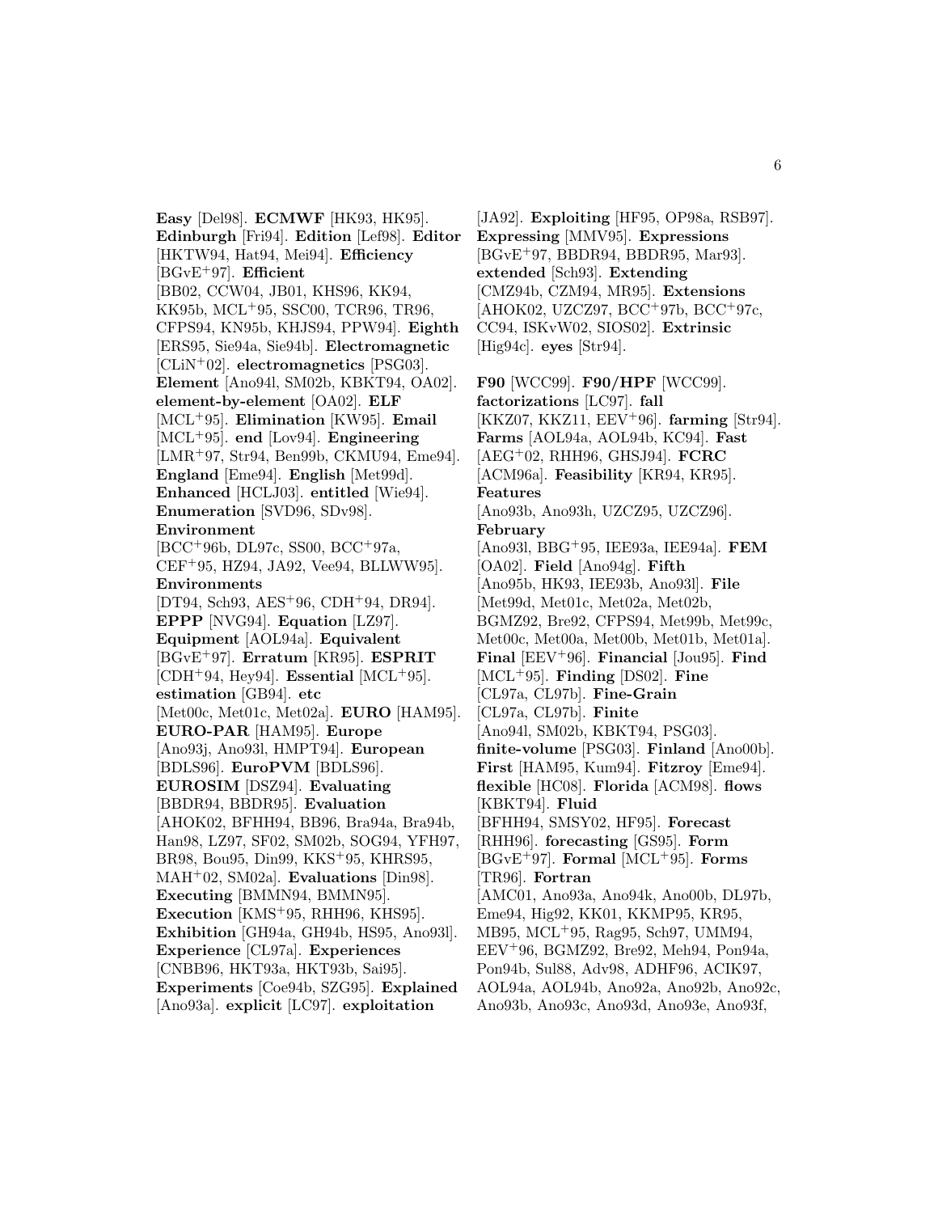**Easy** [Del98]. **ECMWF** [HK93, HK95]. **Edinburgh** [Fri94]. **Edition** [Lef98]. **Editor** [HKTW94, Hat94, Mei94]. **Efficiency** [BGvE+97]. **Efficient** [BB02, CCW04, JB01, KHS96, KK94, KK95b, MCL+95, SSC00, TCR96, TR96, CFPS94, KN95b, KHJS94, PPW94]. **Eighth** [ERS95, Sie94a, Sie94b]. **Electromagnetic** [CLiN+02]. **electromagnetics** [PSG03]. **Element** [Ano94l, SM02b, KBKT94, OA02]. **element-by-element** [OA02]. **ELF** [MCL+95]. **Elimination** [KW95]. **Email** [MCL+95]. **end** [Lov94]. **Engineering** [LMR+97, Str94, Ben99b, CKMU94, Eme94]. **England** [Eme94]. **English** [Met99d]. **Enhanced** [HCLJ03]. **entitled** [Wie94]. **Enumeration** [SVD96, SDv98]. **Environment** [BCC+96b, DL97c, SS00, BCC+97a, CEF+95, HZ94, JA92, Vee94, BLLWW95]. **Environments** [DT94, Sch93, AES+96, CDH+94, DR94]. **EPPP** [NVG94]. **Equation** [LZ97]. **Equipment** [AOL94a]. **Equivalent** [BGvE+97]. **Erratum** [KR95]. **ESPRIT** [CDH+94, Hey94]. **Essential** [MCL+95]. **estimation** [GB94]. **etc** [Met00c, Met01c, Met02a]. **EURO** [HAM95]. **EURO-PAR** [HAM95]. **Europe** [Ano93j, Ano93l, HMPT94]. **European** [BDLS96]. **EuroPVM** [BDLS96]. **EUROSIM** [DSZ94]. **Evaluating** [BBDR94, BBDR95]. **Evaluation** [AHOK02, BFHH94, BB96, Bra94a, Bra94b, Han98, LZ97, SF02, SM02b, SOG94, YFH97, BR98, Bou95, Din99, KKS+95, KHRS95, MAH+02, SM02a]. **Evaluations** [Din98]. **Executing** [BMMN94, BMMN95]. **Execution** [KMS+95, RHH96, KHS95]. **Exhibition** [GH94a, GH94b, HS95, Ano93l]. **Experience** [CL97a]. **Experiences** [CNBB96, HKT93a, HKT93b, Sai95]. **Experiments** [Coe94b, SZG95]. **Explained** [Ano93a]. **explicit** [LC97]. **exploitation** [JA92]. **Exploiting** [HF95, OP98a, RSB97]. **Expressing** [MMV95]. **Expressions** [BGvE+97, BBDR94, BBDR95, Mar93]. **extended** [Sch93]. **Extending** [CMZ94b, CZM94, MR95]. **Extensions** [AHOK02, UZCZ97, BCC+97b, BCC+97c, CC94, ISKvW02, SIOS02]. **Extrinsic** [Hig94c]. **eyes** [Str94].

**F90** [WCC99]. **F90/HPF** [WCC99]. **factorizations** [LC97]. **fall** [KKZ07, KKZ11, EEV+96]. **farming** [Str94]. **Farms** [AOL94a, AOL94b, KC94]. **Fast** [AEG+02, RHH96, GHSJ94]. **FCRC** [ACM96a]. **Feasibility** [KR94, KR95]. **Features** [Ano93b, Ano93h, UZCZ95, UZCZ96]. **February** [Ano93l, BBG+95, IEE93a, IEE94a]. **FEM** [OA02]. **Field** [Ano94g]. **Fifth** [Ano95b, HK93, IEE93b, Ano93l]. **File** [Met99d, Met01c, Met02a, Met02b, BGMZ92, Bre92, CFPS94, Met99b, Met99c, Met00c, Met00a, Met00b, Met01b, Met01a]. **Final** [EEV+96]. **Financial** [Jou95]. **Find** [MCL+95]. **Finding** [DS02]. **Fine** [CL97a, CL97b]. **Fine-Grain** [CL97a, CL97b]. **Finite** [Ano94l, SM02b, KBKT94, PSG03]. **finite-volume** [PSG03]. **Finland** [Ano00b]. **First** [HAM95, Kum94]. **Fitzroy** [Eme94]. **flexible** [HC08]. **Florida** [ACM98]. **flows** [KBKT94]. **Fluid** [BFHH94, SMSY02, HF95]. **Forecast** [RHH96]. **forecasting** [GS95]. **Form** [BGvE+97]. **Formal** [MCL+95]. **Forms** [TR96]. **Fortran** [AMC01, Ano93a, Ano94k, Ano00b, DL97b, Eme94, Hig92, KK01, KKMP95, KR95, MB95, MCL+95, Rag95, Sch97, UMM94, EEV+96, BGMZ92, Bre92, Meh94, Pon94a, Pon94b, Sul88, Adv98, ADHF96, ACIK97, AOL94a, AOL94b, Ano92a, Ano92b, Ano92c, Ano93b, Ano93c, Ano93d, Ano93e, Ano93f,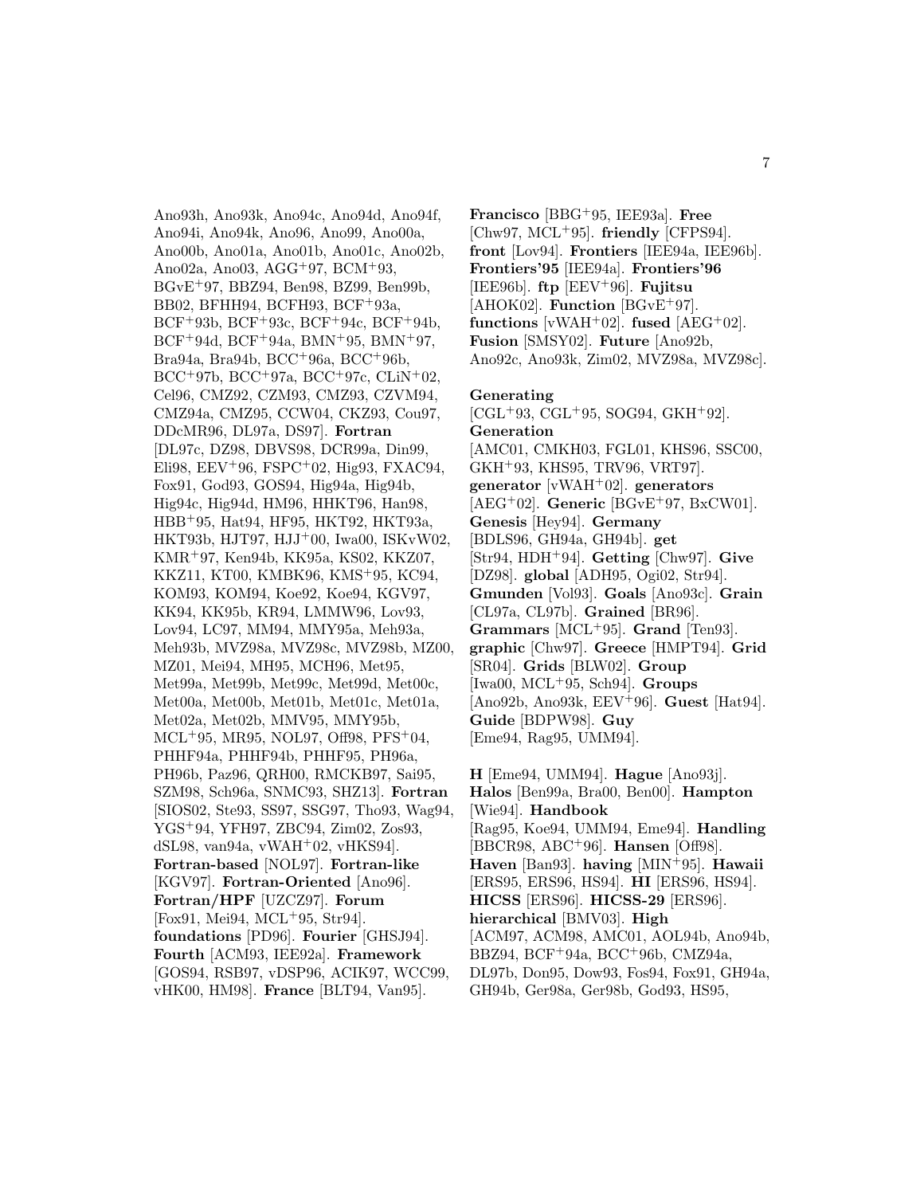Ano93h, Ano93k, Ano94c, Ano94d, Ano94f, Ano94i, Ano94k, Ano96, Ano99, Ano00a, Ano00b, Ano01a, Ano01b, Ano01c, Ano02b, Ano02a, Ano03, AGG+97, BCM+93, BGvE+97, BBZ94, Ben98, BZ99, Ben99b, BB02, BFHH94, BCFH93, BCF+93a, BCF+93b, BCF+93c, BCF+94c, BCF+94b, BCF+94d, BCF+94a, BMN+95, BMN+97, Bra94a, Bra94b, BCC+96a, BCC+96b, BCC+97b, BCC+97a, BCC+97c, CLiN+02, Cel96, CMZ92, CZM93, CMZ93, CZVM94, CMZ94a, CMZ95, CCW04, CKZ93, Cou97, DDcMR96, DL97a, DS97]. **Fortran** [DL97c, DZ98, DBVS98, DCR99a, Din99, Eli98, EEV+96, FSPC+02, Hig93, FXAC94, Fox91, God93, GOS94, Hig94a, Hig94b, Hig94c, Hig94d, HM96, HHKT96, Han98, HBB+95, Hat94, HF95, HKT92, HKT93a, HKT93b, HJT97, HJJ+00, Iwa00, ISKvW02, KMR+97, Ken94b, KK95a, KS02, KKZ07, KKZ11, KT00, KMBK96, KMS+95, KC94, KOM93, KOM94, Koe92, Koe94, KGV97, KK94, KK95b, KR94, LMMW96, Lov93, Lov94, LC97, MM94, MMY95a, Meh93a, Meh93b, MVZ98a, MVZ98c, MVZ98b, MZ00, MZ01, Mei94, MH95, MCH96, Met95, Met99a, Met99b, Met99c, Met99d, Met00c, Met00a, Met00b, Met01b, Met01c, Met01a, Met02a, Met02b, MMV95, MMY95b, MCL+95, MR95, NOL97, Off98, PFS+04, PHHF94a, PHHF94b, PHHF95, PH96a, PH96b, Paz96, QRH00, RMCKB97, Sai95, SZM98, Sch96a, SNMC93, SHZ13]. **Fortran** [SIOS02, Ste93, SS97, SSG97, Tho93, Wag94, YGS+94, YFH97, ZBC94, Zim02, Zos93, dSL98, van94a, vWAH+02, vHKS94]. **Fortran-based** [NOL97]. **Fortran-like** [KGV97]. **Fortran-Oriented** [Ano96]. **Fortran/HPF** [UZCZ97]. **Forum** [Fox91, Mei94, MCL+95, Str94]. **foundations** [PD96]. **Fourier** [GHSJ94]. **Fourth** [ACM93, IEE92a]. **Framework** [GOS94, RSB97, vDSP96, ACIK97, WCC99, vHK00, HM98]. **France** [BLT94, Van95].

**Francisco** [BBG+95, IEE93a]. **Free** [Chw97, MCL+95]. **friendly** [CFPS94]. **front** [Lov94]. **Frontiers** [IEE94a, IEE96b]. **Frontiers'95** [IEE94a]. **Frontiers'96** [IEE96b]. **ftp** [EEV+96]. **Fujitsu** [AHOK02]. **Function** [BGvE+97]. **functions** [vWAH+02]. **fused** [AEG+02]. **Fusion** [SMSY02]. **Future** [Ano92b, Ano92c, Ano93k, Zim02, MVZ98a, MVZ98c].

**Generating** [CGL+93, CGL+95, SOG94, GKH+92]. **Generation** [AMC01, CMKH03, FGL01, KHS96, SSC00, GKH+93, KHS95, TRV96, VRT97]. **generator** [vWAH+02]. **generators** [AEG+02]. **Generic** [BGvE+97, BxCW01]. **Genesis** [Hey94]. **Germany** [BDLS96, GH94a, GH94b]. **get** [Str94, HDH+94]. **Getting** [Chw97]. **Give** [DZ98]. **global** [ADH95, Ogi02, Str94]. **Gmunden** [Vol93]. **Goals** [Ano93c]. **Grain** [CL97a, CL97b]. **Grained** [BR96]. **Grammars** [MCL+95]. **Grand** [Ten93]. **graphic** [Chw97]. **Greece** [HMPT94]. **Grid** [SR04]. **Grids** [BLW02]. **Group** [Iwa00, MCL+95, Sch94]. **Groups** [Ano92b, Ano93k, EEV+96]. **Guest** [Hat94]. **Guide** [BDPW98]. **Guy** [Eme94, Rag95, UMM94].

**H** [Eme94, UMM94]. **Hague** [Ano93j]. **Halos** [Ben99a, Bra00, Ben00]. **Hampton** [Wie94]. **Handbook** [Rag95, Koe94, UMM94, Eme94]. **Handling** [BBCR98, ABC+96]. **Hansen** [Off98]. **Haven** [Ban93]. **having** [MIN+95]. **Hawaii** [ERS95, ERS96, HS94]. **HI** [ERS96, HS94]. **HICSS** [ERS96]. **HICSS-29** [ERS96]. **hierarchical** [BMV03]. **High** [ACM97, ACM98, AMC01, AOL94b, Ano94b, BBZ94, BCF+94a, BCC+96b, CMZ94a, DL97b, Don95, Dow93, Fos94, Fox91, GH94a, GH94b, Ger98a, Ger98b, God93, HS95,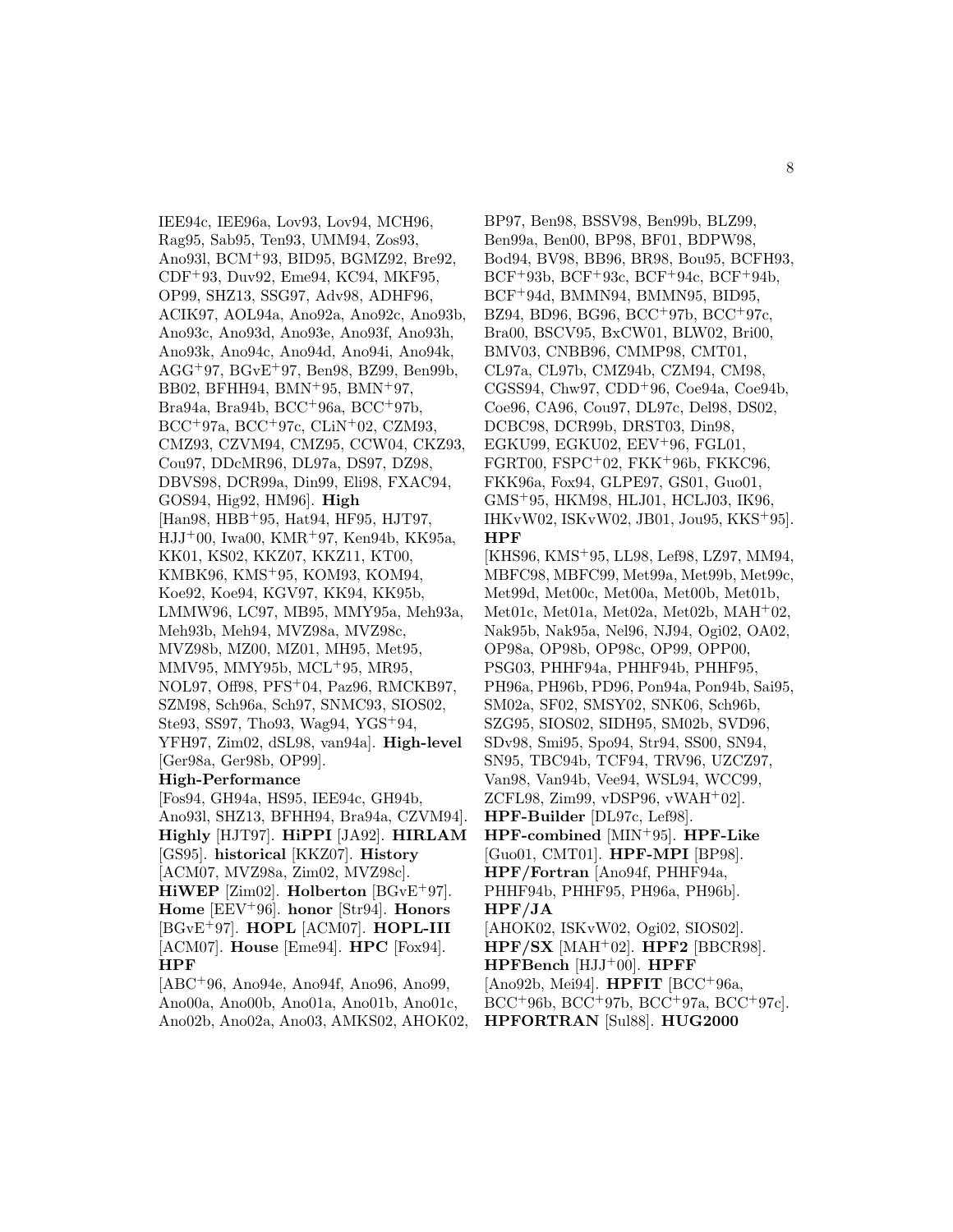IEE94c, IEE96a, Lov93, Lov94, MCH96, Rag95, Sab95, Ten93, UMM94, Zos93, Ano93l, BCM+93, BID95, BGMZ92, Bre92, CDF+93, Duv92, Eme94, KC94, MKF95, OP99, SHZ13, SSG97, Adv98, ADHF96, ACIK97, AOL94a, Ano92a, Ano92c, Ano93b, Ano93c, Ano93d, Ano93e, Ano93f, Ano93h, Ano93k, Ano94c, Ano94d, Ano94i, Ano94k, AGG+97, BGvE+97, Ben98, BZ99, Ben99b, BB02, BFHH94, BMN+95, BMN+97, Bra94a, Bra94b, BCC+96a, BCC+97b, BCC+97a, BCC+97c, CLiN+02, CZM93, CMZ93, CZVM94, CMZ95, CCW04, CKZ93, Cou97, DDcMR96, DL97a, DS97, DZ98, DBVS98, DCR99a, Din99, Eli98, FXAC94, GOS94, Hig92, HM96]. **High** [Han98, HBB+95, Hat94, HF95, HJT97, HJJ+00, Iwa00, KMR+97, Ken94b, KK95a, KK01, KS02, KKZ07, KKZ11, KT00, KMBK96, KMS+95, KOM93, KOM94, Koe92, Koe94, KGV97, KK94, KK95b, LMMW96, LC97, MB95, MMY95a, Meh93a, Meh93b, Meh94, MVZ98a, MVZ98c, MVZ98b, MZ00, MZ01, MH95, Met95, MMV95, MMY95b, MCL+95, MR95, NOL97, Off98, PFS+04, Paz96, RMCKB97, SZM98, Sch96a, Sch97, SNMC93, SIOS02, Ste93, SS97, Tho93, Wag94, YGS+94, YFH97, Zim02, dSL98, van94a]. **High-level** [Ger98a, Ger98b, OP99]. **High-Performance** [Fos94, GH94a, HS95, IEE94c, GH94b, Ano93l, SHZ13, BFHH94, Bra94a, CZVM94]. **Highly** [HJT97]. **HiPPI** [JA92]. **HIRLAM** [GS95]. **historical** [KKZ07]. **History** [ACM07, MVZ98a, Zim02, MVZ98c]. **HiWEP** [Zim02]. **Holberton** [BGvE+97]. **Home** [EEV+96]. **honor** [Str94]. **Honors** [BGvE+97]. **HOPL** [ACM07]. **HOPL-III** [ACM07]. **House** [Eme94]. **HPC** [Fox94]. **HPF** [ABC+96, Ano94e, Ano94f, Ano96, Ano99, Ano00a, Ano00b, Ano01a, Ano01b, Ano01c, Ano02b, Ano02a, Ano03, AMKS02, AHOK02, BP97, Ben98, BSSV98, Ben99b, BLZ99, Ben99a, Ben00, BP98, BF01, BDPW98, Bod94, BV98, BB96, BR98, Bou95, BCFH93, BCF+93b, BCF+93c, BCF+94c, BCF+94b, BCF+94d, BMMN94, BMMN95, BID95, BZ94, BD96, BG96, BCC+97b, BCC+97c, Bra00, BSCV95, BxCW01, BLW02, Bri00, BMV03, CNBB96, CMMP98, CMT01, CL97a, CL97b, CMZ94b, CZM94, CM98, CGSS94, Chw97, CDD+96, Coe94a, Coe94b, Coe96, CA96, Cou97, DL97c, Del98, DS02, DCBC98, DCR99b, DRST03, Din98, EGKU99, EGKU02, EEV+96, FGL01, FGRT00, FSPC+02, FKK+96b, FKKC96, FKK96a, Fox94, GLPE97, GS01, Guo01, GMS+95, HKM98, HLJ01, HCLJ03, IK96, IHKvW02, ISKvW02, JB01, Jou95, KKS+95]. **HPF** [KHS96, KMS+95, LL98, Lef98, LZ97, MM94, MBFC98, MBFC99, Met99a, Met99b, Met99c, Met99d, Met00c, Met00a, Met00b, Met01b, Met01c, Met01a, Met02a, Met02b, MAH+02, Nak95b, Nak95a, Nel96, NJ94, Ogi02, OA02, OP98a, OP98b, OP98c, OP99, OPP00, PSG03, PHHF94a, PHHF94b, PHHF95, PH96a, PH96b, PD96, Pon94a, Pon94b, Sai95, SM02a, SF02, SMSY02, SNK06, Sch96b, SZG95, SIOS02, SIDH95, SM02b, SVD96, SDv98, Smi95, Spo94, Str94, SS00, SN94, SN95, TBC94b, TCF94, TRV96, UZCZ97, Van98, Van94b, Vee94, WSL94, WCC99, ZCFL98, Zim99, vDSP96, vWAH+02]. **HPF-Builder** [DL97c, Lef98]. **HPF-combined** [MIN+95]. **HPF-Like** [Guo01, CMT01]. **HPF-MPI** [BP98]. **HPF/Fortran** [Ano94f, PHHF94a, PHHF94b, PHHF95, PH96a, PH96b]. **HPF/JA** [AHOK02, ISKvW02, Ogi02, SIOS02]. **HPF/SX** [MAH+02]. **HPF2** [BBCR98]. **HPFBench** [HJJ+00]. **HPFF** [Ano92b, Mei94]. **HPFIT** [BCC+96a, BCC+96b, BCC+97b, BCC+97a, BCC+97c]. **HPFORTRAN** [Sul88]. **HUG2000**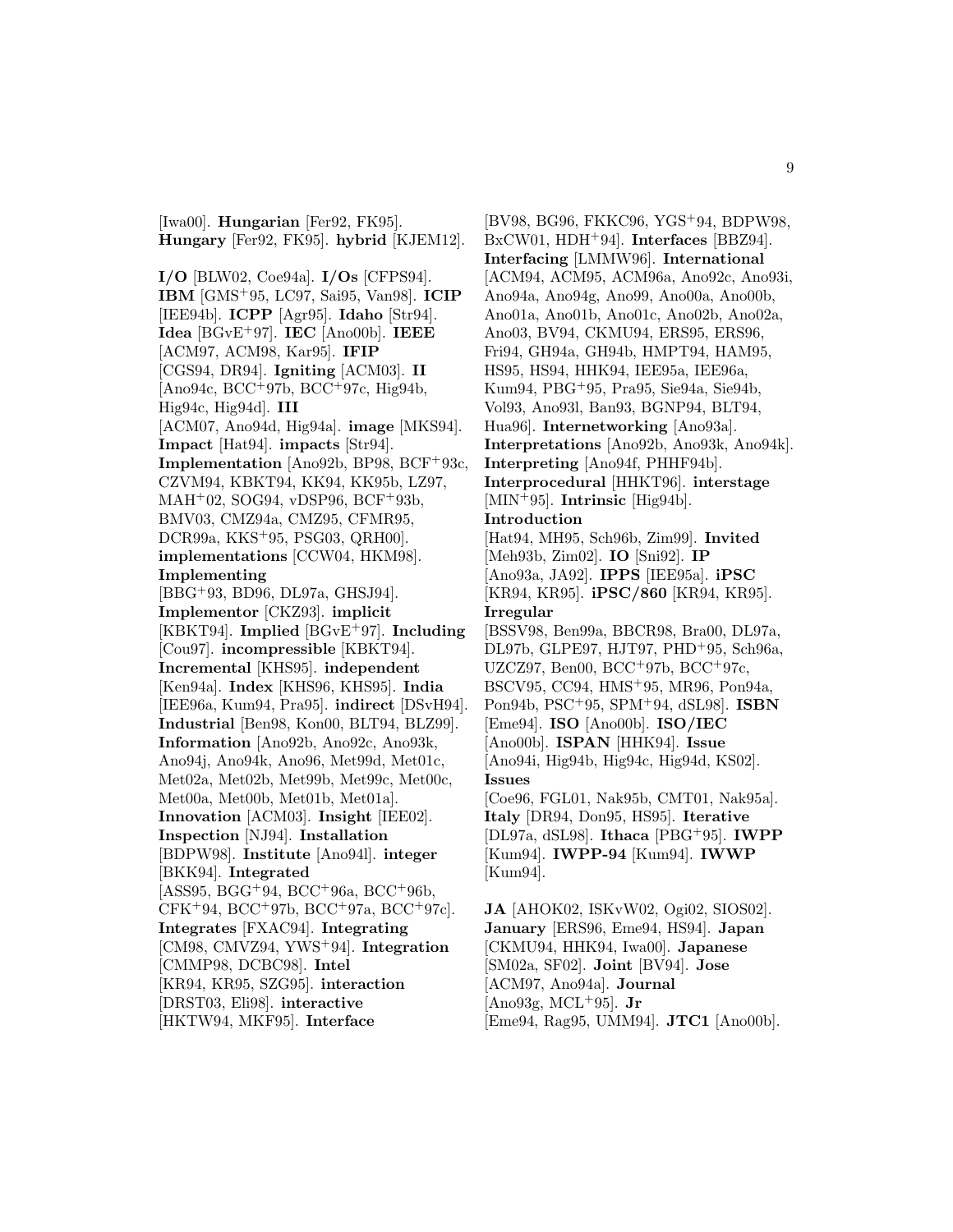[Iwa00]. **Hungarian** [Fer92, FK95]. **Hungary** [Fer92, FK95]. **hybrid** [KJEM12].

**I/O** [BLW02, Coe94a]. **I/Os** [CFPS94]. **IBM** [GMS+95, LC97, Sai95, Van98]. **ICIP** [IEE94b]. **ICPP** [Agr95]. **Idaho** [Str94]. **Idea** [BGvE+97]. **IEC** [Ano00b]. **IEEE** [ACM97, ACM98, Kar95]. **IFIP** [CGS94, DR94]. **Igniting** [ACM03]. **II** [Ano94c, BCC+97b, BCC+97c, Hig94b, Hig94c, Hig94d]. **III** [ACM07, Ano94d, Hig94a]. **image** [MKS94]. **Impact** [Hat94]. **impacts** [Str94]. **Implementation** [Ano92b, BP98, BCF+93c, CZVM94, KBKT94, KK94, KK95b, LZ97, MAH+02, SOG94, vDSP96, BCF+93b, BMV03, CMZ94a, CMZ95, CFMR95, DCR99a, KKS+95, PSG03, QRH00]. **implementations** [CCW04, HKM98]. **Implementing** [BBG+93, BD96, DL97a, GHSJ94]. **Implementor** [CKZ93]. **implicit** [KBKT94]. **Implied** [BGvE+97]. **Including** [Cou97]. **incompressible** [KBKT94]. **Incremental** [KHS95]. **independent** [Ken94a]. **Index** [KHS96, KHS95]. **India** [IEE96a, Kum94, Pra95]. **indirect** [DSvH94]. **Industrial** [Ben98, Kon00, BLT94, BLZ99]. **Information** [Ano92b, Ano92c, Ano93k, Ano94j, Ano94k, Ano96, Met99d, Met01c, Met02a, Met02b, Met99b, Met99c, Met00c, Met00a, Met00b, Met01b, Met01a]. **Innovation** [ACM03]. **Insight** [IEE02]. **Inspection** [NJ94]. **Installation** [BDPW98]. **Institute** [Ano94l]. **integer** [BKK94]. **Integrated** [ASS95, BGG+94, BCC+96a, BCC+96b, CFK+94, BCC+97b, BCC+97a, BCC+97c]. **Integrates** [FXAC94]. **Integrating** [CM98, CMVZ94, YWS+94]. **Integration** [CMMP98, DCBC98]. **Intel** [KR94, KR95, SZG95]. **interaction** [DRST03, Eli98]. **interactive** [HKTW94, MKF95]. **Interface** [BV98, BG96, FKKC96, YGS+94, BDPW98, BxCW01, HDH+94]. **Interfaces** [BBZ94]. **Interfacing** [LMMW96]. **International** [ACM94, ACM95, ACM96a, Ano92c, Ano93i, Ano94a, Ano94g, Ano99, Ano00a, Ano00b, Ano01a, Ano01b, Ano01c, Ano02b, Ano02a, Ano03, BV94, CKMU94, ERS95, ERS96, Fri94, GH94a, GH94b, HMPT94, HAM95, HS95, HS94, HHK94, IEE95a, IEE96a, Kum94, PBG+95, Pra95, Sie94a, Sie94b, Vol93, Ano93l, Ban93, BGNP94, BLT94, Hua96]. **Internetworking** [Ano93a]. **Interpretations** [Ano92b, Ano93k, Ano94k]. **Interpreting** [Ano94f, PHHF94b]. **Interprocedural** [HHKT96]. **interstage** [MIN+95]. **Intrinsic** [Hig94b]. **Introduction** [Hat94, MH95, Sch96b, Zim99]. **Invited** [Meh93b, Zim02]. **IO** [Sni92]. **IP** [Ano93a, JA92]. **IPPS** [IEE95a]. **iPSC** [KR94, KR95]. **iPSC/860** [KR94, KR95]. **Irregular** [BSSV98, Ben99a, BBCR98, Bra00, DL97a, DL97b, GLPE97, HJT97, PHD+95, Sch96a, UZCZ97, Ben00, BCC+97b, BCC+97c, BSCV95, CC94, HMS+95, MR96, Pon94a, Pon94b, PSC+95, SPM+94, dSL98]. **ISBN** [Eme94]. **ISO** [Ano00b]. **ISO/IEC** [Ano00b]. **ISPAN** [HHK94]. **Issue** [Ano94i, Hig94b, Hig94c, Hig94d, KS02]. **Issues** [Coe96, FGL01, Nak95b, CMT01, Nak95a]. **Italy** [DR94, Don95, HS95]. **Iterative** [DL97a, dSL98]. **Ithaca** [PBG+95]. **IWPP** [Kum94]. **IWPP-94** [Kum94]. **IWWP** [Kum94].

**JA** [AHOK02, ISKvW02, Ogi02, SIOS02]. **January** [ERS96, Eme94, HS94]. **Japan** [CKMU94, HHK94, Iwa00]. **Japanese** [SM02a, SF02]. **Joint** [BV94]. **Jose** [ACM97, Ano94a]. **Journal** [Ano93g, MCL+95]. **Jr** [Eme94, Rag95, UMM94]. **JTC1** [Ano00b].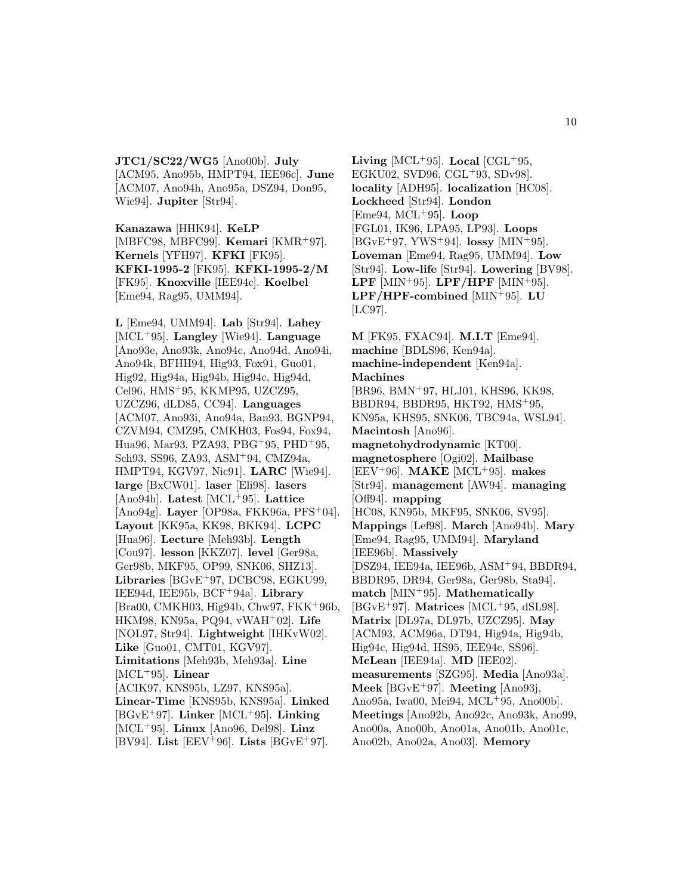**JTC1/SC22/WG5** [Ano00b]. **July** [ACM95, Ano95b, HMPT94, IEE96c]. **June** [ACM07, Ano94h, Ano95a, DSZ94, Don95, Wie94]. **Jupiter** [Str94].

**Kanazawa** [HHK94]. **KeLP** [MBFC98, MBFC99]. **Kemari** [KMR+97]. **Kernels** [YFH97]. **KFKI** [FK95]. **KFKI-1995-2** [FK95]. **KFKI-1995-2/M** [FK95]. **Knoxville** [IEE94c]. **Koelbel** [Eme94, Rag95, UMM94].

**L** [Eme94, UMM94]. **Lab** [Str94]. **Lahey** [MCL+95]. **Langley** [Wie94]. **Language** [Ano93e, Ano93k, Ano94c, Ano94d, Ano94i, Ano94k, BFHH94, Hig93, Fox91, Guo01, Hig92, Hig94a, Hig94b, Hig94c, Hig94d, Cel96, HMS+95, KKMP95, UZCZ95, UZCZ96, dLD85, CC94]. **Languages** [ACM07, Ano93i, Ano94a, Ban93, BGNP94, CZVM94, CMZ95, CMKH03, Fos94, Fox94, Hua96, Mar93, PZA93, PBG+95, PHD+95, Sch93, SS96, ZA93, ASM+94, CMZ94a, HMPT94, KGV97, Nic91]. **LARC** [Wie94]. **large** [BxCW01]. **laser** [Eli98]. **lasers** [Ano94h]. **Latest** [MCL+95]. **Lattice** [Ano94g]. **Layer** [OP98a, FKK96a, PFS+04]. **Layout** [KK95a, KK98, BKK94]. **LCPC** [Hua96]. **Lecture** [Meh93b]. **Length** [Cou97]. **lesson** [KKZ07]. **level** [Ger98a, Ger98b, MKF95, OP99, SNK06, SHZ13]. **Libraries** [BGvE+97, DCBC98, EGKU99, IEE94d, IEE95b, BCF+94a]. **Library** [Bra00, CMKH03, Hig94b, Chw97, FKK+96b, HKM98, KN95a, PQ94, vWAH+02]. **Life** [NOL97, Str94]. **Lightweight** [IHKvW02]. **Like** [Guo01, CMT01, KGV97]. **Limitations** [Meh93b, Meh93a]. **Line** [MCL+95]. **Linear** [ACIK97, KNS95b, LZ97, KNS95a]. **Linear-Time** [KNS95b, KNS95a]. **Linked** [BGvE+97]. **Linker** [MCL+95]. **Linking** [MCL+95]. **Linux** [Ano96, Del98]. **Linz** [BV94]. **List** [EEV+96]. **Lists** [BGvE+97]. **Living** [MCL+95]. **Local** [CGL+95, EGKU02, SVD96, CGL+93, SDv98]. **locality** [ADH95]. **localization** [HC08]. **Lockheed** [Str94]. **London** [Eme94, MCL+95]. **Loop** [FGL01, IK96, LPA95, LP93]. **Loops** [BGvE+97, YWS+94]. **lossy** [MIN+95]. **Loveman** [Eme94, Rag95, UMM94]. **Low** [Str94]. **Low-life** [Str94]. **Lowering** [BV98]. **LPF** [MIN+95]. **LPF/HPF** [MIN+95]. **LPF/HPF-combined** [MIN+95]. **LU** [LC97].

**M** [FK95, FXAC94]. **M.I.T** [Eme94]. **machine** [BDLS96, Ken94a]. **machine-independent** [Ken94a]. **Machines** [BR96, BMN+97, HLJ01, KHS96, KK98, BBDR94, BBDR95, HKT92, HMS+95, KN95a, KHS95, SNK06, TBC94a, WSL94]. **Macintosh** [Ano96]. **magnetohydrodynamic** [KT00]. **magnetosphere** [Ogi02]. **Mailbase** [EEV+96]. **MAKE** [MCL+95]. **makes** [Str94]. **management** [AW94]. **managing** [Off94]. **mapping** [HC08, KN95b, MKF95, SNK06, SV95]. **Mappings** [Lef98]. **March** [Ano94b]. **Mary** [Eme94, Rag95, UMM94]. **Maryland** [IEE96b]. **Massively** [DSZ94, IEE94a, IEE96b, ASM+94, BBDR94, BBDR95, DR94, Ger98a, Ger98b, Sta94]. **match** [MIN+95]. **Mathematically** [BGvE+97]. **Matrices** [MCL+95, dSL98]. **Matrix** [DL97a, DL97b, UZCZ95]. **May** [ACM93, ACM96a, DT94, Hig94a, Hig94b, Hig94c, Hig94d, HS95, IEE94c, SS96]. **McLean** [IEE94a]. **MD** [IEE02]. **measurements** [SZG95]. **Media** [Ano93a]. **Meek** [BGvE+97]. **Meeting** [Ano93j, Ano95a, Iwa00, Mei94, MCL+95, Ano00b]. **Meetings** [Ano92b, Ano92c, Ano93k, Ano99, Ano00a, Ano00b, Ano01a, Ano01b, Ano01c, Ano02b, Ano02a, Ano03]. **Memory**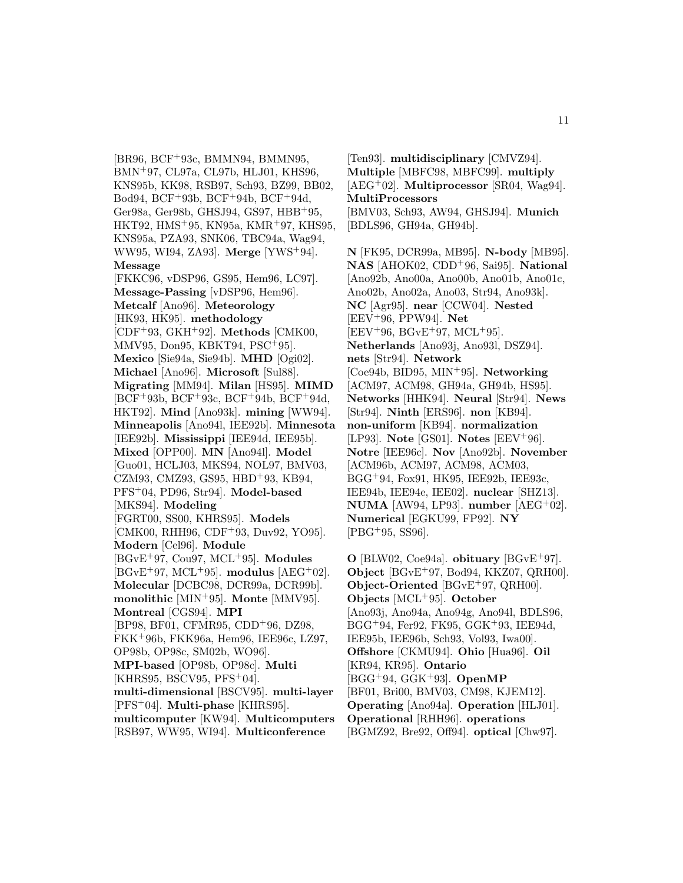[BR96, BCF+93c, BMMN94, BMMN95, BMN+97, CL97a, CL97b, HLJ01, KHS96, KNS95b, KK98, RSB97, Sch93, BZ99, BB02, Bod94, BCF+93b, BCF+94b, BCF+94d, Ger98a, Ger98b, GHSJ94, GS97, HBB+95, HKT92, HMS+95, KN95a, KMR+97, KHS95, KNS95a, PZA93, SNK06, TBC94a, Wag94, WW95, WI94, ZA93]. **Merge** [YWS+94]. **Message** [FKKC96, vDSP96, GS95, Hem96, LC97]. **Message-Passing** [vDSP96, Hem96]. **Metcalf** [Ano96]. **Meteorology** [HK93, HK95]. **methodology** [CDF+93, GKH+92]. **Methods** [CMK00, MMV95, Don95, KBKT94, PSC+95]. **Mexico** [Sie94a, Sie94b]. **MHD** [Ogi02]. **Michael** [Ano96]. **Microsoft** [Sul88]. **Migrating** [MM94]. **Milan** [HS95]. **MIMD** [BCF+93b, BCF+93c, BCF+94b, BCF+94d, HKT92]. **Mind** [Ano93k]. **mining** [WW94]. **Minneapolis** [Ano94l, IEE92b]. **Minnesota** [IEE92b]. **Mississippi** [IEE94d, IEE95b]. **Mixed** [OPP00]. **MN** [Ano94l]. **Model** [Guo01, HCLJ03, MKS94, NOL97, BMV03, CZM93, CMZ93, GS95, HBD+93, KB94, PFS+04, PD96, Str94]. **Model-based** [MKS94]. **Modeling** [FGRT00, SS00, KHRS95]. **Models** [CMK00, RHH96, CDF+93, Duv92, YO95]. **Modern** [Cel96]. **Module** [BGvE+97, Cou97, MCL+95]. **Modules** [BGvE+97, MCL+95]. **modulus** [AEG+02]. **Molecular** [DCBC98, DCR99a, DCR99b]. **monolithic** [MIN+95]. **Monte** [MMV95]. **Montreal** [CGS94]. **MPI** [BP98, BF01, CFMR95, CDD+96, DZ98, FKK+96b, FKK96a, Hem96, IEE96c, LZ97, OP98b, OP98c, SM02b, WO96]. **MPI-based** [OP98b, OP98c]. **Multi** [KHRS95, BSCV95, PFS+04]. **multi-dimensional** [BSCV95]. **multi-layer** [PFS+04]. **Multi-phase** [KHRS95]. **multicomputer** [KW94]. **Multicomputers** [RSB97, WW95, WI94]. **Multiconference** [Ten93]. **multidisciplinary** [CMVZ94]. **Multiple** [MBFC98, MBFC99]. **multiply** [AEG+02]. **Multiprocessor** [SR04, Wag94]. **MultiProcessors** [BMV03, Sch93, AW94, GHSJ94]. **Munich** [BDLS96, GH94a, GH94b].

**N** [FK95, DCR99a, MB95]. **N-body** [MB95]. **NAS** [AHOK02, CDD+96, Sai95]. **National** [Ano92b, Ano00a, Ano00b, Ano01b, Ano01c, Ano02b, Ano02a, Ano03, Str94, Ano93k]. **NC** [Agr95]. **near** [CCW04]. **Nested** [EEV+96, PPW94]. **Net** [EEV+96, BGvE+97, MCL+95]. **Netherlands** [Ano93j, Ano93l, DSZ94]. **nets** [Str94]. **Network** [Coe94b, BID95, MIN+95]. **Networking** [ACM97, ACM98, GH94a, GH94b, HS95]. **Networks** [HHK94]. **Neural** [Str94]. **News** [Str94]. **Ninth** [ERS96]. **non** [KB94]. **non-uniform** [KB94]. **normalization** [LP93]. **Note** [GS01]. **Notes** [EEV+96]. **Notre** [IEE96c]. **Nov** [Ano92b]. **November** [ACM96b, ACM97, ACM98, ACM03, BGG+94, Fox91, HK95, IEE92b, IEE93c, IEE94b, IEE94e, IEE02]. **nuclear** [SHZ13]. **NUMA** [AW94, LP93]. **number** [AEG+02]. **Numerical** [EGKU99, FP92]. **NY** [PBG+95, SS96].

**O** [BLW02, Coe94a]. **obituary** [BGvE+97]. **Object** [BGvE+97, Bod94, KKZ07, QRH00]. **Object-Oriented** [BGvE+97, QRH00]. **Objects** [MCL+95]. **October** [Ano93j, Ano94a, Ano94g, Ano94l, BDLS96, BGG+94, Fer92, FK95, GGK+93, IEE94d, IEE95b, IEE96b, Sch93, Vol93, Iwa00]. **Offshore** [CKMU94]. **Ohio** [Hua96]. **Oil** [KR94, KR95]. **Ontario** [BGG+94, GGK+93]. **OpenMP** [BF01, Bri00, BMV03, CM98, KJEM12]. **Operating** [Ano94a]. **Operation** [HLJ01]. **Operational** [RHH96]. **operations** [BGMZ92, Bre92, Off94]. **optical** [Chw97].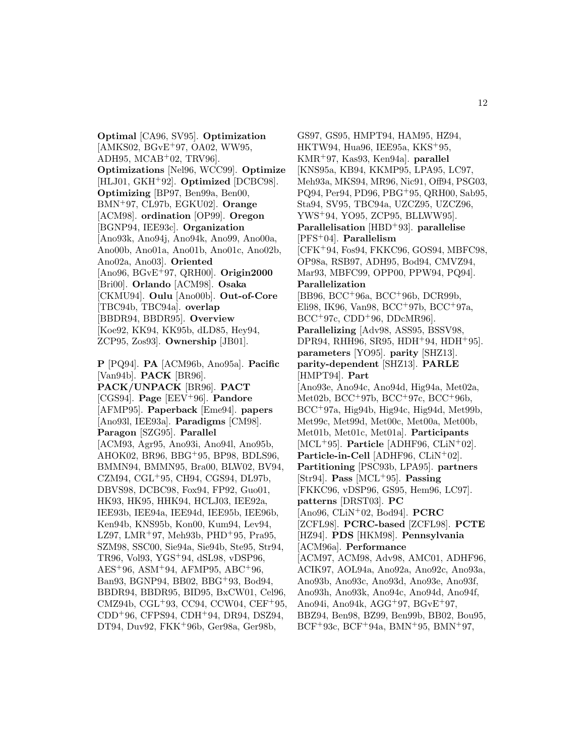**Optimal** [CA96, SV95]. **Optimization** [AMKS02, BGvE[+]97, OA02, WW95, ADH95, MCAB[+]02, TRV96]. **Optimizations** [Nel96, WCC99]. **Optimize** [HLJ01, GKH[+]92]. **Optimized** [DCBC98]. **Optimizing** [BP97, Ben99a, Ben00, BMN[+]97, CL97b, EGKU02]. **Orange** [ACM98]. **ordination** [OP99]. **Oregon** [BGNP94, IEE93c]. **Organization** [Ano93k, Ano94j, Ano94k, Ano99, Ano00a, Ano00b, Ano01a, Ano01b, Ano01c, Ano02b, Ano02a, Ano03]. **Oriented** [Ano96, BGvE[+]97, QRH00]. **Origin2000** [Bri00]. **Orlando** [ACM98]. **Osaka** [CKMU94]. **Oulu** [Ano00b]. **Out-of-Core** [TBC94b, TBC94a]. **overlap** [BBDR94, BBDR95]. **Overview** [Koe92, KK94, KK95b, dLD85, Hey94, ZCP95, Zos93]. **Ownership** [JB01].

**P** [PQ94]. **PA** [ACM96b, Ano95a]. **Pacific** [Van94b]. **PACK** [BR96]. **PACK/UNPACK** [BR96]. **PACT** [CGS94]. **Page** [EEV[+]96]. **Pandore** [AFMP95]. **Paperback** [Eme94]. **papers** [Ano93l, IEE93a]. **Paradigms** [CM98]. **Paragon** [SZG95]. **Parallel** [ACM93, Agr95, Ano93i, Ano94l, Ano95b, AHOK02, BR96, BBG[+]95, BP98, BDLS96, BMMN94, BMMN95, Bra00, BLW02, BV94, CZM94, CGL[+]95, CH94, CGS94, DL97b, DBVS98, DCBC98, Fox94, FP92, Guo01, HK93, HK95, HHK94, HCLJ03, IEE92a, IEE93b, IEE94a, IEE94d, IEE95b, IEE96b, Ken94b, KNS95b, Kon00, Kum94, Lev94, LZ97, LMR[+]97, Meh93b, PHD[+]95, Pra95, SZM98, SSC00, Sie94a, Sie94b, Ste95, Str94, TR96, Vol93, YGS[+]94, dSL98, vDSP96, AES[+]96, ASM[+]94, AFMP95, ABC[+]96, Ban93, BGNP94, BB02, BBG[+]93, Bod94, BBDR94, BBDR95, BID95, BxCW01, Cel96, CMZ94b, CGL[+]93, CC94, CCW04, CEF[+]95, CDD[+]96, CFPS94, CDH[+]94, DR94, DSZ94, DT94, Duv92, FKK[+]96b, Ger98a, Ger98b, GS97, GS95, HMPT94, HAM95, HZ94, HKTW94, Hua96, IEE95a, KKS[+]95, KMR[+]97, Kas93, Ken94a]. **parallel** [KNS95a, KB94, KKMP95, LPA95, LC97, Meh93a, MKS94, MR96, Nic91, Off94, PSG03, PQ94, Per94, PD96, PBG[+]95, QRH00, Sab95, Sta94, SV95, TBC94a, UZCZ95, UZCZ96, YWS[+]94, YO95, ZCP95, BLLWW95]. **Parallelisation** [HBD[+]93]. **parallelise** [PFS[+]04]. **Parallelism** [CFK[+]94, Fos94, FKKC96, GOS94, MBFC98, OP98a, RSB97, ADH95, Bod94, CMVZ94, Mar93, MBFC99, OPP00, PPW94, PQ94]. **Parallelization** [BB96, BCC[+]96a, BCC[+]96b, DCR99b, Eli98, IK96, Van98, BCC[+]97b, BCC[+]97a, BCC[+]97c, CDD[+]96, DDcMR96]. **Parallelizing** [Adv98, ASS95, BSSV98, DPR94, RHH96, SR95, HDH[+]94, HDH[+]95]. **parameters** [YO95]. **parity** [SHZ13]. **parity-dependent** [SHZ13]. **PARLE** [HMPT94]. **Part** [Ano93e, Ano94c, Ano94d, Hig94a, Met02a, Met02b, BCC[+]97b, BCC[+]97c, BCC[+]96b, BCC[+]97a, Hig94b, Hig94c, Hig94d, Met99b, Met99c, Met99d, Met00c, Met00a, Met00b, Met01b, Met01c, Met01a]. **Participants** [MCL[+]95]. **Particle** [ADHF96, CLiN[+]02]. **Particle-in-Cell** [ADHF96, CLiN[+]02]. **Partitioning** [PSC93b, LPA95]. **partners** [Str94]. **Pass** [MCL[+]95]. **Passing** [FKKC96, vDSP96, GS95, Hem96, LC97]. **patterns** [DRST03]. **PC** [Ano96, CLiN[+]02, Bod94]. **PCRC** [ZCFL98]. **PCRC-based** [ZCFL98]. **PCTE** [HZ94]. **PDS** [HKM98]. **Pennsylvania** [ACM96a]. **Performance** [ACM97, ACM98, Adv98, AMC01, ADHF96, ACIK97, AOL94a, Ano92a, Ano92c, Ano93a, Ano93b, Ano93c, Ano93d, Ano93e, Ano93f, Ano93h, Ano93k, Ano94c, Ano94d, Ano94f, Ano94i, Ano94k, AGG[+]97, BGvE[+]97, BBZ94, Ben98, BZ99, Ben99b, BB02, Bou95, BCF[+]93c, BCF[+]94a, BMN[+]95, BMN[+]97,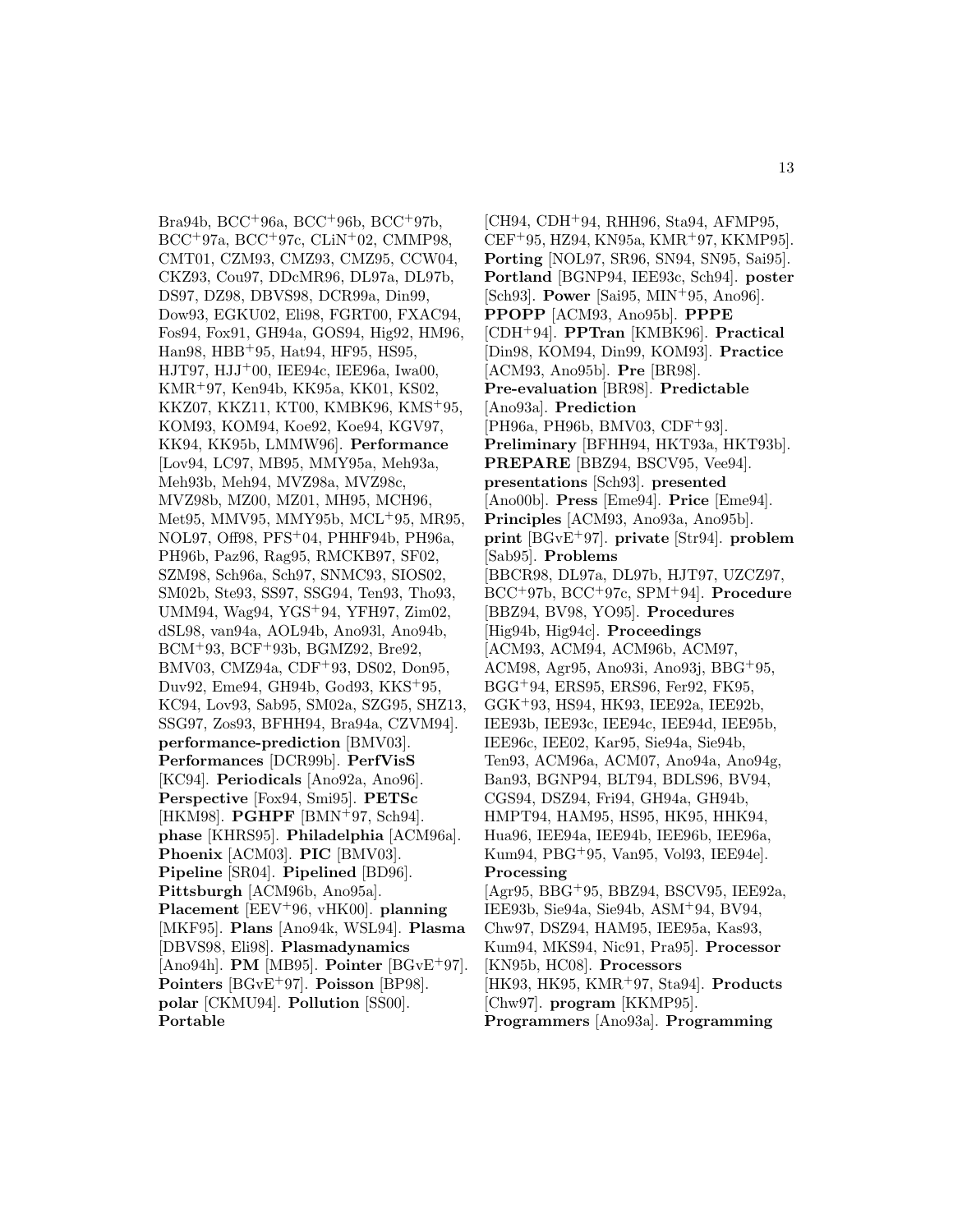Bra94b, BCC+96a, BCC+96b, BCC+97b, BCC+97a, BCC+97c, CLiN+02, CMMP98, CMT01, CZM93, CMZ93, CMZ95, CCW04, CKZ93, Cou97, DDcMR96, DL97a, DL97b, DS97, DZ98, DBVS98, DCR99a, Din99, Dow93, EGKU02, Eli98, FGRT00, FXAC94, Fos94, Fox91, GH94a, GOS94, Hig92, HM96, Han98, HBB+95, Hat94, HF95, HS95, HJT97, HJJ+00, IEE94c, IEE96a, Iwa00, KMR+97, Ken94b, KK95a, KK01, KS02, KKZ07, KKZ11, KT00, KMBK96, KMS+95, KOM93, KOM94, Koe92, Koe94, KGV97, KK94, KK95b, LMMW96]. **Performance** [Lov94, LC97, MB95, MMY95a, Meh93a, Meh93b, Meh94, MVZ98a, MVZ98c, MVZ98b, MZ00, MZ01, MH95, MCH96, Met95, MMV95, MMY95b, MCL+95, MR95, NOL97, Off98, PFS+04, PHHF94b, PH96a, PH96b, Paz96, Rag95, RMCKB97, SF02, SZM98, Sch96a, Sch97, SNMC93, SIOS02, SM02b, Ste93, SS97, SSG94, Ten93, Tho93, UMM94, Wag94, YGS+94, YFH97, Zim02, dSL98, van94a, AOL94b, Ano93l, Ano94b, BCM+93, BCF+93b, BGMZ92, Bre92, BMV03, CMZ94a, CDF+93, DS02, Don95, Duv92, Eme94, GH94b, God93, KKS+95, KC94, Lov93, Sab95, SM02a, SZG95, SHZ13, SSG97, Zos93, BFHH94, Bra94a, CZVM94]. **performance-prediction** [BMV03]. **Performances** [DCR99b]. **PerfVisS** [KC94]. **Periodicals** [Ano92a, Ano96]. **Perspective** [Fox94, Smi95]. **PETSc** [HKM98]. **PGHPF** [BMN+97, Sch94]. **phase** [KHRS95]. **Philadelphia** [ACM96a]. **Phoenix** [ACM03]. **PIC** [BMV03]. **Pipeline** [SR04]. **Pipelined** [BD96]. **Pittsburgh** [ACM96b, Ano95a]. **Placement** [EEV+96, vHK00]. **planning** [MKF95]. **Plans** [Ano94k, WSL94]. **Plasma** [DBVS98, Eli98]. **Plasmadynamics** [Ano94h]. **PM** [MB95]. **Pointer** [BGvE+97]. **Pointers** [BGvE+97]. **Poisson** [BP98]. **polar** [CKMU94]. **Pollution** [SS00]. **Portable** [CH94, CDH+94, RHH96, Sta94, AFMP95, CEF+95, HZ94, KN95a, KMR+97, KKMP95]. **Porting** [NOL97, SR96, SN94, SN95, Sai95]. **Portland** [BGNP94, IEE93c, Sch94]. **poster** [Sch93]. **Power** [Sai95, MIN+95, Ano96]. **PPOPP** [ACM93, Ano95b]. **PPPE** [CDH+94]. **PPTran** [KMBK96]. **Practical** [Din98, KOM94, Din99, KOM93]. **Practice** [ACM93, Ano95b]. **Pre** [BR98]. **Pre-evaluation** [BR98]. **Predictable** [Ano93a]. **Prediction** [PH96a, PH96b, BMV03, CDF+93]. **Preliminary** [BFHH94, HKT93a, HKT93b]. **PREPARE** [BBZ94, BSCV95, Vee94]. **presentations** [Sch93]. **presented** [Ano00b]. **Press** [Eme94]. **Price** [Eme94]. **Principles** [ACM93, Ano93a, Ano95b]. **print** [BGvE+97]. **private** [Str94]. **problem** [Sab95]. **Problems** [BBCR98, DL97a, DL97b, HJT97, UZCZ97, BCC+97b, BCC+97c, SPM+94]. **Procedure** [BBZ94, BV98, YO95]. **Procedures** [Hig94b, Hig94c]. **Proceedings** [ACM93, ACM94, ACM96b, ACM97, ACM98, Agr95, Ano93i, Ano93j, BBG+95, BGG+94, ERS95, ERS96, Fer92, FK95, GGK+93, HS94, HK93, IEE92a, IEE92b, IEE93b, IEE93c, IEE94c, IEE94d, IEE95b, IEE96c, IEE02, Kar95, Sie94a, Sie94b, Ten93, ACM96a, ACM07, Ano94a, Ano94g, Ban93, BGNP94, BLT94, BDLS96, BV94, CGS94, DSZ94, Fri94, GH94a, GH94b, HMPT94, HAM95, HS95, HK95, HHK94, Hua96, IEE94a, IEE94b, IEE96b, IEE96a, Kum94, PBG+95, Van95, Vol93, IEE94e]. **Processing** [Agr95, BBG+95, BBZ94, BSCV95, IEE92a, IEE93b, Sie94a, Sie94b, ASM+94, BV94, Chw97, DSZ94, HAM95, IEE95a, Kas93, Kum94, MKS94, Nic91, Pra95]. **Processor** [KN95b, HC08]. **Processors** [HK93, HK95, KMR+97, Sta94]. **Products** [Chw97]. **program** [KKMP95]. **Programmers** [Ano93a]. **Programming**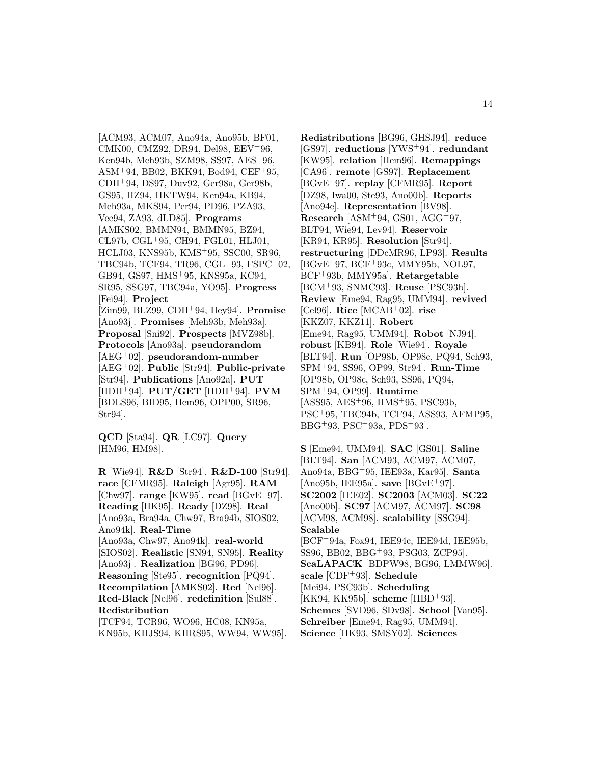[ACM93, ACM07, Ano94a, Ano95b, BF01, CMK00, CMZ92, DR94, Del98, EEV[+]96, Ken94b, Meh93b, SZM98, SS97, AES[+]96, ASM[+]94, BB02, BKK94, Bod94, CEF[+]95, CDH[+]94, DS97, Duv92, Ger98a, Ger98b, GS95, HZ94, HKTW94, Ken94a, KB94, Meh93a, MKS94, Per94, PD96, PZA93, Vee94, ZA93, dLD85]. **Programs** [AMKS02, BMMN94, BMMN95, BZ94, CL97b, CGL[+]95, CH94, FGL01, HLJ01, HCLJ03, KNS95b, KMS[+]95, SSC00, SR96, TBC94b, TCF94, TR96, CGL[+]93, FSPC[+]02, GB94, GS97, HMS[+]95, KNS95a, KC94, SR95, SSG97, TBC94a, YO95]. **Progress** [Fei94]. **Project** [Zim99, BLZ99, CDH[+]94, Hey94]. **Promise** [Ano93j]. **Promises** [Meh93b, Meh93a]. **Proposal** [Sni92]. **Prospects** [MVZ98b]. **Protocols** [Ano93a]. **pseudorandom** [AEG[+]02]. **pseudorandom-number** [AEG[+]02]. **Public** [Str94]. **Public-private** [Str94]. **Publications** [Ano92a]. **PUT** [HDH[+]94]. **PUT/GET** [HDH[+]94]. **PVM** [BDLS96, BID95, Hem96, OPP00, SR96, Str94].

**QCD** [Sta94]. **QR** [LC97]. **Query** [HM96, HM98].

**R** [Wie94]. **R&D** [Str94]. **R&D-100** [Str94]. **race** [CFMR95]. **Raleigh** [Agr95]. **RAM** [Chw97]. **range** [KW95]. **read** [BGvE[+]97]. **Reading** [HK95]. **Ready** [DZ98]. **Real** [Ano93a, Bra94a, Chw97, Bra94b, SIOS02, Ano94k]. **Real-Time** [Ano93a, Chw97, Ano94k]. **real-world** [SIOS02]. **Realistic** [SN94, SN95]. **Reality** [Ano93j]. **Realization** [BG96, PD96]. **Reasoning** [Ste95]. **recognition** [PQ94]. **Recompilation** [AMKS02]. **Red** [Nel96]. **Red-Black** [Nel96]. **redefinition** [Sul88]. **Redistribution** [TCF94, TCR96, WO96, HC08, KN95a, KN95b, KHJS94, KHRS95, WW94, WW95]. **Redistributions** [BG96, GHSJ94]. **reduce** [GS97]. **reductions** [YWS[+]94]. **redundant** [KW95]. **relation** [Hem96]. **Remappings** [CA96]. **remote** [GS97]. **Replacement** [BGvE[+]97]. **replay** [CFMR95]. **Report** [DZ98, Iwa00, Ste93, Ano00b]. **Reports** [Ano94e]. **Representation** [BV98]. **Research** [ASM[+]94, GS01, AGG[+]97, BLT94, Wie94, Lev94]. **Reservoir** [KR94, KR95]. **Resolution** [Str94]. **restructuring** [DDcMR96, LP93]. **Results** [BGvE[+]97, BCF[+]93c, MMY95b, NOL97, BCF[+]93b, MMY95a]. **Retargetable** [BCM[+]93, SNMC93]. **Reuse** [PSC93b]. **Review** [Eme94, Rag95, UMM94]. **revived** [Cel96]. **Rice** [MCAB[+]02]. **rise** [KKZ07, KKZ11]. **Robert** [Eme94, Rag95, UMM94]. **Robot** [NJ94]. **robust** [KB94]. **Role** [Wie94]. **Royale** [BLT94]. **Run** [OP98b, OP98c, PQ94, Sch93, SPM[+]94, SS96, OP99, Str94]. **Run-Time** [OP98b, OP98c, Sch93, SS96, PQ94, SPM[+]94, OP99]. **Runtime** [ASS95, AES[+]96, HMS[+]95, PSC93b, PSC[+]95, TBC94b, TCF94, ASS93, AFMP95, BBG[+]93, PSC[+]93a, PDS[+]93].

**S** [Eme94, UMM94]. **SAC** [GS01]. **Saline** [BLT94]. **San** [ACM93, ACM97, ACM07, Ano94a, BBG[+]95, IEE93a, Kar95]. **Santa** [Ano95b, IEE95a]. **save** [BGvE[+]97]. **SC2002** [IEE02]. **SC2003** [ACM03]. **SC22** [Ano00b]. **SC97** [ACM97, ACM97]. **SC98** [ACM98, ACM98]. **scalability** [SSG94]. **Scalable** [BCF[+]94a, Fox94, IEE94c, IEE94d, IEE95b, SS96, BB02, BBG[+]93, PSG03, ZCP95]. **ScaLAPACK** [BDPW98, BG96, LMMW96]. **scale** [CDF[+]93]. **Schedule** [Mei94, PSC93b]. **Scheduling** [KK94, KK95b]. **scheme** [HBD[+]93]. **Schemes** [SVD96, SDv98]. **School** [Van95]. **Schreiber** [Eme94, Rag95, UMM94]. **Science** [HK93, SMSY02]. **Sciences**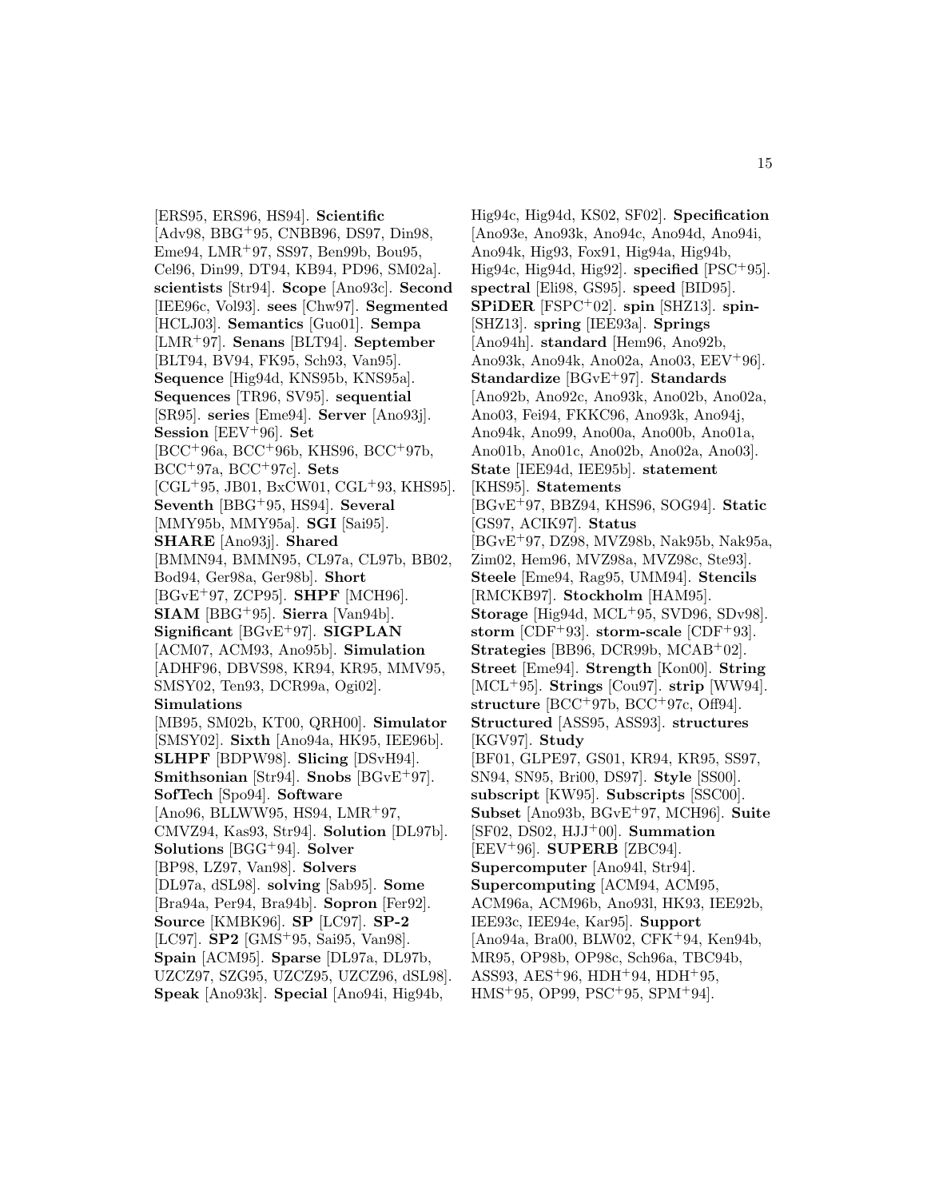[ERS95, ERS96, HS94]. **Scientific** [Adv98, BBG+95, CNBB96, DS97, Din98, Eme94, LMR+97, SS97, Ben99b, Bou95, Cel96, Din99, DT94, KB94, PD96, SM02a]. **scientists** [Str94]. **Scope** [Ano93c]. **Second** [IEE96c, Vol93]. **sees** [Chw97]. **Segmented** [HCLJ03]. **Semantics** [Guo01]. **Sempa** [LMR+97]. **Senans** [BLT94]. **September** [BLT94, BV94, FK95, Sch93, Van95]. **Sequence** [Hig94d, KNS95b, KNS95a]. **Sequences** [TR96, SV95]. **sequential** [SR95]. **series** [Eme94]. **Server** [Ano93j]. **Session** [EEV+96]. **Set** [BCC+96a, BCC+96b, KHS96, BCC+97b, BCC+97a, BCC+97c]. **Sets** [CGL+95, JB01, BxCW01, CGL+93, KHS95]. **Seventh** [BBG+95, HS94]. **Several** [MMY95b, MMY95a]. **SGI** [Sai95]. **SHARE** [Ano93j]. **Shared** [BMMN94, BMMN95, CL97a, CL97b, BB02, Bod94, Ger98a, Ger98b]. **Short** [BGvE+97, ZCP95]. **SHPF** [MCH96]. **SIAM** [BBG+95]. **Sierra** [Van94b]. **Significant** [BGvE+97]. **SIGPLAN** [ACM07, ACM93, Ano95b]. **Simulation** [ADHF96, DBVS98, KR94, KR95, MMV95, SMSY02, Ten93, DCR99a, Ogi02]. **Simulations** [MB95, SM02b, KT00, QRH00]. **Simulator** [SMSY02]. **Sixth** [Ano94a, HK95, IEE96b]. **SLHPF** [BDPW98]. **Slicing** [DSvH94]. **Smithsonian** [Str94]. **Snobs** [BGvE+97]. **SofTech** [Spo94]. **Software** [Ano96, BLLWW95, HS94, LMR+97, CMVZ94, Kas93, Str94]. **Solution** [DL97b]. **Solutions** [BGG+94]. **Solver** [BP98, LZ97, Van98]. **Solvers** [DL97a, dSL98]. **solving** [Sab95]. **Some** [Bra94a, Per94, Bra94b]. **Sopron** [Fer92]. **Source** [KMBK96]. **SP** [LC97]. **SP-2** [LC97]. **SP2** [GMS+95, Sai95, Van98]. **Spain** [ACM95]. **Sparse** [DL97a, DL97b, UZCZ97, SZG95, UZCZ95, UZCZ96, dSL98]. **Speak** [Ano93k]. **Special** [Ano94i, Hig94b, Hig94c, Hig94d, KS02, SF02]. **Specification** [Ano93e, Ano93k, Ano94c, Ano94d, Ano94i, Ano94k, Hig93, Fox91, Hig94a, Hig94b, Hig94c, Hig94d, Hig92]. **specified** [PSC+95]. **spectral** [Eli98, GS95]. **speed** [BID95]. **SPiDER** [FSPC+02]. **spin** [SHZ13]. **spin-** [SHZ13]. **spring** [IEE93a]. **Springs** [Ano94h]. **standard** [Hem96, Ano92b, Ano93k, Ano94k, Ano02a, Ano03, EEV+96]. **Standardize** [BGvE+97]. **Standards** [Ano92b, Ano92c, Ano93k, Ano02b, Ano02a, Ano03, Fei94, FKKC96, Ano93k, Ano94j, Ano94k, Ano99, Ano00a, Ano00b, Ano01a, Ano01b, Ano01c, Ano02b, Ano02a, Ano03]. **State** [IEE94d, IEE95b]. **statement** [KHS95]. **Statements** [BGvE+97, BBZ94, KHS96, SOG94]. **Static** [GS97, ACIK97]. **Status** [BGvE+97, DZ98, MVZ98b, Nak95b, Nak95a, Zim02, Hem96, MVZ98a, MVZ98c, Ste93]. **Steele** [Eme94, Rag95, UMM94]. **Stencils** [RMCKB97]. **Stockholm** [HAM95]. **Storage** [Hig94d, MCL+95, SVD96, SDv98]. **storm** [CDF+93]. **storm-scale** [CDF+93]. **Strategies** [BB96, DCR99b, MCAB+02]. **Street** [Eme94]. **Strength** [Kon00]. **String** [MCL+95]. **Strings** [Cou97]. **strip** [WW94]. **structure** [BCC+97b, BCC+97c, Off94]. **Structured** [ASS95, ASS93]. **structures** [KGV97]. **Study** [BF01, GLPE97, GS01, KR94, KR95, SS97, SN94, SN95, Bri00, DS97]. **Style** [SS00]. **subscript** [KW95]. **Subscripts** [SSC00]. **Subset** [Ano93b, BGvE+97, MCH96]. **Suite** [SF02, DS02, HJJ+00]. **Summation** [EEV+96]. **SUPERB** [ZBC94]. **Supercomputer** [Ano94l, Str94]. **Supercomputing** [ACM94, ACM95, ACM96a, ACM96b, Ano93l, HK93, IEE92b, IEE93c, IEE94e, Kar95]. **Support** [Ano94a, Bra00, BLW02, CFK+94, Ken94b, MR95, OP98b, OP98c, Sch96a, TBC94b, ASS93, AES+96, HDH+94, HDH+95, HMS+95, OP99, PSC+95, SPM+94].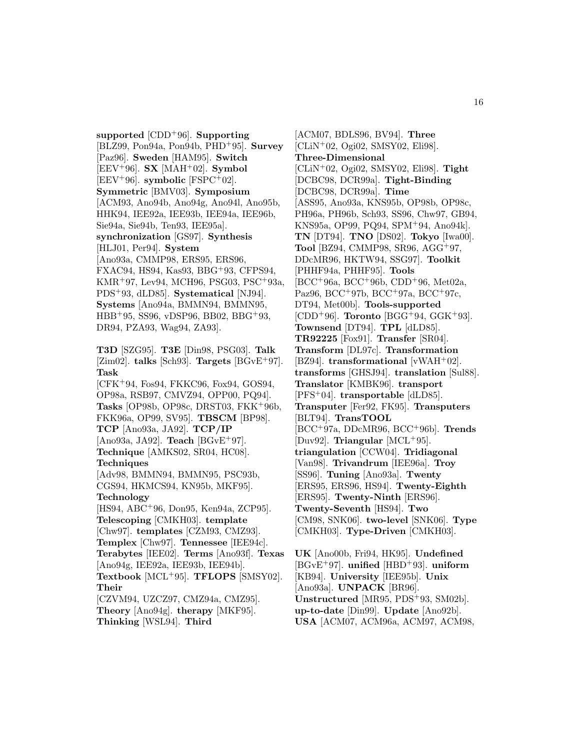**supported** [CDD+96]. **Supporting** [BLZ99, Pon94a, Pon94b, PHD+95]. **Survey** [Paz96]. **Sweden** [HAM95]. **Switch** [EEV+96]. **SX** [MAH+02]. **Symbol** [EEV+96]. **symbolic** [FSPC+02]. **Symmetric** [BMV03]. **Symposium** [ACM93, Ano94b, Ano94g, Ano94l, Ano95b, HHK94, IEE92a, IEE93b, IEE94a, IEE96b, Sie94a, Sie94b, Ten93, IEE95a]. **synchronization** [GS97]. **Synthesis** [HLJ01, Per94]. **System** [Ano93a, CMMP98, ERS95, ERS96, FXAC94, HS94, Kas93, BBG+93, CFPS94, KMR+97, Lev94, MCH96, PSG03, PSC+93a, PDS+93, dLD85]. **Systematical** [NJ94]. **Systems** [Ano94a, BMMN94, BMMN95, HBB+95, SS96, vDSP96, BB02, BBG+93, DR94, PZA93, Wag94, ZA93].

**T3D** [SZG95]. **T3E** [Din98, PSG03]. **Talk** [Zim02]. **talks** [Sch93]. **Targets** [BGvE+97]. **Task** [CFK+94, Fos94, FKKC96, Fox94, GOS94, OP98a, RSB97, CMVZ94, OPP00, PQ94]. **Tasks** [OP98b, OP98c, DRST03, FKK+96b, FKK96a, OP99, SV95]. **TBSCM** [BP98]. **TCP** [Ano93a, JA92]. **TCP/IP** [Ano93a, JA92]. **Teach** [BGvE+97]. **Technique** [AMKS02, SR04, HC08]. **Techniques** [Adv98, BMMN94, BMMN95, PSC93b, CGS94, HKMCS94, KN95b, MKF95]. **Technology** [HS94, ABC+96, Don95, Ken94a, ZCP95]. **Telescoping** [CMKH03]. **template** [Chw97]. **templates** [CZM93, CMZ93]. **Templex** [Chw97]. **Tennessee** [IEE94c]. **Terabytes** [IEE02]. **Terms** [Ano93f]. **Texas** [Ano94g, IEE92a, IEE93b, IEE94b]. **Textbook** [MCL+95]. **TFLOPS** [SMSY02]. **Their** [CZVM94, UZCZ97, CMZ94a, CMZ95]. **Theory** [Ano94g]. **therapy** [MKF95]. **Thinking** [WSL94]. **Third** [ACM07, BDLS96, BV94]. **Three** [CLiN+02, Ogi02, SMSY02, Eli98]. **Three-Dimensional** [CLiN+02, Ogi02, SMSY02, Eli98]. **Tight** [DCBC98, DCR99a]. **Tight-Binding** [DCBC98, DCR99a]. **Time** [ASS95, Ano93a, KNS95b, OP98b, OP98c, PH96a, PH96b, Sch93, SS96, Chw97, GB94, KNS95a, OP99, PQ94, SPM+94, Ano94k]. **TN** [DT94]. **TNO** [DS02]. **Tokyo** [Iwa00]. **Tool** [BZ94, CMMP98, SR96, AGG+97, DDcMR96, HKTW94, SSG97]. **Toolkit** [PHHF94a, PHHF95]. **Tools** [BCC+96a, BCC+96b, CDD+96, Met02a, Paz96, BCC+97b, BCC+97a, BCC+97c, DT94, Met00b]. **Tools-supported** [CDD+96]. **Toronto** [BGG+94, GGK+93]. **Townsend** [DT94]. **TPL** [dLD85]. **TR92225** [Fox91]. **Transfer** [SR04]. **Transform** [DL97c]. **Transformation** [BZ94]. **transformational** [vWAH+02]. **transforms** [GHSJ94]. **translation** [Sul88]. **Translator** [KMBK96]. **transport** [PFS+04]. **transportable** [dLD85]. **Transputer** [Fer92, FK95]. **Transputers** [BLT94]. **TransTOOL** [BCC+97a, DDcMR96, BCC+96b]. **Trends** [Duv92]. **Triangular** [MCL+95]. **triangulation** [CCW04]. **Tridiagonal** [Van98]. **Trivandrum** [IEE96a]. **Troy** [SS96]. **Tuning** [Ano93a]. **Twenty** [ERS95, ERS96, HS94]. **Twenty-Eighth** [ERS95]. **Twenty-Ninth** [ERS96]. **Twenty-Seventh** [HS94]. **Two** [CM98, SNK06]. **two-level** [SNK06]. **Type** [CMKH03]. **Type-Driven** [CMKH03].

**UK** [Ano00b, Fri94, HK95]. **Undefined** [BGvE+97]. **unified** [HBD+93]. **uniform** [KB94]. **University** [IEE95b]. **Unix** [Ano93a]. **UNPACK** [BR96]. **Unstructured** [MR95, PDS+93, SM02b]. **up-to-date** [Din99]. **Update** [Ano92b]. **USA** [ACM07, ACM96a, ACM97, ACM98,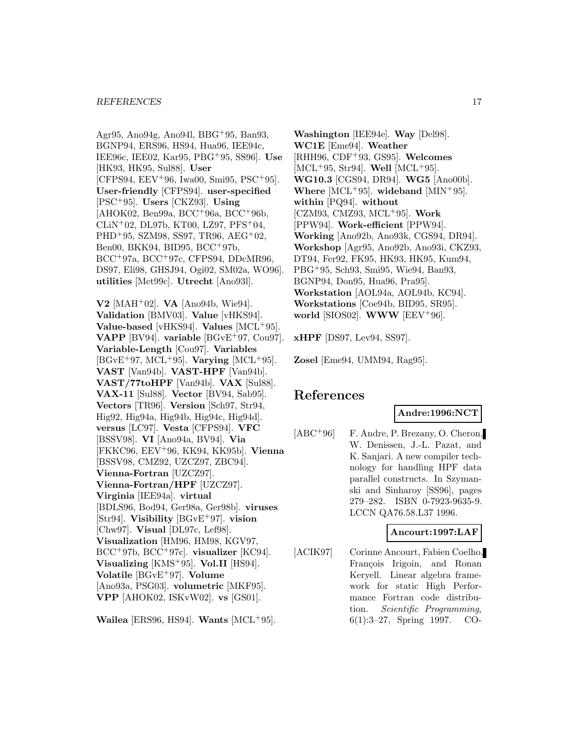Agr95, Ano94g, Ano94l, BBG+95, Ban93, BGNP94, ERS96, HS94, Hua96, IEE94c, IEE96c, IEE02, Kar95, PBG+95, SS96]. **Use** [HK93, HK95, Sul88]. **User** [CFPS94, EEV+96, Iwa00, Smi95, PSC+95]. **User-friendly** [CFPS94]. **user-specified** [PSC+95]. **Users** [CKZ93]. **Using** [AHOK02, Ben99a, BCC+96a, BCC+96b, CLiN+02, DL97b, KT00, LZ97, PFS+04, PHD+95, SZM98, SS97, TR96, AEG+02, Ben00, BKK94, BID95, BCC+97b, BCC+97a, BCC+97c, CFPS94, DDcMR96, DS97, Eli98, GHSJ94, Ogi02, SM02a, WO96]. **utilities** [Met99c]. **Utrecht** [Ano93l].

**V2** [MAH+02]. **VA** [Ano94b, Wie94]. **Validation** [BMV03]. **Value** [vHKS94]. **Value-based** [vHKS94]. **Values** [MCL+95]. **VAPP** [BV94]. **variable** [BGvE+97, Cou97]. **Variable-Length** [Cou97]. **Variables** [BGvE+97, MCL+95]. **Varying** [MCL+95]. **VAST** [Van94b]. **VAST-HPF** [Van94b]. **VAST/77toHPF** [Van94b]. **VAX** [Sul88]. **VAX-11** [Sul88]. **Vector** [BV94, Sab95]. **Vectors** [TR96]. **Version** [Sch97, Str94, Hig92, Hig94a, Hig94b, Hig94c, Hig94d]. **versus** [LC97]. **Vesta** [CFPS94]. **VFC** [BSSV98]. **VI** [Ano94a, BV94]. **Via** [FKKC96, EEV+96, KK94, KK95b]. **Vienna** [BSSV98, CMZ92, UZCZ97, ZBC94]. **Vienna-Fortran** [UZCZ97]. **Vienna-Fortran/HPF** [UZCZ97]. **Virginia** [IEE94a]. **virtual** [BDLS96, Bod94, Ger98a, Ger98b]. **viruses** [Str94]. **Visibility** [BGvE+97]. **vision** [Chw97]. **Visual** [DL97c, Lef98]. **Visualization** [HM96, HM98, KGV97, BCC+97b, BCC+97c]. **visualizer** [KC94]. **Visualizing** [KMS+95]. **Vol.II** [HS94]. **Volatile** [BGvE+97]. **Volume** [Ano93a, PSG03]. **volumetric** [MKF95]. **VPP** [AHOK02, ISKvW02]. **vs** [GS01].

**Wailea** [ERS96, HS94]. **Wants** [MCL+95]. **Washington** [IEE94e]. **Way** [Del98]. **WC1E** [Eme94]. **Weather** [RHH96, CDF+93, GS95]. **Welcomes** [MCL+95, Str94]. **Well** [MCL+95]. **WG10.3** [CGS94, DR94]. **WG5** [Ano00b]. **Where** [MCL+95]. **wideband** [MIN+95]. **within** [PQ94]. **without** [CZM93, CMZ93, MCL+95]. **Work** [PPW94]. **Work-efficient** [PPW94]. **Working** [Ano92b, Ano93k, CGS94, DR94]. **Workshop** [Agr95, Ano92b, Ano93i, CKZ93, DT94, Fer92, FK95, HK93, HK95, Kum94, PBG+95, Sch93, Smi95, Wie94, Ban93, BGNP94, Don95, Hua96, Pra95]. **Workstation** [AOL94a, AOL94b, KC94]. **Workstations** [Coe94b, BID95, SR95]. **world** [SIOS02]. **WWW** [EEV+96].

**xHPF** [DS97, Lev94, SS97].

**Zosel** [Eme94, UMM94, Rag95].

# References

**Andre:1996:NCT**

[ABC+96] F. Andre, P. Brezany, O. Cheron, W. Denissen, J.-L. Pazat, and K. Sanjari. A new compiler technology for handling HPF data parallel constructs. In Szymanski and Sinharoy [SS96], pages 279–282. ISBN 0-7923-9635-9. LCCN QA76.58.L37 1996.

**Ancourt:1997:LAF**

[ACIK97] Corinne Ancourt, Fabien Coelho, François Irigoin, and Ronan Keryell. Linear algebra framework for static High Performance Fortran code distribution. *Scientific Programming*, 6(1):3–27, Spring 1997. CO-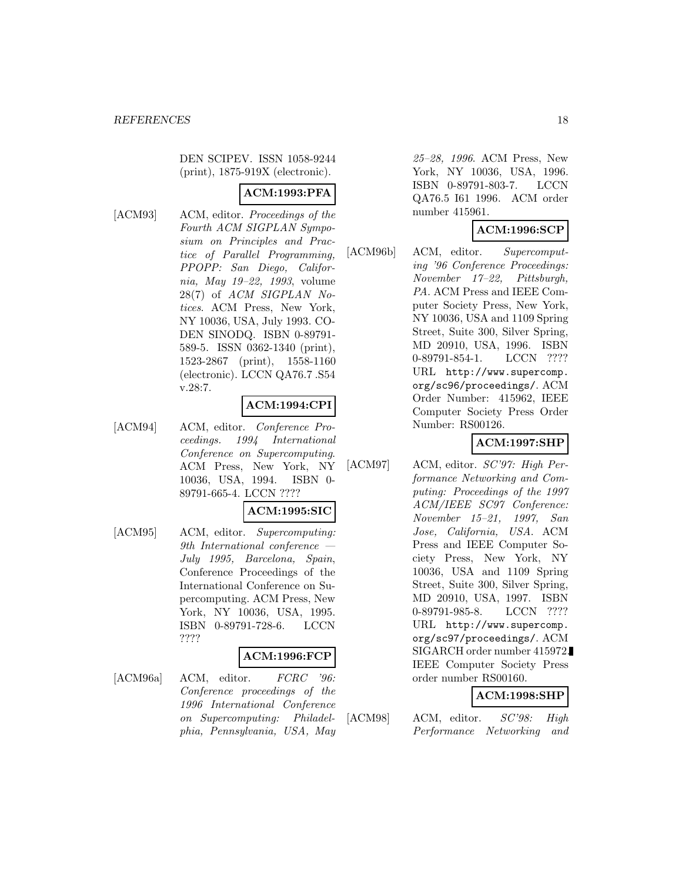DEN SCIPEV. ISSN 1058-9244 (print), 1875-919X (electronic).

**ACM:1993:PFA**

[ACM93] ACM, editor. *Proceedings of the Fourth ACM SIGPLAN Symposium on Principles and Practice of Parallel Programming, PPOPP: San Diego, California, May 19–22, 1993*, volume 28(7) of *ACM SIGPLAN Notices*. ACM Press, New York, NY 10036, USA, July 1993. CODEN SINODQ. ISBN 0-89791-589-5. ISSN 0362-1340 (print), 1523-2867 (print), 1558-1160 (electronic). LCCN QA76.7 .S54 v.28:7.

**ACM:1994:CPI**

[ACM94] ACM, editor. *Conference Proceedings. 1994 International Conference on Supercomputing*. ACM Press, New York, NY 10036, USA, 1994. ISBN 0-89791-665-4. LCCN ????

**ACM:1995:SIC**

[ACM95] ACM, editor. *Supercomputing: 9th International conference — July 1995, Barcelona, Spain*, Conference Proceedings of the International Conference on Supercomputing. ACM Press, New York, NY 10036, USA, 1995. ISBN 0-89791-728-6. LCCN ????

**ACM:1996:FCP**

[ACM96a] ACM, editor. *FCRC '96: Conference proceedings of the 1996 International Conference on Supercomputing: Philadelphia, Pennsylvania, USA, May 25–28, 1996*. ACM Press, New York, NY 10036, USA, 1996. ISBN 0-89791-803-7. LCCN QA76.5 I61 1996. ACM order number 415961.

**ACM:1996:SCP**

[ACM96b] ACM, editor. *Supercomputing '96 Conference Proceedings: November 17–22, Pittsburgh, PA*. ACM Press and IEEE Computer Society Press, New York, NY 10036, USA and 1109 Spring Street, Suite 300, Silver Spring, MD 20910, USA, 1996. ISBN 0-89791-854-1. LCCN ???? URL http://www.supercomp.org/sc96/proceedings/. ACM Order Number: 415962, IEEE Computer Society Press Order Number: RS00126.

**ACM:1997:SHP**

[ACM97] ACM, editor. *SC'97: High Performance Networking and Computing: Proceedings of the 1997 ACM/IEEE SC97 Conference: November 15–21, 1997, San Jose, California, USA*. ACM Press and IEEE Computer Society Press, New York, NY 10036, USA and 1109 Spring Street, Suite 300, Silver Spring, MD 20910, USA, 1997. ISBN 0-89791-985-8. LCCN ???? URL http://www.supercomp.org/sc97/proceedings/. ACM SIGARCH order number 415972. IEEE Computer Society Press order number RS00160.

**ACM:1998:SHP**

[ACM98] ACM, editor. *SC'98: High Performance Networking and*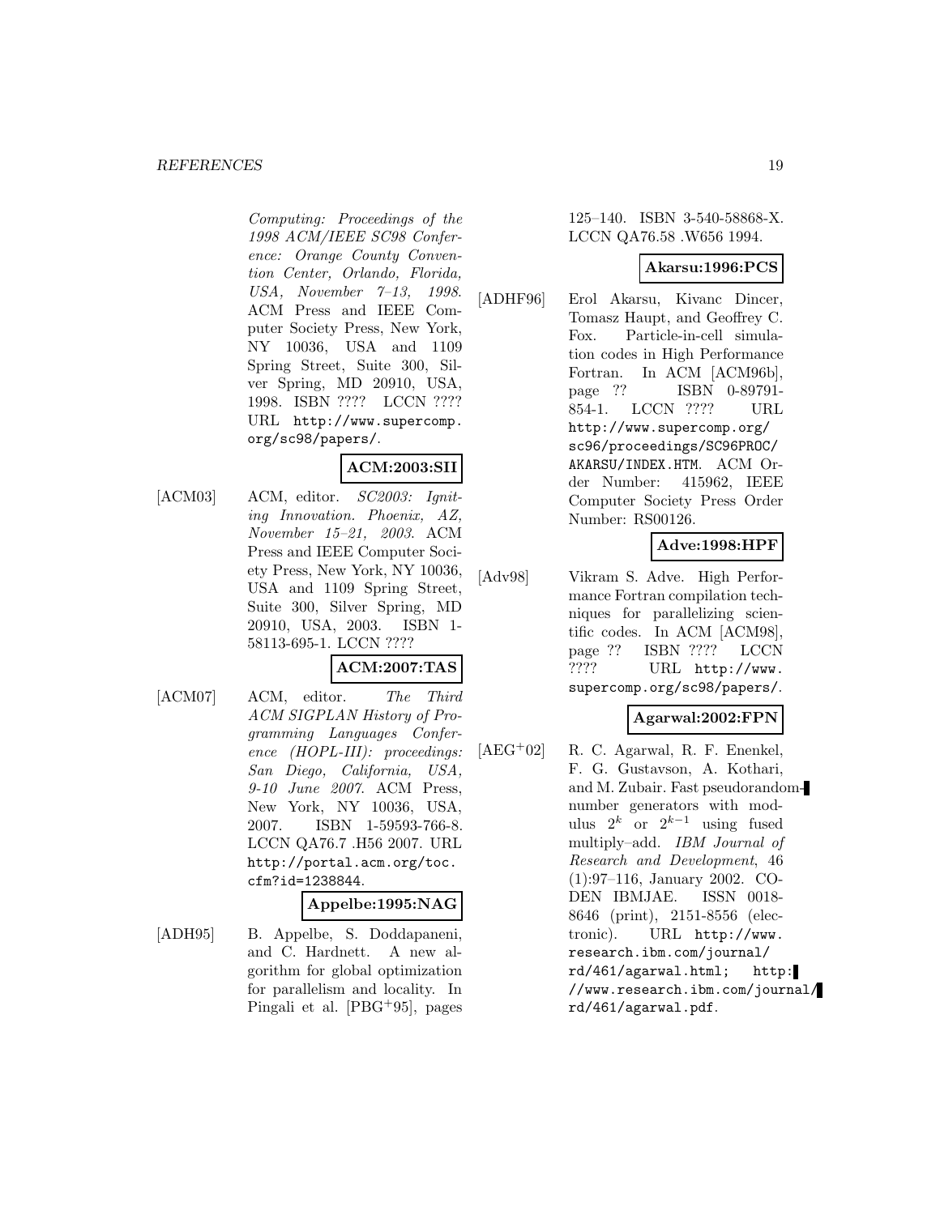*Computing: Proceedings of the 1998 ACM/IEEE SC98 Conference: Orange County Convention Center, Orlando, Florida, USA, November 7–13, 1998*. ACM Press and IEEE Computer Society Press, New York, NY 10036, USA and 1109 Spring Street, Suite 300, Silver Spring, MD 20910, USA, 1998. ISBN ???? LCCN ???? URL http://www.supercomp.org/sc98/papers/.

**ACM:2003:SII**

[ACM03] ACM, editor. *SC2003: Igniting Innovation. Phoenix, AZ, November 15–21, 2003*. ACM Press and IEEE Computer Society Press, New York, NY 10036, USA and 1109 Spring Street, Suite 300, Silver Spring, MD 20910, USA, 2003. ISBN 1-58113-695-1. LCCN ????

**ACM:2007:TAS**

[ACM07] ACM, editor. *The Third ACM SIGPLAN History of Programming Languages Conference (HOPL-III): proceedings: San Diego, California, USA, 9-10 June 2007*. ACM Press, New York, NY 10036, USA, 2007. ISBN 1-59593-766-8. LCCN QA76.7 .H56 2007. URL http://portal.acm.org/toc.cfm?id=1238844.

**Appelbe:1995:NAG**

[ADH95] B. Appelbe, S. Doddapaneni, and C. Hardnett. A new algorithm for global optimization for parallelism and locality. In Pingali et al. [PBG+95], pages 125–140. ISBN 3-540-58868-X. LCCN QA76.58 .W656 1994.

**Akarsu:1996:PCS**

[ADHF96] Erol Akarsu, Kivanc Dincer, Tomasz Haupt, and Geoffrey C. Fox. Particle-in-cell simulation codes in High Performance Fortran. In ACM [ACM96b], page ?? ISBN 0-89791-854-1. LCCN ???? URL http://www.supercomp.org/sc96/proceedings/SC96PROC/AKARSU/INDEX.HTM. ACM Order Number: 415962, IEEE Computer Society Press Order Number: RS00126.

**Adve:1998:HPF**

[Adv98] Vikram S. Adve. High Performance Fortran compilation techniques for parallelizing scientific codes. In ACM [ACM98], page ?? ISBN ???? LCCN ???? URL http://www.supercomp.org/sc98/papers/.

**Agarwal:2002:FPN**

[AEG+02] R. C. Agarwal, R. F. Enenkel, F. G. Gustavson, A. Kothari, and M. Zubair. Fast pseudorandom-number generators with modulus $2^k$ or $2^{k-1}$ using fused multiply–add. *IBM Journal of Research and Development*, 46 (1):97–116, January 2002. CODEN IBMJAE. ISSN 0018-8646 (print), 2151-8556 (electronic). URL http://www.research.ibm.com/journal/rd/461/agarwal.html; http://www.research.ibm.com/journal/rd/461/agarwal.pdf.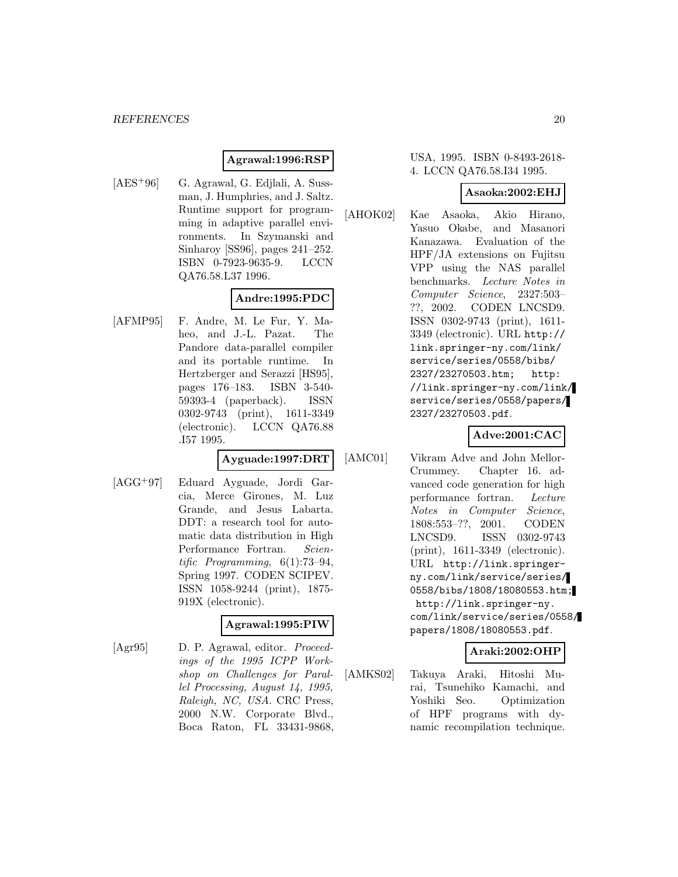**Agrawal:1996:RSP**

[AES+96] G. Agrawal, G. Edjlali, A. Sussman, J. Humphries, and J. Saltz. Runtime support for programming in adaptive parallel environments. In Szymanski and Sinharoy [SS96], pages 241–252. ISBN 0-7923-9635-9. LCCN QA76.58.L37 1996.

**Andre:1995:PDC**

[AFMP95] F. Andre, M. Le Fur, Y. Maheo, and J.-L. Pazat. The Pandore data-parallel compiler and its portable runtime. In Hertzberger and Serazzi [HS95], pages 176–183. ISBN 3-540-59393-4 (paperback). ISSN 0302-9743 (print), 1611-3349 (electronic). LCCN QA76.88 .I57 1995.

**Ayguade:1997:DRT**

[AGG+97] Eduard Ayguade, Jordi Garcia, Merce Girones, M. Luz Grande, and Jesus Labarta. DDT: a research tool for automatic data distribution in High Performance Fortran. *Scientific Programming*, 6(1):73–94, Spring 1997. CODEN SCIPEV. ISSN 1058-9244 (print), 1875-919X (electronic).

**Agrawal:1995:PIW**

[Agr95] D. P. Agrawal, editor. *Proceedings of the 1995 ICPP Workshop on Challenges for Parallel Processing, August 14, 1995, Raleigh, NC, USA*. CRC Press, 2000 N.W. Corporate Blvd., Boca Raton, FL 33431-9868, USA, 1995. ISBN 0-8493-2618-4. LCCN QA76.58.I34 1995.

**Asaoka:2002:EHJ**

[AHOK02] Kae Asaoka, Akio Hirano, Yasuo Okabe, and Masanori Kanazawa. Evaluation of the HPF/JA extensions on Fujitsu VPP using the NAS parallel benchmarks. *Lecture Notes in Computer Science*, 2327:503–??, 2002. CODEN LNCSD9. ISSN 0302-9743 (print), 1611-3349 (electronic). URL http://link.springer-ny.com/link/service/series/0558/bibs/2327/23270503.htm; http://link.springer-ny.com/link/service/series/0558/papers/2327/23270503.pdf.

**Adve:2001:CAC**

[AMC01] Vikram Adve and John Mellor-Crummey. Chapter 16. advanced code generation for high performance fortran. *Lecture Notes in Computer Science*, 1808:553–??, 2001. CODEN LNCSD9. ISSN 0302-9743 (print), 1611-3349 (electronic). URL http://link.springer-ny.com/link/service/series/0558/bibs/1808/18080553.htm; http://link.springer-ny.com/link/service/series/0558/papers/1808/18080553.pdf.

**Araki:2002:OHP**

[AMKS02] Takuya Araki, Hitoshi Murai, Tsunehiko Kamachi, and Yoshiki Seo. Optimization of HPF programs with dynamic recompilation technique.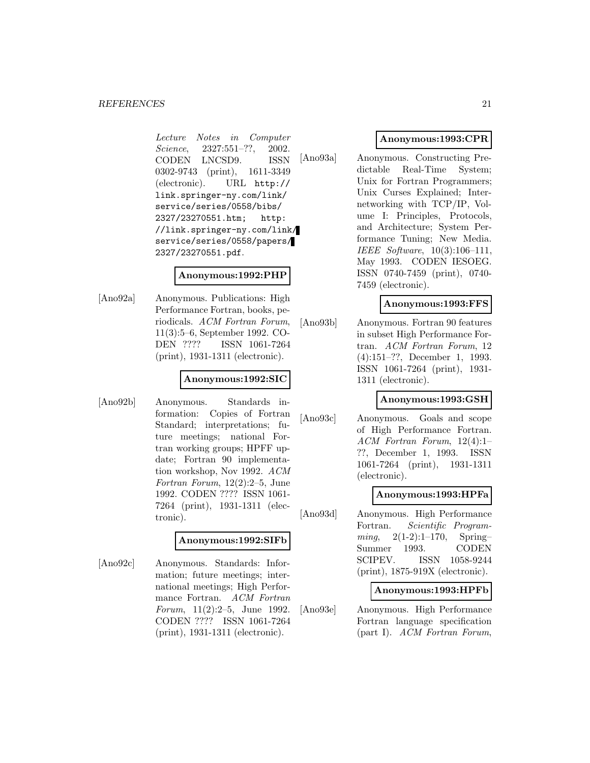*Lecture Notes in Computer Science*, 2327:551–??, 2002. CODEN LNCSD9. ISSN 0302-9743 (print), 1611-3349 (electronic). URL http://link.springer-ny.com/link/service/series/0558/bibs/2327/23270551.htm; http://link.springer-ny.com/link/service/series/0558/papers/2327/23270551.pdf.

**Anonymous:1992:PHP**

[Ano92a] Anonymous. Publications: High Performance Fortran, books, periodicals. *ACM Fortran Forum*, 11(3):5–6, September 1992. CODEN ???? ISSN 1061-7264 (print), 1931-1311 (electronic).

**Anonymous:1992:SIC**

[Ano92b] Anonymous. Standards information: Copies of Fortran Standard; interpretations; future meetings; national Fortran working groups; HPFF update; Fortran 90 implementation workshop, Nov 1992. *ACM Fortran Forum*, 12(2):2–5, June 1992. CODEN ???? ISSN 1061-7264 (print), 1931-1311 (electronic).

**Anonymous:1992:SIFb**

[Ano92c] Anonymous. Standards: Information; future meetings; international meetings; High Performance Fortran. *ACM Fortran Forum*, 11(2):2–5, June 1992. CODEN ???? ISSN 1061-7264 (print), 1931-1311 (electronic).

**Anonymous:1993:CPR**

[Ano93a] Anonymous. Constructing Predictable Real-Time System; Unix for Fortran Programmers; Unix Curses Explained; Internetworking with TCP/IP, Volume I: Principles, Protocols, and Architecture; System Performance Tuning; New Media. *IEEE Software*, 10(3):106–111, May 1993. CODEN IESOEG. ISSN 0740-7459 (print), 0740-7459 (electronic).

**Anonymous:1993:FFS**

[Ano93b] Anonymous. Fortran 90 features in subset High Performance Fortran. *ACM Fortran Forum*, 12 (4):151–??, December 1, 1993. ISSN 1061-7264 (print), 1931-1311 (electronic).

**Anonymous:1993:GSH**

[Ano93c] Anonymous. Goals and scope of High Performance Fortran. *ACM Fortran Forum*, 12(4):1–??, December 1, 1993. ISSN 1061-7264 (print), 1931-1311 (electronic).

**Anonymous:1993:HPFa**

[Ano93d] Anonymous. High Performance Fortran. *Scientific Programming*, 2(1-2):1–170, Spring–Summer 1993. CODEN SCIPEV. ISSN 1058-9244 (print), 1875-919X (electronic).

**Anonymous:1993:HPFb**

[Ano93e] Anonymous. High Performance Fortran language specification (part I). *ACM Fortran Forum*,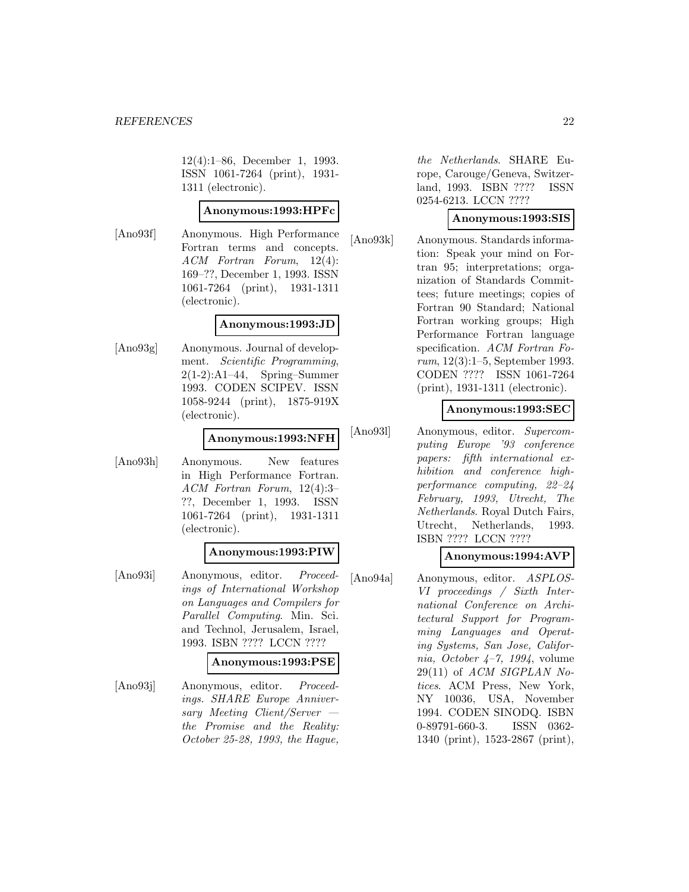12(4):1–86, December 1, 1993. ISSN 1061-7264 (print), 1931-1311 (electronic).

**Anonymous:1993:HPFc**

[Ano93f] Anonymous. High Performance Fortran terms and concepts. *ACM Fortran Forum*, 12(4): 169–??, December 1, 1993. ISSN 1061-7264 (print), 1931-1311 (electronic).

**Anonymous:1993:JD**

[Ano93g] Anonymous. Journal of development. *Scientific Programming*, 2(1-2):A1–44, Spring–Summer 1993. CODEN SCIPEV. ISSN 1058-9244 (print), 1875-919X (electronic).

**Anonymous:1993:NFH**

[Ano93h] Anonymous. New features in High Performance Fortran. *ACM Fortran Forum*, 12(4):3–??, December 1, 1993. ISSN 1061-7264 (print), 1931-1311 (electronic).

**Anonymous:1993:PIW**

[Ano93i] Anonymous, editor. *Proceedings of International Workshop on Languages and Compilers for Parallel Computing*. Min. Sci. and Technol, Jerusalem, Israel, 1993. ISBN ???? LCCN ????

**Anonymous:1993:PSE**

[Ano93j] Anonymous, editor. *Proceedings. SHARE Europe Anniversary Meeting Client/Server — the Promise and the Reality: October 25-28, 1993, the Hague, the Netherlands*. SHARE Europe, Carouge/Geneva, Switzerland, 1993. ISBN ???? ISSN 0254-6213. LCCN ????

**Anonymous:1993:SIS**

[Ano93k] Anonymous. Standards information: Speak your mind on Fortran 95; interpretations; organization of Standards Committees; future meetings; copies of Fortran 90 Standard; National Fortran working groups; High Performance Fortran language specification. *ACM Fortran Forum*, 12(3):1–5, September 1993. CODEN ???? ISSN 1061-7264 (print), 1931-1311 (electronic).

**Anonymous:1993:SEC**

[Ano93l] Anonymous, editor. *Supercomputing Europe '93 conference papers: fifth international exhibition and conference high-performance computing, 22–24 February, 1993, Utrecht, The Netherlands*. Royal Dutch Fairs, Utrecht, Netherlands, 1993. ISBN ???? LCCN ????

**Anonymous:1994:AVP**

[Ano94a] Anonymous, editor. *ASPLOS-VI proceedings / Sixth International Conference on Architectural Support for Programming Languages and Operating Systems, San Jose, California, October 4–7, 1994*, volume 29(11) of *ACM SIGPLAN Notices*. ACM Press, New York, NY 10036, USA, November 1994. CODEN SINODQ. ISBN 0-89791-660-3. ISSN 0362-1340 (print), 1523-2867 (print),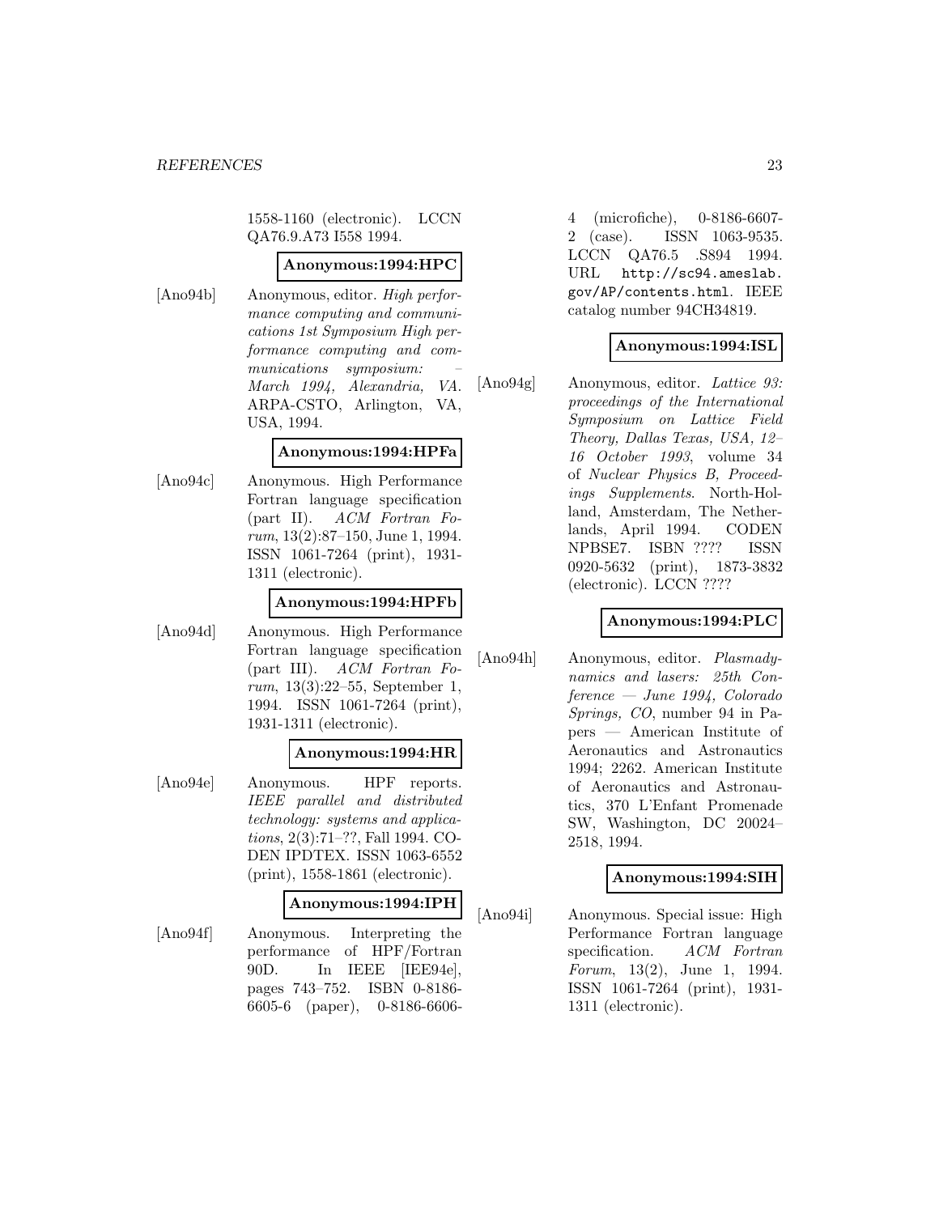1558-1160 (electronic). LCCN QA76.9.A73 I558 1994.

**Anonymous:1994:HPC**

[Ano94b] Anonymous, editor. *High performance computing and communications 1st Symposium High performance computing and communications symposium: – March 1994, Alexandria, VA*. ARPA-CSTO, Arlington, VA, USA, 1994.

**Anonymous:1994:HPFa**

[Ano94c] Anonymous. High Performance Fortran language specification (part II). *ACM Fortran Forum*, 13(2):87–150, June 1, 1994. ISSN 1061-7264 (print), 1931-1311 (electronic).

**Anonymous:1994:HPFb**

[Ano94d] Anonymous. High Performance Fortran language specification (part III). *ACM Fortran Forum*, 13(3):22–55, September 1, 1994. ISSN 1061-7264 (print), 1931-1311 (electronic).

**Anonymous:1994:HR**

[Ano94e] Anonymous. HPF reports. *IEEE parallel and distributed technology: systems and applications*, 2(3):71–??, Fall 1994. CODEN IPDTEX. ISSN 1063-6552 (print), 1558-1861 (electronic).

**Anonymous:1994:IPH**

[Ano94f] Anonymous. Interpreting the performance of HPF/Fortran 90D. In IEEE [IEE94e], pages 743–752. ISBN 0-8186-6605-6 (paper), 0-8186-6606-4 (microfiche), 0-8186-6607-2 (case). ISSN 1063-9535. LCCN QA76.5 .S894 1994. URL `http://sc94.ameslab.gov/AP/contents.html`. IEEE catalog number 94CH34819.

**Anonymous:1994:ISL**

[Ano94g] Anonymous, editor. *Lattice 93: proceedings of the International Symposium on Lattice Field Theory, Dallas Texas, USA, 12–16 October 1993*, volume 34 of *Nuclear Physics B, Proceedings Supplements*. North-Holland, Amsterdam, The Netherlands, April 1994. CODEN NPBSE7. ISBN ???? ISSN 0920-5632 (print), 1873-3832 (electronic). LCCN ????

**Anonymous:1994:PLC**

[Ano94h] Anonymous, editor. *Plasmadynamics and lasers: 25th Conference — June 1994, Colorado Springs, CO*, number 94 in Papers — American Institute of Aeronautics and Astronautics 1994; 2262. American Institute of Aeronautics and Astronautics, 370 L'Enfant Promenade SW, Washington, DC 20024–2518, 1994.

**Anonymous:1994:SIH**

[Ano94i] Anonymous. Special issue: High Performance Fortran language specification. *ACM Fortran Forum*, 13(2), June 1, 1994. ISSN 1061-7264 (print), 1931-1311 (electronic).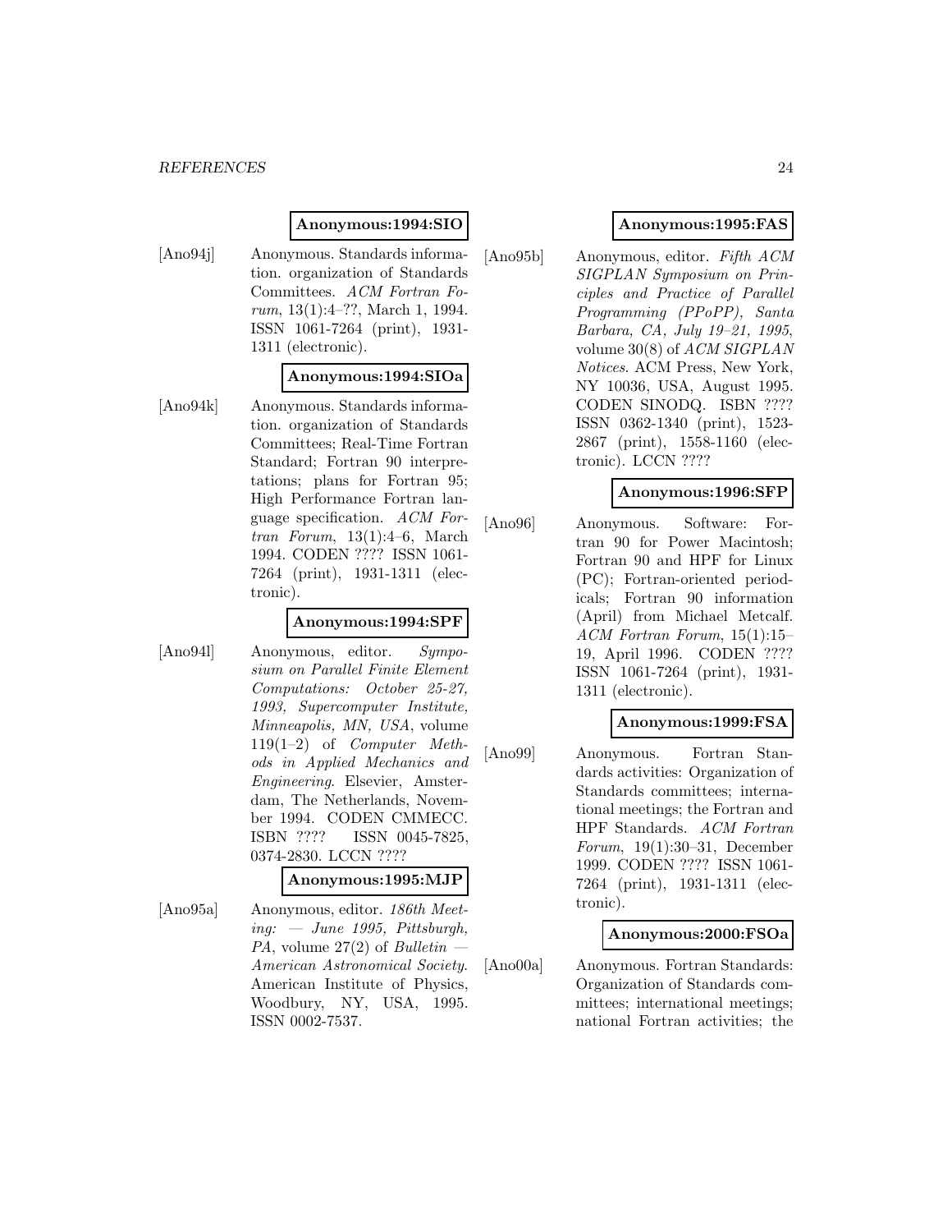**Anonymous:1994:SIO**

[Ano94j] Anonymous. Standards information. organization of Standards Committees. *ACM Fortran Forum*, 13(1):4–??, March 1, 1994. ISSN 1061-7264 (print), 1931-1311 (electronic).

**Anonymous:1994:SIOa**

[Ano94k] Anonymous. Standards information. organization of Standards Committees; Real-Time Fortran Standard; Fortran 90 interpretations; plans for Fortran 95; High Performance Fortran language specification. *ACM Fortran Forum*, 13(1):4–6, March 1994. CODEN ???? ISSN 1061-7264 (print), 1931-1311 (electronic).

**Anonymous:1994:SPF**

[Ano94l] Anonymous, editor. *Symposium on Parallel Finite Element Computations: October 25-27, 1993, Supercomputer Institute, Minneapolis, MN, USA*, volume 119(1–2) of *Computer Methods in Applied Mechanics and Engineering*. Elsevier, Amsterdam, The Netherlands, November 1994. CODEN CMMECC. ISBN ???? ISSN 0045-7825, 0374-2830. LCCN ????

**Anonymous:1995:MJP**

[Ano95a] Anonymous, editor. *186th Meeting: — June 1995, Pittsburgh, PA*, volume 27(2) of *Bulletin — American Astronomical Society*. American Institute of Physics, Woodbury, NY, USA, 1995. ISSN 0002-7537.

**Anonymous:1995:FAS**

[Ano95b] Anonymous, editor. *Fifth ACM SIGPLAN Symposium on Principles and Practice of Parallel Programming (PPoPP), Santa Barbara, CA, July 19–21, 1995*, volume 30(8) of *ACM SIGPLAN Notices*. ACM Press, New York, NY 10036, USA, August 1995. CODEN SINODQ. ISBN ???? ISSN 0362-1340 (print), 1523-2867 (print), 1558-1160 (electronic). LCCN ????

**Anonymous:1996:SFP**

[Ano96] Anonymous. Software: Fortran 90 for Power Macintosh; Fortran 90 and HPF for Linux (PC); Fortran-oriented periodicals; Fortran 90 information (April) from Michael Metcalf. *ACM Fortran Forum*, 15(1):15–19, April 1996. CODEN ???? ISSN 1061-7264 (print), 1931-1311 (electronic).

**Anonymous:1999:FSA**

[Ano99] Anonymous. Fortran Standards activities: Organization of Standards committees; international meetings; the Fortran and HPF Standards. *ACM Fortran Forum*, 19(1):30–31, December 1999. CODEN ???? ISSN 1061-7264 (print), 1931-1311 (electronic).

**Anonymous:2000:FSOa**

[Ano00a] Anonymous. Fortran Standards: Organization of Standards committees; international meetings; national Fortran activities; the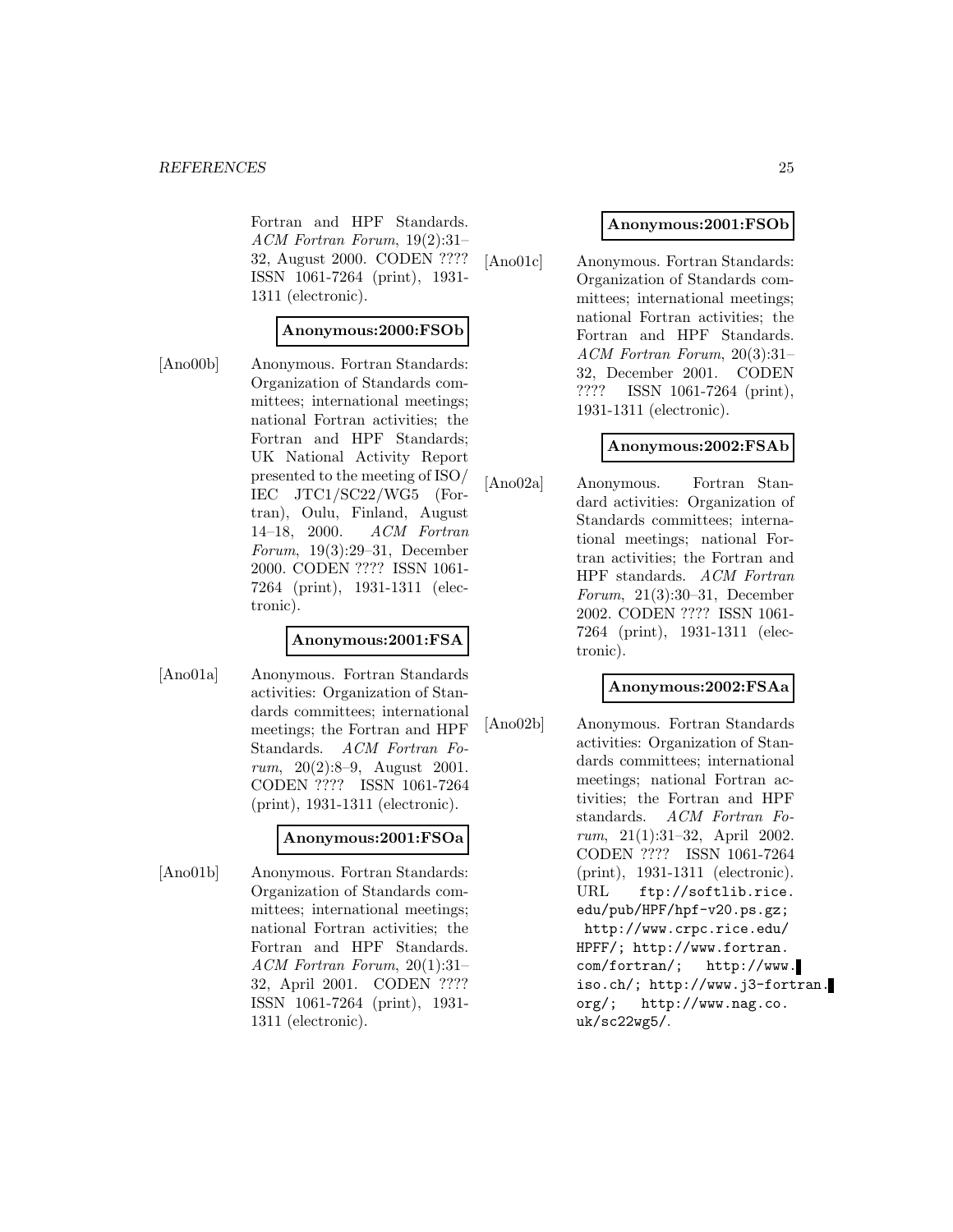Fortran and HPF Standards. *ACM Fortran Forum*, 19(2):31–32, August 2000. CODEN ???? ISSN 1061-7264 (print), 1931-1311 (electronic).

**Anonymous:2000:FSOb**

[Ano00b] Anonymous. Fortran Standards: Organization of Standards committees; international meetings; national Fortran activities; the Fortran and HPF Standards; UK National Activity Report presented to the meeting of ISO/IEC JTC1/SC22/WG5 (Fortran), Oulu, Finland, August 14–18, 2000. *ACM Fortran Forum*, 19(3):29–31, December 2000. CODEN ???? ISSN 1061-7264 (print), 1931-1311 (electronic).

**Anonymous:2001:FSA**

[Ano01a] Anonymous. Fortran Standards activities: Organization of Standards committees; international meetings; the Fortran and HPF Standards. *ACM Fortran Forum*, 20(2):8–9, August 2001. CODEN ???? ISSN 1061-7264 (print), 1931-1311 (electronic).

**Anonymous:2001:FSOa**

[Ano01b] Anonymous. Fortran Standards: Organization of Standards committees; international meetings; national Fortran activities; the Fortran and HPF Standards. *ACM Fortran Forum*, 20(1):31–32, April 2001. CODEN ???? ISSN 1061-7264 (print), 1931-1311 (electronic).

**Anonymous:2001:FSOb**

[Ano01c] Anonymous. Fortran Standards: Organization of Standards committees; international meetings; national Fortran activities; the Fortran and HPF Standards. *ACM Fortran Forum*, 20(3):31–32, December 2001. CODEN ???? ISSN 1061-7264 (print), 1931-1311 (electronic).

**Anonymous:2002:FSAb**

[Ano02a] Anonymous. Fortran Standard activities: Organization of Standards committees; international meetings; national Fortran activities; the Fortran and HPF standards. *ACM Fortran Forum*, 21(3):30–31, December 2002. CODEN ???? ISSN 1061-7264 (print), 1931-1311 (electronic).

**Anonymous:2002:FSAa**

[Ano02b] Anonymous. Fortran Standards activities: Organization of Standards committees; international meetings; national Fortran activities; the Fortran and HPF standards. *ACM Fortran Forum*, 21(1):31–32, April 2002. CODEN ???? ISSN 1061-7264 (print), 1931-1311 (electronic). URL `ftp://softlib.rice.edu/pub/HPF/hpf-v20.ps.gz`; `http://www.crpc.rice.edu/HPFF/`; `http://www.fortran.com/fortran/`; `http://www.iso.ch/`; `http://www.j3-fortran.org/`; `http://www.nag.co.uk/sc22wg5/`.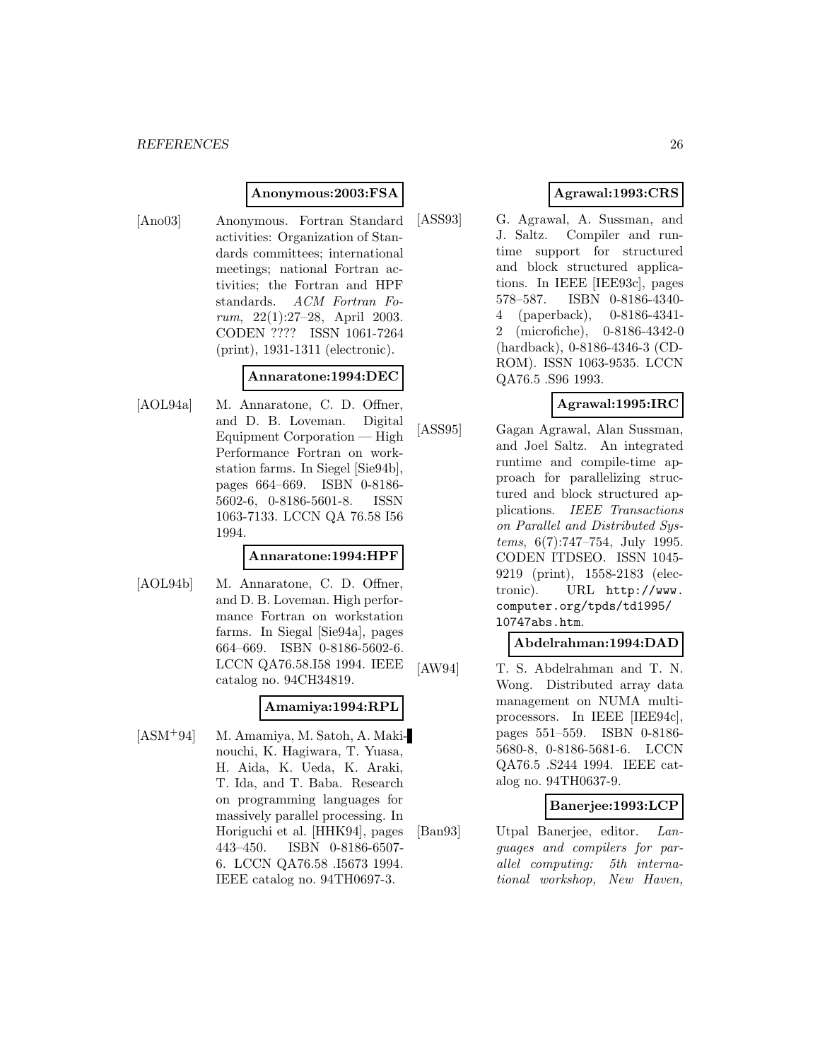**Anonymous:2003:FSA**

[Ano03] Anonymous. Fortran Standard activities: Organization of Standards committees; international meetings; national Fortran activities; the Fortran and HPF standards. *ACM Fortran Forum*, 22(1):27–28, April 2003. CODEN ???? ISSN 1061-7264 (print), 1931-1311 (electronic).

**Annaratone:1994:DEC**

[AOL94a] M. Annaratone, C. D. Offner, and D. B. Loveman. Digital Equipment Corporation — High Performance Fortran on workstation farms. In Siegel [Sie94b], pages 664–669. ISBN 0-8186-5602-6, 0-8186-5601-8. ISSN 1063-7133. LCCN QA 76.58 I56 1994.

**Annaratone:1994:HPF**

[AOL94b] M. Annaratone, C. D. Offner, and D. B. Loveman. High performance Fortran on workstation farms. In Siegal [Sie94a], pages 664–669. ISBN 0-8186-5602-6. LCCN QA76.58.I58 1994. IEEE catalog no. 94CH34819.

**Amamiya:1994:RPL**

[ASM+94] M. Amamiya, M. Satoh, A. Makinouchi, K. Hagiwara, T. Yuasa, H. Aida, K. Ueda, K. Araki, T. Ida, and T. Baba. Research on programming languages for massively parallel processing. In Horiguchi et al. [HHK94], pages 443–450. ISBN 0-8186-6507-6. LCCN QA76.58 .I5673 1994. IEEE catalog no. 94TH0697-3.

**Agrawal:1993:CRS**

[ASS93] G. Agrawal, A. Sussman, and J. Saltz. Compiler and runtime support for structured and block structured applications. In IEEE [IEE93c], pages 578–587. ISBN 0-8186-4340-4 (paperback), 0-8186-4341-2 (microfiche), 0-8186-4342-0 (hardback), 0-8186-4346-3 (CD-ROM). ISSN 1063-9535. LCCN QA76.5 .S96 1993.

**Agrawal:1995:IRC**

[ASS95] Gagan Agrawal, Alan Sussman, and Joel Saltz. An integrated runtime and compile-time approach for parallelizing structured and block structured applications. *IEEE Transactions on Parallel and Distributed Systems*, 6(7):747–754, July 1995. CODEN ITDSEO. ISSN 1045-9219 (print), 1558-2183 (electronic). URL http://www.computer.org/tpds/td1995/l0747abs.htm.

**Abdelrahman:1994:DAD**

[AW94] T. S. Abdelrahman and T. N. Wong. Distributed array data management on NUMA multiprocessors. In IEEE [IEE94c], pages 551–559. ISBN 0-8186-5680-8, 0-8186-5681-6. LCCN QA76.5 .S244 1994. IEEE catalog no. 94TH0637-9.

**Banerjee:1993:LCP**

[Ban93] Utpal Banerjee, editor. *Languages and compilers for parallel computing: 5th international workshop, New Haven,*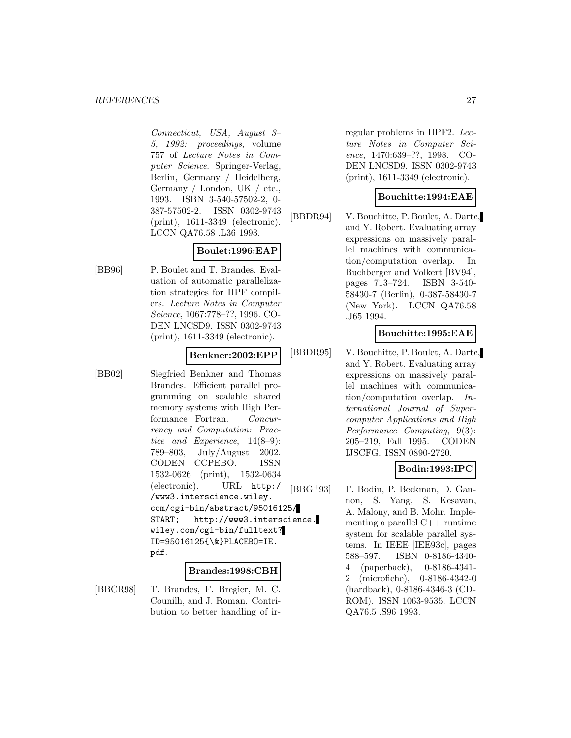*Connecticut, USA, August 3–5, 1992: proceedings*, volume 757 of *Lecture Notes in Computer Science*. Springer-Verlag, Berlin, Germany / Heidelberg, Germany / London, UK / etc., 1993. ISBN 3-540-57502-2, 0-387-57502-2. ISSN 0302-9743 (print), 1611-3349 (electronic). LCCN QA76.58 .L36 1993.

**Boulet:1996:EAP**

[BB96] P. Boulet and T. Brandes. Evaluation of automatic parallelization strategies for HPF compilers. *Lecture Notes in Computer Science*, 1067:778–??, 1996. CODEN LNCSD9. ISSN 0302-9743 (print), 1611-3349 (electronic).

**Benkner:2002:EPP**

[BB02] Siegfried Benkner and Thomas Brandes. Efficient parallel programming on scalable shared memory systems with High Performance Fortran. *Concurrency and Computation: Practice and Experience*, 14(8–9): 789–803, July/August 2002. CODEN CCPEBO. ISSN 1532-0626 (print), 1532-0634 (electronic). URL `http://www3.interscience.wiley.com/cgi-bin/abstract/95016125/START; http://www3.interscience.wiley.com/cgi-bin/fulltext?ID=95016125{\&}PLACEBO=IE.pdf`.

**Brandes:1998:CBH**

[BBCR98] T. Brandes, F. Bregier, M. C. Counilh, and J. Roman. Contribution to better handling of irregular problems in HPF2. *Lecture Notes in Computer Science*, 1470:639–??, 1998. CODEN LNCSD9. ISSN 0302-9743 (print), 1611-3349 (electronic).

**Bouchitte:1994:EAE**

[BBDR94] V. Bouchitte, P. Boulet, A. Darte, and Y. Robert. Evaluating array expressions on massively parallel machines with communication/computation overlap. In Buchberger and Volkert [BV94], pages 713–724. ISBN 3-540-58430-7 (Berlin), 0-387-58430-7 (New York). LCCN QA76.58 .J65 1994.

**Bouchitte:1995:EAE**

[BBDR95] V. Bouchitte, P. Boulet, A. Darte, and Y. Robert. Evaluating array expressions on massively parallel machines with communication/computation overlap. *International Journal of Supercomputer Applications and High Performance Computing*, 9(3): 205–219, Fall 1995. CODEN IJSCFG. ISSN 0890-2720.

**Bodin:1993:IPC**

[BBG+93] F. Bodin, P. Beckman, D. Gannon, S. Yang, S. Kesavan, A. Malony, and B. Mohr. Implementing a parallel C++ runtime system for scalable parallel systems. In IEEE [IEE93c], pages 588–597. ISBN 0-8186-4340-4 (paperback), 0-8186-4341-2 (microfiche), 0-8186-4342-0 (hardback), 0-8186-4346-3 (CD-ROM). ISSN 1063-9535. LCCN QA76.5 .S96 1993.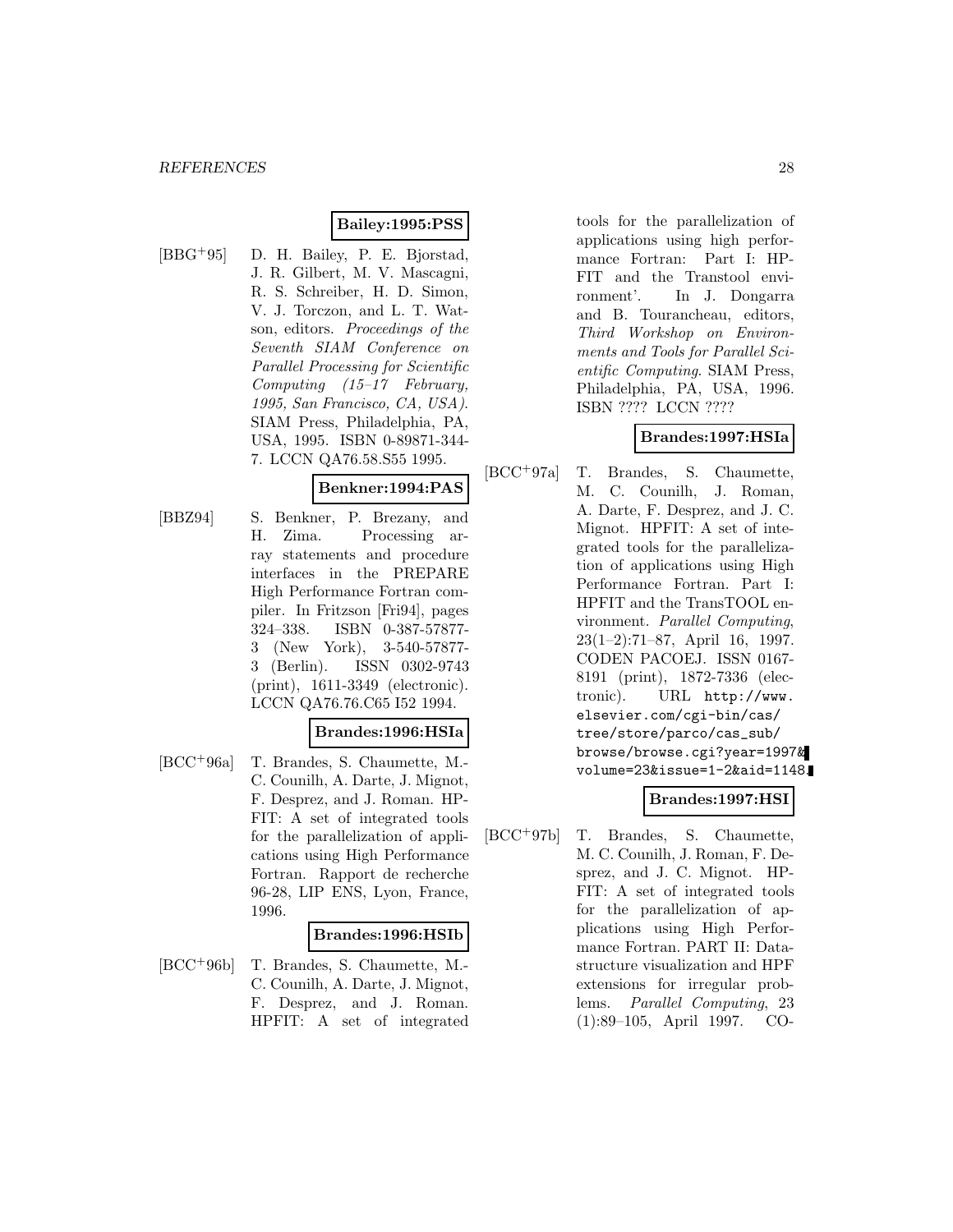**Bailey:1995:PSS**

[BBG+95] D. H. Bailey, P. E. Bjorstad, J. R. Gilbert, M. V. Mascagni, R. S. Schreiber, H. D. Simon, V. J. Torczon, and L. T. Watson, editors. *Proceedings of the Seventh SIAM Conference on Parallel Processing for Scientific Computing (15–17 February, 1995, San Francisco, CA, USA)*. SIAM Press, Philadelphia, PA, USA, 1995. ISBN 0-89871-344-7. LCCN QA76.58.S55 1995.

**Benkner:1994:PAS**

[BBZ94] S. Benkner, P. Brezany, and H. Zima. Processing array statements and procedure interfaces in the PREPARE High Performance Fortran compiler. In Fritzson [Fri94], pages 324–338. ISBN 0-387-57877-3 (New York), 3-540-57877-3 (Berlin). ISSN 0302-9743 (print), 1611-3349 (electronic). LCCN QA76.76.C65 I52 1994.

**Brandes:1996:HSIa**

[BCC+96a] T. Brandes, S. Chaumette, M.-C. Counilh, A. Darte, J. Mignot, F. Desprez, and J. Roman. HPFIT: A set of integrated tools for the parallelization of applications using High Performance Fortran. Rapport de recherche 96-28, LIP ENS, Lyon, France, 1996.

**Brandes:1996:HSIb**

[BCC+96b] T. Brandes, S. Chaumette, M.-C. Counilh, A. Darte, J. Mignot, F. Desprez, and J. Roman. HPFIT: A set of integrated tools for the parallelization of applications using high performance Fortran: Part I: HPFIT and the Transtool environment'. In J. Dongarra and B. Tourancheau, editors, *Third Workshop on Environments and Tools for Parallel Scientific Computing*. SIAM Press, Philadelphia, PA, USA, 1996. ISBN ???? LCCN ????

**Brandes:1997:HSIa**

[BCC+97a] T. Brandes, S. Chaumette, M. C. Counilh, J. Roman, A. Darte, F. Desprez, and J. C. Mignot. HPFIT: A set of integrated tools for the parallelization of applications using High Performance Fortran. Part I: HPFIT and the TransTOOL environment. *Parallel Computing*, 23(1–2):71–87, April 16, 1997. CODEN PACOEJ. ISSN 0167-8191 (print), 1872-7336 (electronic). URL http://www.elsevier.com/cgi-bin/cas/tree/store/parco/cas_sub/browse/browse.cgi?year=1997&volume=23&issue=1-2&aid=1148.

**Brandes:1997:HSI**

[BCC+97b] T. Brandes, S. Chaumette, M. C. Counilh, J. Roman, F. Desprez, and J. C. Mignot. HPFIT: A set of integrated tools for the parallelization of applications using High Performance Fortran. PART II: Data-structure visualization and HPF extensions for irregular problems. *Parallel Computing*, 23 (1):89–105, April 1997. CO-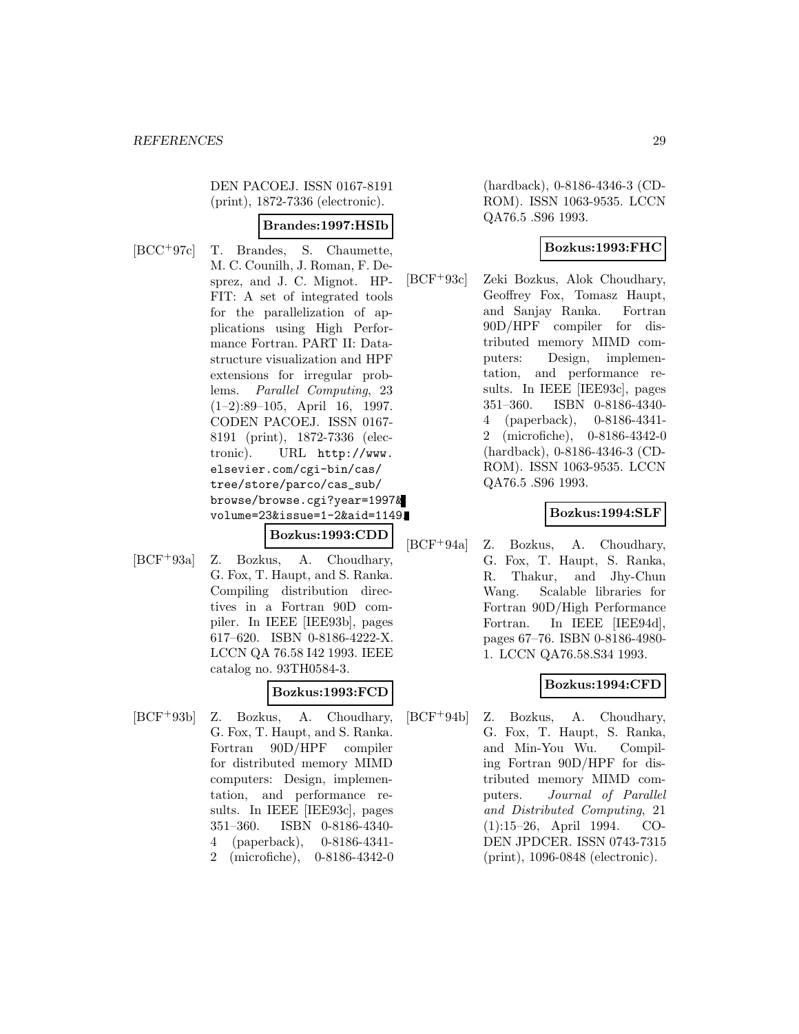DEN PACOEJ. ISSN 0167-8191 (print), 1872-7336 (electronic).

**Brandes:1997:HSIb**

[BCC+97c] T. Brandes, S. Chaumette, M. C. Counilh, J. Roman, F. Desprez, and J. C. Mignot. HPFIT: A set of integrated tools for the parallelization of applications using High Performance Fortran. PART II: Data-structure visualization and HPF extensions for irregular problems. *Parallel Computing*, 23 (1–2):89–105, April 16, 1997. CODEN PACOEJ. ISSN 0167-8191 (print), 1872-7336 (electronic). URL `http://www.elsevier.com/cgi-bin/cas/tree/store/parco/cas_sub/browse/browse.cgi?year=1997&volume=23&issue=1-2&aid=1149`.

**Bozkus:1993:CDD**

[BCF+93a] Z. Bozkus, A. Choudhary, G. Fox, T. Haupt, and S. Ranka. Compiling distribution directives in a Fortran 90D compiler. In IEEE [IEE93b], pages 617–620. ISBN 0-8186-4222-X. LCCN QA 76.58 I42 1993. IEEE catalog no. 93TH0584-3.

**Bozkus:1993:FCD**

[BCF+93b] Z. Bozkus, A. Choudhary, G. Fox, T. Haupt, and S. Ranka. Fortran 90D/HPF compiler for distributed memory MIMD computers: Design, implementation, and performance results. In IEEE [IEE93c], pages 351–360. ISBN 0-8186-4340-4 (paperback), 0-8186-4341-2 (microfiche), 0-8186-4342-0 (hardback), 0-8186-4346-3 (CD-ROM). ISSN 1063-9535. LCCN QA76.5 .S96 1993.

**Bozkus:1993:FHC**

[BCF+93c] Zeki Bozkus, Alok Choudhary, Geoffrey Fox, Tomasz Haupt, and Sanjay Ranka. Fortran 90D/HPF compiler for distributed memory MIMD computers: Design, implementation, and performance results. In IEEE [IEE93c], pages 351–360. ISBN 0-8186-4340-4 (paperback), 0-8186-4341-2 (microfiche), 0-8186-4342-0 (hardback), 0-8186-4346-3 (CD-ROM). ISSN 1063-9535. LCCN QA76.5 .S96 1993.

**Bozkus:1994:SLF**

[BCF+94a] Z. Bozkus, A. Choudhary, G. Fox, T. Haupt, S. Ranka, R. Thakur, and Jhy-Chun Wang. Scalable libraries for Fortran 90D/High Performance Fortran. In IEEE [IEE94d], pages 67–76. ISBN 0-8186-4980-1. LCCN QA76.58.S34 1993.

**Bozkus:1994:CFD**

[BCF+94b] Z. Bozkus, A. Choudhary, G. Fox, T. Haupt, S. Ranka, and Min-You Wu. Compiling Fortran 90D/HPF for distributed memory MIMD computers. *Journal of Parallel and Distributed Computing*, 21 (1):15–26, April 1994. CODEN JPDCER. ISSN 0743-7315 (print), 1096-0848 (electronic).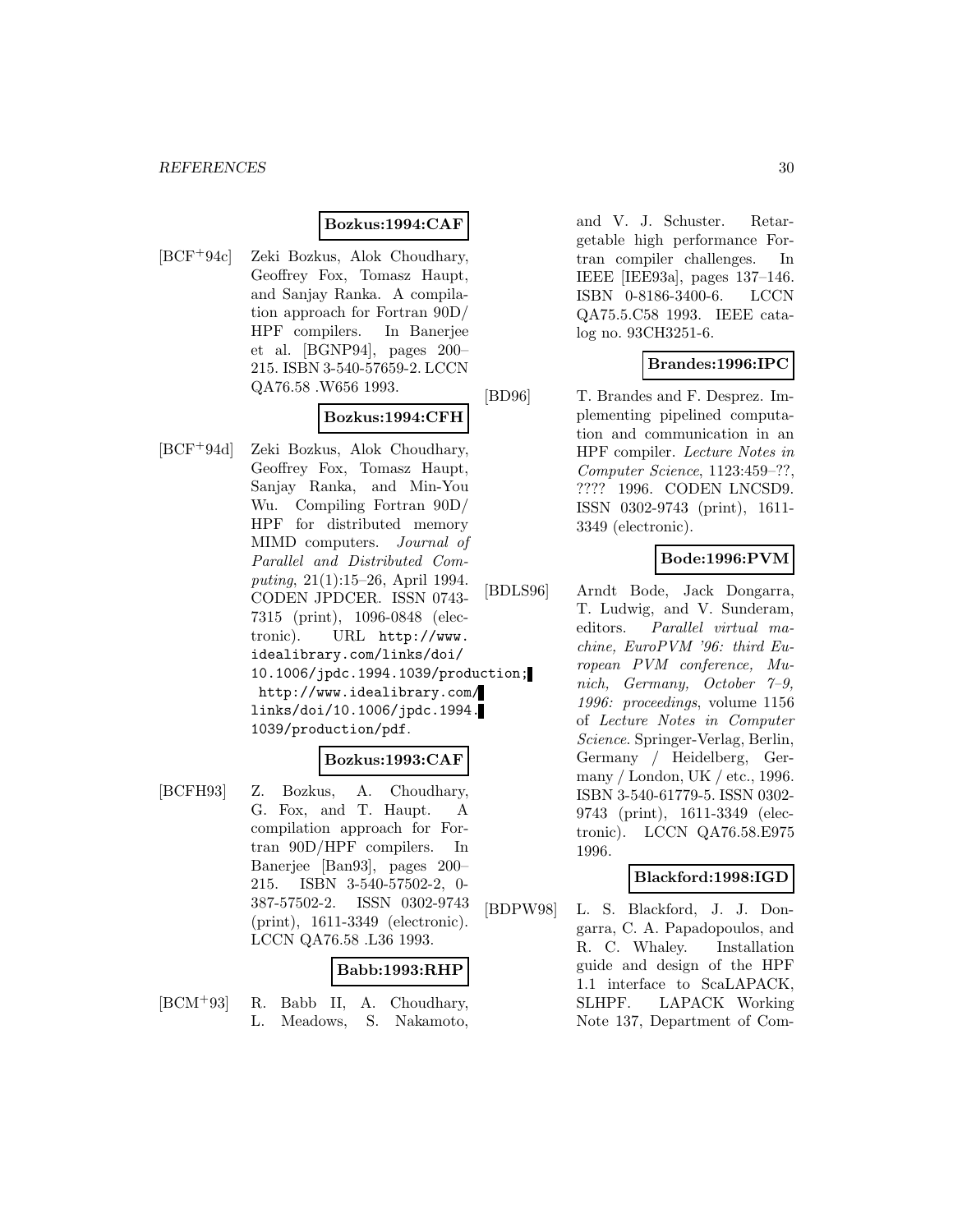**Bozkus:1994:CAF**

[BCF+94c] Zeki Bozkus, Alok Choudhary, Geoffrey Fox, Tomasz Haupt, and Sanjay Ranka. A compilation approach for Fortran 90D/ HPF compilers. In Banerjee et al. [BGNP94], pages 200–215. ISBN 3-540-57659-2. LCCN QA76.58 .W656 1993.

**Bozkus:1994:CFH**

[BCF+94d] Zeki Bozkus, Alok Choudhary, Geoffrey Fox, Tomasz Haupt, Sanjay Ranka, and Min-You Wu. Compiling Fortran 90D/ HPF for distributed memory MIMD computers. *Journal of Parallel and Distributed Computing*, 21(1):15–26, April 1994. CODEN JPDCER. ISSN 0743-7315 (print), 1096-0848 (electronic). URL `http://www.idealibrary.com/links/doi/10.1006/jpdc.1994.1039/production; http://www.idealibrary.com/links/doi/10.1006/jpdc.1994.1039/production/pdf`.

**Bozkus:1993:CAF**

[BCFH93] Z. Bozkus, A. Choudhary, G. Fox, and T. Haupt. A compilation approach for Fortran 90D/HPF compilers. In Banerjee [Ban93], pages 200–215. ISBN 3-540-57502-2, 0-387-57502-2. ISSN 0302-9743 (print), 1611-3349 (electronic). LCCN QA76.58 .L36 1993.

**Babb:1993:RHP**

[BCM+93] R. Babb II, A. Choudhary, L. Meadows, S. Nakamoto, and V. J. Schuster. Retargetable high performance Fortran compiler challenges. In IEEE [IEE93a], pages 137–146. ISBN 0-8186-3400-6. LCCN QA75.5.C58 1993. IEEE catalog no. 93CH3251-6.

**Brandes:1996:IPC**

[BD96] T. Brandes and F. Desprez. Implementing pipelined computation and communication in an HPF compiler. *Lecture Notes in Computer Science*, 1123:459–??, ???? 1996. CODEN LNCSD9. ISSN 0302-9743 (print), 1611-3349 (electronic).

**Bode:1996:PVM**

[BDLS96] Arndt Bode, Jack Dongarra, T. Ludwig, and V. Sunderam, editors. *Parallel virtual machine, EuroPVM '96: third European PVM conference, Munich, Germany, October 7–9, 1996: proceedings*, volume 1156 of *Lecture Notes in Computer Science*. Springer-Verlag, Berlin, Germany / Heidelberg, Germany / London, UK / etc., 1996. ISBN 3-540-61779-5. ISSN 0302-9743 (print), 1611-3349 (electronic). LCCN QA76.58.E975 1996.

**Blackford:1998:IGD**

[BDPW98] L. S. Blackford, J. J. Dongarra, C. A. Papadopoulos, and R. C. Whaley. Installation guide and design of the HPF 1.1 interface to ScaLAPACK, SLHPF. LAPACK Working Note 137, Department of Com-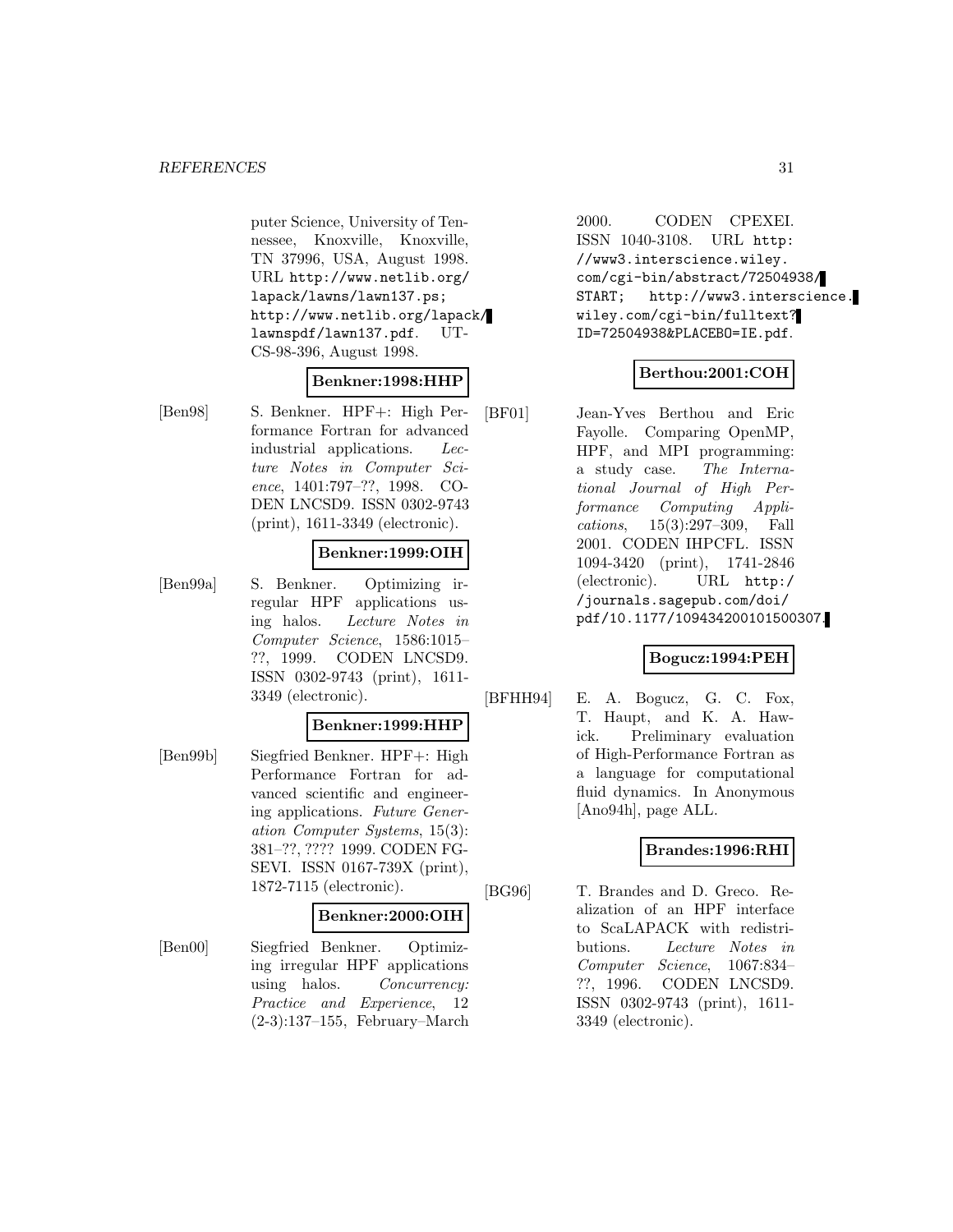puter Science, University of Tennessee, Knoxville, Knoxville, TN 37996, USA, August 1998. URL http://www.netlib.org/lapack/lawns/lawn137.ps; http://www.netlib.org/lapack/lawnspdf/lawn137.pdf. UT-CS-98-396, August 1998.

**Benkner:1998:HHP**

[Ben98] S. Benkner. HPF+: High Performance Fortran for advanced industrial applications. *Lecture Notes in Computer Science*, 1401:797–??, 1998. CODEN LNCSD9. ISSN 0302-9743 (print), 1611-3349 (electronic).

**Benkner:1999:OIH**

[Ben99a] S. Benkner. Optimizing irregular HPF applications using halos. *Lecture Notes in Computer Science*, 1586:1015–??, 1999. CODEN LNCSD9. ISSN 0302-9743 (print), 1611-3349 (electronic).

**Benkner:1999:HHP**

[Ben99b] Siegfried Benkner. HPF+: High Performance Fortran for advanced scientific and engineering applications. *Future Generation Computer Systems*, 15(3): 381–??, ???? 1999. CODEN FGSEVI. ISSN 0167-739X (print), 1872-7115 (electronic).

**Benkner:2000:OIH**

[Ben00] Siegfried Benkner. Optimizing irregular HPF applications using halos. *Concurrency: Practice and Experience*, 12 (2-3):137–155, February–March 2000. CODEN CPEXEI. ISSN 1040-3108. URL http://www3.interscience.wiley.com/cgi-bin/abstract/72504938/START; http://www3.interscience.wiley.com/cgi-bin/fulltext?ID=72504938&PLACEBO=IE.pdf.

**Berthou:2001:COH**

[BF01] Jean-Yves Berthou and Eric Fayolle. Comparing OpenMP, HPF, and MPI programming: a study case. *The International Journal of High Performance Computing Applications*, 15(3):297–309, Fall 2001. CODEN IHPCFL. ISSN 1094-3420 (print), 1741-2846 (electronic). URL http://journals.sagepub.com/doi/pdf/10.1177/109434200101500307.

**Bogucz:1994:PEH**

[BFHH94] E. A. Bogucz, G. C. Fox, T. Haupt, and K. A. Hawick. Preliminary evaluation of High-Performance Fortran as a language for computational fluid dynamics. In Anonymous [Ano94h], page ALL.

**Brandes:1996:RHI**

[BG96] T. Brandes and D. Greco. Realization of an HPF interface to ScaLAPACK with redistributions. *Lecture Notes in Computer Science*, 1067:834–??, 1996. CODEN LNCSD9. ISSN 0302-9743 (print), 1611-3349 (electronic).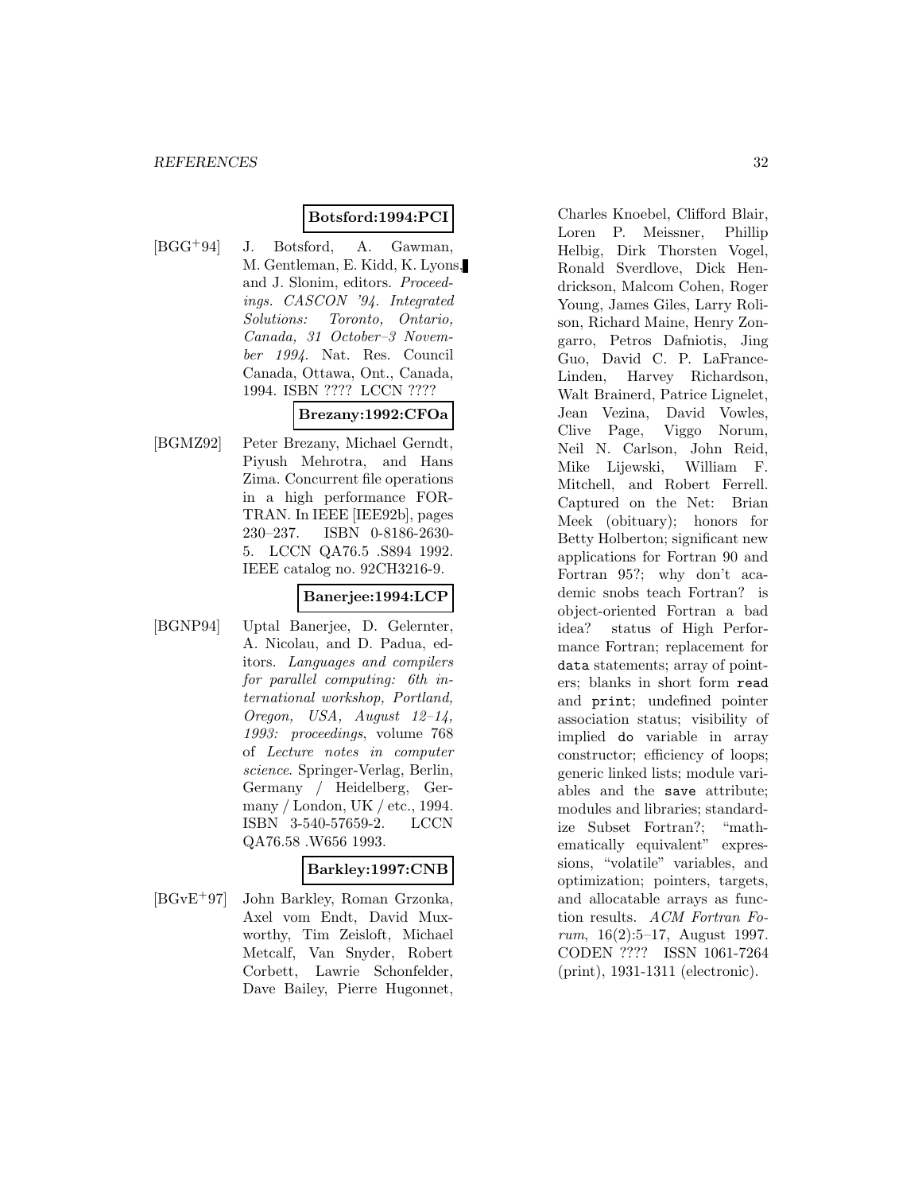**Botsford:1994:PCI**

[BGG+94] J. Botsford, A. Gawman, M. Gentleman, E. Kidd, K. Lyons, and J. Slonim, editors. *Proceedings. CASCON '94. Integrated Solutions: Toronto, Ontario, Canada, 31 October–3 November 1994*. Nat. Res. Council Canada, Ottawa, Ont., Canada, 1994. ISBN ???? LCCN ????

**Brezany:1992:CFOa**

[BGMZ92] Peter Brezany, Michael Gerndt, Piyush Mehrotra, and Hans Zima. Concurrent file operations in a high performance FORTRAN. In IEEE [IEE92b], pages 230–237. ISBN 0-8186-2630-5. LCCN QA76.5 .S894 1992. IEEE catalog no. 92CH3216-9.

**Banerjee:1994:LCP**

[BGNP94] Uptal Banerjee, D. Gelernter, A. Nicolau, and D. Padua, editors. *Languages and compilers for parallel computing: 6th international workshop, Portland, Oregon, USA, August 12–14, 1993: proceedings*, volume 768 of *Lecture notes in computer science*. Springer-Verlag, Berlin, Germany / Heidelberg, Germany / London, UK / etc., 1994. ISBN 3-540-57659-2. LCCN QA76.58 .W656 1993.

**Barkley:1997:CNB**

[BGvE+97] John Barkley, Roman Grzonka, Axel vom Endt, David Muxworthy, Tim Zeisloft, Michael Metcalf, Van Snyder, Robert Corbett, Lawrie Schonfelder, Dave Bailey, Pierre Hugonnet, Charles Knoebel, Clifford Blair, Loren P. Meissner, Phillip Helbig, Dirk Thorsten Vogel, Ronald Sverdlove, Dick Hendrickson, Malcom Cohen, Roger Young, James Giles, Larry Rolison, Richard Maine, Henry Zongarro, Petros Dafniotis, Jing Guo, David C. P. LaFrance-Linden, Harvey Richardson, Walt Brainerd, Patrice Lignelet, Jean Vezina, David Vowles, Clive Page, Viggo Norum, Neil N. Carlson, John Reid, Mike Lijewski, William F. Mitchell, and Robert Ferrell. Captured on the Net: Brian Meek (obituary); honors for Betty Holberton; significant new applications for Fortran 90 and Fortran 95?; why don't academic snobs teach Fortran? is object-oriented Fortran a bad idea? status of High Performance Fortran; replacement for `data` statements; array of pointers; blanks in short form `read` and `print`; undefined pointer association status; visibility of implied `do` variable in array constructor; efficiency of loops; generic linked lists; module variables and the `save` attribute; modules and libraries; standardize Subset Fortran?; "mathematically equivalent" expressions, "volatile" variables, and optimization; pointers, targets, and allocatable arrays as function results. *ACM Fortran Forum*, 16(2):5–17, August 1997. CODEN ???? ISSN 1061-7264 (print), 1931-1311 (electronic).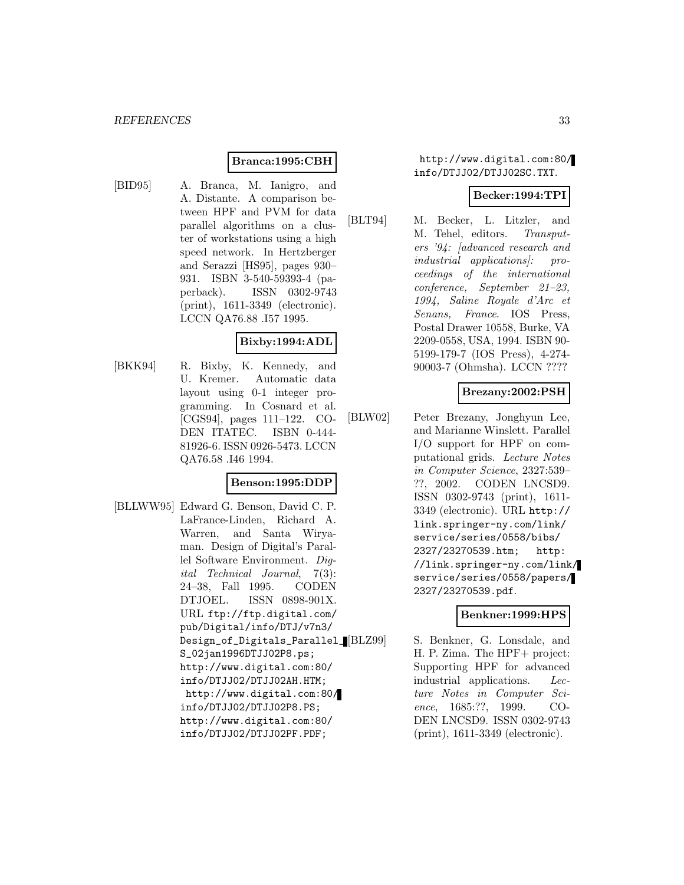**Branca:1995:CBH**

[BID95] A. Branca, M. Ianigro, and A. Distante. A comparison between HPF and PVM for data parallel algorithms on a cluster of workstations using a high speed network. In Hertzberger and Serazzi [HS95], pages 930–931. ISBN 3-540-59393-4 (paperback). ISSN 0302-9743 (print), 1611-3349 (electronic). LCCN QA76.88 .I57 1995.

**Bixby:1994:ADL**

[BKK94] R. Bixby, K. Kennedy, and U. Kremer. Automatic data layout using 0-1 integer programming. In Cosnard et al. [CGS94], pages 111–122. CODEN ITATEC. ISBN 0-444-81926-6. ISSN 0926-5473. LCCN QA76.58 .I46 1994.

**Benson:1995:DDP**

[BLLWW95] Edward G. Benson, David C. P. LaFrance-Linden, Richard A. Warren, and Santa Wiryaman. Design of Digital's Parallel Software Environment. *Digital Technical Journal*, 7(3): 24–38, Fall 1995. CODEN DTJOEL. ISSN 0898-901X. URL ftp://ftp.digital.com/pub/Digital/info/DTJ/v7n3/Design_of_Digitals_Parallel_S_02jan1996DTJJ02P8.ps; http://www.digital.com:80/info/DTJJ02/DTJJ02AH.HTM; http://www.digital.com:80/info/DTJJ02/DTJJ02P8.PS; http://www.digital.com:80/info/DTJJ02/DTJJ02PF.PDF; http://www.digital.com:80/info/DTJJ02/DTJJ02SC.TXT.

**Becker:1994:TPI**

[BLT94] M. Becker, L. Litzler, and M. Tehel, editors. *Transputers '94: [advanced research and industrial applications]: proceedings of the international conference, September 21–23, 1994, Saline Royale d'Arc et Senans, France*. IOS Press, Postal Drawer 10558, Burke, VA 2209-0558, USA, 1994. ISBN 90-5199-179-7 (IOS Press), 4-274-90003-7 (Ohmsha). LCCN ????

**Brezany:2002:PSH**

[BLW02] Peter Brezany, Jonghyun Lee, and Marianne Winslett. Parallel I/O support for HPF on computational grids. *Lecture Notes in Computer Science*, 2327:539–??, 2002. CODEN LNCSD9. ISSN 0302-9743 (print), 1611-3349 (electronic). URL http://link.springer-ny.com/link/service/series/0558/bibs/2327/23270539.htm; http://link.springer-ny.com/link/service/series/0558/papers/2327/23270539.pdf.

**Benkner:1999:HPS**

[BLZ99] S. Benkner, G. Lonsdale, and H. P. Zima. The HPF+ project: Supporting HPF for advanced industrial applications. *Lecture Notes in Computer Science*, 1685:??, 1999. CODEN LNCSD9. ISSN 0302-9743 (print), 1611-3349 (electronic).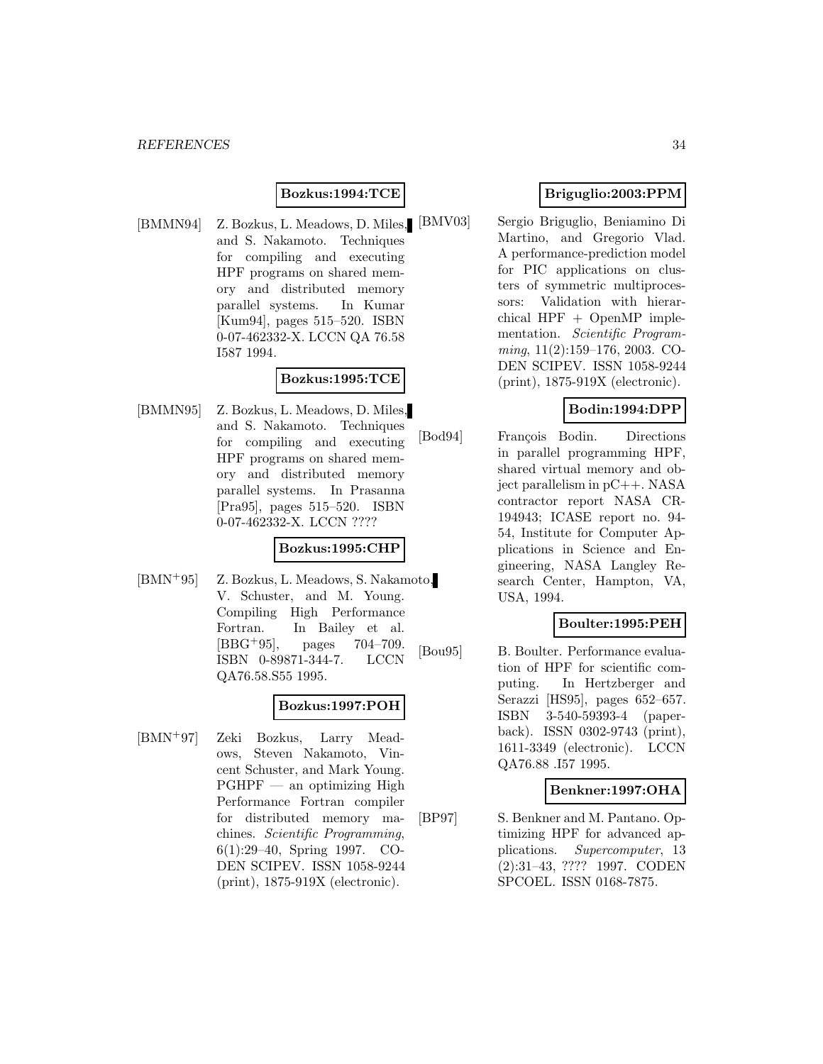**Bozkus:1994:TCE**

[BMMN94] Z. Bozkus, L. Meadows, D. Miles, and S. Nakamoto. Techniques for compiling and executing HPF programs on shared memory and distributed memory parallel systems. In Kumar [Kum94], pages 515–520. ISBN 0-07-462332-X. LCCN QA 76.58 I587 1994.

**Bozkus:1995:TCE**

[BMMN95] Z. Bozkus, L. Meadows, D. Miles, and S. Nakamoto. Techniques for compiling and executing HPF programs on shared memory and distributed memory parallel systems. In Prasanna [Pra95], pages 515–520. ISBN 0-07-462332-X. LCCN ????

**Bozkus:1995:CHP**

[BMN+95] Z. Bozkus, L. Meadows, S. Nakamoto, V. Schuster, and M. Young. Compiling High Performance Fortran. In Bailey et al. [BBG+95], pages 704–709. ISBN 0-89871-344-7. LCCN QA76.58.S55 1995.

**Bozkus:1997:POH**

[BMN+97] Zeki Bozkus, Larry Meadows, Steven Nakamoto, Vincent Schuster, and Mark Young. PGHPF — an optimizing High Performance Fortran compiler for distributed memory machines. *Scientific Programming*, 6(1):29–40, Spring 1997. CODEN SCIPEV. ISSN 1058-9244 (print), 1875-919X (electronic).

**Briguglio:2003:PPM**

[BMV03] Sergio Briguglio, Beniamino Di Martino, and Gregorio Vlad. A performance-prediction model for PIC applications on clusters of symmetric multiprocessors: Validation with hierarchical HPF + OpenMP implementation. *Scientific Programming*, 11(2):159–176, 2003. CODEN SCIPEV. ISSN 1058-9244 (print), 1875-919X (electronic).

**Bodin:1994:DPP**

[Bod94] François Bodin. Directions in parallel programming HPF, shared virtual memory and object parallelism in pC++. NASA contractor report NASA CR-194943; ICASE report no. 94-54, Institute for Computer Applications in Science and Engineering, NASA Langley Research Center, Hampton, VA, USA, 1994.

**Boulter:1995:PEH**

[Bou95] B. Boulter. Performance evaluation of HPF for scientific computing. In Hertzberger and Serazzi [HS95], pages 652–657. ISBN 3-540-59393-4 (paperback). ISSN 0302-9743 (print), 1611-3349 (electronic). LCCN QA76.88 .I57 1995.

**Benkner:1997:OHA**

[BP97] S. Benkner and M. Pantano. Optimizing HPF for advanced applications. *Supercomputer*, 13 (2):31–43, ???? 1997. CODEN SPCOEL. ISSN 0168-7875.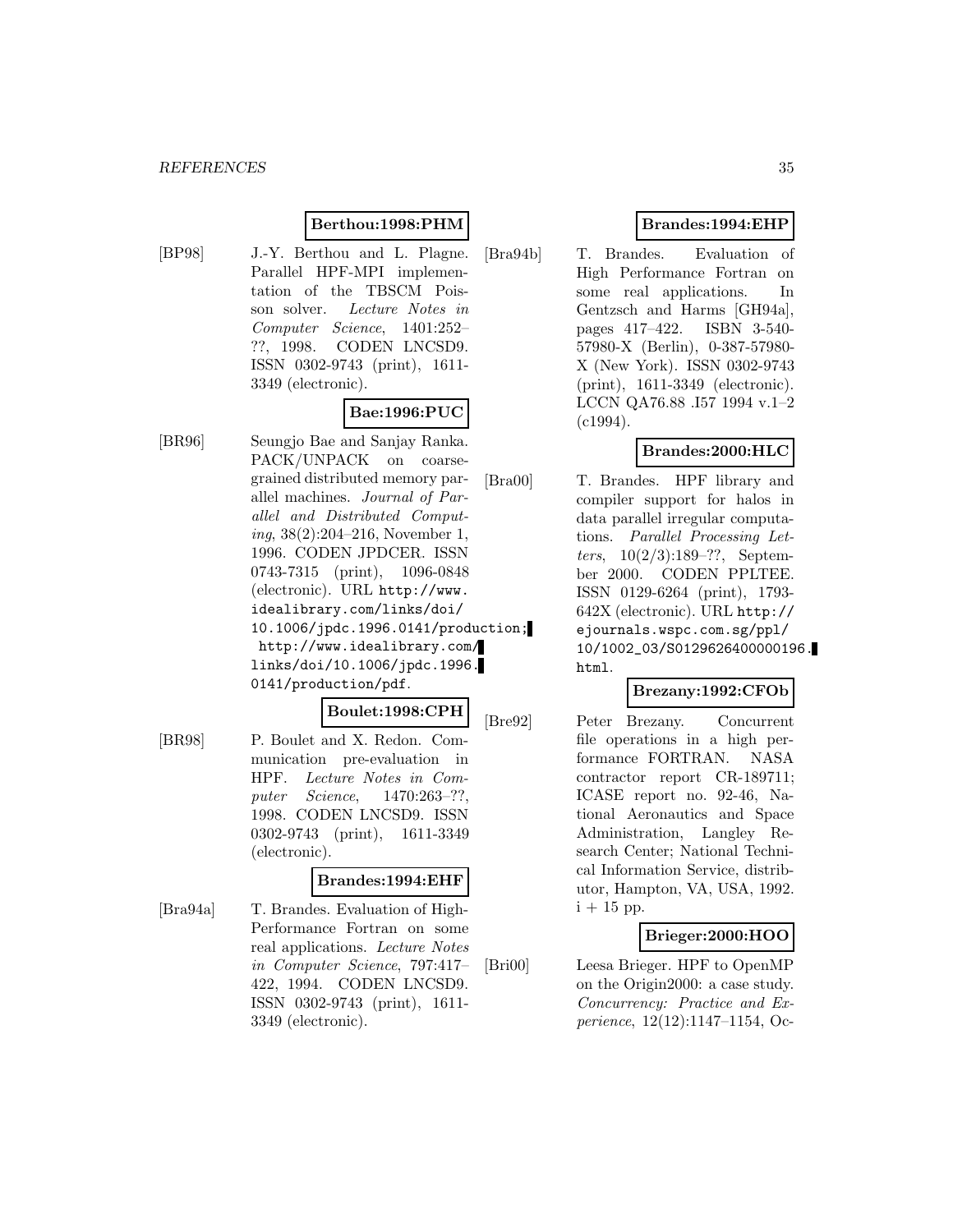**Berthou:1998:PHM**

[BP98] J.-Y. Berthou and L. Plagne. Parallel HPF-MPI implementation of the TBSCM Poisson solver. *Lecture Notes in Computer Science*, 1401:252–??, 1998. CODEN LNCSD9. ISSN 0302-9743 (print), 1611-3349 (electronic).

**Bae:1996:PUC**

[BR96] Seungjo Bae and Sanjay Ranka. PACK/UNPACK on coarse-grained distributed memory parallel machines. *Journal of Parallel and Distributed Computing*, 38(2):204–216, November 1, 1996. CODEN JPDCER. ISSN 0743-7315 (print), 1096-0848 (electronic). URL http://www.idealibrary.com/links/doi/10.1006/jpdc.1996.0141/production; http://www.idealibrary.com/links/doi/10.1006/jpdc.1996.0141/production/pdf.

**Boulet:1998:CPH**

[BR98] P. Boulet and X. Redon. Communication pre-evaluation in HPF. *Lecture Notes in Computer Science*, 1470:263–??, 1998. CODEN LNCSD9. ISSN 0302-9743 (print), 1611-3349 (electronic).

**Brandes:1994:EHF**

[Bra94a] T. Brandes. Evaluation of High-Performance Fortran on some real applications. *Lecture Notes in Computer Science*, 797:417–422, 1994. CODEN LNCSD9. ISSN 0302-9743 (print), 1611-3349 (electronic).

**Brandes:1994:EHP**

[Bra94b] T. Brandes. Evaluation of High Performance Fortran on some real applications. In Gentzsch and Harms [GH94a], pages 417–422. ISBN 3-540-57980-X (Berlin), 0-387-57980-X (New York). ISSN 0302-9743 (print), 1611-3349 (electronic). LCCN QA76.88 .I57 1994 v.1–2 (c1994).

**Brandes:2000:HLC**

[Bra00] T. Brandes. HPF library and compiler support for halos in data parallel irregular computations. *Parallel Processing Letters*, 10(2/3):189–??, September 2000. CODEN PPLTEE. ISSN 0129-6264 (print), 1793-642X (electronic). URL http://ejournals.wspc.com.sg/ppl/10/1002_03/S0129626400000196.html.

**Brezany:1992:CFOb**

[Bre92] Peter Brezany. Concurrent file operations in a high performance FORTRAN. NASA contractor report CR-189711; ICASE report no. 92-46, National Aeronautics and Space Administration, Langley Research Center; National Technical Information Service, distributor, Hampton, VA, USA, 1992. i + 15 pp.

**Brieger:2000:HOO**

[Bri00] Leesa Brieger. HPF to OpenMP on the Origin2000: a case study. *Concurrency: Practice and Experience*, 12(12):1147–1154, Oc-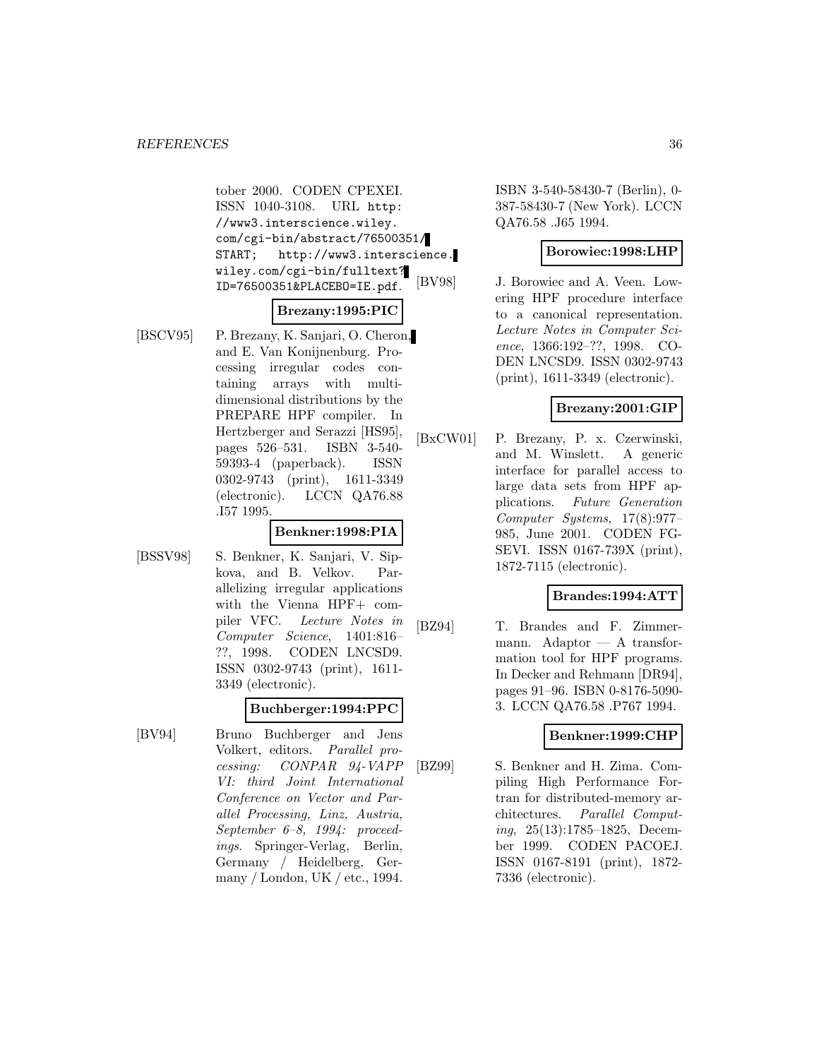tober 2000. CODEN CPEXEI. ISSN 1040-3108. URL http://www3.interscience.wiley.com/cgi-bin/abstract/76500351/START; http://www3.interscience.wiley.com/cgi-bin/fulltext?ID=76500351&PLACEBO=IE.pdf.

**Brezany:1995:PIC**

[BSCV95] P. Brezany, K. Sanjari, O. Cheron, and E. Van Konijnenburg. Processing irregular codes containing arrays with multidimensional distributions by the PREPARE HPF compiler. In Hertzberger and Serazzi [HS95], pages 526–531. ISBN 3-540-59393-4 (paperback). ISSN 0302-9743 (print), 1611-3349 (electronic). LCCN QA76.88 .I57 1995.

**Benkner:1998:PIA**

[BSSV98] S. Benkner, K. Sanjari, V. Sipkova, and B. Velkov. Parallelizing irregular applications with the Vienna HPF+ compiler VFC. *Lecture Notes in Computer Science*, 1401:816–??, 1998. CODEN LNCSD9. ISSN 0302-9743 (print), 1611-3349 (electronic).

**Buchberger:1994:PPC**

[BV94] Bruno Buchberger and Jens Volkert, editors. *Parallel processing: CONPAR 94-VAPP VI: third Joint International Conference on Vector and Parallel Processing, Linz, Austria, September 6–8, 1994: proceedings*. Springer-Verlag, Berlin, Germany / Heidelberg, Germany / London, UK / etc., 1994. ISBN 3-540-58430-7 (Berlin), 0-387-58430-7 (New York). LCCN QA76.58 .J65 1994.

**Borowiec:1998:LHP**

[BV98] J. Borowiec and A. Veen. Lowering HPF procedure interface to a canonical representation. *Lecture Notes in Computer Science*, 1366:192–??, 1998. CODEN LNCSD9. ISSN 0302-9743 (print), 1611-3349 (electronic).

**Brezany:2001:GIP**

[BxCW01] P. Brezany, P. x. Czerwinski, and M. Winslett. A generic interface for parallel access to large data sets from HPF applications. *Future Generation Computer Systems*, 17(8):977–985, June 2001. CODEN FGSEVI. ISSN 0167-739X (print), 1872-7115 (electronic).

**Brandes:1994:ATT**

[BZ94] T. Brandes and F. Zimmermann. Adaptor — A transformation tool for HPF programs. In Decker and Rehmann [DR94], pages 91–96. ISBN 0-8176-5090-3. LCCN QA76.58 .P767 1994.

**Benkner:1999:CHP**

[BZ99] S. Benkner and H. Zima. Compiling High Performance Fortran for distributed-memory architectures. *Parallel Computing*, 25(13):1785–1825, December 1999. CODEN PACOEJ. ISSN 0167-8191 (print), 1872-7336 (electronic).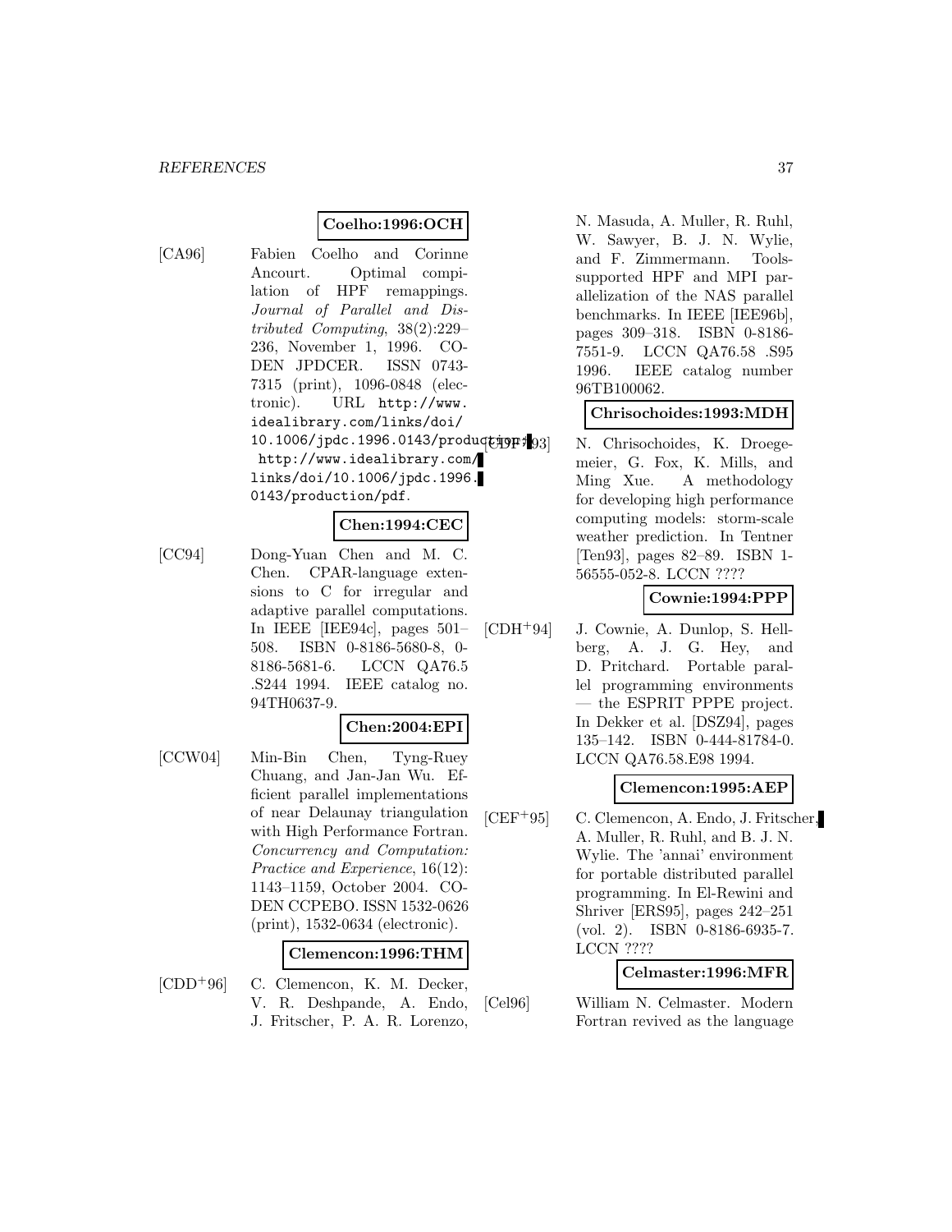**Coelho:1996:OCH**

[CA96] Fabien Coelho and Corinne Ancourt. Optimal compilation of HPF remappings. *Journal of Parallel and Distributed Computing*, 38(2):229–236, November 1, 1996. CODEN JPDCER. ISSN 0743-7315 (print), 1096-0848 (electronic). URL `http://www.idealibrary.com/links/doi/10.1006/jpdc.1996.0143/production`; `http://www.idealibrary.com/links/doi/10.1006/jpdc.1996.0143/production/pdf`.

**Chen:1994:CEC**

[CC94] Dong-Yuan Chen and M. C. Chen. CPAR-language extensions to C for irregular and adaptive parallel computations. In IEEE [IEE94c], pages 501–508. ISBN 0-8186-5680-8, 0-8186-5681-6. LCCN QA76.5 .S244 1994. IEEE catalog no. 94TH0637-9.

**Chen:2004:EPI**

[CCW04] Min-Bin Chen, Tyng-Ruey Chuang, and Jan-Jan Wu. Efficient parallel implementations of near Delaunay triangulation with High Performance Fortran. *Concurrency and Computation: Practice and Experience*, 16(12): 1143–1159, October 2004. CODEN CCPEBO. ISSN 1532-0626 (print), 1532-0634 (electronic).

**Clemencon:1996:THM**

[CDD+96] C. Clemencon, K. M. Decker, V. R. Deshpande, A. Endo, J. Fritscher, P. A. R. Lorenzo, N. Masuda, A. Muller, R. Ruhl, W. Sawyer, B. J. N. Wylie, and F. Zimmermann. Tools-supported HPF and MPI parallelization of the NAS parallel benchmarks. In IEEE [IEE96b], pages 309–318. ISBN 0-8186-7551-9. LCCN QA76.58 .S95 1996. IEEE catalog number 96TB100062.

**Chrisochoides:1993:MDH**

[CDF+93] N. Chrisochoides, K. Droegemeier, G. Fox, K. Mills, and Ming Xue. A methodology for developing high performance computing models: storm-scale weather prediction. In Tentner [Ten93], pages 82–89. ISBN 1-56555-052-8. LCCN ????

**Cownie:1994:PPP**

[CDH+94] J. Cownie, A. Dunlop, S. Hellberg, A. J. G. Hey, and D. Pritchard. Portable parallel programming environments — the ESPRIT PPPE project. In Dekker et al. [DSZ94], pages 135–142. ISBN 0-444-81784-0. LCCN QA76.58.E98 1994.

**Clemencon:1995:AEP**

[CEF+95] C. Clemencon, A. Endo, J. Fritscher, A. Muller, R. Ruhl, and B. J. N. Wylie. The 'annai' environment for portable distributed parallel programming. In El-Rewini and Shriver [ERS95], pages 242–251 (vol. 2). ISBN 0-8186-6935-7. LCCN ????

**Celmaster:1996:MFR**

[Cel96] William N. Celmaster. Modern Fortran revived as the language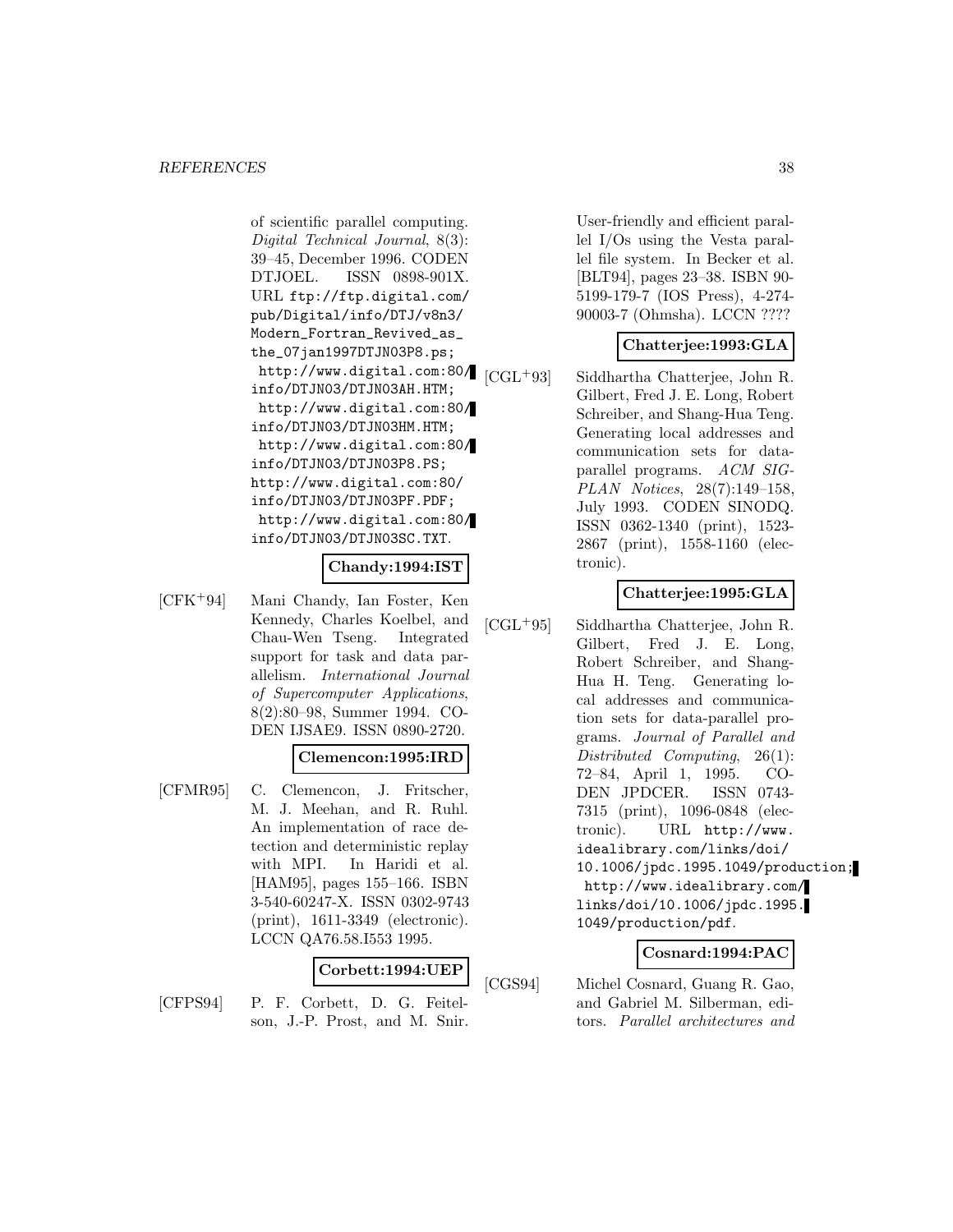of scientific parallel computing. *Digital Technical Journal*, 8(3): 39–45, December 1996. CODEN DTJOEL. ISSN 0898-901X. URL ftp://ftp.digital.com/pub/Digital/info/DTJ/v8n3/Modern_Fortran_Revived_as_the_07jan1997DTJN03P8.ps; http://www.digital.com:80/info/DTJN03/DTJN03AH.HTM; http://www.digital.com:80/info/DTJN03/DTJN03HM.HTM; http://www.digital.com:80/info/DTJN03/DTJN03P8.PS; http://www.digital.com:80/info/DTJN03/DTJN03PF.PDF; http://www.digital.com:80/info/DTJN03/DTJN03SC.TXT.

**Chandy:1994:IST**

[CFK+94] Mani Chandy, Ian Foster, Ken Kennedy, Charles Koelbel, and Chau-Wen Tseng. Integrated support for task and data parallelism. *International Journal of Supercomputer Applications*, 8(2):80–98, Summer 1994. CODEN IJSAE9. ISSN 0890-2720.

**Clemencon:1995:IRD**

[CFMR95] C. Clemencon, J. Fritscher, M. J. Meehan, and R. Ruhl. An implementation of race detection and deterministic replay with MPI. In Haridi et al. [HAM95], pages 155–166. ISBN 3-540-60247-X. ISSN 0302-9743 (print), 1611-3349 (electronic). LCCN QA76.58.I553 1995.

**Corbett:1994:UEP**

[CFPS94] P. F. Corbett, D. G. Feitelson, J.-P. Prost, and M. Snir. User-friendly and efficient parallel I/Os using the Vesta parallel file system. In Becker et al. [BLT94], pages 23–38. ISBN 90-5199-179-7 (IOS Press), 4-274-90003-7 (Ohmsha). LCCN ????

**Chatterjee:1993:GLA**

[CGL+93] Siddhartha Chatterjee, John R. Gilbert, Fred J. E. Long, Robert Schreiber, and Shang-Hua Teng. Generating local addresses and communication sets for data-parallel programs. *ACM SIGPLAN Notices*, 28(7):149–158, July 1993. CODEN SINODQ. ISSN 0362-1340 (print), 1523-2867 (print), 1558-1160 (electronic).

**Chatterjee:1995:GLA**

[CGL+95] Siddhartha Chatterjee, John R. Gilbert, Fred J. E. Long, Robert Schreiber, and Shang-Hua H. Teng. Generating local addresses and communication sets for data-parallel programs. *Journal of Parallel and Distributed Computing*, 26(1): 72–84, April 1, 1995. CODEN JPDCER. ISSN 0743-7315 (print), 1096-0848 (electronic). URL http://www.idealibrary.com/links/doi/10.1006/jpdc.1995.1049/production; http://www.idealibrary.com/links/doi/10.1006/jpdc.1995.1049/production/pdf.

**Cosnard:1994:PAC**

[CGS94] Michel Cosnard, Guang R. Gao, and Gabriel M. Silberman, editors. *Parallel architectures and*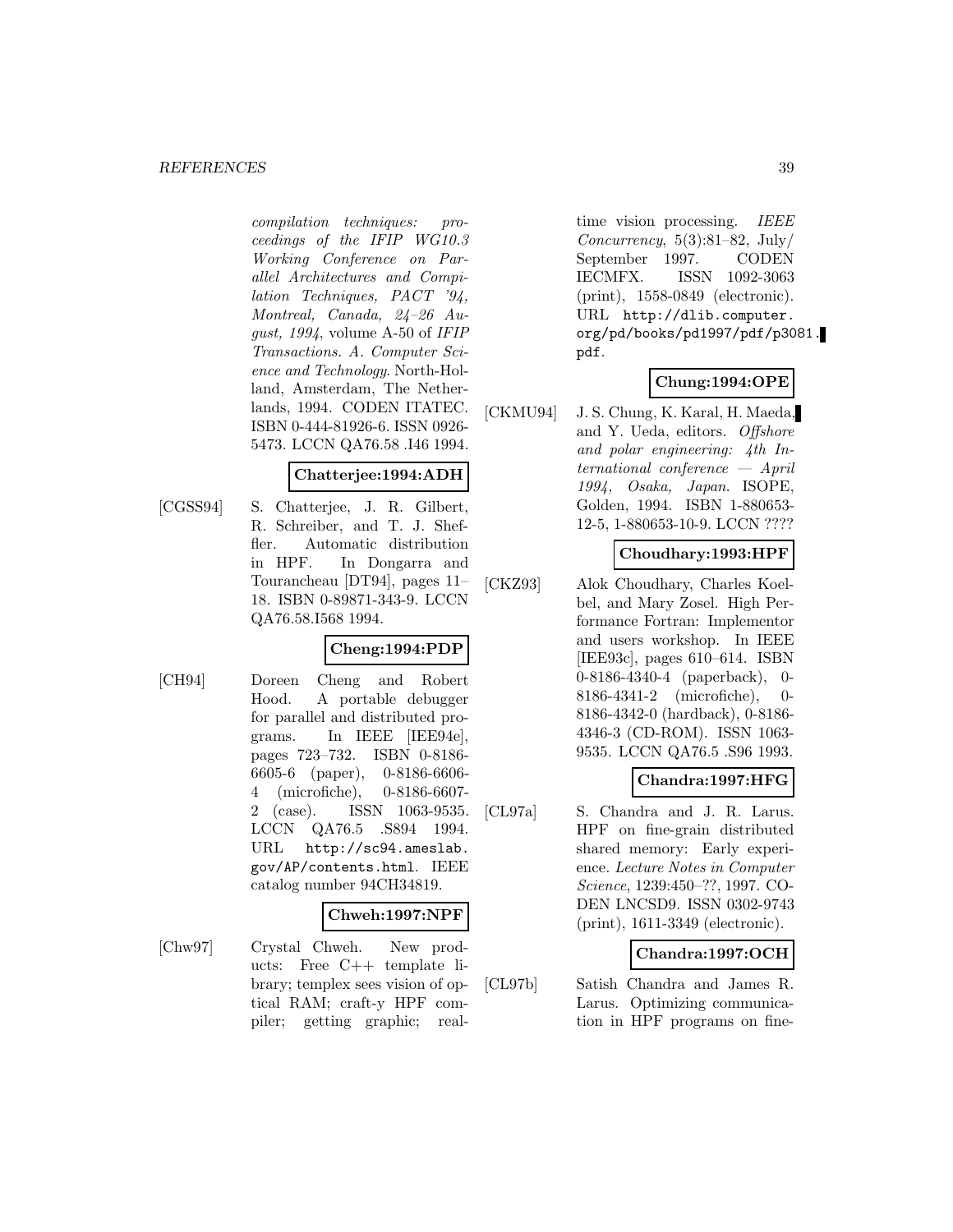*compilation techniques: proceedings of the IFIP WG10.3 Working Conference on Parallel Architectures and Compilation Techniques, PACT '94, Montreal, Canada, 24–26 August, 1994*, volume A-50 of *IFIP Transactions. A. Computer Science and Technology*. North-Holland, Amsterdam, The Netherlands, 1994. CODEN ITATEC. ISBN 0-444-81926-6. ISSN 0926-5473. LCCN QA76.58 .I46 1994.

**Chatterjee:1994:ADH**

[CGSS94] S. Chatterjee, J. R. Gilbert, R. Schreiber, and T. J. Sheffler. Automatic distribution in HPF. In Dongarra and Tourancheau [DT94], pages 11–18. ISBN 0-89871-343-9. LCCN QA76.58.I568 1994.

**Cheng:1994:PDP**

[CH94] Doreen Cheng and Robert Hood. A portable debugger for parallel and distributed programs. In IEEE [IEE94e], pages 723–732. ISBN 0-8186-6605-6 (paper), 0-8186-6606-4 (microfiche), 0-8186-6607-2 (case). ISSN 1063-9535. LCCN QA76.5 .S894 1994. URL http://sc94.ameslab.gov/AP/contents.html. IEEE catalog number 94CH34819.

**Chweh:1997:NPF**

[Chw97] Crystal Chweh. New products: Free C++ template library; templex sees vision of optical RAM; craft-y HPF compiler; getting graphic; real-time vision processing. *IEEE Concurrency*, 5(3):81–82, July/September 1997. CODEN IECMFX. ISSN 1092-3063 (print), 1558-0849 (electronic). URL http://dlib.computer.org/pd/books/pd1997/pdf/p3081.pdf.

**Chung:1994:OPE**

[CKMU94] J. S. Chung, K. Karal, H. Maeda, and Y. Ueda, editors. *Offshore and polar engineering: 4th International conference — April 1994, Osaka, Japan*. ISOPE, Golden, 1994. ISBN 1-880653-12-5, 1-880653-10-9. LCCN ????

**Choudhary:1993:HPF**

[CKZ93] Alok Choudhary, Charles Koelbel, and Mary Zosel. High Performance Fortran: Implementor and users workshop. In IEEE [IEE93c], pages 610–614. ISBN 0-8186-4340-4 (paperback), 0-8186-4341-2 (microfiche), 0-8186-4342-0 (hardback), 0-8186-4346-3 (CD-ROM). ISSN 1063-9535. LCCN QA76.5 .S96 1993.

**Chandra:1997:HFG**

[CL97a] S. Chandra and J. R. Larus. HPF on fine-grain distributed shared memory: Early experience. *Lecture Notes in Computer Science*, 1239:450–??, 1997. CODEN LNCSD9. ISSN 0302-9743 (print), 1611-3349 (electronic).

**Chandra:1997:OCH**

[CL97b] Satish Chandra and James R. Larus. Optimizing communication in HPF programs on fine-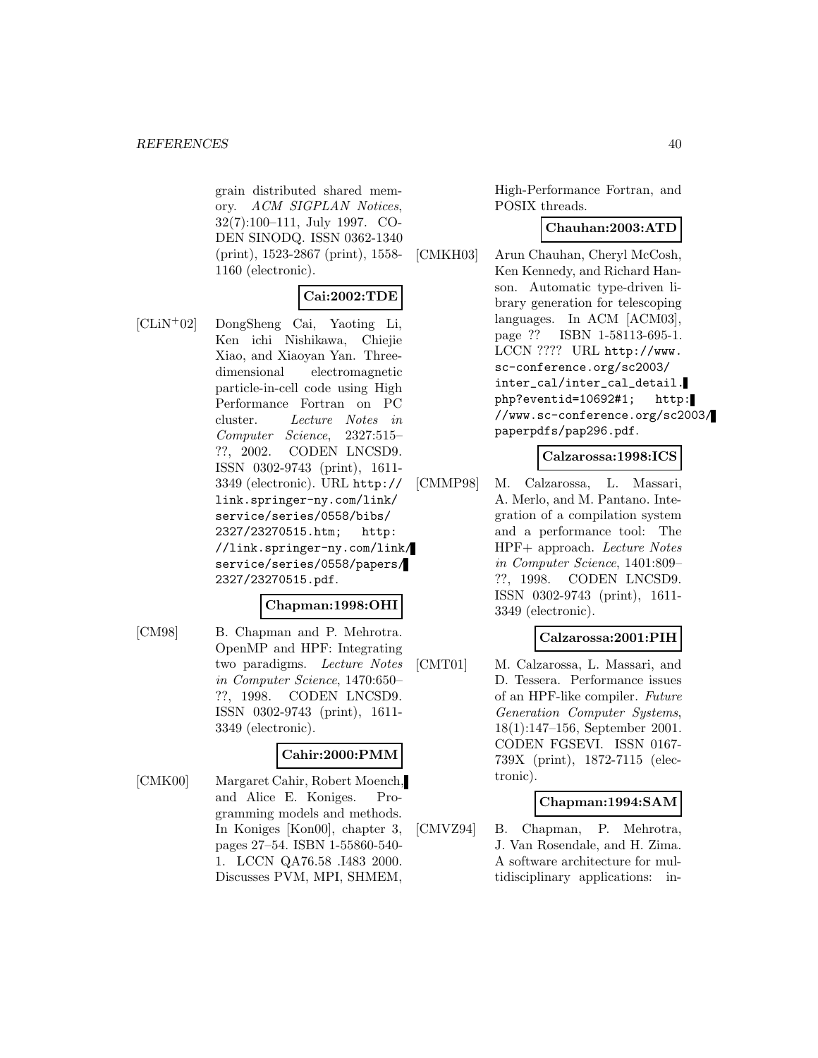grain distributed shared memory. *ACM SIGPLAN Notices*, 32(7):100–111, July 1997. CODEN SINODQ. ISSN 0362-1340 (print), 1523-2867 (print), 1558-1160 (electronic).

**Cai:2002:TDE**

[CLiN+02] DongSheng Cai, Yaoting Li, Ken ichi Nishikawa, Chiejie Xiao, and Xiaoyan Yan. Three-dimensional electromagnetic particle-in-cell code using High Performance Fortran on PC cluster. *Lecture Notes in Computer Science*, 2327:515–??, 2002. CODEN LNCSD9. ISSN 0302-9743 (print), 1611-3349 (electronic). URL http://link.springer-ny.com/link/service/series/0558/bibs/2327/23270515.htm; http://link.springer-ny.com/link/service/series/0558/papers/2327/23270515.pdf.

**Chapman:1998:OHI**

[CM98] B. Chapman and P. Mehrotra. OpenMP and HPF: Integrating two paradigms. *Lecture Notes in Computer Science*, 1470:650–??, 1998. CODEN LNCSD9. ISSN 0302-9743 (print), 1611-3349 (electronic).

**Cahir:2000:PMM**

[CMK00] Margaret Cahir, Robert Moench, and Alice E. Koniges. Programming models and methods. In Koniges [Kon00], chapter 3, pages 27–54. ISBN 1-55860-540-1. LCCN QA76.58 .I483 2000. Discusses PVM, MPI, SHMEM, High-Performance Fortran, and POSIX threads.

**Chauhan:2003:ATD**

[CMKH03] Arun Chauhan, Cheryl McCosh, Ken Kennedy, and Richard Hanson. Automatic type-driven library generation for telescoping languages. In ACM [ACM03], page ?? ISBN 1-58113-695-1. LCCN ???? URL http://www.sc-conference.org/sc2003/inter_cal/inter_cal_detail.php?eventid=10692#1; http://www.sc-conference.org/sc2003/paperpdfs/pap296.pdf.

**Calzarossa:1998:ICS**

[CMMP98] M. Calzarossa, L. Massari, A. Merlo, and M. Pantano. Integration of a compilation system and a performance tool: The HPF+ approach. *Lecture Notes in Computer Science*, 1401:809–??, 1998. CODEN LNCSD9. ISSN 0302-9743 (print), 1611-3349 (electronic).

**Calzarossa:2001:PIH**

[CMT01] M. Calzarossa, L. Massari, and D. Tessera. Performance issues of an HPF-like compiler. *Future Generation Computer Systems*, 18(1):147–156, September 2001. CODEN FGSEVI. ISSN 0167-739X (print), 1872-7115 (electronic).

**Chapman:1994:SAM**

[CMVZ94] B. Chapman, P. Mehrotra, J. Van Rosendale, and H. Zima. A software architecture for multidisciplinary applications: in-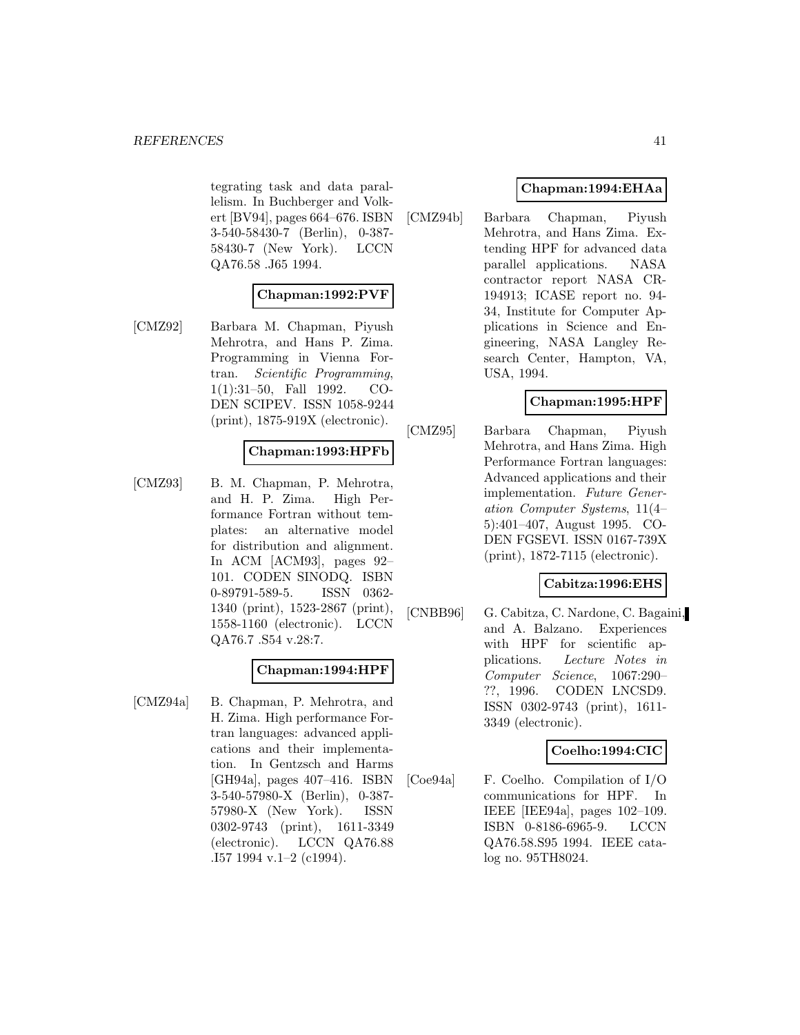tegrating task and data parallelism. In Buchberger and Volkert [BV94], pages 664–676. ISBN 3-540-58430-7 (Berlin), 0-387-58430-7 (New York). LCCN QA76.58 .J65 1994.

**Chapman:1992:PVF**

[CMZ92] Barbara M. Chapman, Piyush Mehrotra, and Hans P. Zima. Programming in Vienna Fortran. *Scientific Programming*, 1(1):31–50, Fall 1992. CODEN SCIPEV. ISSN 1058-9244 (print), 1875-919X (electronic).

**Chapman:1993:HPFb**

[CMZ93] B. M. Chapman, P. Mehrotra, and H. P. Zima. High Performance Fortran without templates: an alternative model for distribution and alignment. In ACM [ACM93], pages 92–101. CODEN SINODQ. ISBN 0-89791-589-5. ISSN 0362-1340 (print), 1523-2867 (print), 1558-1160 (electronic). LCCN QA76.7 .S54 v.28:7.

**Chapman:1994:HPF**

[CMZ94a] B. Chapman, P. Mehrotra, and H. Zima. High performance Fortran languages: advanced applications and their implementation. In Gentzsch and Harms [GH94a], pages 407–416. ISBN 3-540-57980-X (Berlin), 0-387-57980-X (New York). ISSN 0302-9743 (print), 1611-3349 (electronic). LCCN QA76.88 .I57 1994 v.1–2 (c1994).

**Chapman:1994:EHAa**

[CMZ94b] Barbara Chapman, Piyush Mehrotra, and Hans Zima. Extending HPF for advanced data parallel applications. NASA contractor report NASA CR-194913; ICASE report no. 94-34, Institute for Computer Applications in Science and Engineering, NASA Langley Research Center, Hampton, VA, USA, 1994.

**Chapman:1995:HPF**

[CMZ95] Barbara Chapman, Piyush Mehrotra, and Hans Zima. High Performance Fortran languages: Advanced applications and their implementation. *Future Generation Computer Systems*, 11(4–5):401–407, August 1995. CODEN FGSEVI. ISSN 0167-739X (print), 1872-7115 (electronic).

**Cabitza:1996:EHS**

[CNBB96] G. Cabitza, C. Nardone, C. Bagaini, and A. Balzano. Experiences with HPF for scientific applications. *Lecture Notes in Computer Science*, 1067:290–??, 1996. CODEN LNCSD9. ISSN 0302-9743 (print), 1611-3349 (electronic).

**Coelho:1994:CIC**

[Coe94a] F. Coelho. Compilation of I/O communications for HPF. In IEEE [IEE94a], pages 102–109. ISBN 0-8186-6965-9. LCCN QA76.58.S95 1994. IEEE catalog no. 95TH8024.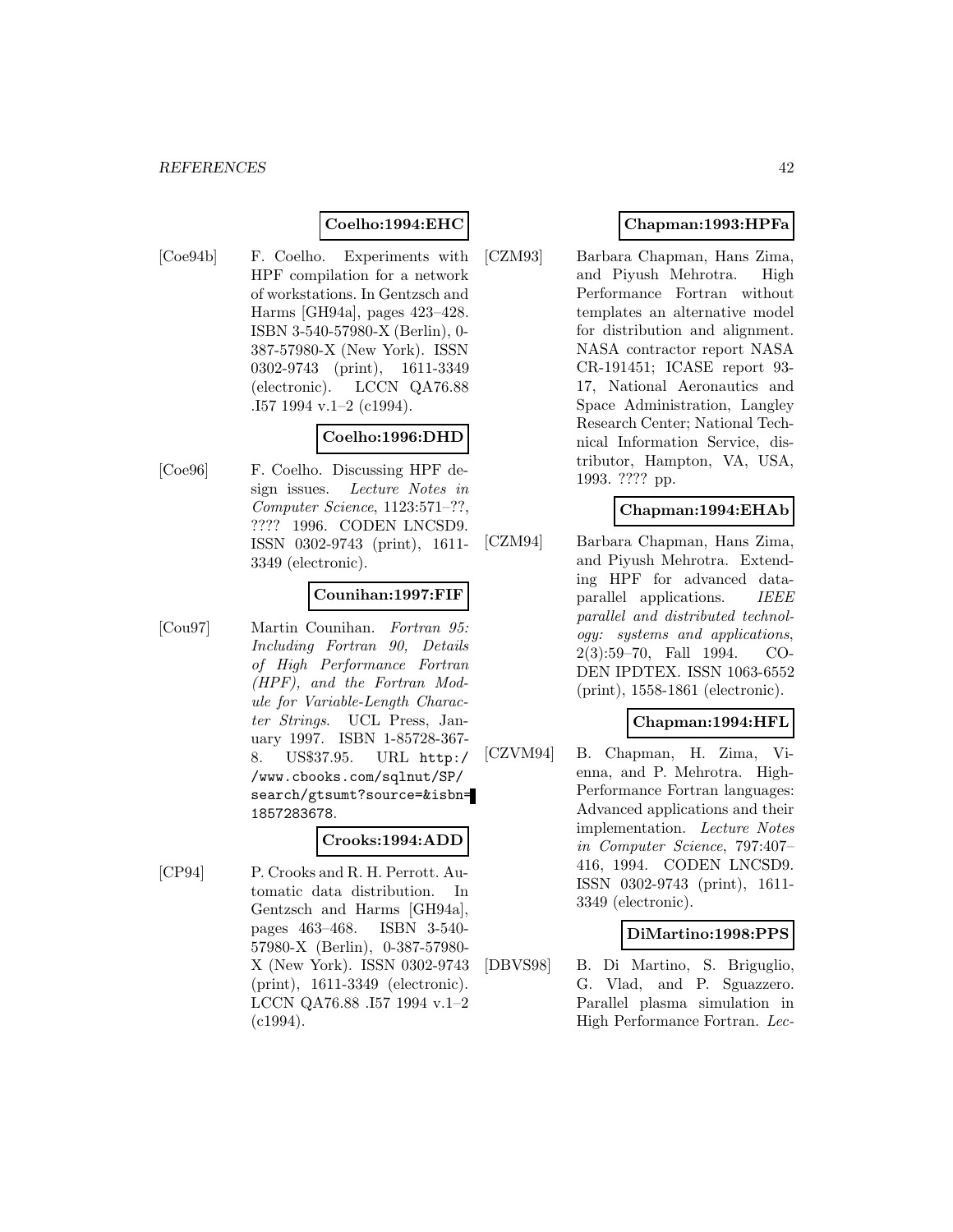**Coelho:1994:EHC**

[Coe94b] F. Coelho. Experiments with HPF compilation for a network of workstations. In Gentzsch and Harms [GH94a], pages 423–428. ISBN 3-540-57980-X (Berlin), 0-387-57980-X (New York). ISSN 0302-9743 (print), 1611-3349 (electronic). LCCN QA76.88 .I57 1994 v.1–2 (c1994).

**Coelho:1996:DHD**

[Coe96] F. Coelho. Discussing HPF design issues. *Lecture Notes in Computer Science*, 1123:571–??, ???? 1996. CODEN LNCSD9. ISSN 0302-9743 (print), 1611-3349 (electronic).

**Counihan:1997:FIF**

[Cou97] Martin Counihan. *Fortran 95: Including Fortran 90, Details of High Performance Fortran (HPF), and the Fortran Module for Variable-Length Character Strings*. UCL Press, January 1997. ISBN 1-85728-367-8. US$37.95. URL http://www.cbooks.com/sqlnut/SP/search/gtsumt?source=&isbn=1857283678.

**Crooks:1994:ADD**

[CP94] P. Crooks and R. H. Perrott. Automatic data distribution. In Gentzsch and Harms [GH94a], pages 463–468. ISBN 3-540-57980-X (Berlin), 0-387-57980-X (New York). ISSN 0302-9743 (print), 1611-3349 (electronic). LCCN QA76.88 .I57 1994 v.1–2 (c1994).

**Chapman:1993:HPFa**

[CZM93] Barbara Chapman, Hans Zima, and Piyush Mehrotra. High Performance Fortran without templates an alternative model for distribution and alignment. NASA contractor report NASA CR-191451; ICASE report 93-17, National Aeronautics and Space Administration, Langley Research Center; National Technical Information Service, distributor, Hampton, VA, USA, 1993. ???? pp.

**Chapman:1994:EHAb**

[CZM94] Barbara Chapman, Hans Zima, and Piyush Mehrotra. Extending HPF for advanced data-parallel applications. *IEEE parallel and distributed technology: systems and applications*, 2(3):59–70, Fall 1994. CODEN IPDTEX. ISSN 1063-6552 (print), 1558-1861 (electronic).

**Chapman:1994:HFL**

[CZVM94] B. Chapman, H. Zima, Vienna, and P. Mehrotra. High-Performance Fortran languages: Advanced applications and their implementation. *Lecture Notes in Computer Science*, 797:407–416, 1994. CODEN LNCSD9. ISSN 0302-9743 (print), 1611-3349 (electronic).

**DiMartino:1998:PPS**

[DBVS98] B. Di Martino, S. Briguglio, G. Vlad, and P. Sguazzero. Parallel plasma simulation in High Performance Fortran. *Lec-*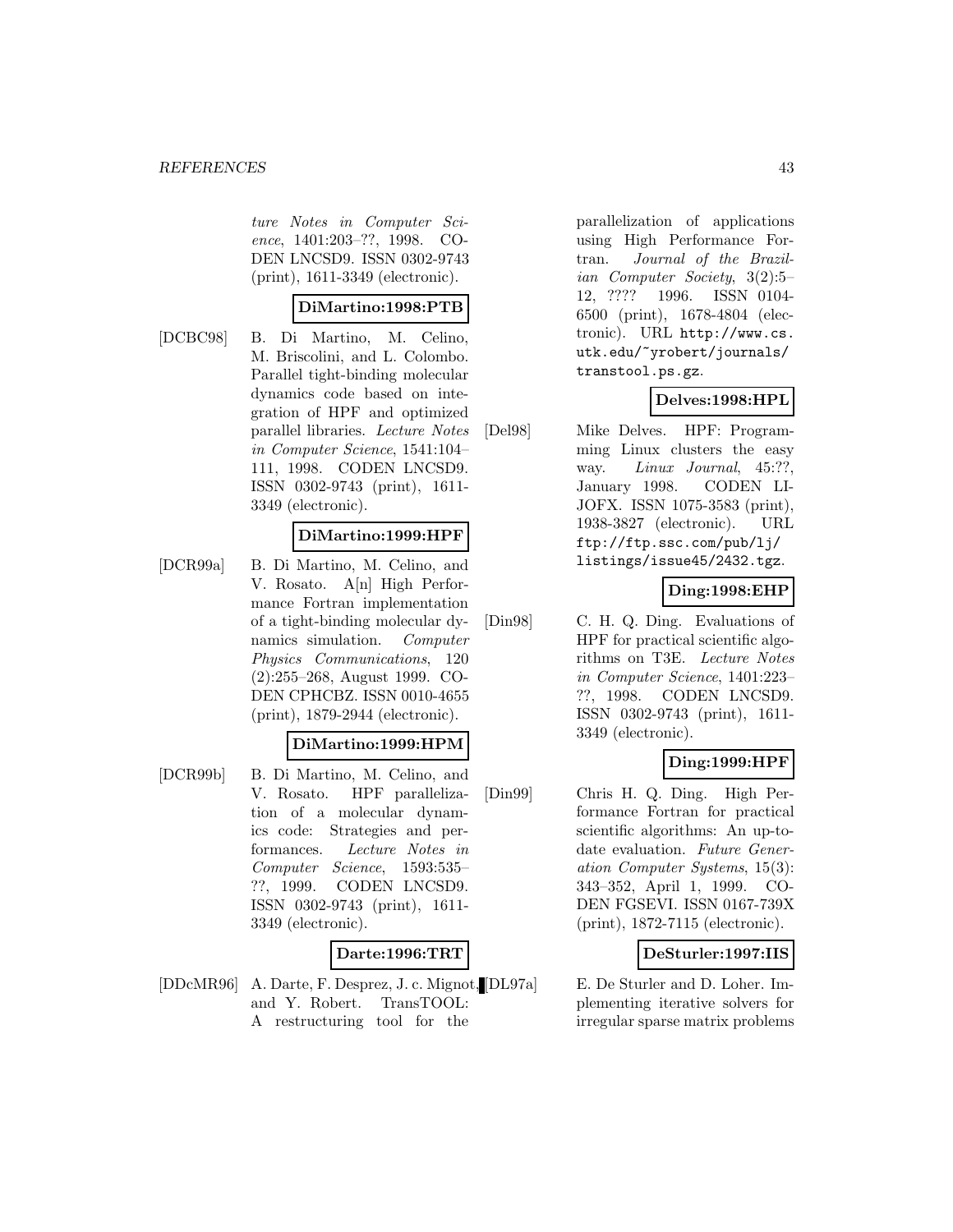ture Notes in Computer Science, 1401:203–??, 1998. CODEN LNCSD9. ISSN 0302-9743 (print), 1611-3349 (electronic).

**DiMartino:1998:PTB**

[DCBC98] B. Di Martino, M. Celino, M. Briscolini, and L. Colombo. Parallel tight-binding molecular dynamics code based on integration of HPF and optimized parallel libraries. *Lecture Notes in Computer Science*, 1541:104–111, 1998. CODEN LNCSD9. ISSN 0302-9743 (print), 1611-3349 (electronic).

**DiMartino:1999:HPF**

[DCR99a] B. Di Martino, M. Celino, and V. Rosato. A[n] High Performance Fortran implementation of a tight-binding molecular dynamics simulation. *Computer Physics Communications*, 120 (2):255–268, August 1999. CODEN CPHCBZ. ISSN 0010-4655 (print), 1879-2944 (electronic).

**DiMartino:1999:HPM**

[DCR99b] B. Di Martino, M. Celino, and V. Rosato. HPF parallelization of a molecular dynamics code: Strategies and performances. *Lecture Notes in Computer Science*, 1593:535–??, 1999. CODEN LNCSD9. ISSN 0302-9743 (print), 1611-3349 (electronic).

**Darte:1996:TRT**

[DDcMR96] A. Darte, F. Desprez, J. c. Mignot, and Y. Robert. TransTOOL: A restructuring tool for the parallelization of applications using High Performance Fortran. *Journal of the Brazilian Computer Society*, 3(2):5–12, ???? 1996. ISSN 0104-6500 (print), 1678-4804 (electronic). URL http://www.cs.utk.edu/~yrobert/journals/transtool.ps.gz.

**Delves:1998:HPL**

[Del98] Mike Delves. HPF: Programming Linux clusters the easy way. *Linux Journal*, 45:??, January 1998. CODEN LIJOFX. ISSN 1075-3583 (print), 1938-3827 (electronic). URL ftp://ftp.ssc.com/pub/lj/listings/issue45/2432.tgz.

**Ding:1998:EHP**

[Din98] C. H. Q. Ding. Evaluations of HPF for practical scientific algorithms on T3E. *Lecture Notes in Computer Science*, 1401:223–??, 1998. CODEN LNCSD9. ISSN 0302-9743 (print), 1611-3349 (electronic).

**Ding:1999:HPF**

[Din99] Chris H. Q. Ding. High Performance Fortran for practical scientific algorithms: An up-to-date evaluation. *Future Generation Computer Systems*, 15(3): 343–352, April 1, 1999. CODEN FGSEVI. ISSN 0167-739X (print), 1872-7115 (electronic).

**DeSturler:1997:IIS**

[DL97a] E. De Sturler and D. Loher. Implementing iterative solvers for irregular sparse matrix problems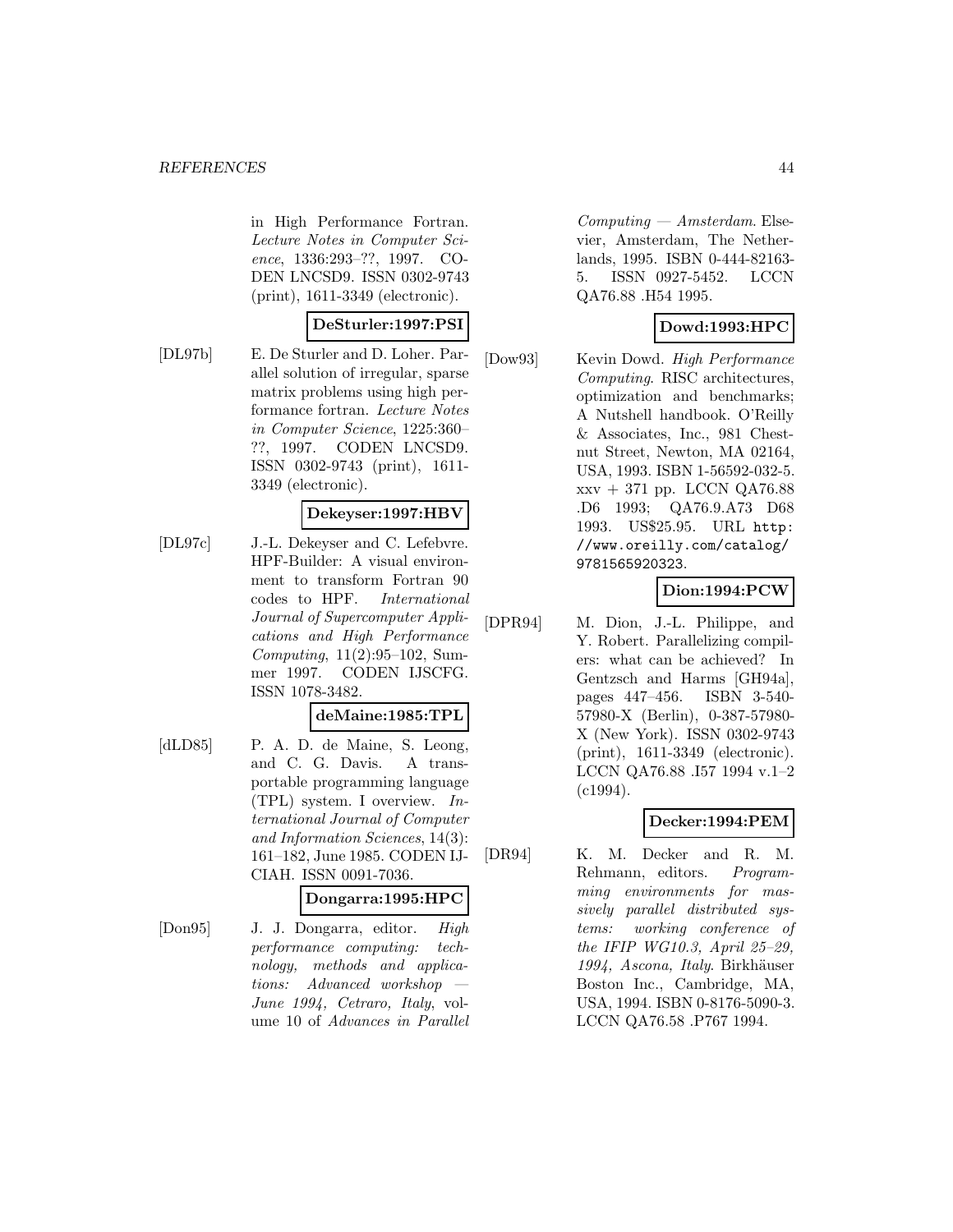in High Performance Fortran. *Lecture Notes in Computer Science*, 1336:293–??, 1997. CODEN LNCSD9. ISSN 0302-9743 (print), 1611-3349 (electronic).

**DeSturler:1997:PSI**

[DL97b] E. De Sturler and D. Loher. Parallel solution of irregular, sparse matrix problems using high performance fortran. *Lecture Notes in Computer Science*, 1225:360–??, 1997. CODEN LNCSD9. ISSN 0302-9743 (print), 1611-3349 (electronic).

**Dekeyser:1997:HBV**

[DL97c] J.-L. Dekeyser and C. Lefebvre. HPF-Builder: A visual environment to transform Fortran 90 codes to HPF. *International Journal of Supercomputer Applications and High Performance Computing*, 11(2):95–102, Summer 1997. CODEN IJSCFG. ISSN 1078-3482.

**deMaine:1985:TPL**

[dLD85] P. A. D. de Maine, S. Leong, and C. G. Davis. A transportable programming language (TPL) system. I overview. *International Journal of Computer and Information Sciences*, 14(3): 161–182, June 1985. CODEN IJCIAH. ISSN 0091-7036.

**Dongarra:1995:HPC**

[Don95] J. J. Dongarra, editor. *High performance computing: technology, methods and applications: Advanced workshop — June 1994, Cetraro, Italy*, volume 10 of *Advances in Parallel Computing — Amsterdam*. Elsevier, Amsterdam, The Netherlands, 1995. ISBN 0-444-82163-5. ISSN 0927-5452. LCCN QA76.88 .H54 1995.

**Dowd:1993:HPC**

[Dow93] Kevin Dowd. *High Performance Computing*. RISC architectures, optimization and benchmarks; A Nutshell handbook. O'Reilly & Associates, Inc., 981 Chestnut Street, Newton, MA 02164, USA, 1993. ISBN 1-56592-032-5. xxv + 371 pp. LCCN QA76.88 .D6 1993; QA76.9.A73 D68 1993. US$25.95. URL http://www.oreilly.com/catalog/9781565920323.

**Dion:1994:PCW**

[DPR94] M. Dion, J.-L. Philippe, and Y. Robert. Parallelizing compilers: what can be achieved? In Gentzsch and Harms [GH94a], pages 447–456. ISBN 3-540-57980-X (Berlin), 0-387-57980-X (New York). ISSN 0302-9743 (print), 1611-3349 (electronic). LCCN QA76.88 .I57 1994 v.1–2 (c1994).

**Decker:1994:PEM**

[DR94] K. M. Decker and R. M. Rehmann, editors. *Programming environments for massively parallel distributed systems: working conference of the IFIP WG10.3, April 25–29, 1994, Ascona, Italy*. Birkhäuser Boston Inc., Cambridge, MA, USA, 1994. ISBN 0-8176-5090-3. LCCN QA76.58 .P767 1994.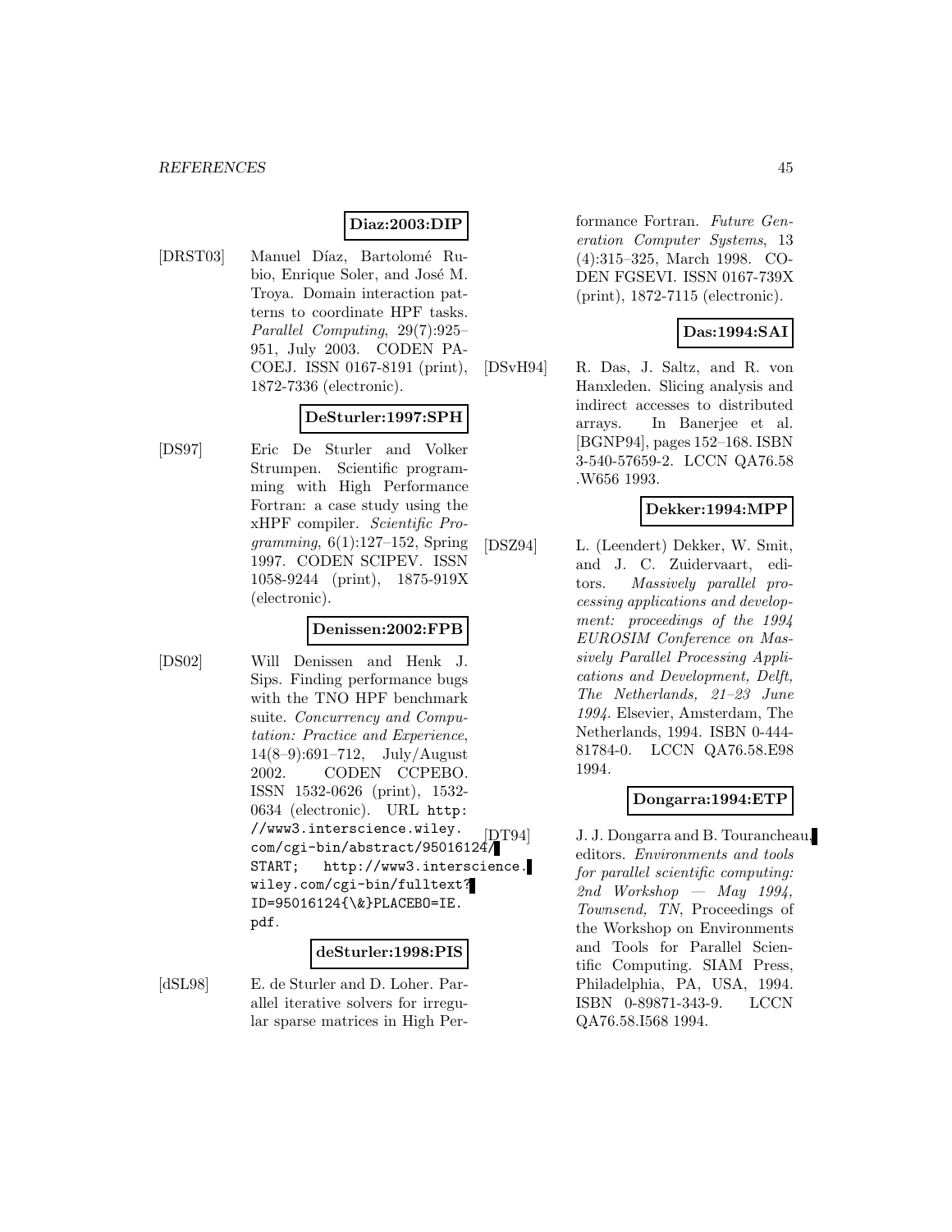**Diaz:2003:DIP**

[DRST03] Manuel Díaz, Bartolomé Rubio, Enrique Soler, and José M. Troya. Domain interaction patterns to coordinate HPF tasks. *Parallel Computing*, 29(7):925–951, July 2003. CODEN PACOEJ. ISSN 0167-8191 (print), 1872-7336 (electronic).

**DeSturler:1997:SPH**

[DS97] Eric De Sturler and Volker Strumpen. Scientific programming with High Performance Fortran: a case study using the xHPF compiler. *Scientific Programming*, 6(1):127–152, Spring 1997. CODEN SCIPEV. ISSN 1058-9244 (print), 1875-919X (electronic).

**Denissen:2002:FPB**

[DS02] Will Denissen and Henk J. Sips. Finding performance bugs with the TNO HPF benchmark suite. *Concurrency and Computation: Practice and Experience*, 14(8–9):691–712, July/August 2002. CODEN CCPEBO. ISSN 1532-0626 (print), 1532-0634 (electronic). URL `http://www3.interscience.wiley.com/cgi-bin/abstract/95016124/START; http://www3.interscience.wiley.com/cgi-bin/fulltext?ID=95016124{\&}PLACEBO=IE.pdf`.

**deSturler:1998:PIS**

[dSL98] E. de Sturler and D. Loher. Parallel iterative solvers for irregular sparse matrices in High Performance Fortran. *Future Generation Computer Systems*, 13(4):315–325, March 1998. CODEN FGSEVI. ISSN 0167-739X (print), 1872-7115 (electronic).

**Das:1994:SAI**

[DSvH94] R. Das, J. Saltz, and R. von Hanxleden. Slicing analysis and indirect accesses to distributed arrays. In Banerjee et al. [BGNP94], pages 152–168. ISBN 3-540-57659-2. LCCN QA76.58 .W656 1993.

**Dekker:1994:MPP**

[DSZ94] L. (Leendert) Dekker, W. Smit, and J. C. Zuidervaart, editors. *Massively parallel processing applications and development: proceedings of the 1994 EUROSIM Conference on Massively Parallel Processing Applications and Development, Delft, The Netherlands, 21–23 June 1994*. Elsevier, Amsterdam, The Netherlands, 1994. ISBN 0-444-81784-0. LCCN QA76.58.E98 1994.

**Dongarra:1994:ETP**

[DT94] J. J. Dongarra and B. Tourancheau, editors. *Environments and tools for parallel scientific computing: 2nd Workshop — May 1994, Townsend, TN*, Proceedings of the Workshop on Environments and Tools for Parallel Scientific Computing. SIAM Press, Philadelphia, PA, USA, 1994. ISBN 0-89871-343-9. LCCN QA76.58.I568 1994.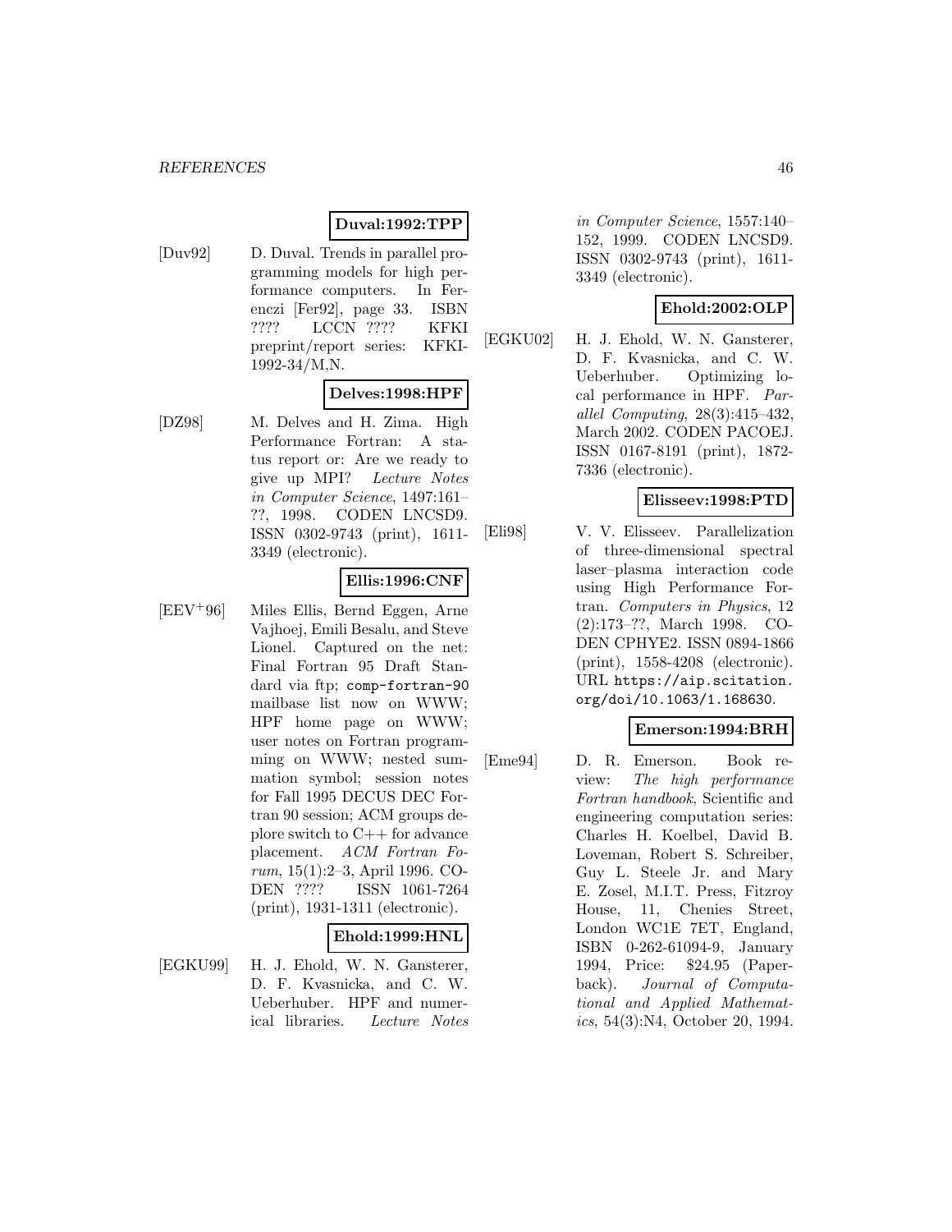**Duval:1992:TPP**

[Duv92] D. Duval. Trends in parallel programming models for high performance computers. In Ferenczi [Fer92], page 33. ISBN ???? LCCN ???? KFKI preprint/report series: KFKI-1992-34/M,N.

**Delves:1998:HPF**

[DZ98] M. Delves and H. Zima. High Performance Fortran: A status report or: Are we ready to give up MPI? *Lecture Notes in Computer Science*, 1497:161–??, 1998. CODEN LNCSD9. ISSN 0302-9743 (print), 1611-3349 (electronic).

**Ellis:1996:CNF**

[EEV+96] Miles Ellis, Bernd Eggen, Arne Vajhoej, Emili Besalu, and Steve Lionel. Captured on the net: Final Fortran 95 Draft Standard via ftp; `comp-fortran-90` mailbase list now on WWW; HPF home page on WWW; user notes on Fortran programming on WWW; nested summation symbol; session notes for Fall 1995 DECUS DEC Fortran 90 session; ACM groups deplore switch to C++ for advance placement. *ACM Fortran Forum*, 15(1):2–3, April 1996. CODEN ???? ISSN 1061-7264 (print), 1931-1311 (electronic).

**Ehold:1999:HNL**

[EGKU99] H. J. Ehold, W. N. Gansterer, D. F. Kvasnicka, and C. W. Ueberhuber. HPF and numerical libraries. *Lecture Notes in Computer Science*, 1557:140–152, 1999. CODEN LNCSD9. ISSN 0302-9743 (print), 1611-3349 (electronic).

**Ehold:2002:OLP**

[EGKU02] H. J. Ehold, W. N. Gansterer, D. F. Kvasnicka, and C. W. Ueberhuber. Optimizing local performance in HPF. *Parallel Computing*, 28(3):415–432, March 2002. CODEN PACOEJ. ISSN 0167-8191 (print), 1872-7336 (electronic).

**Elisseev:1998:PTD**

[Eli98] V. V. Elisseev. Parallelization of three-dimensional spectral laser–plasma interaction code using High Performance Fortran. *Computers in Physics*, 12 (2):173–??, March 1998. CODEN CPHYE2. ISSN 0894-1866 (print), 1558-4208 (electronic). URL `https://aip.scitation.org/doi/10.1063/1.168630`.

**Emerson:1994:BRH**

[Eme94] D. R. Emerson. Book review: *The high performance Fortran handbook*, Scientific and engineering computation series: Charles H. Koelbel, David B. Loveman, Robert S. Schreiber, Guy L. Steele Jr. and Mary E. Zosel, M.I.T. Press, Fitzroy House, 11, Chenies Street, London WC1E 7ET, England, ISBN 0-262-61094-9, January 1994, Price: $24.95 (Paperback). *Journal of Computational and Applied Mathematics*, 54(3):N4, October 20, 1994.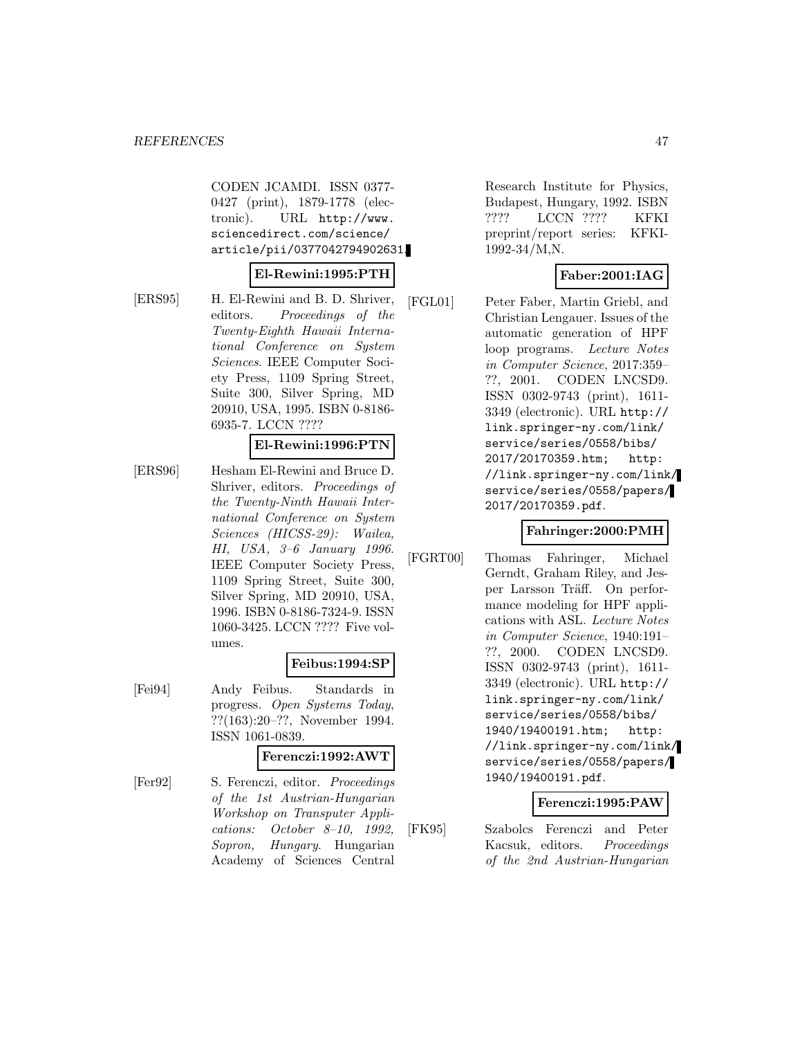CODEN JCAMDI. ISSN 0377-0427 (print), 1879-1778 (electronic). URL http://www.sciencedirect.com/science/article/pii/0377042794902631.

**El-Rewini:1995:PTH**

[ERS95] H. El-Rewini and B. D. Shriver, editors. *Proceedings of the Twenty-Eighth Hawaii International Conference on System Sciences*. IEEE Computer Society Press, 1109 Spring Street, Suite 300, Silver Spring, MD 20910, USA, 1995. ISBN 0-8186-6935-7. LCCN ????

**El-Rewini:1996:PTN**

[ERS96] Hesham El-Rewini and Bruce D. Shriver, editors. *Proceedings of the Twenty-Ninth Hawaii International Conference on System Sciences (HICSS-29): Wailea, HI, USA, 3–6 January 1996*. IEEE Computer Society Press, 1109 Spring Street, Suite 300, Silver Spring, MD 20910, USA, 1996. ISBN 0-8186-7324-9. ISSN 1060-3425. LCCN ???? Five volumes.

**Feibus:1994:SP**

[Fei94] Andy Feibus. Standards in progress. *Open Systems Today*, ??(163):20–??, November 1994. ISSN 1061-0839.

**Ferenczi:1992:AWT**

[Fer92] S. Ferenczi, editor. *Proceedings of the 1st Austrian-Hungarian Workshop on Transputer Applications: October 8–10, 1992, Sopron, Hungary*. Hungarian Academy of Sciences Central Research Institute for Physics, Budapest, Hungary, 1992. ISBN ???? LCCN ???? KFKI preprint/report series: KFKI-1992-34/M,N.

**Faber:2001:IAG**

[FGL01] Peter Faber, Martin Griebl, and Christian Lengauer. Issues of the automatic generation of HPF loop programs. *Lecture Notes in Computer Science*, 2017:359–??, 2001. CODEN LNCSD9. ISSN 0302-9743 (print), 1611-3349 (electronic). URL http://link.springer-ny.com/link/service/series/0558/bibs/2017/20170359.htm; http://link.springer-ny.com/link/service/series/0558/papers/2017/20170359.pdf.

**Fahringer:2000:PMH**

[FGRT00] Thomas Fahringer, Michael Gerndt, Graham Riley, and Jesper Larsson Träff. On performance modeling for HPF applications with ASL. *Lecture Notes in Computer Science*, 1940:191–??, 2000. CODEN LNCSD9. ISSN 0302-9743 (print), 1611-3349 (electronic). URL http://link.springer-ny.com/link/service/series/0558/bibs/1940/19400191.htm; http://link.springer-ny.com/link/service/series/0558/papers/1940/19400191.pdf.

**Ferenczi:1995:PAW**

[FK95] Szabolcs Ferenczi and Peter Kacsuk, editors. *Proceedings of the 2nd Austrian-Hungarian*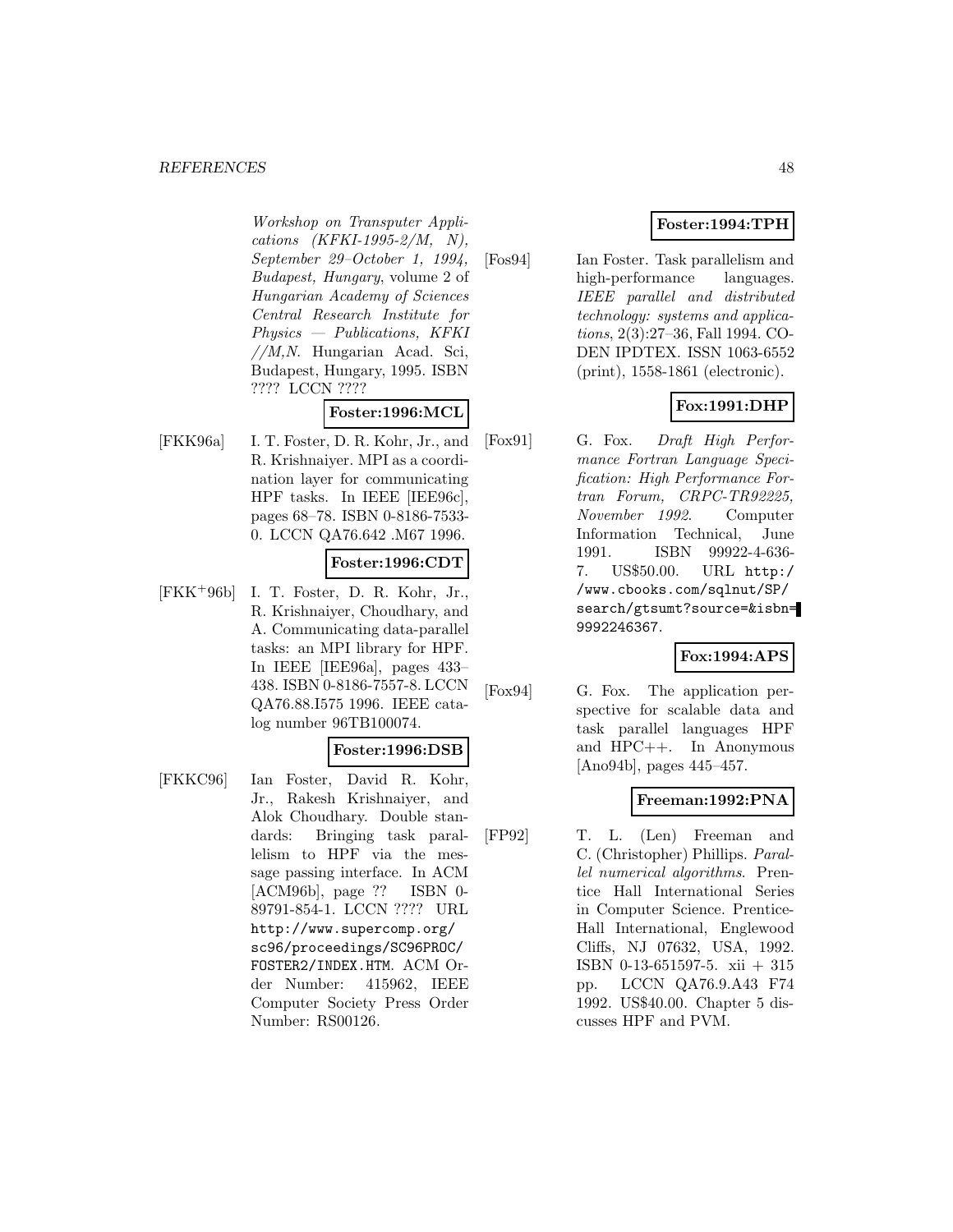*Workshop on Transputer Applications (KFKI-1995-2/M, N), September 29–October 1, 1994, Budapest, Hungary*, volume 2 of *Hungarian Academy of Sciences Central Research Institute for Physics — Publications, KFKI //M,N*. Hungarian Acad. Sci, Budapest, Hungary, 1995. ISBN ???? LCCN ????

**Foster:1996:MCL**

[FKK96a] I. T. Foster, D. R. Kohr, Jr., and R. Krishnaiyer. MPI as a coordination layer for communicating HPF tasks. In IEEE [IEE96c], pages 68–78. ISBN 0-8186-7533-0. LCCN QA76.642 .M67 1996.

**Foster:1996:CDT**

[FKK+96b] I. T. Foster, D. R. Kohr, Jr., R. Krishnaiyer, Choudhary, and A. Communicating data-parallel tasks: an MPI library for HPF. In IEEE [IEE96a], pages 433–438. ISBN 0-8186-7557-8. LCCN QA76.88.I575 1996. IEEE catalog number 96TB100074.

**Foster:1996:DSB**

[FKKC96] Ian Foster, David R. Kohr, Jr., Rakesh Krishnaiyer, and Alok Choudhary. Double standards: Bringing task parallelism to HPF via the message passing interface. In ACM [ACM96b], page ?? ISBN 0-89791-854-1. LCCN ???? URL http://www.supercomp.org/sc96/proceedings/SC96PROC/FOSTER2/INDEX.HTM. ACM Order Number: 415962, IEEE Computer Society Press Order Number: RS00126.

**Foster:1994:TPH**

[Fos94] Ian Foster. Task parallelism and high-performance languages. *IEEE parallel and distributed technology: systems and applications*, 2(3):27–36, Fall 1994. CODEN IPDTEX. ISSN 1063-6552 (print), 1558-1861 (electronic).

**Fox:1991:DHP**

[Fox91] G. Fox. *Draft High Performance Fortran Language Specification: High Performance Fortran Forum, CRPC-TR92225, November 1992*. Computer Information Technical, June 1991. ISBN 99922-4-636-7. US$50.00. URL http://www.cbooks.com/sqlnut/SP/search/gtsumt?source=&isbn=9992246367.

**Fox:1994:APS**

[Fox94] G. Fox. The application perspective for scalable data and task parallel languages HPF and HPC++. In Anonymous [Ano94b], pages 445–457.

**Freeman:1992:PNA**

[FP92] T. L. (Len) Freeman and C. (Christopher) Phillips. *Parallel numerical algorithms*. Prentice Hall International Series in Computer Science. Prentice-Hall International, Englewood Cliffs, NJ 07632, USA, 1992. ISBN 0-13-651597-5. xii + 315 pp. LCCN QA76.9.A43 F74 1992. US$40.00. Chapter 5 discusses HPF and PVM.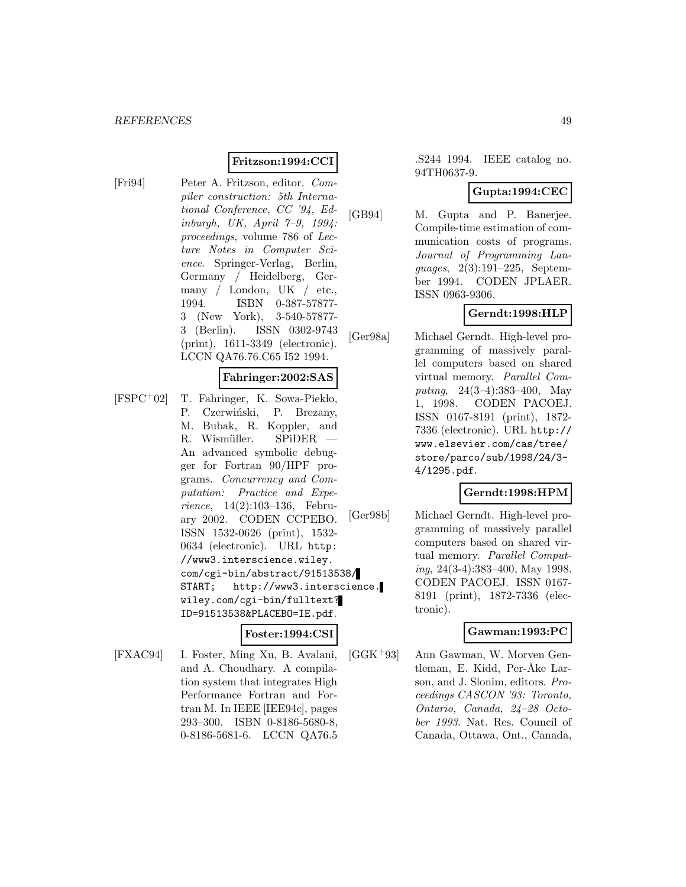**Fritzson:1994:CCI**

[Fri94] Peter A. Fritzson, editor. *Compiler construction: 5th International Conference, CC '94, Edinburgh, UK, April 7–9, 1994: proceedings*, volume 786 of *Lecture Notes in Computer Science*. Springer-Verlag, Berlin, Germany / Heidelberg, Germany / London, UK / etc., 1994. ISBN 0-387-57877-3 (New York), 3-540-57877-3 (Berlin). ISSN 0302-9743 (print), 1611-3349 (electronic). LCCN QA76.76.C65 I52 1994.

**Fahringer:2002:SAS**

[FSPC+02] T. Fahringer, K. Sowa-Piekło, P. Czerwiński, P. Brezany, M. Bubak, R. Koppler, and R. Wismüller. SPiDER — An advanced symbolic debugger for Fortran 90/HPF programs. *Concurrency and Computation: Practice and Experience*, 14(2):103–136, February 2002. CODEN CCPEBO. ISSN 1532-0626 (print), 1532-0634 (electronic). URL http://www3.interscience.wiley.com/cgi-bin/abstract/91513538/START; http://www3.interscience.wiley.com/cgi-bin/fulltext?ID=91513538&PLACEBO=IE.pdf.

**Foster:1994:CSI**

[FXAC94] I. Foster, Ming Xu, B. Avalani, and A. Choudhary. A compilation system that integrates High Performance Fortran and Fortran M. In IEEE [IEE94c], pages 293–300. ISBN 0-8186-5680-8, 0-8186-5681-6. LCCN QA76.5 .S244 1994. IEEE catalog no. 94TH0637-9.

**Gupta:1994:CEC**

[GB94] M. Gupta and P. Banerjee. Compile-time estimation of communication costs of programs. *Journal of Programming Languages*, 2(3):191–225, September 1994. CODEN JPLAER. ISSN 0963-9306.

**Gerndt:1998:HLP**

[Ger98a] Michael Gerndt. High-level programming of massively parallel computers based on shared virtual memory. *Parallel Computing*, 24(3–4):383–400, May 1, 1998. CODEN PACOEJ. ISSN 0167-8191 (print), 1872-7336 (electronic). URL http://www.elsevier.com/cas/tree/store/parco/sub/1998/24/3-4/1295.pdf.

**Gerndt:1998:HPM**

[Ger98b] Michael Gerndt. High-level programming of massively parallel computers based on shared virtual memory. *Parallel Computing*, 24(3-4):383–400, May 1998. CODEN PACOEJ. ISSN 0167-8191 (print), 1872-7336 (electronic).

**Gawman:1993:PC**

[GGK+93] Ann Gawman, W. Morven Gentleman, E. Kidd, Per-Åke Larson, and J. Slonim, editors. *Proceedings CASCON '93: Toronto, Ontario, Canada, 24–28 October 1993*. Nat. Res. Council of Canada, Ottawa, Ont., Canada,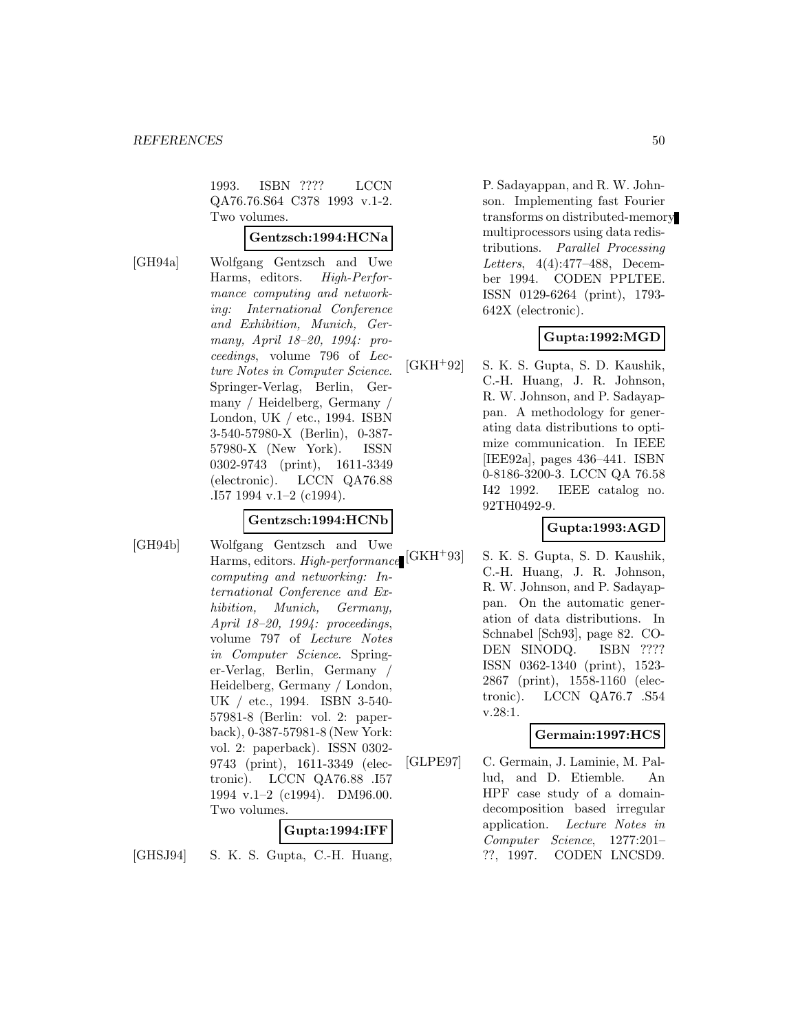1993. ISBN ???? LCCN QA76.76.S64 C378 1993 v.1-2. Two volumes.

**Gentzsch:1994:HCNa**

[GH94a] Wolfgang Gentzsch and Uwe Harms, editors. *High-Performance computing and networking: International Conference and Exhibition, Munich, Germany, April 18–20, 1994: proceedings*, volume 796 of *Lecture Notes in Computer Science*. Springer-Verlag, Berlin, Germany / Heidelberg, Germany / London, UK / etc., 1994. ISBN 3-540-57980-X (Berlin), 0-387-57980-X (New York). ISSN 0302-9743 (print), 1611-3349 (electronic). LCCN QA76.88 .I57 1994 v.1–2 (c1994).

**Gentzsch:1994:HCNb**

[GH94b] Wolfgang Gentzsch and Uwe Harms, editors. *High-performance computing and networking: International Conference and Exhibition, Munich, Germany, April 18–20, 1994: proceedings*, volume 797 of *Lecture Notes in Computer Science*. Springer-Verlag, Berlin, Germany / Heidelberg, Germany / London, UK / etc., 1994. ISBN 3-540-57981-8 (Berlin: vol. 2: paperback), 0-387-57981-8 (New York: vol. 2: paperback). ISSN 0302-9743 (print), 1611-3349 (electronic). LCCN QA76.88 .I57 1994 v.1–2 (c1994). DM96.00. Two volumes.

**Gupta:1994:IFF**

[GHSJ94] S. K. S. Gupta, C.-H. Huang, P. Sadayappan, and R. W. Johnson. Implementing fast Fourier transforms on distributed-memory multiprocessors using data redistributions. *Parallel Processing Letters*, 4(4):477–488, December 1994. CODEN PPLTEE. ISSN 0129-6264 (print), 1793-642X (electronic).

**Gupta:1992:MGD**

[GKH+92] S. K. S. Gupta, S. D. Kaushik, C.-H. Huang, J. R. Johnson, R. W. Johnson, and P. Sadayappan. A methodology for generating data distributions to optimize communication. In IEEE [IEE92a], pages 436–441. ISBN 0-8186-3200-3. LCCN QA 76.58 I42 1992. IEEE catalog no. 92TH0492-9.

**Gupta:1993:AGD**

[GKH+93] S. K. S. Gupta, S. D. Kaushik, C.-H. Huang, J. R. Johnson, R. W. Johnson, and P. Sadayappan. On the automatic generation of data distributions. In Schnabel [Sch93], page 82. CODEN SINODQ. ISBN ???? ISSN 0362-1340 (print), 1523-2867 (print), 1558-1160 (electronic). LCCN QA76.7 .S54 v.28:1.

**Germain:1997:HCS**

[GLPE97] C. Germain, J. Laminie, M. Palud, and D. Etiemble. An HPF case study of a domain-decomposition based irregular application. *Lecture Notes in Computer Science*, 1277:201–??, 1997. CODEN LNCSD9.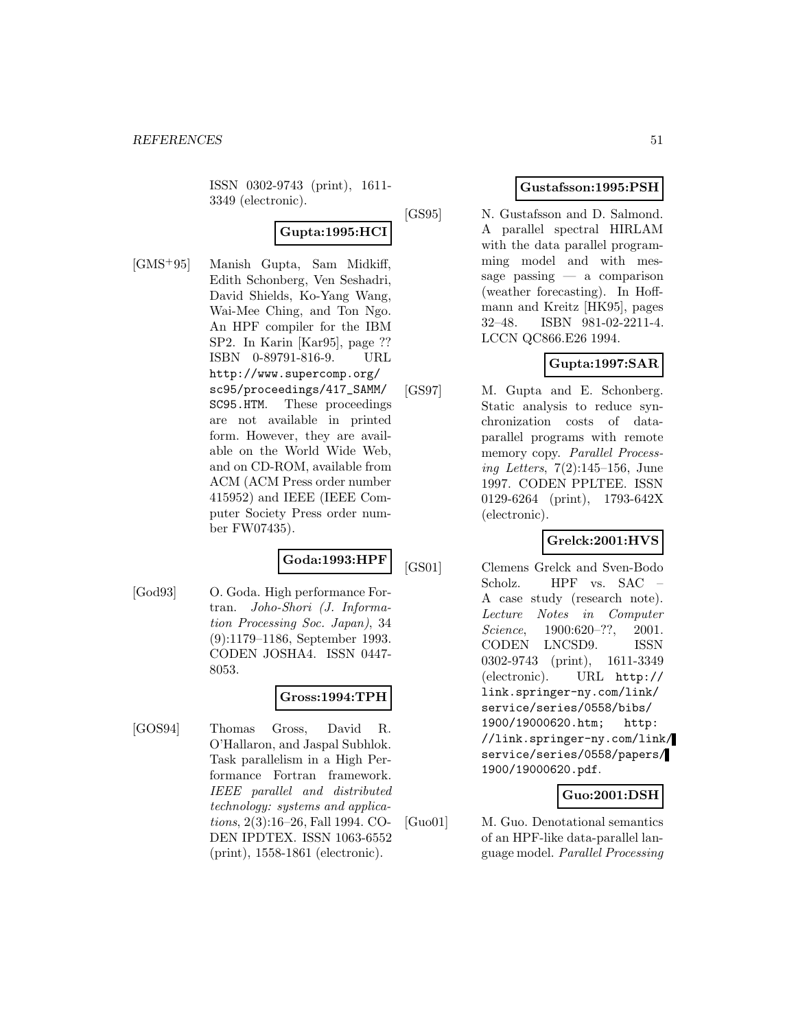ISSN 0302-9743 (print), 1611-3349 (electronic).

**Gupta:1995:HCI**

[GMS+95] Manish Gupta, Sam Midkiff, Edith Schonberg, Ven Seshadri, David Shields, Ko-Yang Wang, Wai-Mee Ching, and Ton Ngo. An HPF compiler for the IBM SP2. In Karin [Kar95], page ?? ISBN 0-89791-816-9. URL http://www.supercomp.org/sc95/proceedings/417_SAMM/SC95.HTM. These proceedings are not available in printed form. However, they are available on the World Wide Web, and on CD-ROM, available from ACM (ACM Press order number 415952) and IEEE (IEEE Computer Society Press order number FW07435).

**Goda:1993:HPF**

[God93] O. Goda. High performance Fortran. *Joho-Shori (J. Information Processing Soc. Japan)*, 34 (9):1179–1186, September 1993. CODEN JOSHA4. ISSN 0447-8053.

**Gross:1994:TPH**

[GOS94] Thomas Gross, David R. O'Hallaron, and Jaspal Subhlok. Task parallelism in a High Performance Fortran framework. *IEEE parallel and distributed technology: systems and applications*, 2(3):16–26, Fall 1994. CODEN IPDTEX. ISSN 1063-6552 (print), 1558-1861 (electronic).

**Gustafsson:1995:PSH**

[GS95] N. Gustafsson and D. Salmond. A parallel spectral HIRLAM with the data parallel programming model and with message passing — a comparison (weather forecasting). In Hoffmann and Kreitz [HK95], pages 32–48. ISBN 981-02-2211-4. LCCN QC866.E26 1994.

**Gupta:1997:SAR**

[GS97] M. Gupta and E. Schonberg. Static analysis to reduce synchronization costs of data-parallel programs with remote memory copy. *Parallel Processing Letters*, 7(2):145–156, June 1997. CODEN PPLTEE. ISSN 0129-6264 (print), 1793-642X (electronic).

**Grelck:2001:HVS**

[GS01] Clemens Grelck and Sven-Bodo Scholz. HPF vs. SAC – A case study (research note). *Lecture Notes in Computer Science*, 1900:620–??, 2001. CODEN LNCSD9. ISSN 0302-9743 (print), 1611-3349 (electronic). URL http://link.springer-ny.com/link/service/series/0558/bibs/1900/19000620.htm; http://link.springer-ny.com/link/service/series/0558/papers/1900/19000620.pdf.

**Guo:2001:DSH**

[Guo01] M. Guo. Denotational semantics of an HPF-like data-parallel language model. *Parallel Processing*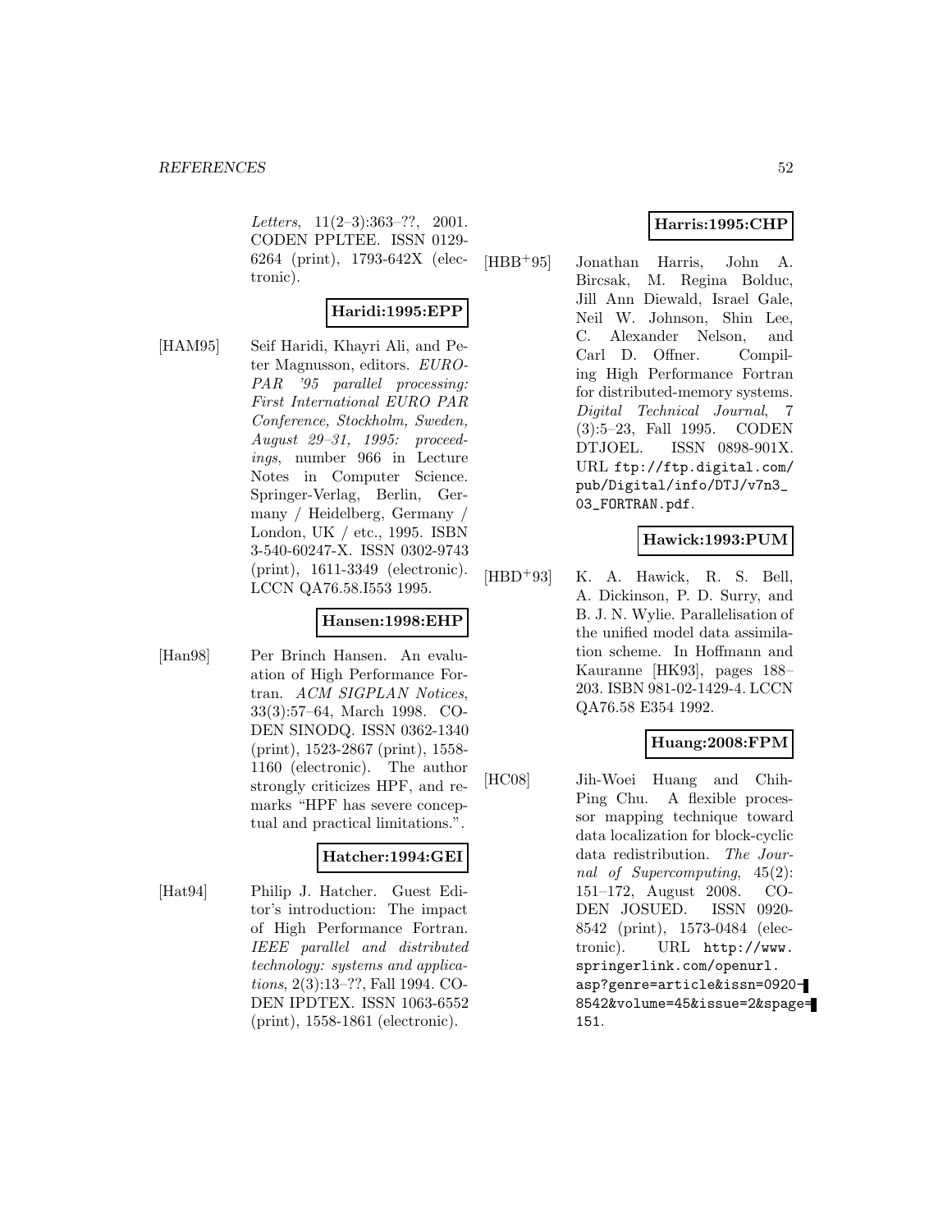*Letters*, 11(2–3):363–??, 2001. CODEN PPLTEE. ISSN 0129-6264 (print), 1793-642X (electronic).

**Haridi:1995:EPP**

[HAM95] Seif Haridi, Khayri Ali, and Peter Magnusson, editors. *EURO-PAR '95 parallel processing: First International EURO PAR Conference, Stockholm, Sweden, August 29–31, 1995: proceedings*, number 966 in Lecture Notes in Computer Science. Springer-Verlag, Berlin, Germany / Heidelberg, Germany / London, UK / etc., 1995. ISBN 3-540-60247-X. ISSN 0302-9743 (print), 1611-3349 (electronic). LCCN QA76.58.I553 1995.

**Hansen:1998:EHP**

[Han98] Per Brinch Hansen. An evaluation of High Performance Fortran. *ACM SIGPLAN Notices*, 33(3):57–64, March 1998. CODEN SINODQ. ISSN 0362-1340 (print), 1523-2867 (print), 1558-1160 (electronic). The author strongly criticizes HPF, and remarks "HPF has severe conceptual and practical limitations.".

**Hatcher:1994:GEI**

[Hat94] Philip J. Hatcher. Guest Editor's introduction: The impact of High Performance Fortran. *IEEE parallel and distributed technology: systems and applications*, 2(3):13–??, Fall 1994. CODEN IPDTEX. ISSN 1063-6552 (print), 1558-1861 (electronic).

**Harris:1995:CHP**

[HBB+95] Jonathan Harris, John A. Bircsak, M. Regina Bolduc, Jill Ann Diewald, Israel Gale, Neil W. Johnson, Shin Lee, C. Alexander Nelson, and Carl D. Offner. Compiling High Performance Fortran for distributed-memory systems. *Digital Technical Journal*, 7 (3):5–23, Fall 1995. CODEN DTJOEL. ISSN 0898-901X. URL ftp://ftp.digital.com/pub/Digital/info/DTJ/v7n3_03_FORTRAN.pdf.

**Hawick:1993:PUM**

[HBD+93] K. A. Hawick, R. S. Bell, A. Dickinson, P. D. Surry, and B. J. N. Wylie. Parallelisation of the unified model data assimilation scheme. In Hoffmann and Kauranne [HK93], pages 188–203. ISBN 981-02-1429-4. LCCN QA76.58 E354 1992.

**Huang:2008:FPM**

[HC08] Jih-Woei Huang and Chih-Ping Chu. A flexible processor mapping technique toward data localization for block-cyclic data redistribution. *The Journal of Supercomputing*, 45(2): 151–172, August 2008. CODEN JOSUED. ISSN 0920-8542 (print), 1573-0484 (electronic). URL http://www.springerlink.com/openurl.asp?genre=article&issn=0920-8542&volume=45&issue=2&spage=151.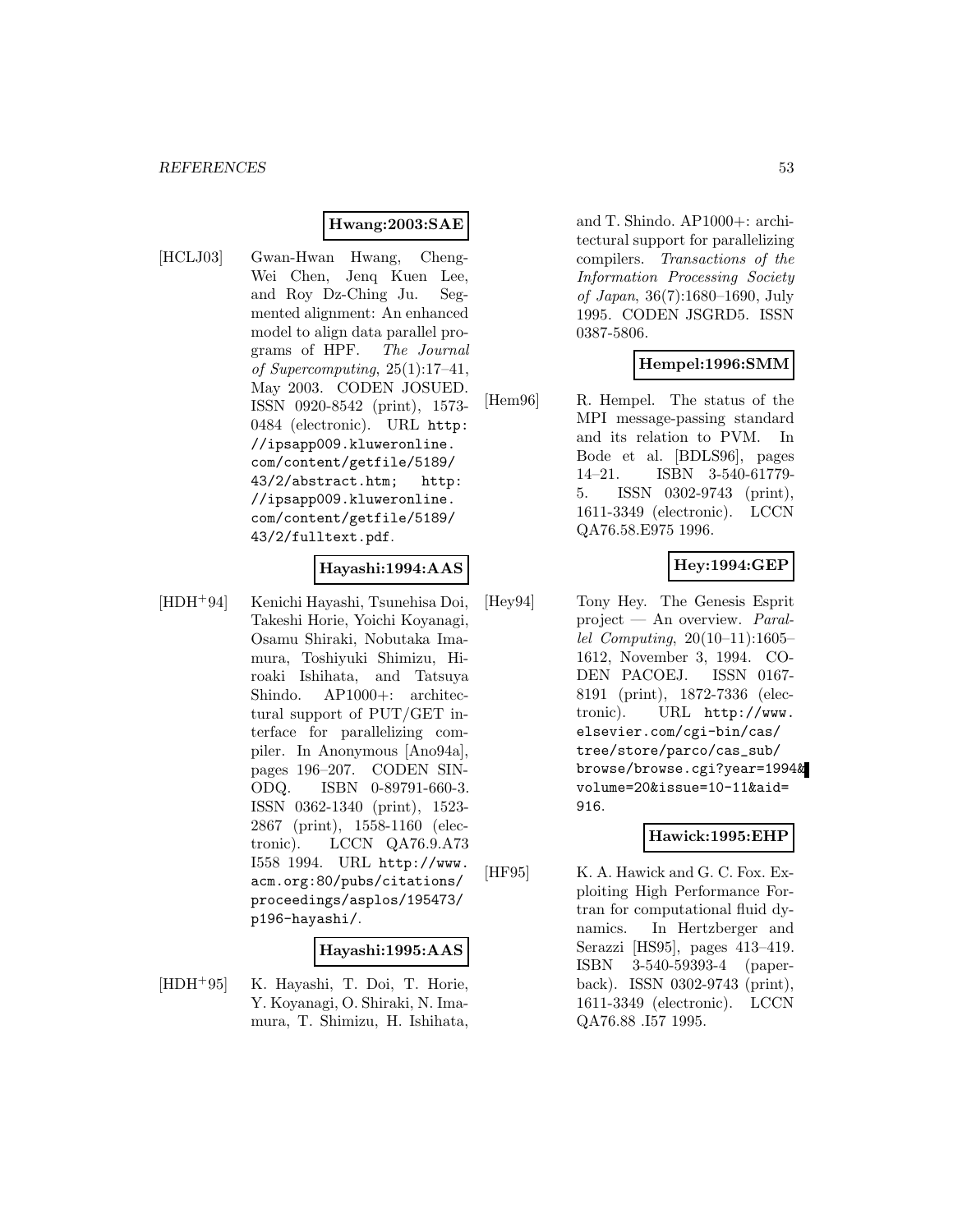**Hwang:2003:SAE**

[HCLJ03] Gwan-Hwan Hwang, Cheng-Wei Chen, Jenq Kuen Lee, and Roy Dz-Ching Ju. Segmented alignment: An enhanced model to align data parallel programs of HPF. *The Journal of Supercomputing*, 25(1):17–41, May 2003. CODEN JOSUED. ISSN 0920-8542 (print), 1573-0484 (electronic). URL http://ipsapp009.kluweronline.com/content/getfile/5189/43/2/abstract.htm; http://ipsapp009.kluweronline.com/content/getfile/5189/43/2/fulltext.pdf.

**Hayashi:1994:AAS**

[HDH+94] Kenichi Hayashi, Tsunehisa Doi, Takeshi Horie, Yoichi Koyanagi, Osamu Shiraki, Nobutaka Imamura, Toshiyuki Shimizu, Hiroaki Ishihata, and Tatsuya Shindo. AP1000+: architectural support of PUT/GET interface for parallelizing compiler. In Anonymous [Ano94a], pages 196–207. CODEN SINODQ. ISBN 0-89791-660-3. ISSN 0362-1340 (print), 1523-2867 (print), 1558-1160 (electronic). LCCN QA76.9.A73 I558 1994. URL http://www.acm.org:80/pubs/citations/proceedings/asplos/195473/p196-hayashi/.

**Hayashi:1995:AAS**

[HDH+95] K. Hayashi, T. Doi, T. Horie, Y. Koyanagi, O. Shiraki, N. Imamura, T. Shimizu, H. Ishihata, and T. Shindo. AP1000+: architectural support for parallelizing compilers. *Transactions of the Information Processing Society of Japan*, 36(7):1680–1690, July 1995. CODEN JSGRD5. ISSN 0387-5806.

**Hempel:1996:SMM**

[Hem96] R. Hempel. The status of the MPI message-passing standard and its relation to PVM. In Bode et al. [BDLS96], pages 14–21. ISBN 3-540-61779-5. ISSN 0302-9743 (print), 1611-3349 (electronic). LCCN QA76.58.E975 1996.

**Hey:1994:GEP**

[Hey94] Tony Hey. The Genesis Esprit project — An overview. *Parallel Computing*, 20(10–11):1605–1612, November 3, 1994. CODEN PACOEJ. ISSN 0167-8191 (print), 1872-7336 (electronic). URL http://www.elsevier.com/cgi-bin/cas/tree/store/parco/cas_sub/browse/browse.cgi?year=1994&volume=20&issue=10-11&aid=916.

**Hawick:1995:EHP**

[HF95] K. A. Hawick and G. C. Fox. Exploiting High Performance Fortran for computational fluid dynamics. In Hertzberger and Serazzi [HS95], pages 413–419. ISBN 3-540-59393-4 (paperback). ISSN 0302-9743 (print), 1611-3349 (electronic). LCCN QA76.88 .I57 1995.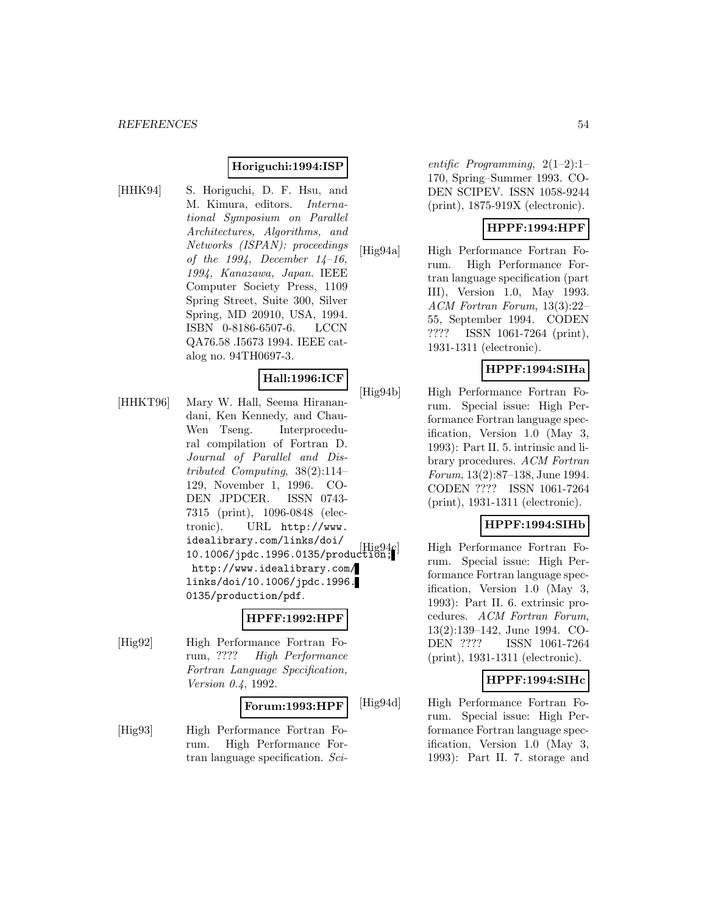**Horiguchi:1994:ISP**

[HHK94] S. Horiguchi, D. F. Hsu, and M. Kimura, editors. *International Symposium on Parallel Architectures, Algorithms, and Networks (ISPAN): proceedings of the 1994, December 14–16, 1994, Kanazawa, Japan*. IEEE Computer Society Press, 1109 Spring Street, Suite 300, Silver Spring, MD 20910, USA, 1994. ISBN 0-8186-6507-6. LCCN QA76.58 .I5673 1994. IEEE catalog no. 94TH0697-3.

**Hall:1996:ICF**

[HHKT96] Mary W. Hall, Seema Hiranandani, Ken Kennedy, and Chau-Wen Tseng. Interprocedural compilation of Fortran D. *Journal of Parallel and Distributed Computing*, 38(2):114–129, November 1, 1996. CODEN JPDCER. ISSN 0743-7315 (print), 1096-0848 (electronic). URL `http://www.idealibrary.com/links/doi/10.1006/jpdc.1996.0135/production; http://www.idealibrary.com/links/doi/10.1006/jpdc.1996.0135/production/pdf`.

**HPFF:1992:HPF**

[Hig92] High Performance Fortran Forum, ???? *High Performance Fortran Language Specification, Version 0.4*, 1992.

**Forum:1993:HPF**

[Hig93] High Performance Fortran Forum. High Performance Fortran language specification. *Scientific Programming*, 2(1–2):1–170, Spring–Summer 1993. CODEN SCIPEV. ISSN 1058-9244 (print), 1875-919X (electronic).

**HPPF:1994:HPF**

[Hig94a] High Performance Fortran Forum. High Performance Fortran language specification (part III), Version 1.0, May 1993. *ACM Fortran Forum*, 13(3):22–55, September 1994. CODEN ???? ISSN 1061-7264 (print), 1931-1311 (electronic).

**HPPF:1994:SIHa**

[Hig94b] High Performance Fortran Forum. Special issue: High Performance Fortran language specification, Version 1.0 (May 3, 1993): Part II. 5. intrinsic and library procedures. *ACM Fortran Forum*, 13(2):87–138, June 1994. CODEN ???? ISSN 1061-7264 (print), 1931-1311 (electronic).

**HPPF:1994:SIHb**

[Hig94c] High Performance Fortran Forum. Special issue: High Performance Fortran language specification, Version 1.0 (May 3, 1993): Part II. 6. extrinsic procedures. *ACM Fortran Forum*, 13(2):139–142, June 1994. CODEN ???? ISSN 1061-7264 (print), 1931-1311 (electronic).

**HPPF:1994:SIHc**

[Hig94d] High Performance Fortran Forum. Special issue: High Performance Fortran language specification, Version 1.0 (May 3, 1993): Part II. 7. storage and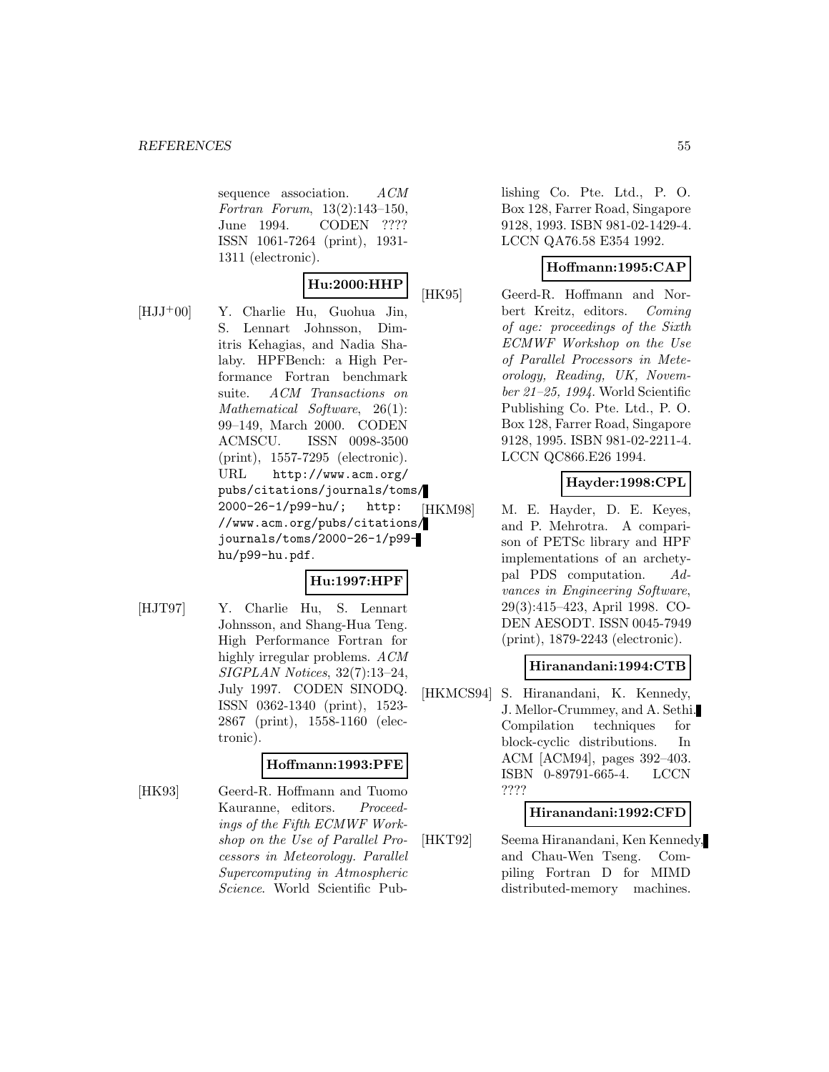sequence association. *ACM Fortran Forum*, 13(2):143–150, June 1994. CODEN ???? ISSN 1061-7264 (print), 1931-1311 (electronic).

**Hu:2000:HHP**

[HJJ+00] Y. Charlie Hu, Guohua Jin, S. Lennart Johnsson, Dimitris Kehagias, and Nadia Shalaby. HPFBench: a High Performance Fortran benchmark suite. *ACM Transactions on Mathematical Software*, 26(1): 99–149, March 2000. CODEN ACMSCU. ISSN 0098-3500 (print), 1557-7295 (electronic). URL `http://www.acm.org/pubs/citations/journals/toms/2000-26-1/p99-hu/`; `http://www.acm.org/pubs/citations/journals/toms/2000-26-1/p99-hu/p99-hu.pdf`.

**Hu:1997:HPF**

[HJT97] Y. Charlie Hu, S. Lennart Johnsson, and Shang-Hua Teng. High Performance Fortran for highly irregular problems. *ACM SIGPLAN Notices*, 32(7):13–24, July 1997. CODEN SINODQ. ISSN 0362-1340 (print), 1523-2867 (print), 1558-1160 (electronic).

**Hoffmann:1993:PFE**

[HK93] Geerd-R. Hoffmann and Tuomo Kauranne, editors. *Proceedings of the Fifth ECMWF Workshop on the Use of Parallel Processors in Meteorology. Parallel Supercomputing in Atmospheric Science*. World Scientific Publishing Co. Pte. Ltd., P. O. Box 128, Farrer Road, Singapore 9128, 1993. ISBN 981-02-1429-4. LCCN QA76.58 E354 1992.

**Hoffmann:1995:CAP**

[HK95] Geerd-R. Hoffmann and Norbert Kreitz, editors. *Coming of age: proceedings of the Sixth ECMWF Workshop on the Use of Parallel Processors in Meteorology, Reading, UK, November 21–25, 1994*. World Scientific Publishing Co. Pte. Ltd., P. O. Box 128, Farrer Road, Singapore 9128, 1995. ISBN 981-02-2211-4. LCCN QC866.E26 1994.

**Hayder:1998:CPL**

[HKM98] M. E. Hayder, D. E. Keyes, and P. Mehrotra. A comparison of PETSc library and HPF implementations of an archetypal PDS computation. *Advances in Engineering Software*, 29(3):415–423, April 1998. CODEN AESODT. ISSN 0045-7949 (print), 1879-2243 (electronic).

**Hiranandani:1994:CTB**

[HKMCS94] S. Hiranandani, K. Kennedy, J. Mellor-Crummey, and A. Sethi. Compilation techniques for block-cyclic distributions. In ACM [ACM94], pages 392–403. ISBN 0-89791-665-4. LCCN ????

**Hiranandani:1992:CFD**

[HKT92] Seema Hiranandani, Ken Kennedy, and Chau-Wen Tseng. Compiling Fortran D for MIMD distributed-memory machines.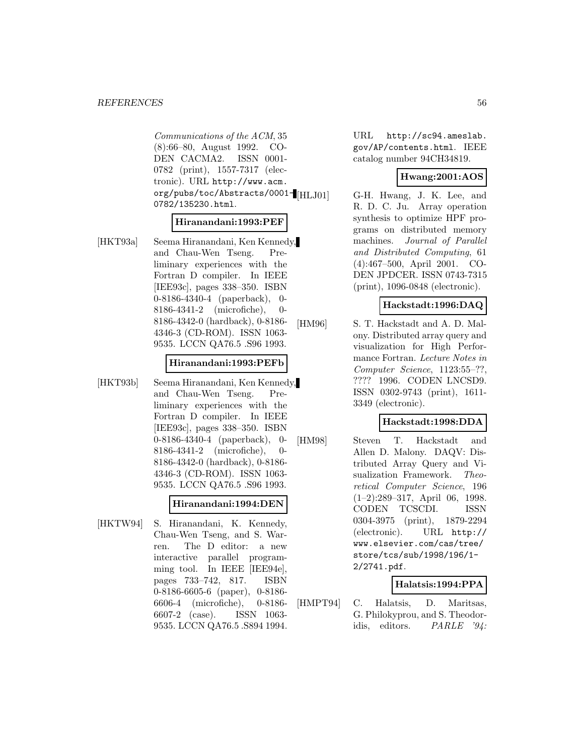*Communications of the ACM*, 35 (8):66–80, August 1992. CODEN CACMA2. ISSN 0001-0782 (print), 1557-7317 (electronic). URL http://www.acm.org/pubs/toc/Abstracts/0001-0782/135230.html.

**Hiranandani:1993:PEF**

[HKT93a] Seema Hiranandani, Ken Kennedy, and Chau-Wen Tseng. Preliminary experiences with the Fortran D compiler. In IEEE [IEE93c], pages 338–350. ISBN 0-8186-4340-4 (paperback), 0-8186-4341-2 (microfiche), 0-8186-4342-0 (hardback), 0-8186-4346-3 (CD-ROM). ISSN 1063-9535. LCCN QA76.5 .S96 1993.

**Hiranandani:1993:PEFb**

[HKT93b] Seema Hiranandani, Ken Kennedy, and Chau-Wen Tseng. Preliminary experiences with the Fortran D compiler. In IEEE [IEE93c], pages 338–350. ISBN 0-8186-4340-4 (paperback), 0-8186-4341-2 (microfiche), 0-8186-4342-0 (hardback), 0-8186-4346-3 (CD-ROM). ISSN 1063-9535. LCCN QA76.5 .S96 1993.

**Hiranandani:1994:DEN**

[HKTW94] S. Hiranandani, K. Kennedy, Chau-Wen Tseng, and S. Warren. The D editor: a new interactive parallel programming tool. In IEEE [IEE94e], pages 733–742, 817. ISBN 0-8186-6605-6 (paper), 0-8186-6606-4 (microfiche), 0-8186-6607-2 (case). ISSN 1063-9535. LCCN QA76.5 .S894 1994.

URL http://sc94.ameslab.gov/AP/contents.html. IEEE catalog number 94CH34819.

**Hwang:2001:AOS**

[HLJ01] G-H. Hwang, J. K. Lee, and R. D. C. Ju. Array operation synthesis to optimize HPF programs on distributed memory machines. *Journal of Parallel and Distributed Computing*, 61 (4):467–500, April 2001. CODEN JPDCER. ISSN 0743-7315 (print), 1096-0848 (electronic).

**Hackstadt:1996:DAQ**

[HM96] S. T. Hackstadt and A. D. Malony. Distributed array query and visualization for High Performance Fortran. *Lecture Notes in Computer Science*, 1123:55–??, ???? 1996. CODEN LNCSD9. ISSN 0302-9743 (print), 1611-3349 (electronic).

**Hackstadt:1998:DDA**

[HM98] Steven T. Hackstadt and Allen D. Malony. DAQV: Distributed Array Query and Visualization Framework. *Theoretical Computer Science*, 196 (1–2):289–317, April 06, 1998. CODEN TCSCDI. ISSN 0304-3975 (print), 1879-2294 (electronic). URL http://www.elsevier.com/cas/tree/store/tcs/sub/1998/196/1-2/2741.pdf.

**Halatsis:1994:PPA**

[HMPT94] C. Halatsis, D. Maritsas, G. Philokyprou, and S. Theodoridis, editors. *PARLE '94:*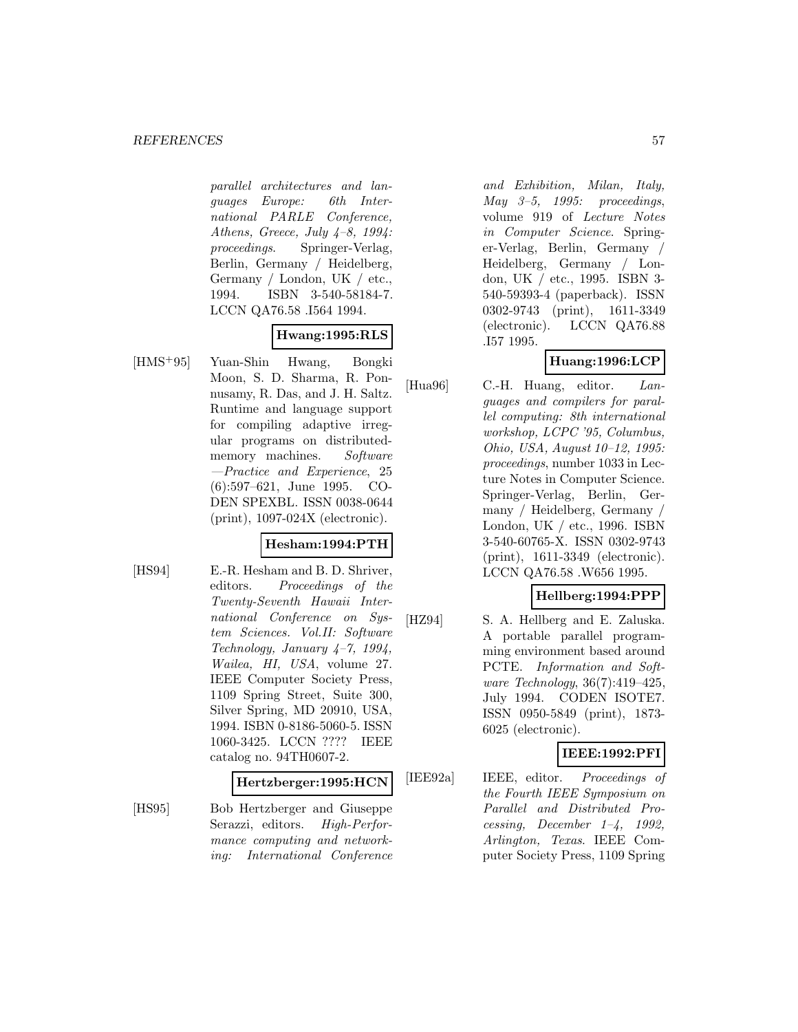*parallel architectures and languages Europe: 6th International PARLE Conference, Athens, Greece, July 4–8, 1994: proceedings*. Springer-Verlag, Berlin, Germany / Heidelberg, Germany / London, UK / etc., 1994. ISBN 3-540-58184-7. LCCN QA76.58 .I564 1994.

**Hwang:1995:RLS**

[HMS+95] Yuan-Shin Hwang, Bongki Moon, S. D. Sharma, R. Ponnusamy, R. Das, and J. H. Saltz. Runtime and language support for compiling adaptive irregular programs on distributed-memory machines. *Software —Practice and Experience*, 25 (6):597–621, June 1995. CODEN SPEXBL. ISSN 0038-0644 (print), 1097-024X (electronic).

**Hesham:1994:PTH**

[HS94] E.-R. Hesham and B. D. Shriver, editors. *Proceedings of the Twenty-Seventh Hawaii International Conference on System Sciences. Vol.II: Software Technology, January 4–7, 1994, Wailea, HI, USA*, volume 27. IEEE Computer Society Press, 1109 Spring Street, Suite 300, Silver Spring, MD 20910, USA, 1994. ISBN 0-8186-5060-5. ISSN 1060-3425. LCCN ???? IEEE catalog no. 94TH0607-2.

**Hertzberger:1995:HCN**

[HS95] Bob Hertzberger and Giuseppe Serazzi, editors. *High-Performance computing and networking: International Conference and Exhibition, Milan, Italy, May 3–5, 1995: proceedings*, volume 919 of *Lecture Notes in Computer Science*. Springer-Verlag, Berlin, Germany / Heidelberg, Germany / London, UK / etc., 1995. ISBN 3-540-59393-4 (paperback). ISSN 0302-9743 (print), 1611-3349 (electronic). LCCN QA76.88 .I57 1995.

**Huang:1996:LCP**

[Hua96] C.-H. Huang, editor. *Languages and compilers for parallel computing: 8th international workshop, LCPC '95, Columbus, Ohio, USA, August 10–12, 1995: proceedings*, number 1033 in Lecture Notes in Computer Science. Springer-Verlag, Berlin, Germany / Heidelberg, Germany / London, UK / etc., 1996. ISBN 3-540-60765-X. ISSN 0302-9743 (print), 1611-3349 (electronic). LCCN QA76.58 .W656 1995.

**Hellberg:1994:PPP**

[HZ94] S. A. Hellberg and E. Zaluska. A portable parallel programming environment based around PCTE. *Information and Software Technology*, 36(7):419–425, July 1994. CODEN ISOTE7. ISSN 0950-5849 (print), 1873-6025 (electronic).

**IEEE:1992:PFI**

[IEE92a] IEEE, editor. *Proceedings of the Fourth IEEE Symposium on Parallel and Distributed Processing, December 1–4, 1992, Arlington, Texas*. IEEE Computer Society Press, 1109 Spring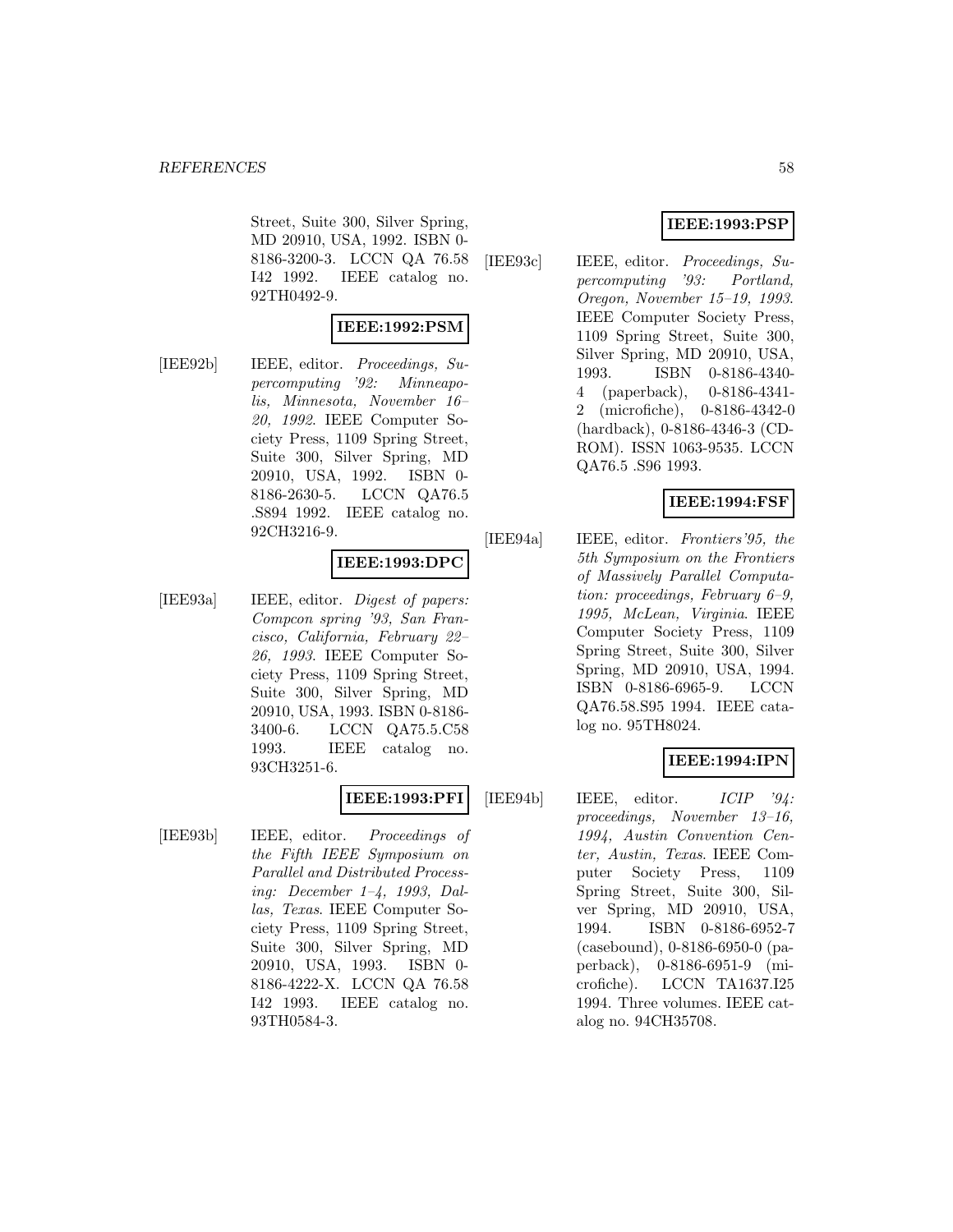Street, Suite 300, Silver Spring, MD 20910, USA, 1992. ISBN 0-8186-3200-3. LCCN QA 76.58 I42 1992. IEEE catalog no. 92TH0492-9.

**IEEE:1992:PSM**

[IEE92b] IEEE, editor. *Proceedings, Supercomputing '92: Minneapolis, Minnesota, November 16–20, 1992*. IEEE Computer Society Press, 1109 Spring Street, Suite 300, Silver Spring, MD 20910, USA, 1992. ISBN 0-8186-2630-5. LCCN QA76.5 .S894 1992. IEEE catalog no. 92CH3216-9.

**IEEE:1993:DPC**

[IEE93a] IEEE, editor. *Digest of papers: Compcon spring '93, San Francisco, California, February 22–26, 1993*. IEEE Computer Society Press, 1109 Spring Street, Suite 300, Silver Spring, MD 20910, USA, 1993. ISBN 0-8186-3400-6. LCCN QA75.5.C58 1993. IEEE catalog no. 93CH3251-6.

**IEEE:1993:PFI**

[IEE93b] IEEE, editor. *Proceedings of the Fifth IEEE Symposium on Parallel and Distributed Processing: December 1–4, 1993, Dallas, Texas*. IEEE Computer Society Press, 1109 Spring Street, Suite 300, Silver Spring, MD 20910, USA, 1993. ISBN 0-8186-4222-X. LCCN QA 76.58 I42 1993. IEEE catalog no. 93TH0584-3.

**IEEE:1993:PSP**

[IEE93c] IEEE, editor. *Proceedings, Supercomputing '93: Portland, Oregon, November 15–19, 1993*. IEEE Computer Society Press, 1109 Spring Street, Suite 300, Silver Spring, MD 20910, USA, 1993. ISBN 0-8186-4340-4 (paperback), 0-8186-4341-2 (microfiche), 0-8186-4342-0 (hardback), 0-8186-4346-3 (CD-ROM). ISSN 1063-9535. LCCN QA76.5 .S96 1993.

**IEEE:1994:FSF**

[IEE94a] IEEE, editor. *Frontiers'95, the 5th Symposium on the Frontiers of Massively Parallel Computation: proceedings, February 6–9, 1995, McLean, Virginia*. IEEE Computer Society Press, 1109 Spring Street, Suite 300, Silver Spring, MD 20910, USA, 1994. ISBN 0-8186-6965-9. LCCN QA76.58.S95 1994. IEEE catalog no. 95TH8024.

**IEEE:1994:IPN**

[IEE94b] IEEE, editor. *ICIP '94: proceedings, November 13–16, 1994, Austin Convention Center, Austin, Texas*. IEEE Computer Society Press, 1109 Spring Street, Suite 300, Silver Spring, MD 20910, USA, 1994. ISBN 0-8186-6952-7 (casebound), 0-8186-6950-0 (paperback), 0-8186-6951-9 (microfiche). LCCN TA1637.I25 1994. Three volumes. IEEE catalog no. 94CH35708.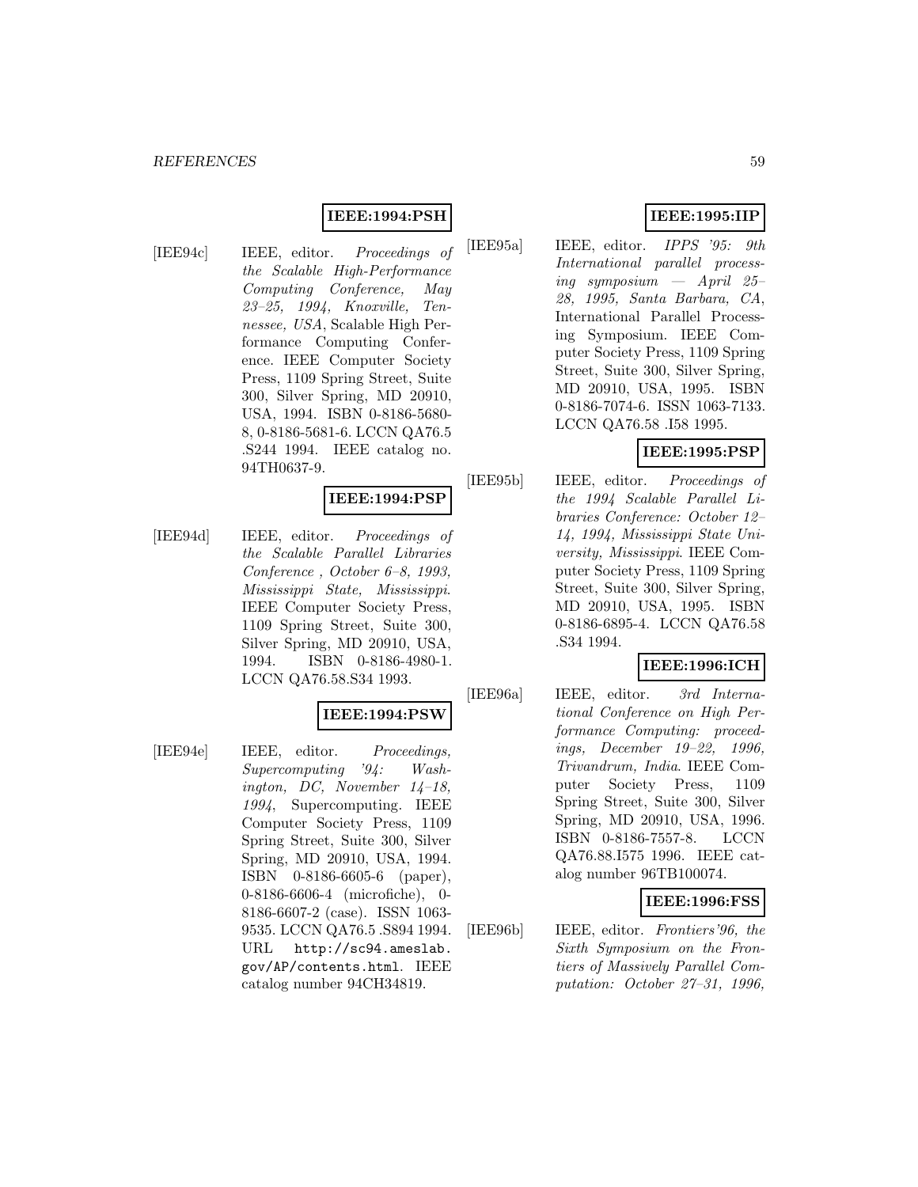**IEEE:1994:PSH**

[IEE94c] IEEE, editor. *Proceedings of the Scalable High-Performance Computing Conference, May 23–25, 1994, Knoxville, Tennessee, USA*, Scalable High Performance Computing Conference. IEEE Computer Society Press, 1109 Spring Street, Suite 300, Silver Spring, MD 20910, USA, 1994. ISBN 0-8186-5680-8, 0-8186-5681-6. LCCN QA76.5 .S244 1994. IEEE catalog no. 94TH0637-9.

**IEEE:1994:PSP**

[IEE94d] IEEE, editor. *Proceedings of the Scalable Parallel Libraries Conference , October 6–8, 1993, Mississippi State, Mississippi*. IEEE Computer Society Press, 1109 Spring Street, Suite 300, Silver Spring, MD 20910, USA, 1994. ISBN 0-8186-4980-1. LCCN QA76.58.S34 1993.

**IEEE:1994:PSW**

[IEE94e] IEEE, editor. *Proceedings, Supercomputing '94: Washington, DC, November 14–18, 1994*, Supercomputing. IEEE Computer Society Press, 1109 Spring Street, Suite 300, Silver Spring, MD 20910, USA, 1994. ISBN 0-8186-6605-6 (paper), 0-8186-6606-4 (microfiche), 0-8186-6607-2 (case). ISSN 1063-9535. LCCN QA76.5 .S894 1994. URL `http://sc94.ameslab.gov/AP/contents.html`. IEEE catalog number 94CH34819.

**IEEE:1995:IIP**

[IEE95a] IEEE, editor. *IPPS '95: 9th International parallel processing symposium — April 25–28, 1995, Santa Barbara, CA*, International Parallel Processing Symposium. IEEE Computer Society Press, 1109 Spring Street, Suite 300, Silver Spring, MD 20910, USA, 1995. ISBN 0-8186-7074-6. ISSN 1063-7133. LCCN QA76.58 .I58 1995.

**IEEE:1995:PSP**

[IEE95b] IEEE, editor. *Proceedings of the 1994 Scalable Parallel Libraries Conference: October 12–14, 1994, Mississippi State University, Mississippi*. IEEE Computer Society Press, 1109 Spring Street, Suite 300, Silver Spring, MD 20910, USA, 1995. ISBN 0-8186-6895-4. LCCN QA76.58 .S34 1994.

**IEEE:1996:ICH**

[IEE96a] IEEE, editor. *3rd International Conference on High Performance Computing: proceedings, December 19–22, 1996, Trivandrum, India*. IEEE Computer Society Press, 1109 Spring Street, Suite 300, Silver Spring, MD 20910, USA, 1996. ISBN 0-8186-7557-8. LCCN QA76.88.I575 1996. IEEE catalog number 96TB100074.

**IEEE:1996:FSS**

[IEE96b] IEEE, editor. *Frontiers'96, the Sixth Symposium on the Frontiers of Massively Parallel Computation: October 27–31, 1996,*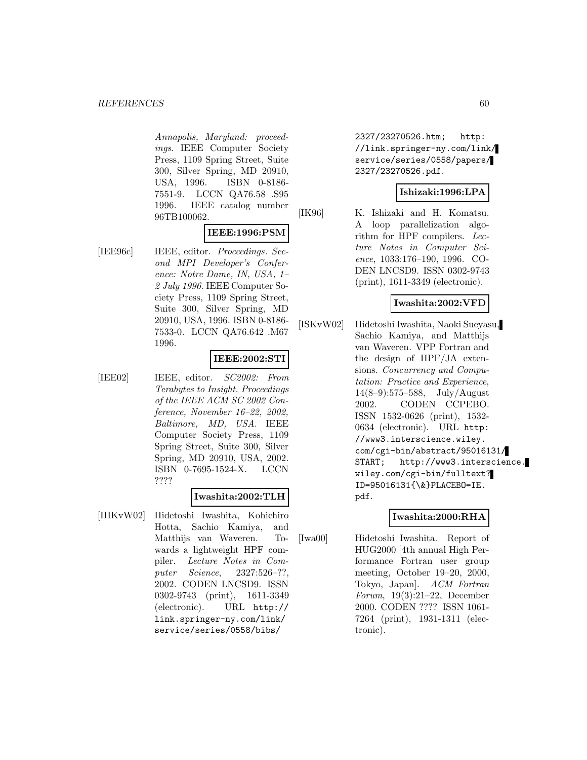*Annapolis, Maryland: proceedings*. IEEE Computer Society Press, 1109 Spring Street, Suite 300, Silver Spring, MD 20910, USA, 1996. ISBN 0-8186-7551-9. LCCN QA76.58 .S95 1996. IEEE catalog number 96TB100062.

**IEEE:1996:PSM**

[IEE96c] IEEE, editor. *Proceedings. Second MPI Developer's Conference: Notre Dame, IN, USA, 1–2 July 1996*. IEEE Computer Society Press, 1109 Spring Street, Suite 300, Silver Spring, MD 20910, USA, 1996. ISBN 0-8186-7533-0. LCCN QA76.642 .M67 1996.

**IEEE:2002:STI**

[IEE02] IEEE, editor. *SC2002: From Terabytes to Insight. Proceedings of the IEEE ACM SC 2002 Conference, November 16–22, 2002, Baltimore, MD, USA*. IEEE Computer Society Press, 1109 Spring Street, Suite 300, Silver Spring, MD 20910, USA, 2002. ISBN 0-7695-1524-X. LCCN ????

**Iwashita:2002:TLH**

[IHKvW02] Hidetoshi Iwashita, Kohichiro Hotta, Sachio Kamiya, and Matthijs van Waveren. Towards a lightweight HPF compiler. *Lecture Notes in Computer Science*, 2327:526–??, 2002. CODEN LNCSD9. ISSN 0302-9743 (print), 1611-3349 (electronic). URL http://link.springer-ny.com/link/service/series/0558/bibs/2327/23270526.htm; http://link.springer-ny.com/link/service/series/0558/papers/2327/23270526.pdf.

**Ishizaki:1996:LPA**

[IK96] K. Ishizaki and H. Komatsu. A loop parallelization algorithm for HPF compilers. *Lecture Notes in Computer Science*, 1033:176–190, 1996. CODEN LNCSD9. ISSN 0302-9743 (print), 1611-3349 (electronic).

**Iwashita:2002:VFD**

[ISKvW02] Hidetoshi Iwashita, Naoki Sueyasu, Sachio Kamiya, and Matthijs van Waveren. VPP Fortran and the design of HPF/JA extensions. *Concurrency and Computation: Practice and Experience*, 14(8–9):575–588, July/August 2002. CODEN CCPEBO. ISSN 1532-0626 (print), 1532-0634 (electronic). URL http://www3.interscience.wiley.com/cgi-bin/abstract/95016131/START; http://www3.interscience.wiley.com/cgi-bin/fulltext?ID=95016131{\&}PLACEBO=IE.pdf.

**Iwashita:2000:RHA**

[Iwa00] Hidetoshi Iwashita. Report of HUG2000 [4th annual High Performance Fortran user group meeting, October 19–20, 2000, Tokyo, Japan]. *ACM Fortran Forum*, 19(3):21–22, December 2000. CODEN ???? ISSN 1061-7264 (print), 1931-1311 (electronic).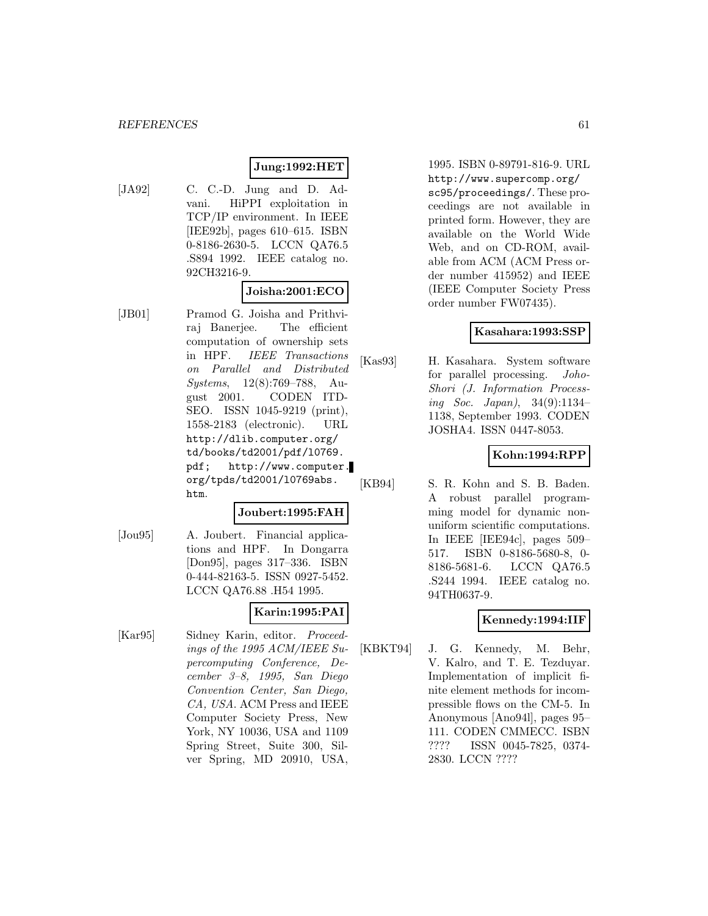**Jung:1992:HET**

[JA92] C. C.-D. Jung and D. Advani. HiPPI exploitation in TCP/IP environment. In IEEE [IEE92b], pages 610–615. ISBN 0-8186-2630-5. LCCN QA76.5 .S894 1992. IEEE catalog no. 92CH3216-9.

**Joisha:2001:ECO**

[JB01] Pramod G. Joisha and Prithviraj Banerjee. The efficient computation of ownership sets in HPF. *IEEE Transactions on Parallel and Distributed Systems*, 12(8):769–788, August 2001. CODEN ITDSEO. ISSN 1045-9219 (print), 1558-2183 (electronic). URL http://dlib.computer.org/td/books/td2001/pdf/l0769.pdf; http://www.computer.org/tpds/td2001/l0769abs.htm.

**Joubert:1995:FAH**

[Jou95] A. Joubert. Financial applications and HPF. In Dongarra [Don95], pages 317–336. ISBN 0-444-82163-5. ISSN 0927-5452. LCCN QA76.88 .H54 1995.

**Karin:1995:PAI**

[Kar95] Sidney Karin, editor. *Proceedings of the 1995 ACM/IEEE Supercomputing Conference, December 3–8, 1995, San Diego Convention Center, San Diego, CA, USA*. ACM Press and IEEE Computer Society Press, New York, NY 10036, USA and 1109 Spring Street, Suite 300, Silver Spring, MD 20910, USA, 1995. ISBN 0-89791-816-9. URL http://www.supercomp.org/sc95/proceedings/. These proceedings are not available in printed form. However, they are available on the World Wide Web, and on CD-ROM, available from ACM (ACM Press order number 415952) and IEEE (IEEE Computer Society Press order number FW07435).

**Kasahara:1993:SSP**

[Kas93] H. Kasahara. System software for parallel processing. *Joho-Shori (J. Information Processing Soc. Japan)*, 34(9):1134–1138, September 1993. CODEN JOSHA4. ISSN 0447-8053.

**Kohn:1994:RPP**

[KB94] S. R. Kohn and S. B. Baden. A robust parallel programming model for dynamic non-uniform scientific computations. In IEEE [IEE94c], pages 509–517. ISBN 0-8186-5680-8, 0-8186-5681-6. LCCN QA76.5 .S244 1994. IEEE catalog no. 94TH0637-9.

**Kennedy:1994:IIF**

[KBKT94] J. G. Kennedy, M. Behr, V. Kalro, and T. E. Tezduyar. Implementation of implicit finite element methods for incompressible flows on the CM-5. In Anonymous [Ano94l], pages 95–111. CODEN CMMECC. ISBN ???? ISSN 0045-7825, 0374-2830. LCCN ????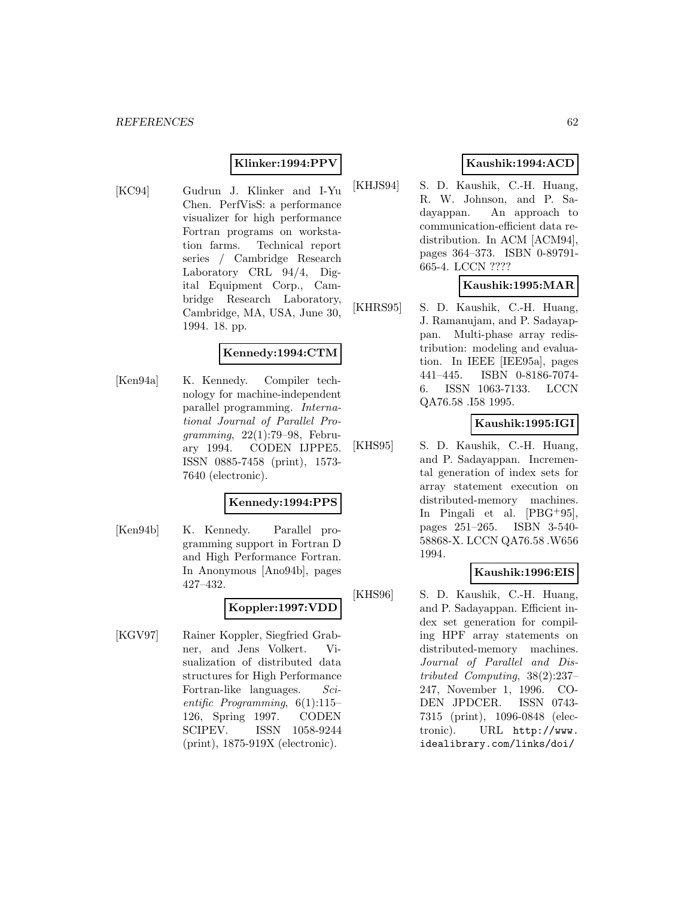**Klinker:1994:PPV**

[KC94] Gudrun J. Klinker and I-Yu Chen. PerfVisS: a performance visualizer for high performance Fortran programs on workstation farms. Technical report series / Cambridge Research Laboratory CRL 94/4, Digital Equipment Corp., Cambridge Research Laboratory, Cambridge, MA, USA, June 30, 1994. 18. pp.

**Kennedy:1994:CTM**

[Ken94a] K. Kennedy. Compiler technology for machine-independent parallel programming. *International Journal of Parallel Programming*, 22(1):79–98, February 1994. CODEN IJPPE5. ISSN 0885-7458 (print), 1573-7640 (electronic).

**Kennedy:1994:PPS**

[Ken94b] K. Kennedy. Parallel programming support in Fortran D and High Performance Fortran. In Anonymous [Ano94b], pages 427–432.

**Koppler:1997:VDD**

[KGV97] Rainer Koppler, Siegfried Grabner, and Jens Volkert. Visualization of distributed data structures for High Performance Fortran-like languages. *Scientific Programming*, 6(1):115–126, Spring 1997. CODEN SCIPEV. ISSN 1058-9244 (print), 1875-919X (electronic).

**Kaushik:1994:ACD**

[KHJS94] S. D. Kaushik, C.-H. Huang, R. W. Johnson, and P. Sadayappan. An approach to communication-efficient data redistribution. In ACM [ACM94], pages 364–373. ISBN 0-89791-665-4. LCCN ????

**Kaushik:1995:MAR**

[KHRS95] S. D. Kaushik, C.-H. Huang, J. Ramanujam, and P. Sadayappan. Multi-phase array redistribution: modeling and evaluation. In IEEE [IEE95a], pages 441–445. ISBN 0-8186-7074-6. ISSN 1063-7133. LCCN QA76.58 .I58 1995.

**Kaushik:1995:IGI**

[KHS95] S. D. Kaushik, C.-H. Huang, and P. Sadayappan. Incremental generation of index sets for array statement execution on distributed-memory machines. In Pingali et al. [PBG+95], pages 251–265. ISBN 3-540-58868-X. LCCN QA76.58 .W656 1994.

**Kaushik:1996:EIS**

[KHS96] S. D. Kaushik, C.-H. Huang, and P. Sadayappan. Efficient index set generation for compiling HPF array statements on distributed-memory machines. *Journal of Parallel and Distributed Computing*, 38(2):237–247, November 1, 1996. CODEN JPDCER. ISSN 0743-7315 (print), 1096-0848 (electronic). URL http://www.idealibrary.com/links/doi/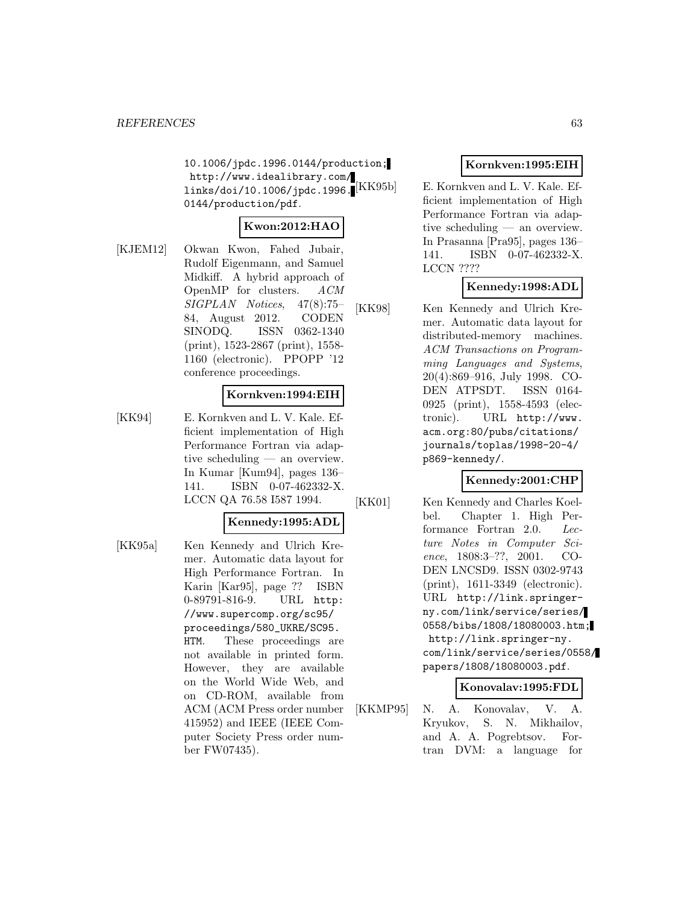10.1006/jpdc.1996.0144/production; http://www.idealibrary.com/links/doi/10.1006/jpdc.1996.0144/production/pdf.

**Kwon:2012:HAO**

[KJEM12] Okwan Kwon, Fahed Jubair, Rudolf Eigenmann, and Samuel Midkiff. A hybrid approach of OpenMP for clusters. *ACM SIGPLAN Notices*, 47(8):75–84, August 2012. CODEN SINODQ. ISSN 0362-1340 (print), 1523-2867 (print), 1558-1160 (electronic). PPOPP '12 conference proceedings.

**Kornkven:1994:EIH**

[KK94] E. Kornkven and L. V. Kale. Efficient implementation of High Performance Fortran via adaptive scheduling — an overview. In Kumar [Kum94], pages 136–141. ISBN 0-07-462332-X. LCCN QA 76.58 I587 1994.

**Kennedy:1995:ADL**

[KK95a] Ken Kennedy and Ulrich Kremer. Automatic data layout for High Performance Fortran. In Karin [Kar95], page ?? ISBN 0-89791-816-9. URL http://www.supercomp.org/sc95/proceedings/580_UKRE/SC95.HTM. These proceedings are not available in printed form. However, they are available on the World Wide Web, and on CD-ROM, available from ACM (ACM Press order number 415952) and IEEE (IEEE Computer Society Press order number FW07435).

**Kornkven:1995:EIH**

[KK95b] E. Kornkven and L. V. Kale. Efficient implementation of High Performance Fortran via adaptive scheduling — an overview. In Prasanna [Pra95], pages 136–141. ISBN 0-07-462332-X. LCCN ????

**Kennedy:1998:ADL**

[KK98] Ken Kennedy and Ulrich Kremer. Automatic data layout for distributed-memory machines. *ACM Transactions on Programming Languages and Systems*, 20(4):869–916, July 1998. CODEN ATPSDT. ISSN 0164-0925 (print), 1558-4593 (electronic). URL http://www.acm.org:80/pubs/citations/journals/toplas/1998-20-4/p869-kennedy/.

**Kennedy:2001:CHP**

[KK01] Ken Kennedy and Charles Koelbel. Chapter 1. High Performance Fortran 2.0. *Lecture Notes in Computer Science*, 1808:3–??, 2001. CODEN LNCSD9. ISSN 0302-9743 (print), 1611-3349 (electronic). URL http://link.springer-ny.com/link/service/series/0558/bibs/1808/18080003.htm; http://link.springer-ny.com/link/service/series/0558/papers/1808/18080003.pdf.

**Konovalav:1995:FDL**

[KKMP95] N. A. Konovalav, V. A. Kryukov, S. N. Mikhailov, and A. A. Pogrebtsov. Fortran DVM: a language for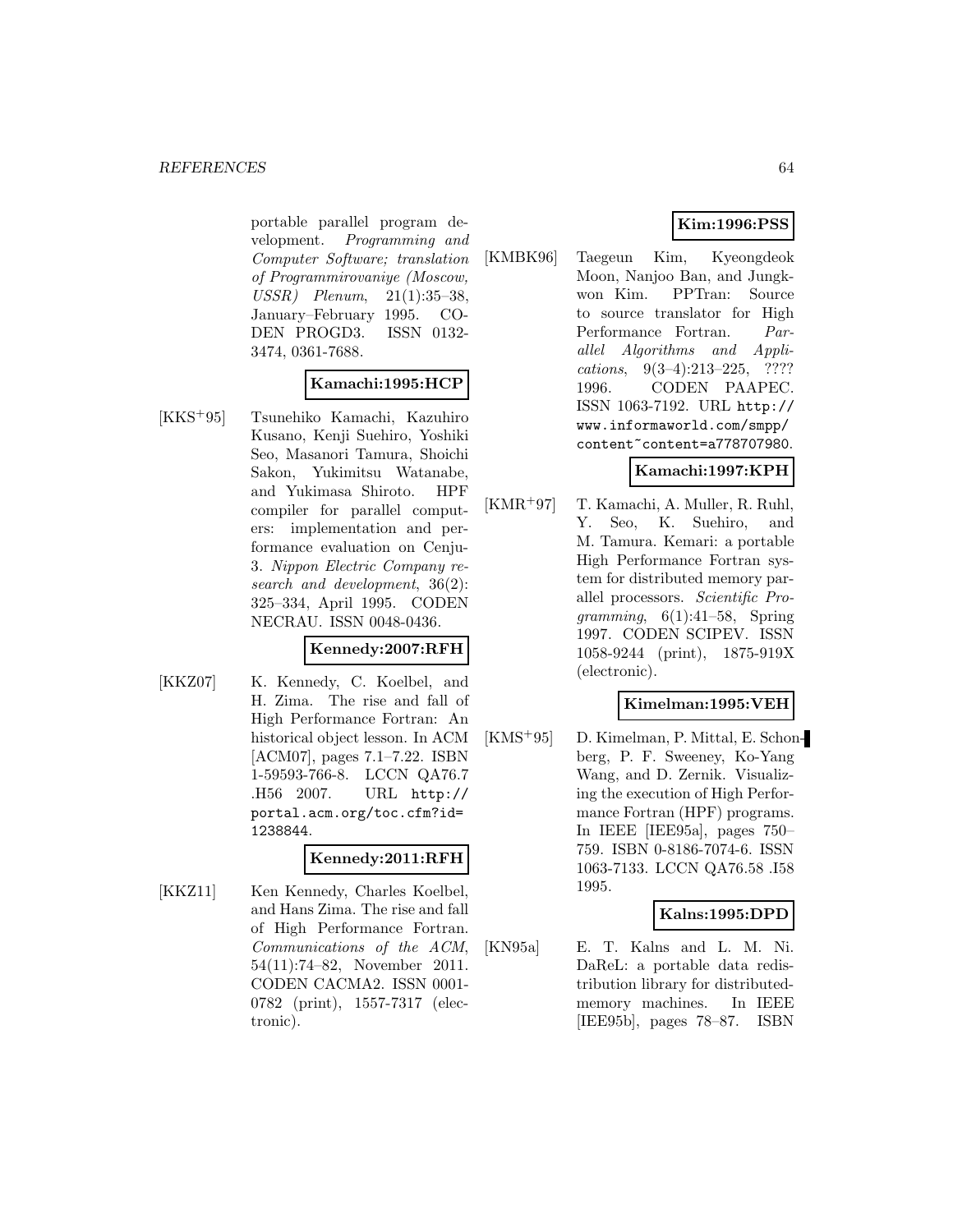portable parallel program development. *Programming and Computer Software; translation of Programmirovaniye (Moscow, USSR) Plenum*, 21(1):35–38, January–February 1995. CODEN PROGD3. ISSN 0132-3474, 0361-7688.

**Kamachi:1995:HCP**

[KKS+95] Tsunehiko Kamachi, Kazuhiro Kusano, Kenji Suehiro, Yoshiki Seo, Masanori Tamura, Shoichi Sakon, Yukimitsu Watanabe, and Yukimasa Shiroto. HPF compiler for parallel computers: implementation and performance evaluation on Cenju-3. *Nippon Electric Company research and development*, 36(2): 325–334, April 1995. CODEN NECRAU. ISSN 0048-0436.

**Kennedy:2007:RFH**

[KKZ07] K. Kennedy, C. Koelbel, and H. Zima. The rise and fall of High Performance Fortran: An historical object lesson. In ACM [ACM07], pages 7.1–7.22. ISBN 1-59593-766-8. LCCN QA76.7 .H56 2007. URL http://portal.acm.org/toc.cfm?id=1238844.

**Kennedy:2011:RFH**

[KKZ11] Ken Kennedy, Charles Koelbel, and Hans Zima. The rise and fall of High Performance Fortran. *Communications of the ACM*, 54(11):74–82, November 2011. CODEN CACMA2. ISSN 0001-0782 (print), 1557-7317 (electronic).

**Kim:1996:PSS**

[KMBK96] Taegeun Kim, Kyeongdeok Moon, Nanjoo Ban, and Jungkwon Kim. PPTran: Source to source translator for High Performance Fortran. *Parallel Algorithms and Applications*, 9(3–4):213–225, ???? 1996. CODEN PAAPEC. ISSN 1063-7192. URL http://www.informaworld.com/smpp/content~content=a778707980.

**Kamachi:1997:KPH**

[KMR+97] T. Kamachi, A. Muller, R. Ruhl, Y. Seo, K. Suehiro, and M. Tamura. Kemari: a portable High Performance Fortran system for distributed memory parallel processors. *Scientific Programming*, 6(1):41–58, Spring 1997. CODEN SCIPEV. ISSN 1058-9244 (print), 1875-919X (electronic).

**Kimelman:1995:VEH**

[KMS+95] D. Kimelman, P. Mittal, E. Schonberg, P. F. Sweeney, Ko-Yang Wang, and D. Zernik. Visualizing the execution of High Performance Fortran (HPF) programs. In IEEE [IEE95a], pages 750–759. ISBN 0-8186-7074-6. ISSN 1063-7133. LCCN QA76.58 .I58 1995.

**Kalns:1995:DPD**

[KN95a] E. T. Kalns and L. M. Ni. DaReL: a portable data redistribution library for distributed-memory machines. In IEEE [IEE95b], pages 78–87. ISBN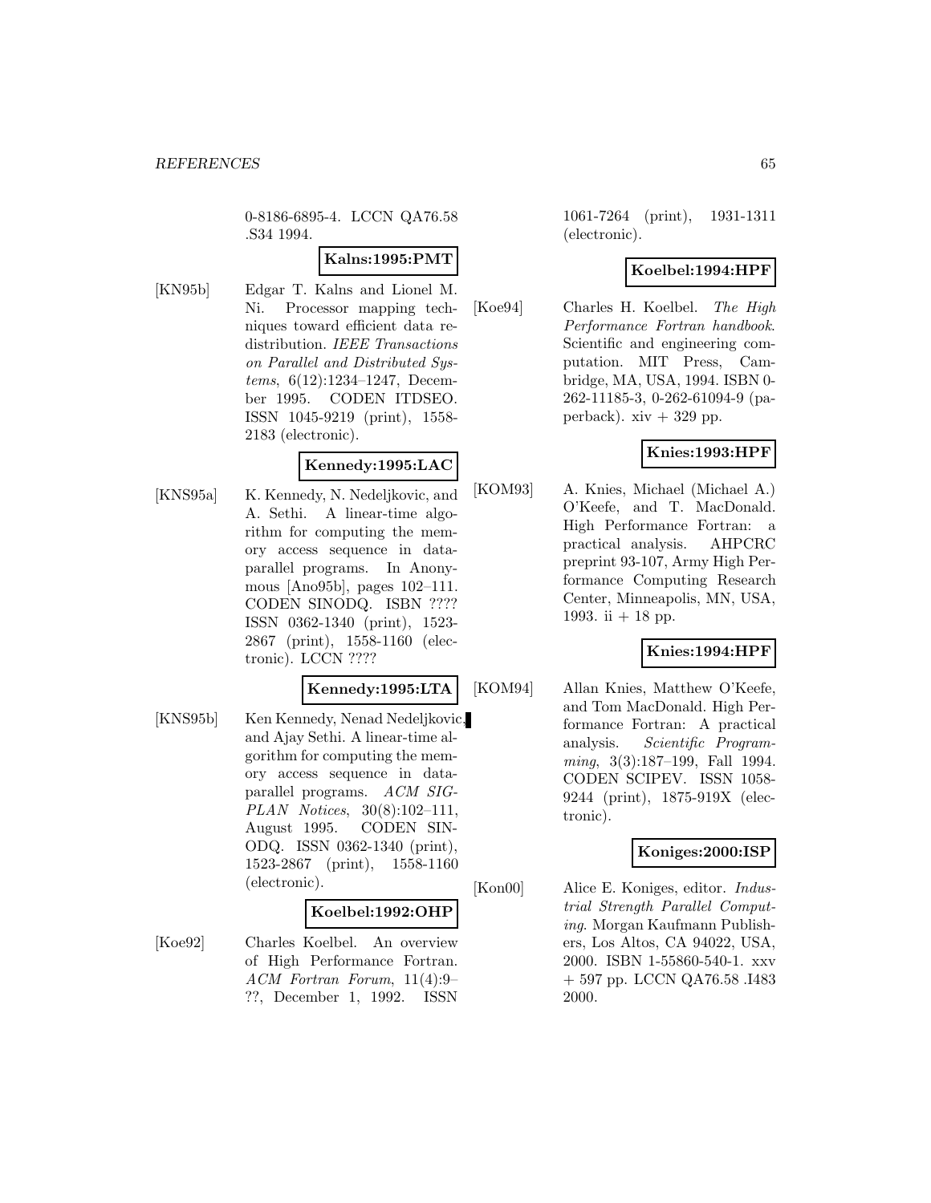0-8186-6895-4. LCCN QA76.58 .S34 1994.

**Kalns:1995:PMT**

[KN95b] Edgar T. Kalns and Lionel M. Ni. Processor mapping techniques toward efficient data redistribution. *IEEE Transactions on Parallel and Distributed Systems*, 6(12):1234–1247, December 1995. CODEN ITDSEO. ISSN 1045-9219 (print), 1558-2183 (electronic).

**Kennedy:1995:LAC**

[KNS95a] K. Kennedy, N. Nedeljkovic, and A. Sethi. A linear-time algorithm for computing the memory access sequence in data-parallel programs. In Anonymous [Ano95b], pages 102–111. CODEN SINODQ. ISBN ???? ISSN 0362-1340 (print), 1523-2867 (print), 1558-1160 (electronic). LCCN ????

**Kennedy:1995:LTA**

[KNS95b] Ken Kennedy, Nenad Nedeljkovic, and Ajay Sethi. A linear-time algorithm for computing the memory access sequence in data-parallel programs. *ACM SIGPLAN Notices*, 30(8):102–111, August 1995. CODEN SINODQ. ISSN 0362-1340 (print), 1523-2867 (print), 1558-1160 (electronic).

**Koelbel:1992:OHP**

[Koe92] Charles Koelbel. An overview of High Performance Fortran. *ACM Fortran Forum*, 11(4):9–??, December 1, 1992. ISSN 1061-7264 (print), 1931-1311 (electronic).

**Koelbel:1994:HPF**

[Koe94] Charles H. Koelbel. *The High Performance Fortran handbook*. Scientific and engineering computation. MIT Press, Cambridge, MA, USA, 1994. ISBN 0-262-11185-3, 0-262-61094-9 (paperback). xiv + 329 pp.

**Knies:1993:HPF**

[KOM93] A. Knies, Michael (Michael A.) O'Keefe, and T. MacDonald. High Performance Fortran: a practical analysis. AHPCRC preprint 93-107, Army High Performance Computing Research Center, Minneapolis, MN, USA, 1993. ii + 18 pp.

**Knies:1994:HPF**

[KOM94] Allan Knies, Matthew O'Keefe, and Tom MacDonald. High Performance Fortran: A practical analysis. *Scientific Programming*, 3(3):187–199, Fall 1994. CODEN SCIPEV. ISSN 1058-9244 (print), 1875-919X (electronic).

**Koniges:2000:ISP**

[Kon00] Alice E. Koniges, editor. *Industrial Strength Parallel Computing*. Morgan Kaufmann Publishers, Los Altos, CA 94022, USA, 2000. ISBN 1-55860-540-1. xxv + 597 pp. LCCN QA76.58 .I483 2000.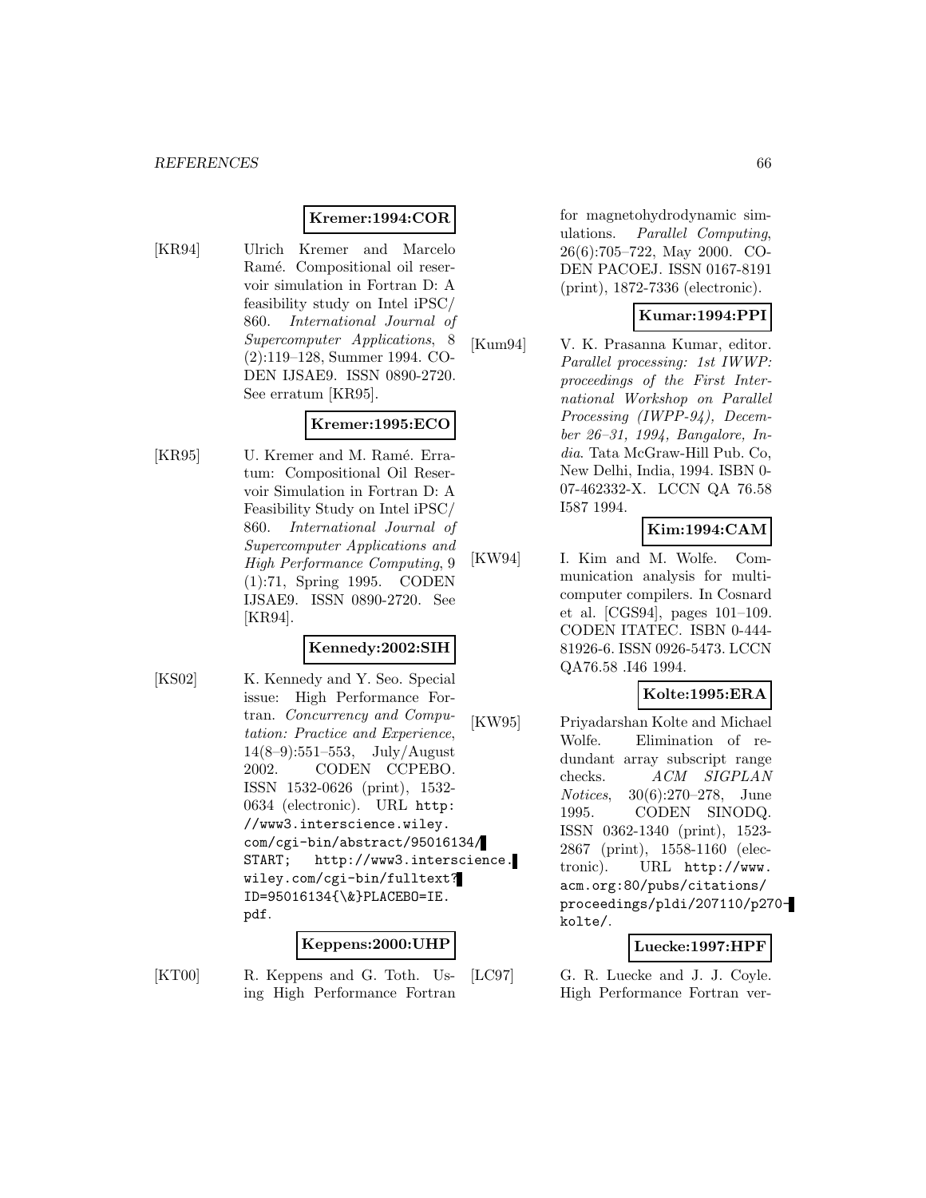**Kremer:1994:COR**

[KR94] Ulrich Kremer and Marcelo Ramé. Compositional oil reservoir simulation in Fortran D: A feasibility study on Intel iPSC/860. *International Journal of Supercomputer Applications*, 8 (2):119–128, Summer 1994. CODEN IJSAE9. ISSN 0890-2720. See erratum [KR95].

**Kremer:1995:ECO**

[KR95] U. Kremer and M. Ramé. Erratum: Compositional Oil Reservoir Simulation in Fortran D: A Feasibility Study on Intel iPSC/860. *International Journal of Supercomputer Applications and High Performance Computing*, 9 (1):71, Spring 1995. CODEN IJSAE9. ISSN 0890-2720. See [KR94].

**Kennedy:2002:SIH**

[KS02] K. Kennedy and Y. Seo. Special issue: High Performance Fortran. *Concurrency and Computation: Practice and Experience*, 14(8–9):551–553, July/August 2002. CODEN CCPEBO. ISSN 1532-0626 (print), 1532-0634 (electronic). URL `http://www3.interscience.wiley.com/cgi-bin/abstract/95016134/START; http://www3.interscience.wiley.com/cgi-bin/fulltext?ID=95016134{\&}PLACEBO=IE.pdf`.

**Keppens:2000:UHP**

[KT00] R. Keppens and G. Toth. Using High Performance Fortran for magnetohydrodynamic simulations. *Parallel Computing*, 26(6):705–722, May 2000. CODEN PACOEJ. ISSN 0167-8191 (print), 1872-7336 (electronic).

**Kumar:1994:PPI**

[Kum94] V. K. Prasanna Kumar, editor. *Parallel processing: 1st IWWP: proceedings of the First International Workshop on Parallel Processing (IWPP-94), December 26–31, 1994, Bangalore, India*. Tata McGraw-Hill Pub. Co, New Delhi, India, 1994. ISBN 0-07-462332-X. LCCN QA 76.58 I587 1994.

**Kim:1994:CAM**

[KW94] I. Kim and M. Wolfe. Communication analysis for multicomputer compilers. In Cosnard et al. [CGS94], pages 101–109. CODEN ITATEC. ISBN 0-444-81926-6. ISSN 0926-5473. LCCN QA76.58 .I46 1994.

**Kolte:1995:ERA**

[KW95] Priyadarshan Kolte and Michael Wolfe. Elimination of redundant array subscript range checks. *ACM SIGPLAN Notices*, 30(6):270–278, June 1995. CODEN SINODQ. ISSN 0362-1340 (print), 1523-2867 (print), 1558-1160 (electronic). URL `http://www.acm.org:80/pubs/citations/proceedings/pldi/207110/p270-kolte/`.

**Luecke:1997:HPF**

[LC97] G. R. Luecke and J. J. Coyle. High Performance Fortran ver-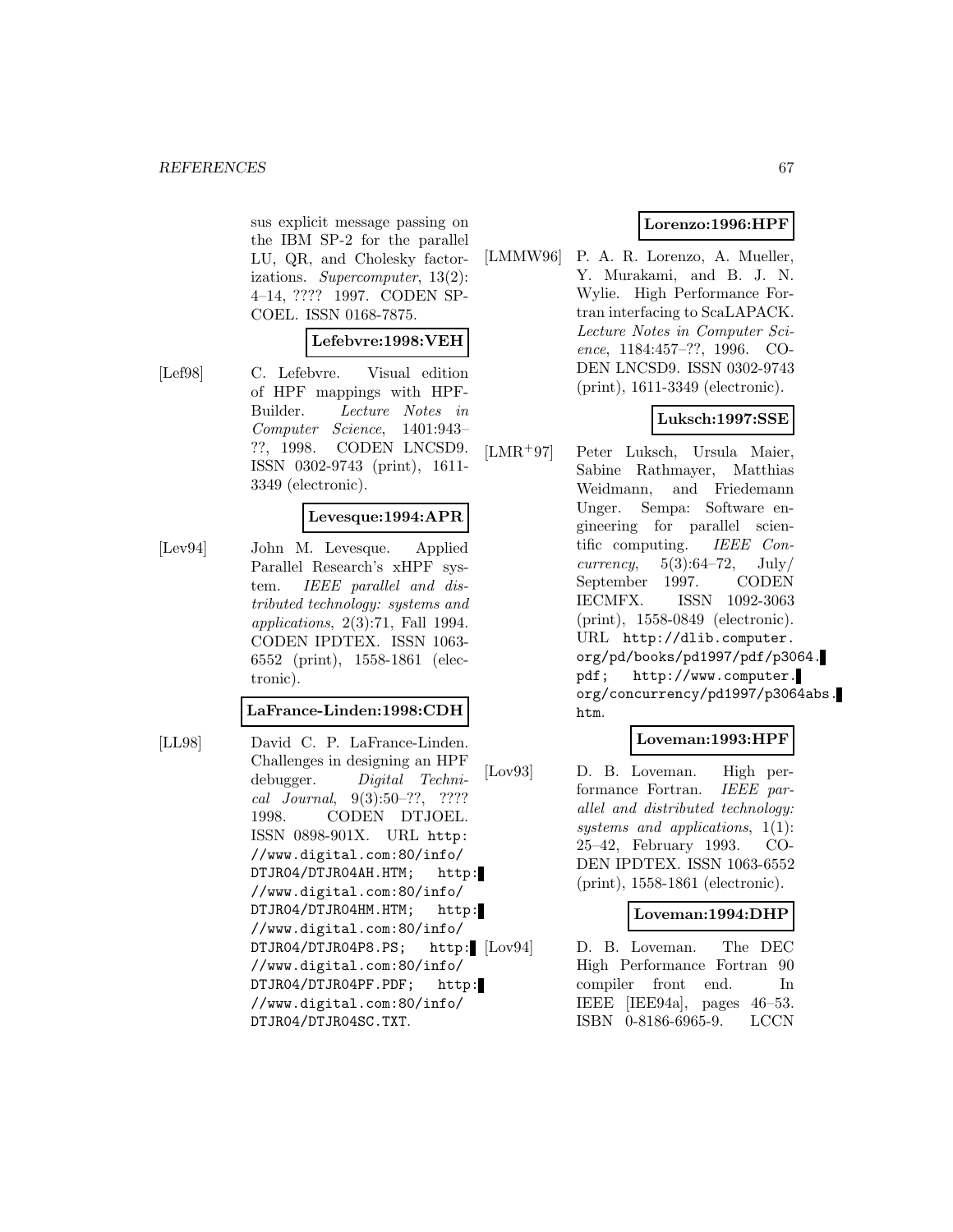sus explicit message passing on the IBM SP-2 for the parallel LU, QR, and Cholesky factorizations. *Supercomputer*, 13(2): 4–14, ???? 1997. CODEN SPCOEL. ISSN 0168-7875.

**Lefebvre:1998:VEH**

[Lef98] C. Lefebvre. Visual edition of HPF mappings with HPF-Builder. *Lecture Notes in Computer Science*, 1401:943–??, 1998. CODEN LNCSD9. ISSN 0302-9743 (print), 1611-3349 (electronic).

**Levesque:1994:APR**

[Lev94] John M. Levesque. Applied Parallel Research's xHPF system. *IEEE parallel and distributed technology: systems and applications*, 2(3):71, Fall 1994. CODEN IPDTEX. ISSN 1063-6552 (print), 1558-1861 (electronic).

**LaFrance-Linden:1998:CDH**

[LL98] David C. P. LaFrance-Linden. Challenges in designing an HPF debugger. *Digital Technical Journal*, 9(3):50–??, ???? 1998. CODEN DTJOEL. ISSN 0898-901X. URL http://www.digital.com:80/info/DTJR04/DTJR04AH.HTM; http://www.digital.com:80/info/DTJR04/DTJR04HM.HTM; http://www.digital.com:80/info/DTJR04/DTJR04P8.PS; http://www.digital.com:80/info/DTJR04/DTJR04PF.PDF; http://www.digital.com:80/info/DTJR04/DTJR04SC.TXT.

**Lorenzo:1996:HPF**

[LMMW96] P. A. R. Lorenzo, A. Mueller, Y. Murakami, and B. J. N. Wylie. High Performance Fortran interfacing to ScaLAPACK. *Lecture Notes in Computer Science*, 1184:457–??, 1996. CODEN LNCSD9. ISSN 0302-9743 (print), 1611-3349 (electronic).

**Luksch:1997:SSE**

[LMR+97] Peter Luksch, Ursula Maier, Sabine Rathmayer, Matthias Weidmann, and Friedemann Unger. Sempa: Software engineering for parallel scientific computing. *IEEE Concurrency*, 5(3):64–72, July/September 1997. CODEN IECMFX. ISSN 1092-3063 (print), 1558-0849 (electronic). URL http://dlib.computer.org/pd/books/pd1997/pdf/p3064.pdf; http://www.computer.org/concurrency/pd1997/p3064abs.htm.

**Loveman:1993:HPF**

[Lov93] D. B. Loveman. High performance Fortran. *IEEE parallel and distributed technology: systems and applications*, 1(1): 25–42, February 1993. CODEN IPDTEX. ISSN 1063-6552 (print), 1558-1861 (electronic).

**Loveman:1994:DHP**

[Lov94] D. B. Loveman. The DEC High Performance Fortran 90 compiler front end. In IEEE [IEE94a], pages 46–53. ISBN 0-8186-6965-9. LCCN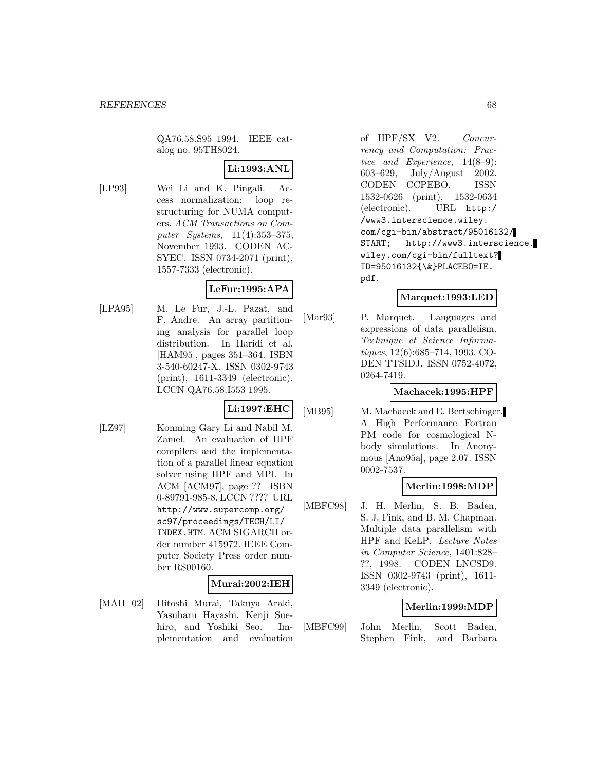QA76.58.S95 1994. IEEE catalog no. 95TH8024.

**Li:1993:ANL**

[LP93] Wei Li and K. Pingali. Access normalization: loop restructuring for NUMA computers. *ACM Transactions on Computer Systems*, 11(4):353–375, November 1993. CODEN ACSYEC. ISSN 0734-2071 (print), 1557-7333 (electronic).

**LeFur:1995:APA**

[LPA95] M. Le Fur, J.-L. Pazat, and F. Andre. An array partitioning analysis for parallel loop distribution. In Haridi et al. [HAM95], pages 351–364. ISBN 3-540-60247-X. ISSN 0302-9743 (print), 1611-3349 (electronic). LCCN QA76.58.I553 1995.

**Li:1997:EHC**

[LZ97] Konming Gary Li and Nabil M. Zamel. An evaluation of HPF compilers and the implementation of a parallel linear equation solver using HPF and MPI. In ACM [ACM97], page ?? ISBN 0-89791-985-8. LCCN ???? URL http://www.supercomp.org/sc97/proceedings/TECH/LI/INDEX.HTM. ACM SIGARCH order number 415972. IEEE Computer Society Press order number RS00160.

**Murai:2002:IEH**

[MAH+02] Hitoshi Murai, Takuya Araki, Yasuharu Hayashi, Kenji Suehiro, and Yoshiki Seo. Implementation and evaluation of HPF/SX V2. *Concurrency and Computation: Practice and Experience*, 14(8–9): 603–629, July/August 2002. CODEN CCPEBO. ISSN 1532-0626 (print), 1532-0634 (electronic). URL http://www3.interscience.wiley.com/cgi-bin/abstract/95016132/START; http://www3.interscience.wiley.com/cgi-bin/fulltext?ID=95016132{\&}PLACEBO=IE.pdf.

**Marquet:1993:LED**

[Mar93] P. Marquet. Languages and expressions of data parallelism. *Technique et Science Informatiques*, 12(6):685–714, 1993. CODEN TTSIDJ. ISSN 0752-4072, 0264-7419.

**Machacek:1995:HPF**

[MB95] M. Machacek and E. Bertschinger. A High Performance Fortran PM code for cosmological N-body simulations. In Anonymous [Ano95a], page 2.07. ISSN 0002-7537.

**Merlin:1998:MDP**

[MBFC98] J. H. Merlin, S. B. Baden, S. J. Fink, and B. M. Chapman. Multiple data parallelism with HPF and KeLP. *Lecture Notes in Computer Science*, 1401:828–??, 1998. CODEN LNCSD9. ISSN 0302-9743 (print), 1611-3349 (electronic).

**Merlin:1999:MDP**

[MBFC99] John Merlin, Scott Baden, Stephen Fink, and Barbara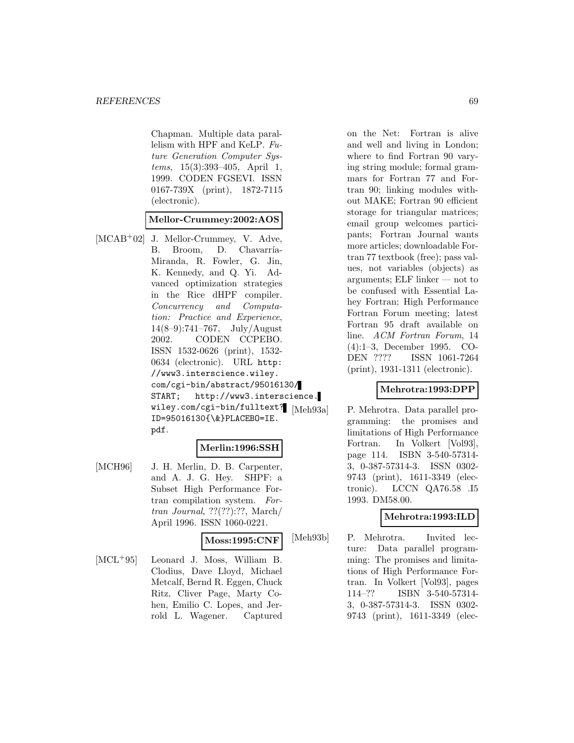Chapman. Multiple data parallelism with HPF and KeLP. *Future Generation Computer Systems*, 15(3):393–405, April 1, 1999. CODEN FGSEVI. ISSN 0167-739X (print), 1872-7115 (electronic).

**Mellor-Crummey:2002:AOS**

[MCAB+02] J. Mellor-Crummey, V. Adve, B. Broom, D. Chavarría-Miranda, R. Fowler, G. Jin, K. Kennedy, and Q. Yi. Advanced optimization strategies in the Rice dHPF compiler. *Concurrency and Computation: Practice and Experience*, 14(8–9):741–767, July/August 2002. CODEN CCPEBO. ISSN 1532-0626 (print), 1532-0634 (electronic). URL `http://www3.interscience.wiley.com/cgi-bin/abstract/95016130/START`; `http://www3.interscience.wiley.com/cgi-bin/fulltext?ID=95016130{\&}PLACEBO=IE.pdf`.

**Merlin:1996:SSH**

[MCH96] J. H. Merlin, D. B. Carpenter, and A. J. G. Hey. SHPF: a Subset High Performance Fortran compilation system. *Fortran Journal*, ??(??):??, March/April 1996. ISSN 1060-0221.

**Moss:1995:CNF**

[MCL+95] Leonard J. Moss, William B. Clodius, Dave Lloyd, Michael Metcalf, Bernd R. Eggen, Chuck Ritz, Cliver Page, Marty Cohen, Emilio C. Lopes, and Jerrold L. Wagener. Captured on the Net: Fortran is alive and well and living in London; where to find Fortran 90 varying string module; formal grammars for Fortran 77 and Fortran 90; linking modules without MAKE; Fortran 90 efficient storage for triangular matrices; email group welcomes participants; Fortran Journal wants more articles; downloadable Fortran 77 textbook (free); pass values, not variables (objects) as arguments; ELF linker — not to be confused with Essential Lahey Fortran; High Performance Fortran Forum meeting; latest Fortran 95 draft available on line. *ACM Fortran Forum*, 14 (4):1–3, December 1995. CODEN ???? ISSN 1061-7264 (print), 1931-1311 (electronic).

**Mehrotra:1993:DPP**

[Meh93a] P. Mehrotra. Data parallel programming: the promises and limitations of High Performance Fortran. In Volkert [Vol93], page 114. ISBN 3-540-57314-3, 0-387-57314-3. ISSN 0302-9743 (print), 1611-3349 (electronic). LCCN QA76.58 .I5 1993. DM58.00.

**Mehrotra:1993:ILD**

[Meh93b] P. Mehrotra. Invited lecture: Data parallel programming: The promises and limitations of High Performance Fortran. In Volkert [Vol93], pages 114–?? ISBN 3-540-57314-3, 0-387-57314-3. ISSN 0302-9743 (print), 1611-3349 (elec-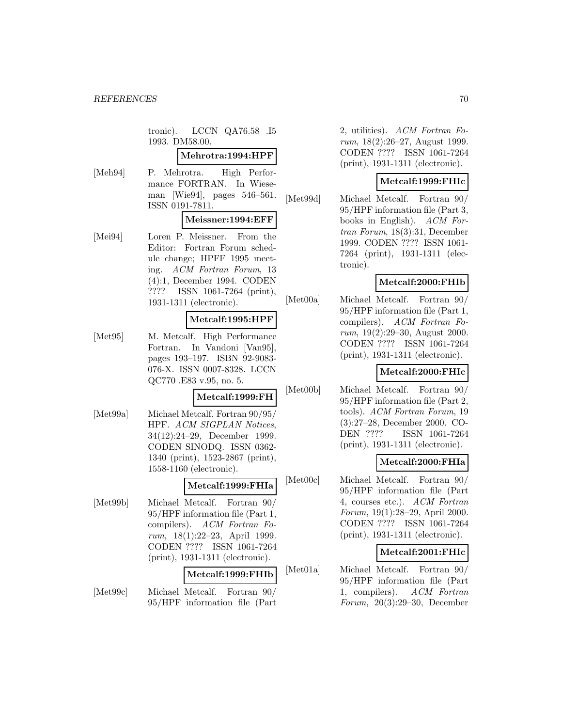tronic). LCCN QA76.58 .I5 1993. DM58.00.

**Mehrotra:1994:HPF**

[Meh94] P. Mehrotra. High Performance FORTRAN. In Wieseman [Wie94], pages 546–561. ISSN 0191-7811.

**Meissner:1994:EFF**

[Mei94] Loren P. Meissner. From the Editor: Fortran Forum schedule change; HPFF 1995 meeting. *ACM Fortran Forum*, 13 (4):1, December 1994. CODEN ???? ISSN 1061-7264 (print), 1931-1311 (electronic).

**Metcalf:1995:HPF**

[Met95] M. Metcalf. High Performance Fortran. In Vandoni [Van95], pages 193–197. ISBN 92-9083-076-X. ISSN 0007-8328. LCCN QC770 .E83 v.95, no. 5.

**Metcalf:1999:FH**

[Met99a] Michael Metcalf. Fortran 90/95/ HPF. *ACM SIGPLAN Notices*, 34(12):24–29, December 1999. CODEN SINODQ. ISSN 0362-1340 (print), 1523-2867 (print), 1558-1160 (electronic).

**Metcalf:1999:FHIa**

[Met99b] Michael Metcalf. Fortran 90/ 95/HPF information file (Part 1, compilers). *ACM Fortran Forum*, 18(1):22–23, April 1999. CODEN ???? ISSN 1061-7264 (print), 1931-1311 (electronic).

**Metcalf:1999:FHIb**

[Met99c] Michael Metcalf. Fortran 90/ 95/HPF information file (Part 2, utilities). *ACM Fortran Forum*, 18(2):26–27, August 1999. CODEN ???? ISSN 1061-7264 (print), 1931-1311 (electronic).

**Metcalf:1999:FHIc**

[Met99d] Michael Metcalf. Fortran 90/ 95/HPF information file (Part 3, books in English). *ACM Fortran Forum*, 18(3):31, December 1999. CODEN ???? ISSN 1061-7264 (print), 1931-1311 (electronic).

**Metcalf:2000:FHIb**

[Met00a] Michael Metcalf. Fortran 90/ 95/HPF information file (Part 1, compilers). *ACM Fortran Forum*, 19(2):29–30, August 2000. CODEN ???? ISSN 1061-7264 (print), 1931-1311 (electronic).

**Metcalf:2000:FHIc**

[Met00b] Michael Metcalf. Fortran 90/ 95/HPF information file (Part 2, tools). *ACM Fortran Forum*, 19 (3):27–28, December 2000. CODEN ???? ISSN 1061-7264 (print), 1931-1311 (electronic).

**Metcalf:2000:FHIa**

[Met00c] Michael Metcalf. Fortran 90/ 95/HPF information file (Part 4, courses etc.). *ACM Fortran Forum*, 19(1):28–29, April 2000. CODEN ???? ISSN 1061-7264 (print), 1931-1311 (electronic).

**Metcalf:2001:FHIc**

[Met01a] Michael Metcalf. Fortran 90/ 95/HPF information file (Part 1, compilers). *ACM Fortran Forum*, 20(3):29–30, December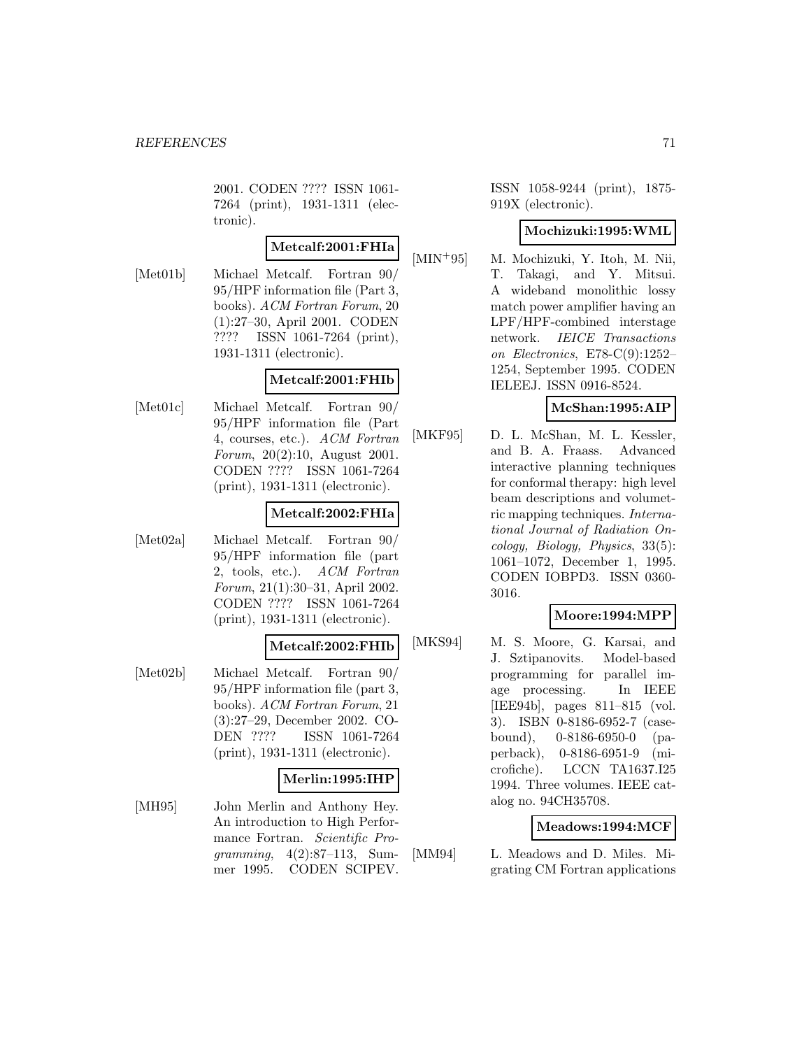2001. CODEN ???? ISSN 1061-7264 (print), 1931-1311 (electronic).

**Metcalf:2001:FHIa**

[Met01b] Michael Metcalf. Fortran 90/95/HPF information file (Part 3, books). *ACM Fortran Forum*, 20 (1):27–30, April 2001. CODEN ???? ISSN 1061-7264 (print), 1931-1311 (electronic).

**Metcalf:2001:FHIb**

[Met01c] Michael Metcalf. Fortran 90/95/HPF information file (Part 4, courses, etc.). *ACM Fortran Forum*, 20(2):10, August 2001. CODEN ???? ISSN 1061-7264 (print), 1931-1311 (electronic).

**Metcalf:2002:FHIa**

[Met02a] Michael Metcalf. Fortran 90/95/HPF information file (part 2, tools, etc.). *ACM Fortran Forum*, 21(1):30–31, April 2002. CODEN ???? ISSN 1061-7264 (print), 1931-1311 (electronic).

**Metcalf:2002:FHIb**

[Met02b] Michael Metcalf. Fortran 90/95/HPF information file (part 3, books). *ACM Fortran Forum*, 21 (3):27–29, December 2002. CODEN ???? ISSN 1061-7264 (print), 1931-1311 (electronic).

**Merlin:1995:IHP**

[MH95] John Merlin and Anthony Hey. An introduction to High Performance Fortran. *Scientific Programming*, 4(2):87–113, Summer 1995. CODEN SCIPEV. ISSN 1058-9244 (print), 1875-919X (electronic).

**Mochizuki:1995:WML**

[MIN+95] M. Mochizuki, Y. Itoh, M. Nii, T. Takagi, and Y. Mitsui. A wideband monolithic lossy match power amplifier having an LPF/HPF-combined interstage network. *IEICE Transactions on Electronics*, E78-C(9):1252–1254, September 1995. CODEN IELEEJ. ISSN 0916-8524.

**McShan:1995:AIP**

[MKF95] D. L. McShan, M. L. Kessler, and B. A. Fraass. Advanced interactive planning techniques for conformal therapy: high level beam descriptions and volumetric mapping techniques. *International Journal of Radiation Oncology, Biology, Physics*, 33(5): 1061–1072, December 1, 1995. CODEN IOBPD3. ISSN 0360-3016.

**Moore:1994:MPP**

[MKS94] M. S. Moore, G. Karsai, and J. Sztipanovits. Model-based programming for parallel image processing. In IEEE [IEE94b], pages 811–815 (vol. 3). ISBN 0-8186-6952-7 (casebound), 0-8186-6950-0 (paperback), 0-8186-6951-9 (microfiche). LCCN TA1637.I25 1994. Three volumes. IEEE catalog no. 94CH35708.

**Meadows:1994:MCF**

[MM94] L. Meadows and D. Miles. Migrating CM Fortran applications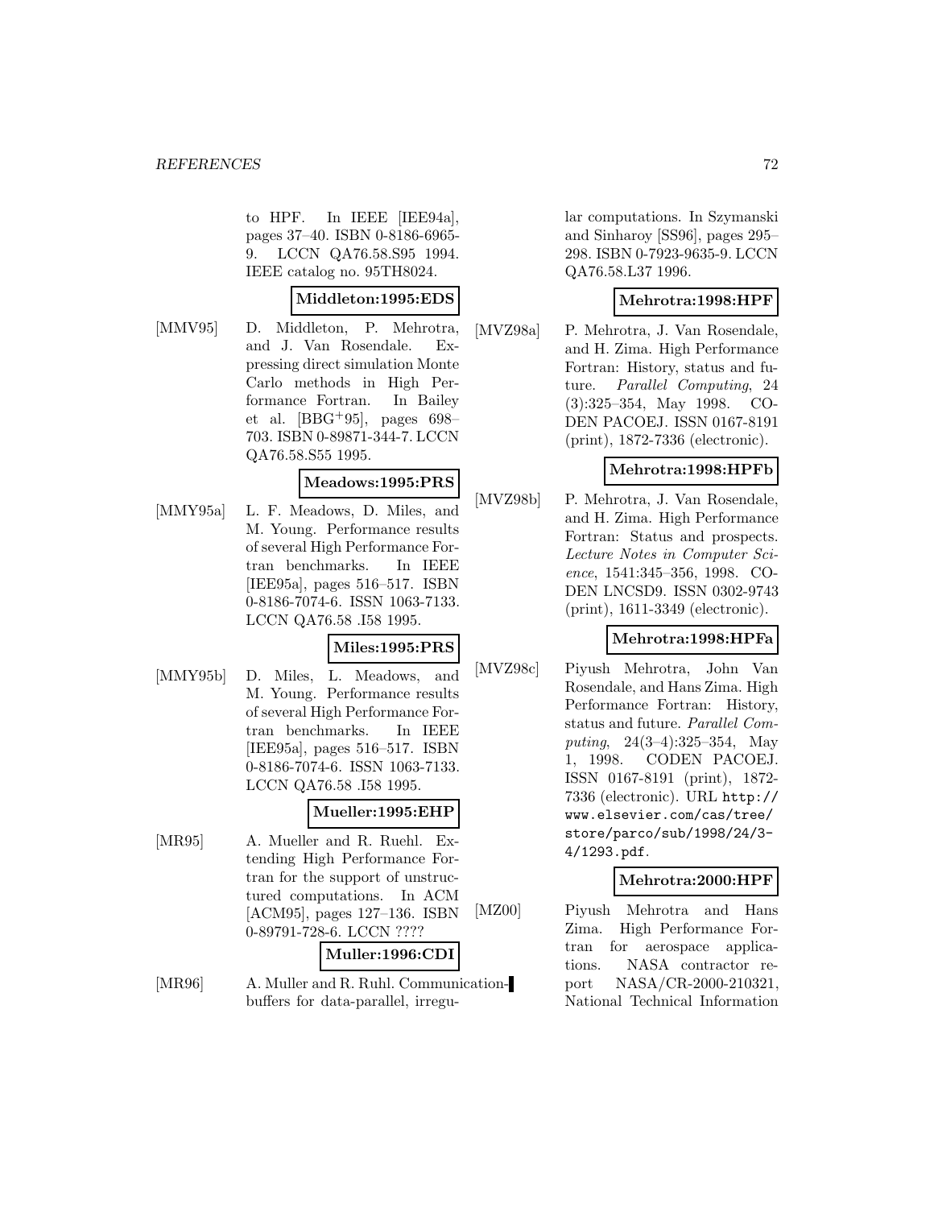to HPF. In IEEE [IEE94a], pages 37–40. ISBN 0-8186-6965-9. LCCN QA76.58.S95 1994. IEEE catalog no. 95TH8024.

**Middleton:1995:EDS**

[MMV95] D. Middleton, P. Mehrotra, and J. Van Rosendale. Expressing direct simulation Monte Carlo methods in High Performance Fortran. In Bailey et al. [BBG+95], pages 698–703. ISBN 0-89871-344-7. LCCN QA76.58.S55 1995.

**Meadows:1995:PRS**

[MMY95a] L. F. Meadows, D. Miles, and M. Young. Performance results of several High Performance Fortran benchmarks. In IEEE [IEE95a], pages 516–517. ISBN 0-8186-7074-6. ISSN 1063-7133. LCCN QA76.58 .I58 1995.

**Miles:1995:PRS**

[MMY95b] D. Miles, L. Meadows, and M. Young. Performance results of several High Performance Fortran benchmarks. In IEEE [IEE95a], pages 516–517. ISBN 0-8186-7074-6. ISSN 1063-7133. LCCN QA76.58 .I58 1995.

**Mueller:1995:EHP**

[MR95] A. Mueller and R. Ruehl. Extending High Performance Fortran for the support of unstructured computations. In ACM [ACM95], pages 127–136. ISBN 0-89791-728-6. LCCN ????

**Muller:1996:CDI**

[MR96] A. Muller and R. Ruhl. Communication-buffers for data-parallel, irregular computations. In Szymanski and Sinharoy [SS96], pages 295–298. ISBN 0-7923-9635-9. LCCN QA76.58.L37 1996.

**Mehrotra:1998:HPF**

[MVZ98a] P. Mehrotra, J. Van Rosendale, and H. Zima. High Performance Fortran: History, status and future. *Parallel Computing*, 24 (3):325–354, May 1998. CODEN PACOEJ. ISSN 0167-8191 (print), 1872-7336 (electronic).

**Mehrotra:1998:HPFb**

[MVZ98b] P. Mehrotra, J. Van Rosendale, and H. Zima. High Performance Fortran: Status and prospects. *Lecture Notes in Computer Science*, 1541:345–356, 1998. CODEN LNCSD9. ISSN 0302-9743 (print), 1611-3349 (electronic).

**Mehrotra:1998:HPFa**

[MVZ98c] Piyush Mehrotra, John Van Rosendale, and Hans Zima. High Performance Fortran: History, status and future. *Parallel Computing*, 24(3–4):325–354, May 1, 1998. CODEN PACOEJ. ISSN 0167-8191 (print), 1872-7336 (electronic). URL http://www.elsevier.com/cas/tree/store/parco/sub/1998/24/3-4/1293.pdf.

**Mehrotra:2000:HPF**

[MZ00] Piyush Mehrotra and Hans Zima. High Performance Fortran for aerospace applications. NASA contractor report NASA/CR-2000-210321, National Technical Information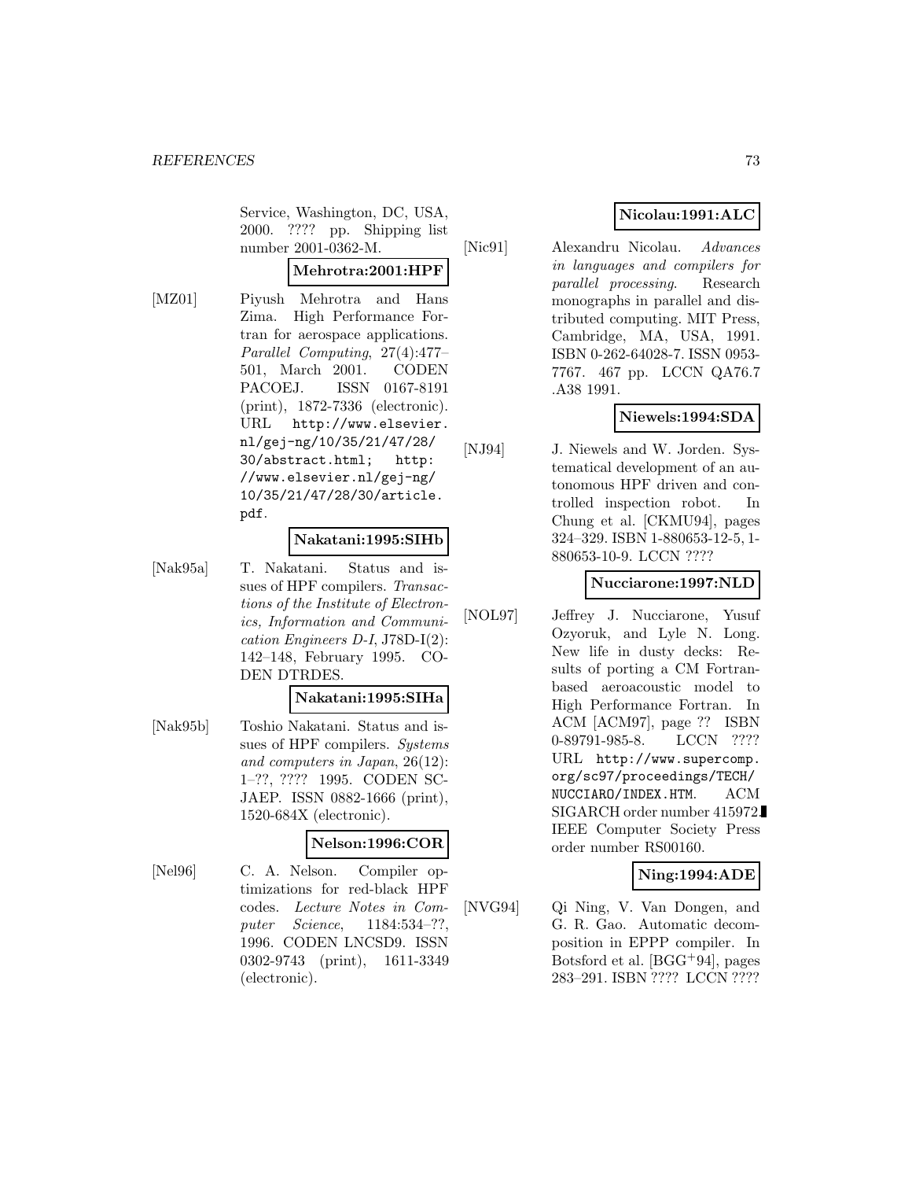Service, Washington, DC, USA, 2000. ???? pp. Shipping list number 2001-0362-M.

**Mehrotra:2001:HPF**

[MZ01] Piyush Mehrotra and Hans Zima. High Performance Fortran for aerospace applications. *Parallel Computing*, 27(4):477–501, March 2001. CODEN PACOEJ. ISSN 0167-8191 (print), 1872-7336 (electronic). URL `http://www.elsevier.nl/gej-ng/10/35/21/47/28/30/abstract.html`; `http://www.elsevier.nl/gej-ng/10/35/21/47/28/30/article.pdf`.

**Nakatani:1995:SIHb**

[Nak95a] T. Nakatani. Status and issues of HPF compilers. *Transactions of the Institute of Electronics, Information and Communication Engineers D-I*, J78D-I(2): 142–148, February 1995. CODEN DTRDES.

**Nakatani:1995:SIHa**

[Nak95b] Toshio Nakatani. Status and issues of HPF compilers. *Systems and computers in Japan*, 26(12): 1–??, ???? 1995. CODEN SCJAEP. ISSN 0882-1666 (print), 1520-684X (electronic).

**Nelson:1996:COR**

[Nel96] C. A. Nelson. Compiler optimizations for red-black HPF codes. *Lecture Notes in Computer Science*, 1184:534–??, 1996. CODEN LNCSD9. ISSN 0302-9743 (print), 1611-3349 (electronic).

**Nicolau:1991:ALC**

[Nic91] Alexandru Nicolau. *Advances in languages and compilers for parallel processing*. Research monographs in parallel and distributed computing. MIT Press, Cambridge, MA, USA, 1991. ISBN 0-262-64028-7. ISSN 0953-7767. 467 pp. LCCN QA76.7 .A38 1991.

**Niewels:1994:SDA**

[NJ94] J. Niewels and W. Jorden. Systematical development of an autonomous HPF driven and controlled inspection robot. In Chung et al. [CKMU94], pages 324–329. ISBN 1-880653-12-5, 1-880653-10-9. LCCN ????

**Nucciarone:1997:NLD**

[NOL97] Jeffrey J. Nucciarone, Yusuf Ozyoruk, and Lyle N. Long. New life in dusty decks: Results of porting a CM Fortran-based aeroacoustic model to High Performance Fortran. In ACM [ACM97], page ?? ISBN 0-89791-985-8. LCCN ???? URL `http://www.supercomp.org/sc97/proceedings/TECH/NUCCIARO/INDEX.HTM`. ACM SIGARCH order number 415972. IEEE Computer Society Press order number RS00160.

**Ning:1994:ADE**

[NVG94] Qi Ning, V. Van Dongen, and G. R. Gao. Automatic decomposition in EPPP compiler. In Botsford et al. [BGG+94], pages 283–291. ISBN ???? LCCN ????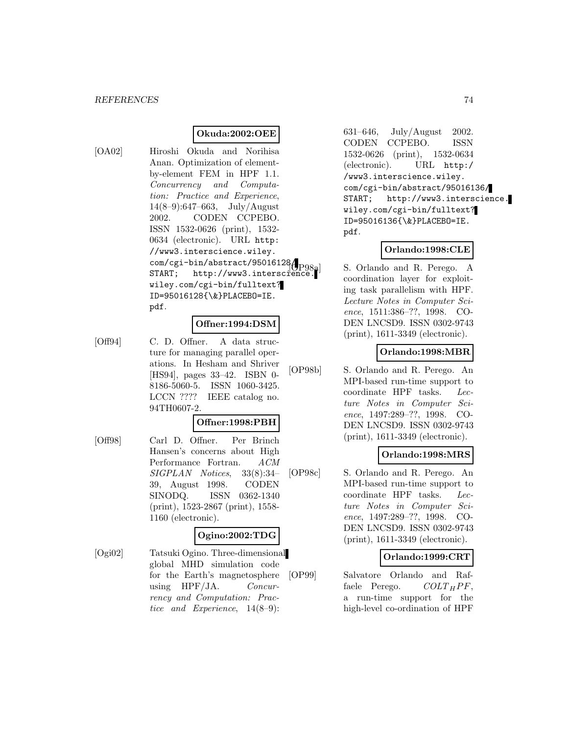**Okuda:2002:OEE**

[OA02] Hiroshi Okuda and Norihisa Anan. Optimization of element-by-element FEM in HPF 1.1. *Concurrency and Computation: Practice and Experience*, 14(8–9):647–663, July/August 2002. CODEN CCPEBO. ISSN 1532-0626 (print), 1532-0634 (electronic). URL http://www3.interscience.wiley.com/cgi-bin/abstract/95016128/START; http://www3.interscience.wiley.com/cgi-bin/fulltext?ID=95016128{\&}PLACEBO=IE.pdf.

**Offner:1994:DSM**

[Off94] C. D. Offner. A data structure for managing parallel operations. In Hesham and Shriver [HS94], pages 33–42. ISBN 0-8186-5060-5. ISSN 1060-3425. LCCN ???? IEEE catalog no. 94TH0607-2.

**Offner:1998:PBH**

[Off98] Carl D. Offner. Per Brinch Hansen's concerns about High Performance Fortran. *ACM SIGPLAN Notices*, 33(8):34–39, August 1998. CODEN SINODQ. ISSN 0362-1340 (print), 1523-2867 (print), 1558-1160 (electronic).

**Ogino:2002:TDG**

[Ogi02] Tatsuki Ogino. Three-dimensional global MHD simulation code for the Earth's magnetosphere using HPF/JA. *Concurrency and Computation: Practice and Experience*, 14(8–9):631–646, July/August 2002. CODEN CCPEBO. ISSN 1532-0626 (print), 1532-0634 (electronic). URL http://www3.interscience.wiley.com/cgi-bin/abstract/95016136/START; http://www3.interscience.wiley.com/cgi-bin/fulltext?ID=95016136{\&}PLACEBO=IE.pdf.

**Orlando:1998:CLE**

[OP98a] S. Orlando and R. Perego. A coordination layer for exploiting task parallelism with HPF. *Lecture Notes in Computer Science*, 1511:386–??, 1998. CODEN LNCSD9. ISSN 0302-9743 (print), 1611-3349 (electronic).

**Orlando:1998:MBR**

[OP98b] S. Orlando and R. Perego. An MPI-based run-time support to coordinate HPF tasks. *Lecture Notes in Computer Science*, 1497:289–??, 1998. CODEN LNCSD9. ISSN 0302-9743 (print), 1611-3349 (electronic).

**Orlando:1998:MRS**

[OP98c] S. Orlando and R. Perego. An MPI-based run-time support to coordinate HPF tasks. *Lecture Notes in Computer Science*, 1497:289–??, 1998. CODEN LNCSD9. ISSN 0302-9743 (print), 1611-3349 (electronic).

**Orlando:1999:CRT**

[OP99] Salvatore Orlando and Raffaele Perego. $COLT_HPF$, a run-time support for the high-level co-ordination of HPF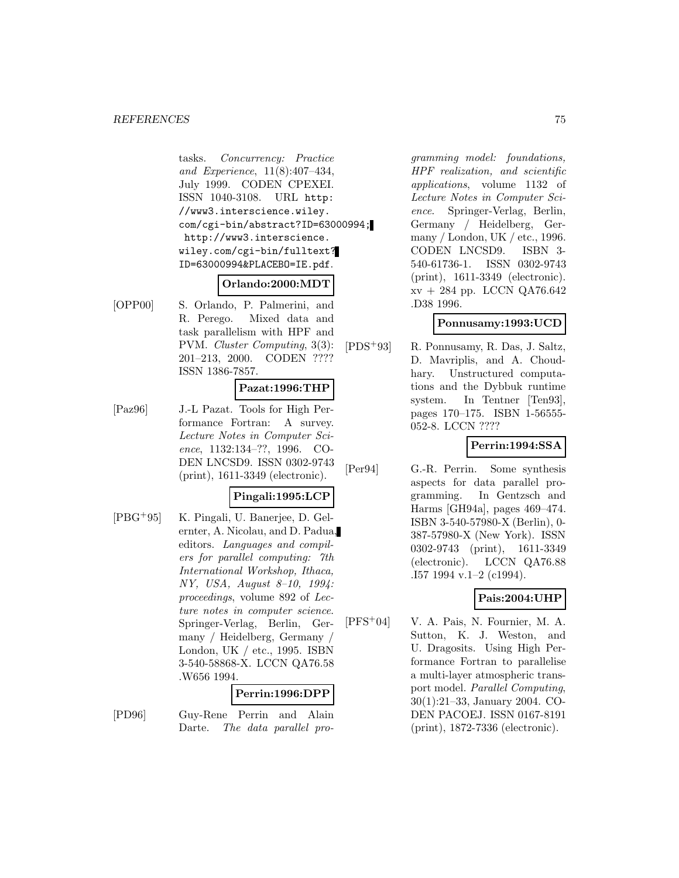tasks. *Concurrency: Practice and Experience*, 11(8):407–434, July 1999. CODEN CPEXEI. ISSN 1040-3108. URL http://www3.interscience.wiley.com/cgi-bin/abstract?ID=63000994; http://www3.interscience.wiley.com/cgi-bin/fulltext?ID=63000994&PLACEBO=IE.pdf.

**Orlando:2000:MDT**

[OPP00] S. Orlando, P. Palmerini, and R. Perego. Mixed data and task parallelism with HPF and PVM. *Cluster Computing*, 3(3): 201–213, 2000. CODEN ???? ISSN 1386-7857.

**Pazat:1996:THP**

[Paz96] J.-L Pazat. Tools for High Performance Fortran: A survey. *Lecture Notes in Computer Science*, 1132:134–??, 1996. CODEN LNCSD9. ISSN 0302-9743 (print), 1611-3349 (electronic).

**Pingali:1995:LCP**

[PBG+95] K. Pingali, U. Banerjee, D. Gelernter, A. Nicolau, and D. Padua, editors. *Languages and compilers for parallel computing: 7th International Workshop, Ithaca, NY, USA, August 8–10, 1994: proceedings*, volume 892 of *Lecture notes in computer science*. Springer-Verlag, Berlin, Germany / Heidelberg, Germany / London, UK / etc., 1995. ISBN 3-540-58868-X. LCCN QA76.58 .W656 1994.

**Perrin:1996:DPP**

[PD96] Guy-Rene Perrin and Alain Darte. *The data parallel programming model: foundations, HPF realization, and scientific applications*, volume 1132 of *Lecture Notes in Computer Science*. Springer-Verlag, Berlin, Germany / Heidelberg, Germany / London, UK / etc., 1996. CODEN LNCSD9. ISBN 3-540-61736-1. ISSN 0302-9743 (print), 1611-3349 (electronic). xv + 284 pp. LCCN QA76.642 .D38 1996.

**Ponnusamy:1993:UCD**

[PDS+93] R. Ponnusamy, R. Das, J. Saltz, D. Mavriplis, and A. Choudhary. Unstructured computations and the Dybbuk runtime system. In Tentner [Ten93], pages 170–175. ISBN 1-56555-052-8. LCCN ????

**Perrin:1994:SSA**

[Per94] G.-R. Perrin. Some synthesis aspects for data parallel programming. In Gentzsch and Harms [GH94a], pages 469–474. ISBN 3-540-57980-X (Berlin), 0-387-57980-X (New York). ISSN 0302-9743 (print), 1611-3349 (electronic). LCCN QA76.88 .I57 1994 v.1–2 (c1994).

**Pais:2004:UHP**

[PFS+04] V. A. Pais, N. Fournier, M. A. Sutton, K. J. Weston, and U. Dragosits. Using High Performance Fortran to parallelise a multi-layer atmospheric transport model. *Parallel Computing*, 30(1):21–33, January 2004. CODEN PACOEJ. ISSN 0167-8191 (print), 1872-7336 (electronic).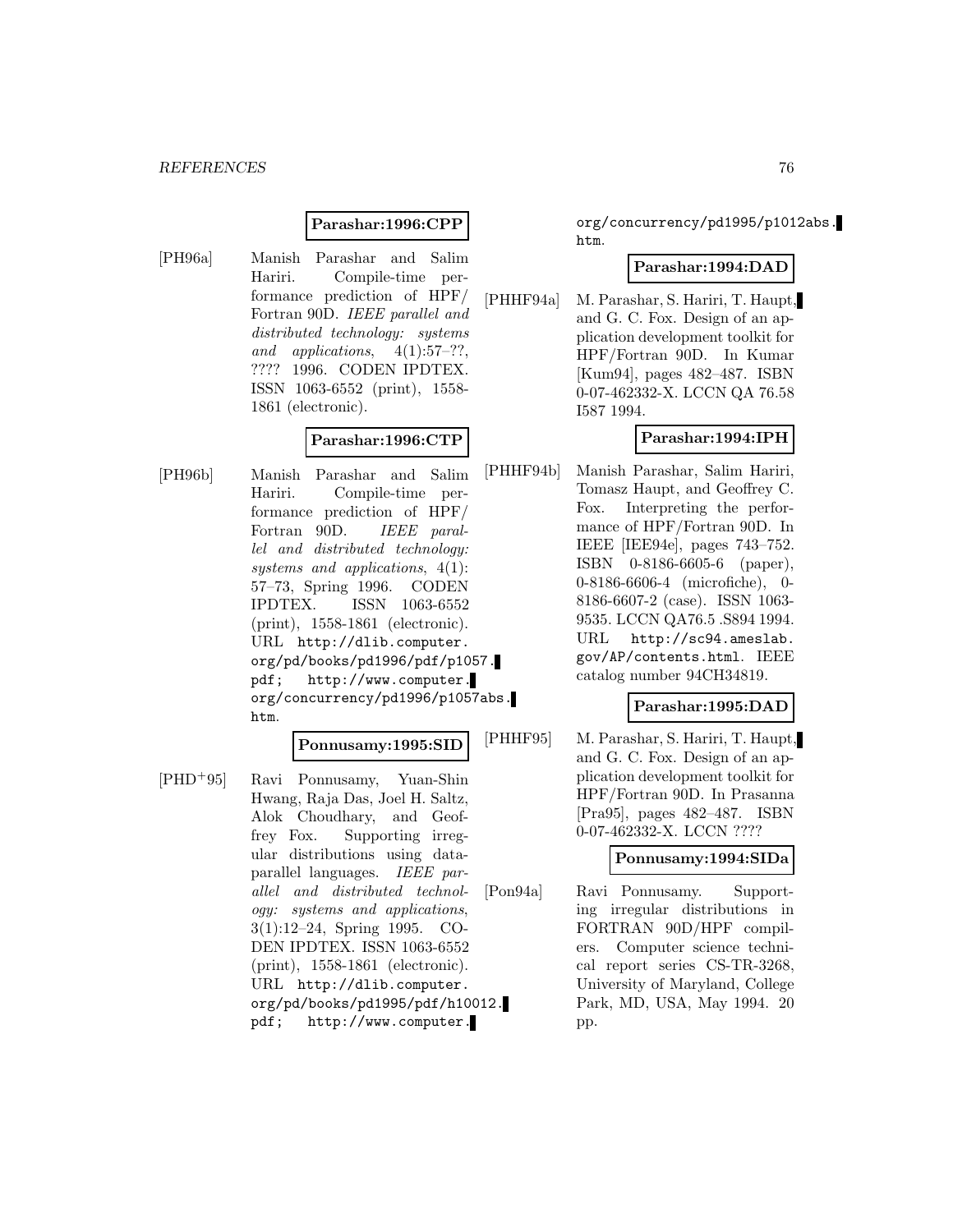**Parashar:1996:CPP**

[PH96a] Manish Parashar and Salim Hariri. Compile-time performance prediction of HPF/ Fortran 90D. *IEEE parallel and distributed technology: systems and applications*, 4(1):57–??, ???? 1996. CODEN IPDTEX. ISSN 1063-6552 (print), 1558-1861 (electronic).

**Parashar:1996:CTP**

[PH96b] Manish Parashar and Salim Hariri. Compile-time performance prediction of HPF/ Fortran 90D. *IEEE parallel and distributed technology: systems and applications*, 4(1): 57–73, Spring 1996. CODEN IPDTEX. ISSN 1063-6552 (print), 1558-1861 (electronic). URL `http://dlib.computer.org/pd/books/pd1996/pdf/p1057.pdf`; `http://www.computer.org/concurrency/pd1996/p1057abs.htm`.

**Ponnusamy:1995:SID**

[PHD+95] Ravi Ponnusamy, Yuan-Shin Hwang, Raja Das, Joel H. Saltz, Alok Choudhary, and Geoffrey Fox. Supporting irregular distributions using data-parallel languages. *IEEE parallel and distributed technology: systems and applications*, 3(1):12–24, Spring 1995. CODEN IPDTEX. ISSN 1063-6552 (print), 1558-1861 (electronic). URL `http://dlib.computer.org/pd/books/pd1995/pdf/h10012.pdf`; `http://www.computer.org/concurrency/pd1995/p1012abs.htm`.

**Parashar:1994:DAD**

[PHHF94a] M. Parashar, S. Hariri, T. Haupt, and G. C. Fox. Design of an application development toolkit for HPF/Fortran 90D. In Kumar [Kum94], pages 482–487. ISBN 0-07-462332-X. LCCN QA 76.58 I587 1994.

**Parashar:1994:IPH**

[PHHF94b] Manish Parashar, Salim Hariri, Tomasz Haupt, and Geoffrey C. Fox. Interpreting the performance of HPF/Fortran 90D. In IEEE [IEE94e], pages 743–752. ISBN 0-8186-6605-6 (paper), 0-8186-6606-4 (microfiche), 0-8186-6607-2 (case). ISSN 1063-9535. LCCN QA76.5 .S894 1994. URL `http://sc94.ameslab.gov/AP/contents.html`. IEEE catalog number 94CH34819.

**Parashar:1995:DAD**

[PHHF95] M. Parashar, S. Hariri, T. Haupt, and G. C. Fox. Design of an application development toolkit for HPF/Fortran 90D. In Prasanna [Pra95], pages 482–487. ISBN 0-07-462332-X. LCCN ????

**Ponnusamy:1994:SIDa**

[Pon94a] Ravi Ponnusamy. Supporting irregular distributions in FORTRAN 90D/HPF compilers. Computer science technical report series CS-TR-3268, University of Maryland, College Park, MD, USA, May 1994. 20 pp.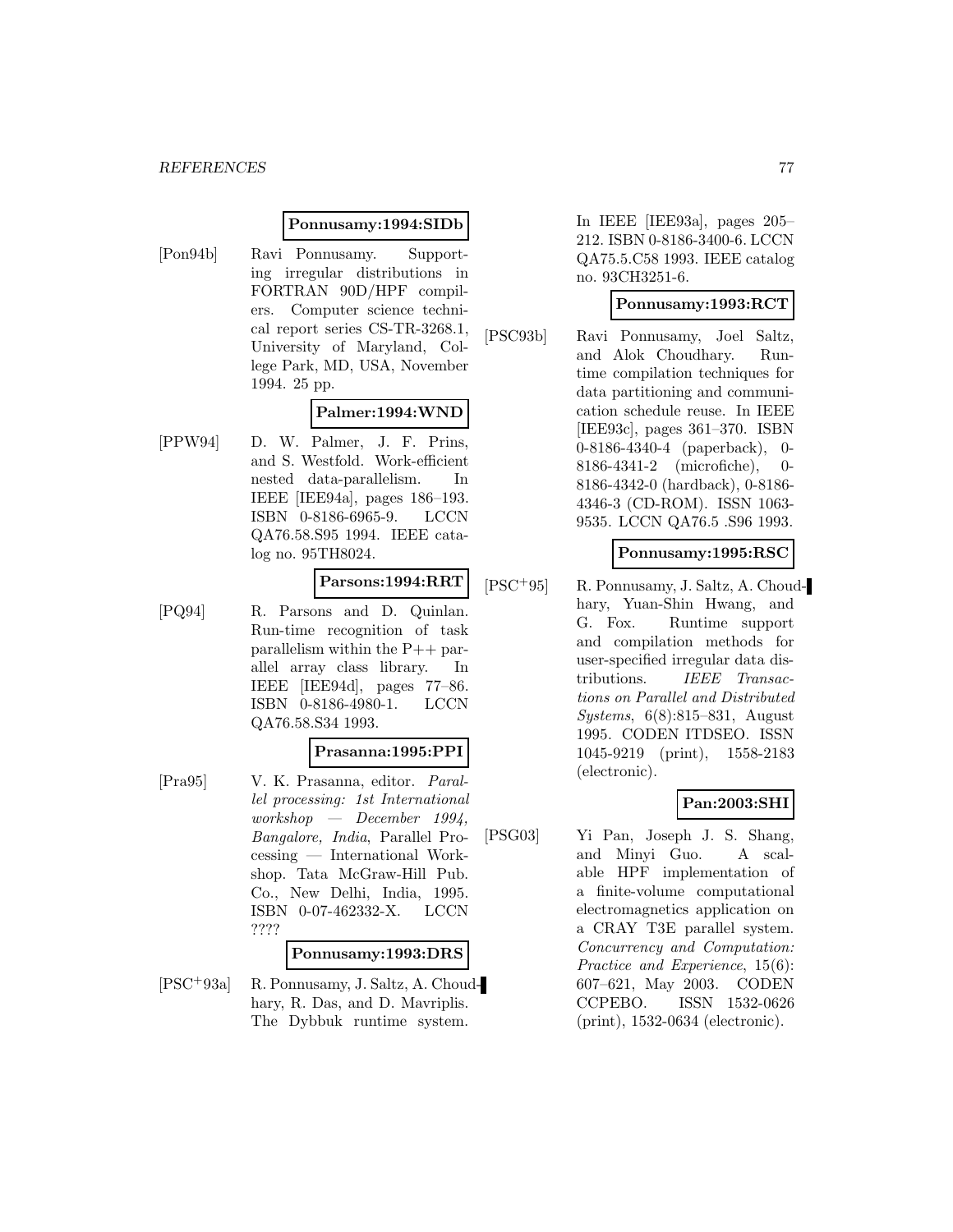**Ponnusamy:1994:SIDb**

[Pon94b] Ravi Ponnusamy. Supporting irregular distributions in FORTRAN 90D/HPF compilers. Computer science technical report series CS-TR-3268.1, University of Maryland, College Park, MD, USA, November 1994. 25 pp.

**Palmer:1994:WND**

[PPW94] D. W. Palmer, J. F. Prins, and S. Westfold. Work-efficient nested data-parallelism. In IEEE [IEE94a], pages 186–193. ISBN 0-8186-6965-9. LCCN QA76.58.S95 1994. IEEE catalog no. 95TH8024.

**Parsons:1994:RRT**

[PQ94] R. Parsons and D. Quinlan. Run-time recognition of task parallelism within the P++ parallel array class library. In IEEE [IEE94d], pages 77–86. ISBN 0-8186-4980-1. LCCN QA76.58.S34 1993.

**Prasanna:1995:PPI**

[Pra95] V. K. Prasanna, editor. *Parallel processing: 1st International workshop — December 1994, Bangalore, India*, Parallel Processing — International Workshop. Tata McGraw-Hill Pub. Co., New Delhi, India, 1995. ISBN 0-07-462332-X. LCCN ????

**Ponnusamy:1993:DRS**

[PSC+93a] R. Ponnusamy, J. Saltz, A. Choudhary, R. Das, and D. Mavriplis. The Dybbuk runtime system. In IEEE [IEE93a], pages 205–212. ISBN 0-8186-3400-6. LCCN QA75.5.C58 1993. IEEE catalog no. 93CH3251-6.

**Ponnusamy:1993:RCT**

[PSC93b] Ravi Ponnusamy, Joel Saltz, and Alok Choudhary. Runtime compilation techniques for data partitioning and communication schedule reuse. In IEEE [IEE93c], pages 361–370. ISBN 0-8186-4340-4 (paperback), 0-8186-4341-2 (microfiche), 0-8186-4342-0 (hardback), 0-8186-4346-3 (CD-ROM). ISSN 1063-9535. LCCN QA76.5 .S96 1993.

**Ponnusamy:1995:RSC**

[PSC+95] R. Ponnusamy, J. Saltz, A. Choudhary, Yuan-Shin Hwang, and G. Fox. Runtime support and compilation methods for user-specified irregular data distributions. *IEEE Transactions on Parallel and Distributed Systems*, 6(8):815–831, August 1995. CODEN ITDSEO. ISSN 1045-9219 (print), 1558-2183 (electronic).

**Pan:2003:SHI**

[PSG03] Yi Pan, Joseph J. S. Shang, and Minyi Guo. A scalable HPF implementation of a finite-volume computational electromagnetics application on a CRAY T3E parallel system. *Concurrency and Computation: Practice and Experience*, 15(6): 607–621, May 2003. CODEN CCPEBO. ISSN 1532-0626 (print), 1532-0634 (electronic).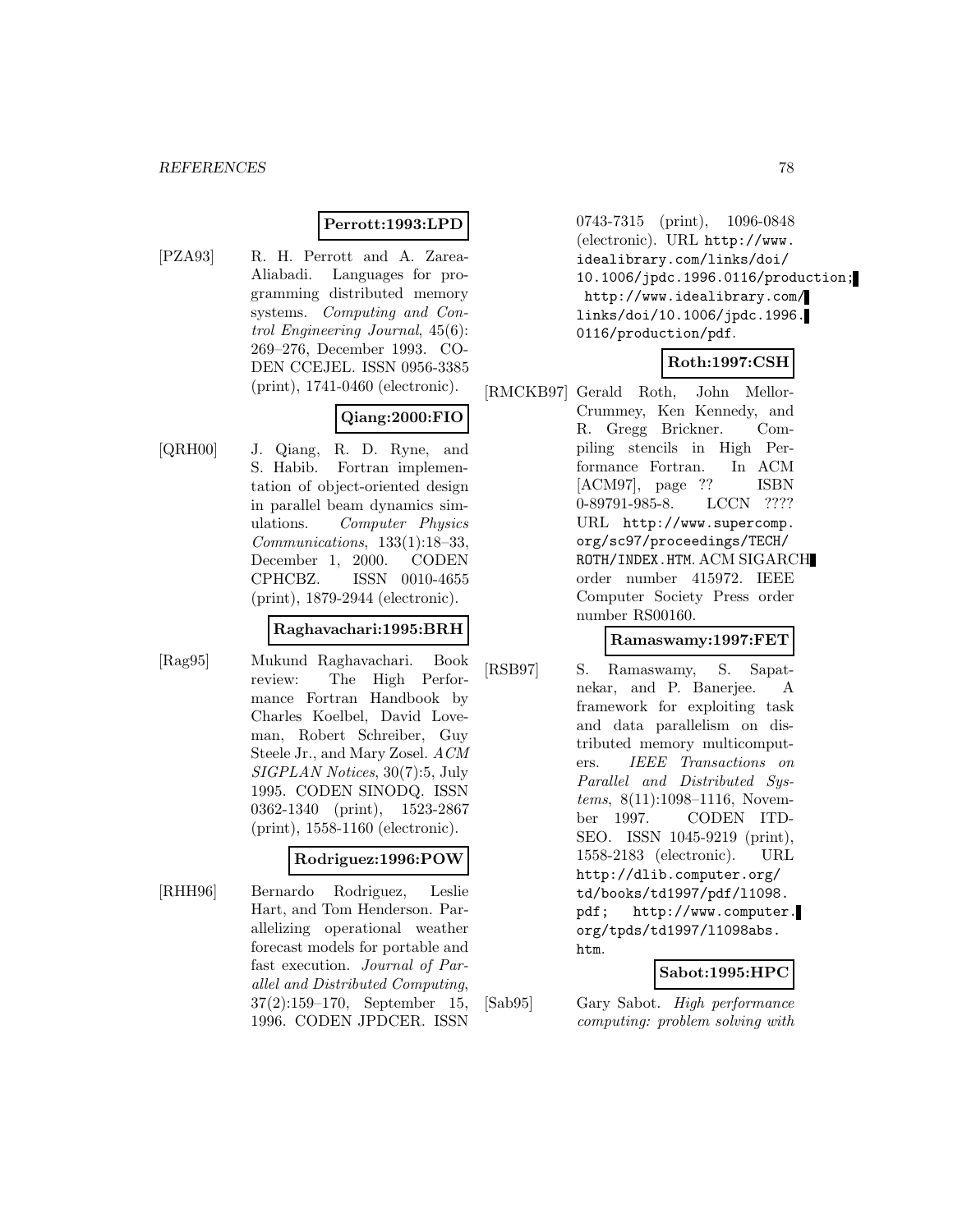**Perrott:1993:LPD**

[PZA93] R. H. Perrott and A. Zarea-Aliabadi. Languages for programming distributed memory systems. *Computing and Control Engineering Journal*, 45(6): 269–276, December 1993. CODEN CCEJEL. ISSN 0956-3385 (print), 1741-0460 (electronic).

**Qiang:2000:FIO**

[QRH00] J. Qiang, R. D. Ryne, and S. Habib. Fortran implementation of object-oriented design in parallel beam dynamics simulations. *Computer Physics Communications*, 133(1):18–33, December 1, 2000. CODEN CPHCBZ. ISSN 0010-4655 (print), 1879-2944 (electronic).

**Raghavachari:1995:BRH**

[Rag95] Mukund Raghavachari. Book review: The High Performance Fortran Handbook by Charles Koelbel, David Loveman, Robert Schreiber, Guy Steele Jr., and Mary Zosel. *ACM SIGPLAN Notices*, 30(7):5, July 1995. CODEN SINODQ. ISSN 0362-1340 (print), 1523-2867 (print), 1558-1160 (electronic).

**Rodriguez:1996:POW**

[RHH96] Bernardo Rodriguez, Leslie Hart, and Tom Henderson. Parallelizing operational weather forecast models for portable and fast execution. *Journal of Parallel and Distributed Computing*, 37(2):159–170, September 15, 1996. CODEN JPDCER. ISSN 0743-7315 (print), 1096-0848 (electronic). URL http://www.idealibrary.com/links/doi/10.1006/jpdc.1996.0116/production; http://www.idealibrary.com/links/doi/10.1006/jpdc.1996.0116/production/pdf.

**Roth:1997:CSH**

[RMCKB97] Gerald Roth, John Mellor-Crummey, Ken Kennedy, and R. Gregg Brickner. Compiling stencils in High Performance Fortran. In ACM [ACM97], page ?? ISBN 0-89791-985-8. LCCN ???? URL http://www.supercomp.org/sc97/proceedings/TECH/ROTH/INDEX.HTM. ACM SIGARCH order number 415972. IEEE Computer Society Press order number RS00160.

**Ramaswamy:1997:FET**

[RSB97] S. Ramaswamy, S. Sapatnekar, and P. Banerjee. A framework for exploiting task and data parallelism on distributed memory multicomputers. *IEEE Transactions on Parallel and Distributed Systems*, 8(11):1098–1116, November 1997. CODEN ITDSEO. ISSN 1045-9219 (print), 1558-2183 (electronic). URL http://dlib.computer.org/td/books/td1997/pdf/l1098.pdf; http://www.computer.org/tpds/td1997/l1098abs.htm.

**Sabot:1995:HPC**

[Sab95] Gary Sabot. *High performance computing: problem solving with*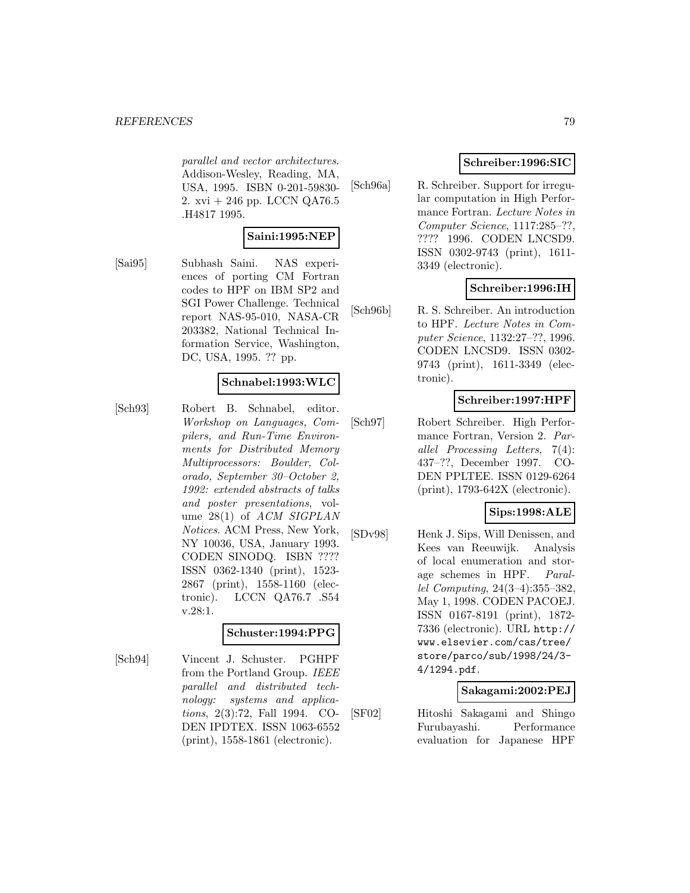*parallel and vector architectures*. Addison-Wesley, Reading, MA, USA, 1995. ISBN 0-201-59830-2. xvi + 246 pp. LCCN QA76.5 .H4817 1995.

**Saini:1995:NEP**

[Sai95] Subhash Saini. NAS experiences of porting CM Fortran codes to HPF on IBM SP2 and SGI Power Challenge. Technical report NAS-95-010, NASA-CR 203382, National Technical Information Service, Washington, DC, USA, 1995. ?? pp.

**Schnabel:1993:WLC**

[Sch93] Robert B. Schnabel, editor. *Workshop on Languages, Compilers, and Run-Time Environments for Distributed Memory Multiprocessors: Boulder, Colorado, September 30–October 2, 1992: extended abstracts of talks and poster presentations*, volume 28(1) of *ACM SIGPLAN Notices*. ACM Press, New York, NY 10036, USA, January 1993. CODEN SINODQ. ISBN ???? ISSN 0362-1340 (print), 1523-2867 (print), 1558-1160 (electronic). LCCN QA76.7 .S54 v.28:1.

**Schuster:1994:PPG**

[Sch94] Vincent J. Schuster. PGHPF from the Portland Group. *IEEE parallel and distributed technology: systems and applications*, 2(3):72, Fall 1994. CODEN IPDTEX. ISSN 1063-6552 (print), 1558-1861 (electronic).

**Schreiber:1996:SIC**

[Sch96a] R. Schreiber. Support for irregular computation in High Performance Fortran. *Lecture Notes in Computer Science*, 1117:285–??, ???? 1996. CODEN LNCSD9. ISSN 0302-9743 (print), 1611-3349 (electronic).

**Schreiber:1996:IH**

[Sch96b] R. S. Schreiber. An introduction to HPF. *Lecture Notes in Computer Science*, 1132:27–??, 1996. CODEN LNCSD9. ISSN 0302-9743 (print), 1611-3349 (electronic).

**Schreiber:1997:HPF**

[Sch97] Robert Schreiber. High Performance Fortran, Version 2. *Parallel Processing Letters*, 7(4): 437–??, December 1997. CODEN PPLTEE. ISSN 0129-6264 (print), 1793-642X (electronic).

**Sips:1998:ALE**

[SDv98] Henk J. Sips, Will Denissen, and Kees van Reeuwijk. Analysis of local enumeration and storage schemes in HPF. *Parallel Computing*, 24(3–4):355–382, May 1, 1998. CODEN PACOEJ. ISSN 0167-8191 (print), 1872-7336 (electronic). URL http://www.elsevier.com/cas/tree/store/parco/sub/1998/24/3-4/1294.pdf.

**Sakagami:2002:PEJ**

[SF02] Hitoshi Sakagami and Shingo Furubayashi. Performance evaluation for Japanese HPF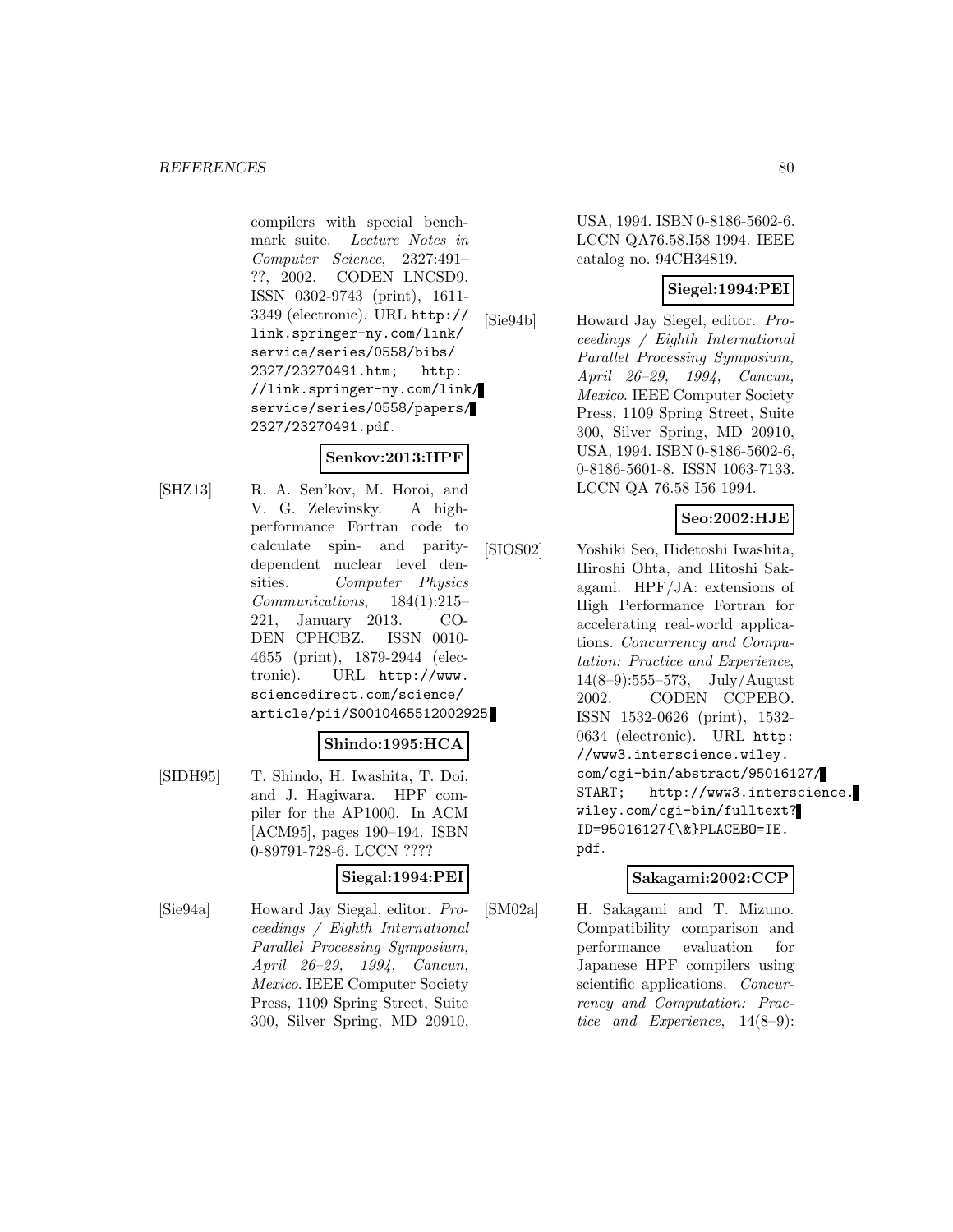compilers with special benchmark suite. *Lecture Notes in Computer Science*, 2327:491–??, 2002. CODEN LNCSD9. ISSN 0302-9743 (print), 1611-3349 (electronic). URL `http://link.springer-ny.com/link/service/series/0558/bibs/2327/23270491.htm`; `http://link.springer-ny.com/link/service/series/0558/papers/2327/23270491.pdf`.

**Senkov:2013:HPF**

[SHZ13] R. A. Sen'kov, M. Horoi, and V. G. Zelevinsky. A high-performance Fortran code to calculate spin- and parity-dependent nuclear level densities. *Computer Physics Communications*, 184(1):215–221, January 2013. CODEN CPHCBZ. ISSN 0010-4655 (print), 1879-2944 (electronic). URL `http://www.sciencedirect.com/science/article/pii/S0010465512002925`.

**Shindo:1995:HCA**

[SIDH95] T. Shindo, H. Iwashita, T. Doi, and J. Hagiwara. HPF compiler for the AP1000. In ACM [ACM95], pages 190–194. ISBN 0-89791-728-6. LCCN ????

**Siegal:1994:PEI**

[Sie94a] Howard Jay Siegal, editor. *Proceedings / Eighth International Parallel Processing Symposium, April 26–29, 1994, Cancun, Mexico*. IEEE Computer Society Press, 1109 Spring Street, Suite 300, Silver Spring, MD 20910, USA, 1994. ISBN 0-8186-5602-6. LCCN QA76.58.I58 1994. IEEE catalog no. 94CH34819.

**Siegel:1994:PEI**

[Sie94b] Howard Jay Siegel, editor. *Proceedings / Eighth International Parallel Processing Symposium, April 26–29, 1994, Cancun, Mexico*. IEEE Computer Society Press, 1109 Spring Street, Suite 300, Silver Spring, MD 20910, USA, 1994. ISBN 0-8186-5602-6, 0-8186-5601-8. ISSN 1063-7133. LCCN QA 76.58 I56 1994.

**Seo:2002:HJE**

[SIOS02] Yoshiki Seo, Hidetoshi Iwashita, Hiroshi Ohta, and Hitoshi Sakagami. HPF/JA: extensions of High Performance Fortran for accelerating real-world applications. *Concurrency and Computation: Practice and Experience*, 14(8–9):555–573, July/August 2002. CODEN CCPEBO. ISSN 1532-0626 (print), 1532-0634 (electronic). URL `http://www3.interscience.wiley.com/cgi-bin/abstract/95016127/START`; `http://www3.interscience.wiley.com/cgi-bin/fulltext?ID=95016127{\&}PLACEBO=IE.pdf`.

**Sakagami:2002:CCP**

[SM02a] H. Sakagami and T. Mizuno. Compatibility comparison and performance evaluation for Japanese HPF compilers using scientific applications. *Concurrency and Computation: Practice and Experience*, 14(8–9):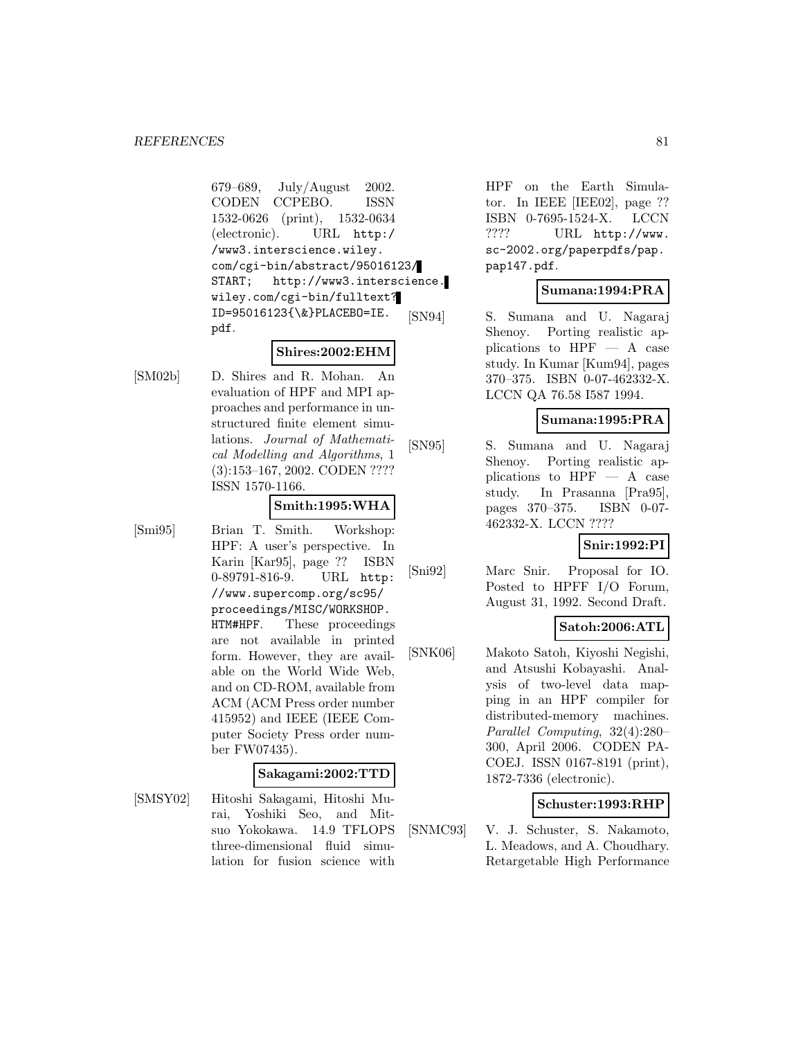679–689, July/August 2002. CODEN CCPEBO. ISSN 1532-0626 (print), 1532-0634 (electronic). URL http://www3.interscience.wiley.com/cgi-bin/abstract/95016123/START; http://www3.interscience.wiley.com/cgi-bin/fulltext?ID=95016123{\&}PLACEBO=IE.pdf.

**Shires:2002:EHM**

[SM02b] D. Shires and R. Mohan. An evaluation of HPF and MPI approaches and performance in unstructured finite element simulations. *Journal of Mathematical Modelling and Algorithms*, 1 (3):153–167, 2002. CODEN ???? ISSN 1570-1166.

**Smith:1995:WHA**

[Smi95] Brian T. Smith. Workshop: HPF: A user's perspective. In Karin [Kar95], page ?? ISBN 0-89791-816-9. URL http://www.supercomp.org/sc95/proceedings/MISC/WORKSHOP.HTM#HPF. These proceedings are not available in printed form. However, they are available on the World Wide Web, and on CD-ROM, available from ACM (ACM Press order number 415952) and IEEE (IEEE Computer Society Press order number FW07435).

**Sakagami:2002:TTD**

[SMSY02] Hitoshi Sakagami, Hitoshi Murai, Yoshiki Seo, and Mitsuo Yokokawa. 14.9 TFLOPS three-dimensional fluid simulation for fusion science with HPF on the Earth Simulator. In IEEE [IEE02], page ?? ISBN 0-7695-1524-X. LCCN ???? URL http://www.sc-2002.org/paperpdfs/pap.pap147.pdf.

**Sumana:1994:PRA**

[SN94] S. Sumana and U. Nagaraj Shenoy. Porting realistic applications to HPF — A case study. In Kumar [Kum94], pages 370–375. ISBN 0-07-462332-X. LCCN QA 76.58 I587 1994.

**Sumana:1995:PRA**

[SN95] S. Sumana and U. Nagaraj Shenoy. Porting realistic applications to HPF — A case study. In Prasanna [Pra95], pages 370–375. ISBN 0-07-462332-X. LCCN ????

**Snir:1992:PI**

[Sni92] Marc Snir. Proposal for IO. Posted to HPFF I/O Forum, August 31, 1992. Second Draft.

**Satoh:2006:ATL**

[SNK06] Makoto Satoh, Kiyoshi Negishi, and Atsushi Kobayashi. Analysis of two-level data mapping in an HPF compiler for distributed-memory machines. *Parallel Computing*, 32(4):280–300, April 2006. CODEN PACOEJ. ISSN 0167-8191 (print), 1872-7336 (electronic).

**Schuster:1993:RHP**

[SNMC93] V. J. Schuster, S. Nakamoto, L. Meadows, and A. Choudhary. Retargetable High Performance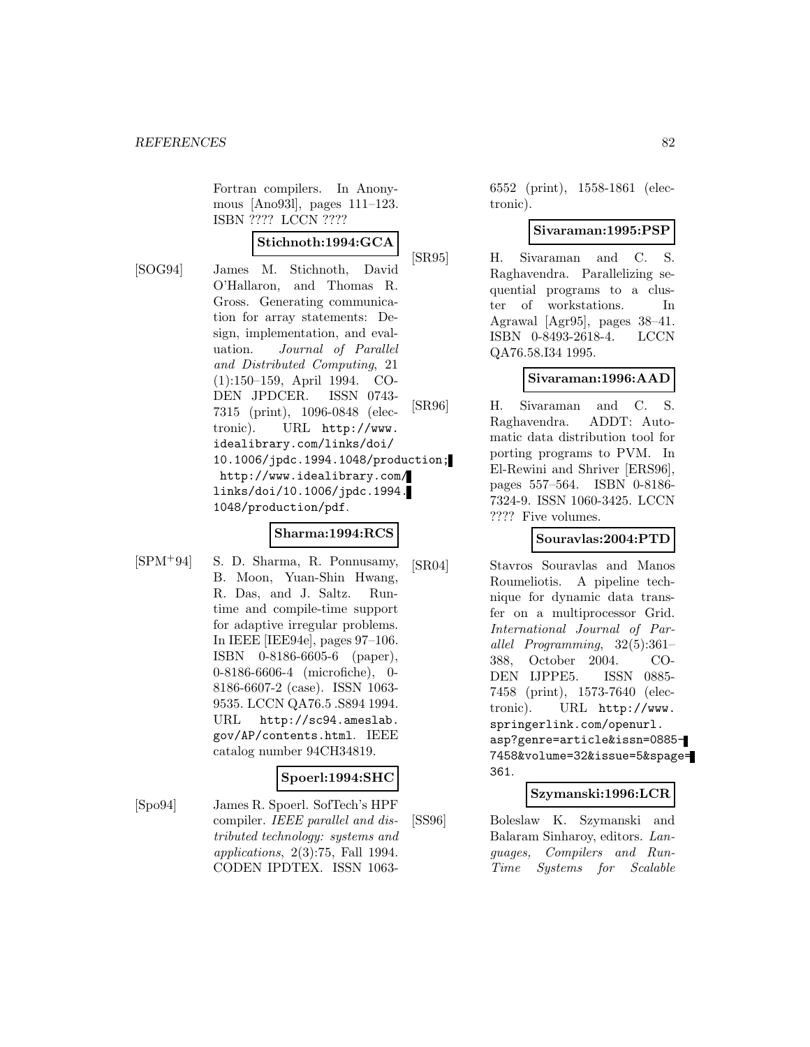Fortran compilers. In Anonymous [Ano93l], pages 111–123. ISBN ???? LCCN ????

**Stichnoth:1994:GCA**

[SOG94] James M. Stichnoth, David O'Hallaron, and Thomas R. Gross. Generating communication for array statements: Design, implementation, and evaluation. *Journal of Parallel and Distributed Computing*, 21 (1):150–159, April 1994. CODEN JPDCER. ISSN 0743-7315 (print), 1096-0848 (electronic). URL http://www.idealibrary.com/links/doi/10.1006/jpdc.1994.1048/production; http://www.idealibrary.com/links/doi/10.1006/jpdc.1994.1048/production/pdf.

**Sharma:1994:RCS**

[SPM+94] S. D. Sharma, R. Ponnusamy, B. Moon, Yuan-Shin Hwang, R. Das, and J. Saltz. Runtime and compile-time support for adaptive irregular problems. In IEEE [IEE94e], pages 97–106. ISBN 0-8186-6605-6 (paper), 0-8186-6606-4 (microfiche), 0-8186-6607-2 (case). ISSN 1063-9535. LCCN QA76.5 .S894 1994. URL http://sc94.ameslab.gov/AP/contents.html. IEEE catalog number 94CH34819.

**Spoerl:1994:SHC**

[Spo94] James R. Spoerl. SofTech's HPF compiler. *IEEE parallel and distributed technology: systems and applications*, 2(3):75, Fall 1994. CODEN IPDTEX. ISSN 1063-6552 (print), 1558-1861 (electronic).

**Sivaraman:1995:PSP**

[SR95] H. Sivaraman and C. S. Raghavendra. Parallelizing sequential programs to a cluster of workstations. In Agrawal [Agr95], pages 38–41. ISBN 0-8493-2618-4. LCCN QA76.58.I34 1995.

**Sivaraman:1996:AAD**

[SR96] H. Sivaraman and C. S. Raghavendra. ADDT: Automatic data distribution tool for porting programs to PVM. In El-Rewini and Shriver [ERS96], pages 557–564. ISBN 0-8186-7324-9. ISSN 1060-3425. LCCN ???? Five volumes.

**Souravlas:2004:PTD**

[SR04] Stavros Souravlas and Manos Roumeliotis. A pipeline technique for dynamic data transfer on a multiprocessor Grid. *International Journal of Parallel Programming*, 32(5):361–388, October 2004. CODEN IJPPE5. ISSN 0885-7458 (print), 1573-7640 (electronic). URL http://www.springerlink.com/openurl.asp?genre=article&issn=0885-7458&volume=32&issue=5&spage=361.

**Szymanski:1996:LCR**

[SS96] Boleslaw K. Szymanski and Balaram Sinharoy, editors. *Languages, Compilers and Run-Time Systems for Scalable*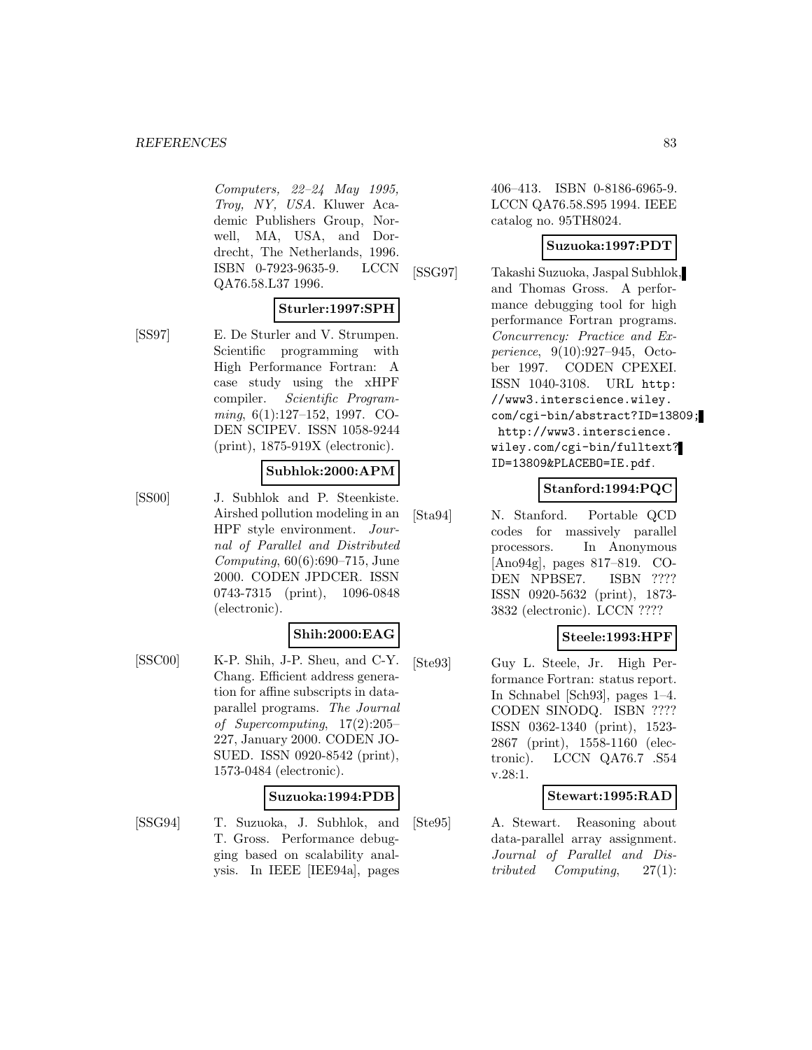*Computers, 22–24 May 1995, Troy, NY, USA*. Kluwer Academic Publishers Group, Norwell, MA, USA, and Dordrecht, The Netherlands, 1996. ISBN 0-7923-9635-9. LCCN QA76.58.L37 1996.

**Sturler:1997:SPH**

[SS97] E. De Sturler and V. Strumpen. Scientific programming with High Performance Fortran: A case study using the xHPF compiler. *Scientific Programming*, 6(1):127–152, 1997. CODEN SCIPEV. ISSN 1058-9244 (print), 1875-919X (electronic).

**Subhlok:2000:APM**

[SS00] J. Subhlok and P. Steenkiste. Airshed pollution modeling in an HPF style environment. *Journal of Parallel and Distributed Computing*, 60(6):690–715, June 2000. CODEN JPDCER. ISSN 0743-7315 (print), 1096-0848 (electronic).

**Shih:2000:EAG**

[SSC00] K-P. Shih, J-P. Sheu, and C-Y. Chang. Efficient address generation for affine subscripts in data-parallel programs. *The Journal of Supercomputing*, 17(2):205–227, January 2000. CODEN JOSUED. ISSN 0920-8542 (print), 1573-0484 (electronic).

**Suzuoka:1994:PDB**

[SSG94] T. Suzuoka, J. Subhlok, and T. Gross. Performance debugging based on scalability analysis. In IEEE [IEE94a], pages 406–413. ISBN 0-8186-6965-9. LCCN QA76.58.S95 1994. IEEE catalog no. 95TH8024.

**Suzuoka:1997:PDT**

[SSG97] Takashi Suzuoka, Jaspal Subhlok, and Thomas Gross. A performance debugging tool for high performance Fortran programs. *Concurrency: Practice and Experience*, 9(10):927–945, October 1997. CODEN CPEXEI. ISSN 1040-3108. URL http://www3.interscience.wiley.com/cgi-bin/abstract?ID=13809; http://www3.interscience.wiley.com/cgi-bin/fulltext?ID=13809&PLACEBO=IE.pdf.

**Stanford:1994:PQC**

[Sta94] N. Stanford. Portable QCD codes for massively parallel processors. In Anonymous [Ano94g], pages 817–819. CODEN NPBSE7. ISBN ???? ISSN 0920-5632 (print), 1873-3832 (electronic). LCCN ????

**Steele:1993:HPF**

[Ste93] Guy L. Steele, Jr. High Performance Fortran: status report. In Schnabel [Sch93], pages 1–4. CODEN SINODQ. ISBN ???? ISSN 0362-1340 (print), 1523-2867 (print), 1558-1160 (electronic). LCCN QA76.7 .S54 v.28:1.

**Stewart:1995:RAD**

[Ste95] A. Stewart. Reasoning about data-parallel array assignment. *Journal of Parallel and Distributed Computing*, 27(1):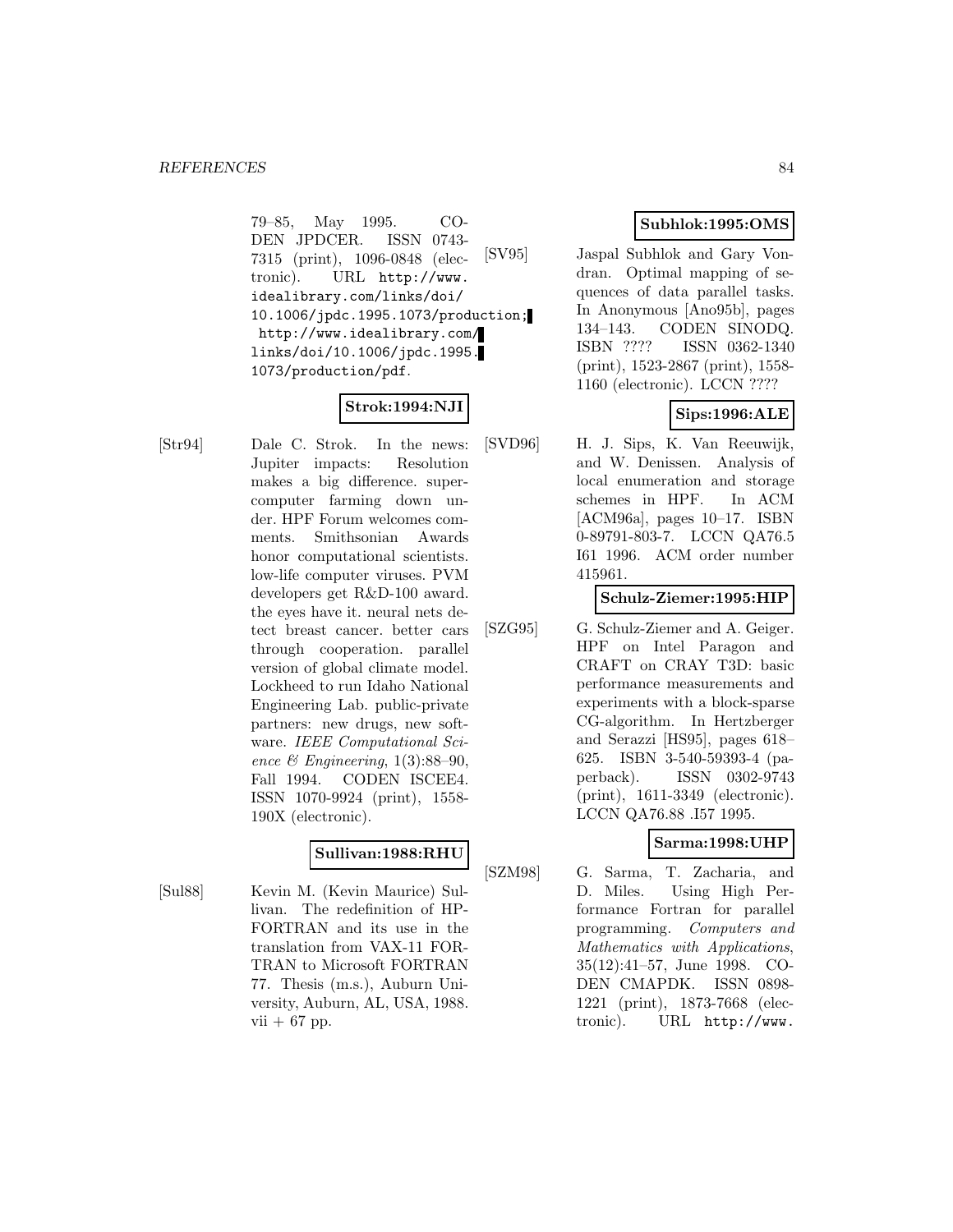79–85, May 1995. CODEN JPDCER. ISSN 0743-7315 (print), 1096-0848 (electronic). URL http://www.idealibrary.com/links/doi/10.1006/jpdc.1995.1073/production; http://www.idealibrary.com/links/doi/10.1006/jpdc.1995.1073/production/pdf.

**Strok:1994:NJI**

[Str94] Dale C. Strok. In the news: Jupiter impacts: Resolution makes a big difference. supercomputer farming down under. HPF Forum welcomes comments. Smithsonian Awards honor computational scientists. low-life computer viruses. PVM developers get R&D-100 award. the eyes have it. neural nets detect breast cancer. better cars through cooperation. parallel version of global climate model. Lockheed to run Idaho National Engineering Lab. public-private partners: new drugs, new software. *IEEE Computational Science & Engineering*, 1(3):88–90, Fall 1994. CODEN ISCEE4. ISSN 1070-9924 (print), 1558-190X (electronic).

**Sullivan:1988:RHU**

[Sul88] Kevin M. (Kevin Maurice) Sullivan. The redefinition of HP-FORTRAN and its use in the translation from VAX-11 FORTRAN to Microsoft FORTRAN 77. Thesis (m.s.), Auburn University, Auburn, AL, USA, 1988. vii + 67 pp.

**Subhlok:1995:OMS**

[SV95] Jaspal Subhlok and Gary Vondran. Optimal mapping of sequences of data parallel tasks. In Anonymous [Ano95b], pages 134–143. CODEN SINODQ. ISBN ???? ISSN 0362-1340 (print), 1523-2867 (print), 1558-1160 (electronic). LCCN ????

**Sips:1996:ALE**

[SVD96] H. J. Sips, K. Van Reeuwijk, and W. Denissen. Analysis of local enumeration and storage schemes in HPF. In ACM [ACM96a], pages 10–17. ISBN 0-89791-803-7. LCCN QA76.5 I61 1996. ACM order number 415961.

**Schulz-Ziemer:1995:HIP**

[SZG95] G. Schulz-Ziemer and A. Geiger. HPF on Intel Paragon and CRAFT on CRAY T3D: basic performance measurements and experiments with a block-sparse CG-algorithm. In Hertzberger and Serazzi [HS95], pages 618–625. ISBN 3-540-59393-4 (paperback). ISSN 0302-9743 (print), 1611-3349 (electronic). LCCN QA76.88 .I57 1995.

**Sarma:1998:UHP**

[SZM98] G. Sarma, T. Zacharia, and D. Miles. Using High Performance Fortran for parallel programming. *Computers and Mathematics with Applications*, 35(12):41–57, June 1998. CODEN CMAPDK. ISSN 0898-1221 (print), 1873-7668 (electronic). URL http://www.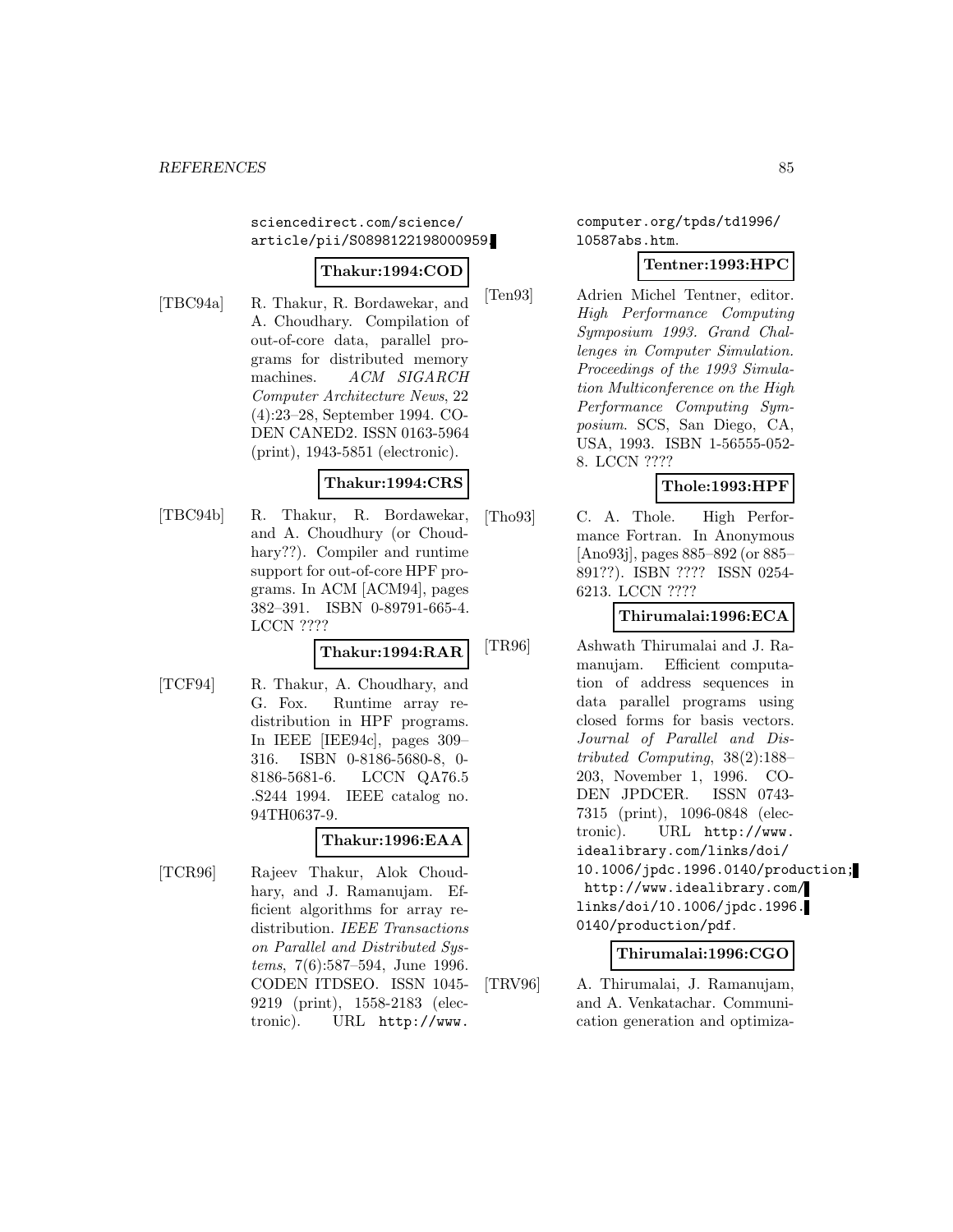sciencedirect.com/science/article/pii/S0898122198000959.

**Thakur:1994:COD**

[TBC94a] R. Thakur, R. Bordawekar, and A. Choudhary. Compilation of out-of-core data, parallel programs for distributed memory machines. *ACM SIGARCH Computer Architecture News*, 22 (4):23–28, September 1994. CODEN CANED2. ISSN 0163-5964 (print), 1943-5851 (electronic).

**Thakur:1994:CRS**

[TBC94b] R. Thakur, R. Bordawekar, and A. Choudhury (or Choudhary??). Compiler and runtime support for out-of-core HPF programs. In ACM [ACM94], pages 382–391. ISBN 0-89791-665-4. LCCN ????

**Thakur:1994:RAR**

[TCF94] R. Thakur, A. Choudhary, and G. Fox. Runtime array redistribution in HPF programs. In IEEE [IEE94c], pages 309–316. ISBN 0-8186-5680-8, 0-8186-5681-6. LCCN QA76.5 .S244 1994. IEEE catalog no. 94TH0637-9.

**Thakur:1996:EAA**

[TCR96] Rajeev Thakur, Alok Choudhary, and J. Ramanujam. Efficient algorithms for array redistribution. *IEEE Transactions on Parallel and Distributed Systems*, 7(6):587–594, June 1996. CODEN ITDSEO. ISSN 1045-9219 (print), 1558-2183 (electronic). URL http://www.computer.org/tpds/td1996/l0587abs.htm.

**Tentner:1993:HPC**

[Ten93] Adrien Michel Tentner, editor. *High Performance Computing Symposium 1993. Grand Challenges in Computer Simulation. Proceedings of the 1993 Simulation Multiconference on the High Performance Computing Symposium*. SCS, San Diego, CA, USA, 1993. ISBN 1-56555-052-8. LCCN ????

**Thole:1993:HPF**

[Tho93] C. A. Thole. High Performance Fortran. In Anonymous [Ano93j], pages 885–892 (or 885–891??). ISBN ???? ISSN 0254-6213. LCCN ????

**Thirumalai:1996:ECA**

[TR96] Ashwath Thirumalai and J. Ramanujam. Efficient computation of address sequences in data parallel programs using closed forms for basis vectors. *Journal of Parallel and Distributed Computing*, 38(2):188–203, November 1, 1996. CODEN JPDCER. ISSN 0743-7315 (print), 1096-0848 (electronic). URL http://www.idealibrary.com/links/doi/10.1006/jpdc.1996.0140/production; http://www.idealibrary.com/links/doi/10.1006/jpdc.1996.0140/production/pdf.

**Thirumalai:1996:CGO**

[TRV96] A. Thirumalai, J. Ramanujam, and A. Venkatachar. Communication generation and optimiza-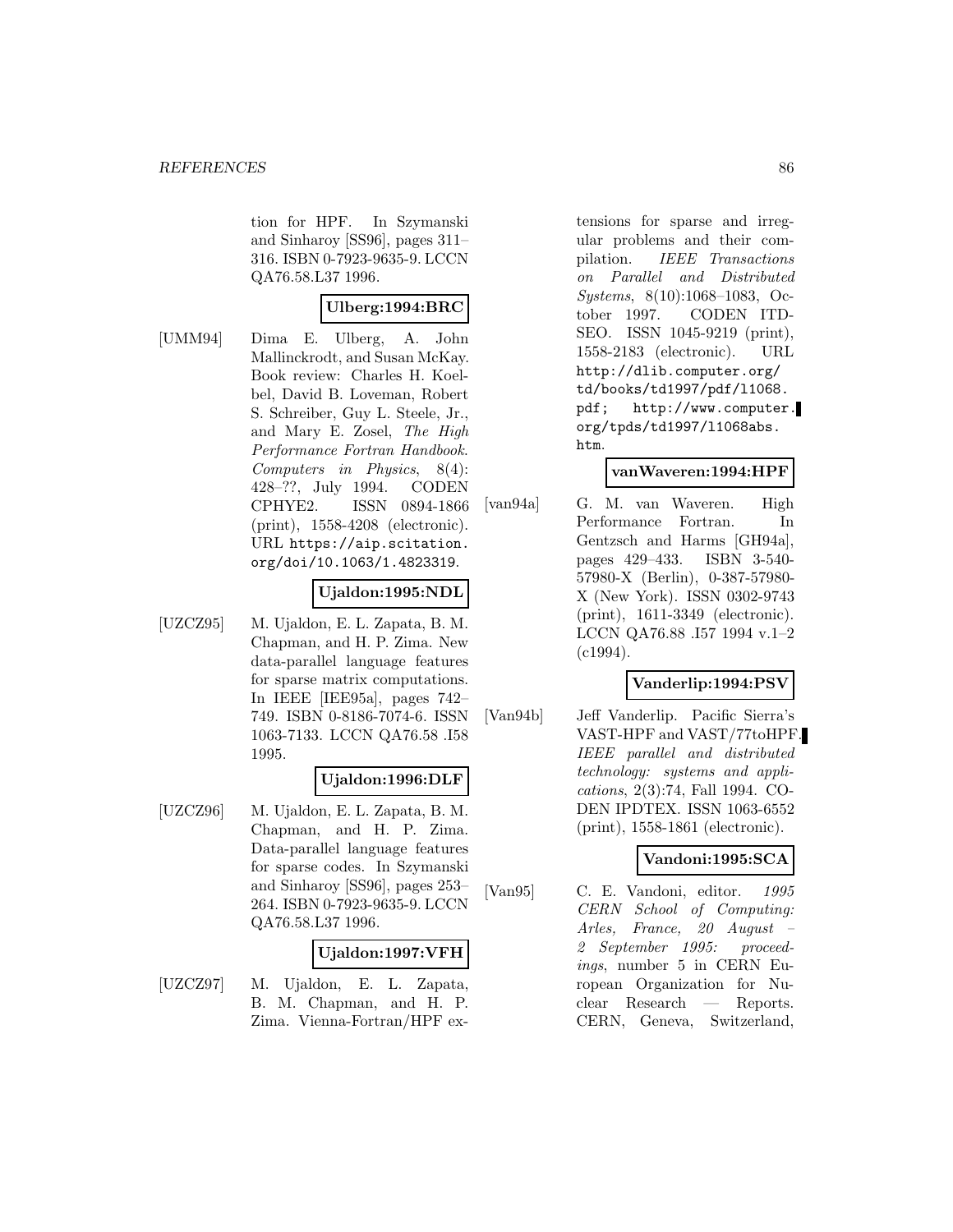tion for HPF. In Szymanski and Sinharoy [SS96], pages 311–316. ISBN 0-7923-9635-9. LCCN QA76.58.L37 1996.

**Ulberg:1994:BRC**

[UMM94] Dima E. Ulberg, A. John Mallinckrodt, and Susan McKay. Book review: Charles H. Koelbel, David B. Loveman, Robert S. Schreiber, Guy L. Steele, Jr., and Mary E. Zosel, *The High Performance Fortran Handbook*. *Computers in Physics*, 8(4): 428–??, July 1994. CODEN CPHYE2. ISSN 0894-1866 (print), 1558-4208 (electronic). URL https://aip.scitation.org/doi/10.1063/1.4823319.

**Ujaldon:1995:NDL**

[UZCZ95] M. Ujaldon, E. L. Zapata, B. M. Chapman, and H. P. Zima. New data-parallel language features for sparse matrix computations. In IEEE [IEE95a], pages 742–749. ISBN 0-8186-7074-6. ISSN 1063-7133. LCCN QA76.58 .I58 1995.

**Ujaldon:1996:DLF**

[UZCZ96] M. Ujaldon, E. L. Zapata, B. M. Chapman, and H. P. Zima. Data-parallel language features for sparse codes. In Szymanski and Sinharoy [SS96], pages 253–264. ISBN 0-7923-9635-9. LCCN QA76.58.L37 1996.

**Ujaldon:1997:VFH**

[UZCZ97] M. Ujaldon, E. L. Zapata, B. M. Chapman, and H. P. Zima. Vienna-Fortran/HPF extensions for sparse and irregular problems and their compilation. *IEEE Transactions on Parallel and Distributed Systems*, 8(10):1068–1083, October 1997. CODEN ITDSEO. ISSN 1045-9219 (print), 1558-2183 (electronic). URL http://dlib.computer.org/td/books/td1997/pdf/l1068.pdf; http://www.computer.org/tpds/td1997/l1068abs.htm.

**vanWaveren:1994:HPF**

[van94a] G. M. van Waveren. High Performance Fortran. In Gentzsch and Harms [GH94a], pages 429–433. ISBN 3-540-57980-X (Berlin), 0-387-57980-X (New York). ISSN 0302-9743 (print), 1611-3349 (electronic). LCCN QA76.88 .I57 1994 v.1–2 (c1994).

**Vanderlip:1994:PSV**

[Van94b] Jeff Vanderlip. Pacific Sierra's VAST-HPF and VAST/77toHPF. *IEEE parallel and distributed technology: systems and applications*, 2(3):74, Fall 1994. CODEN IPDTEX. ISSN 1063-6552 (print), 1558-1861 (electronic).

**Vandoni:1995:SCA**

[Van95] C. E. Vandoni, editor. *1995 CERN School of Computing: Arles, France, 20 August – 2 September 1995: proceedings*, number 5 in CERN European Organization for Nuclear Research — Reports. CERN, Geneva, Switzerland,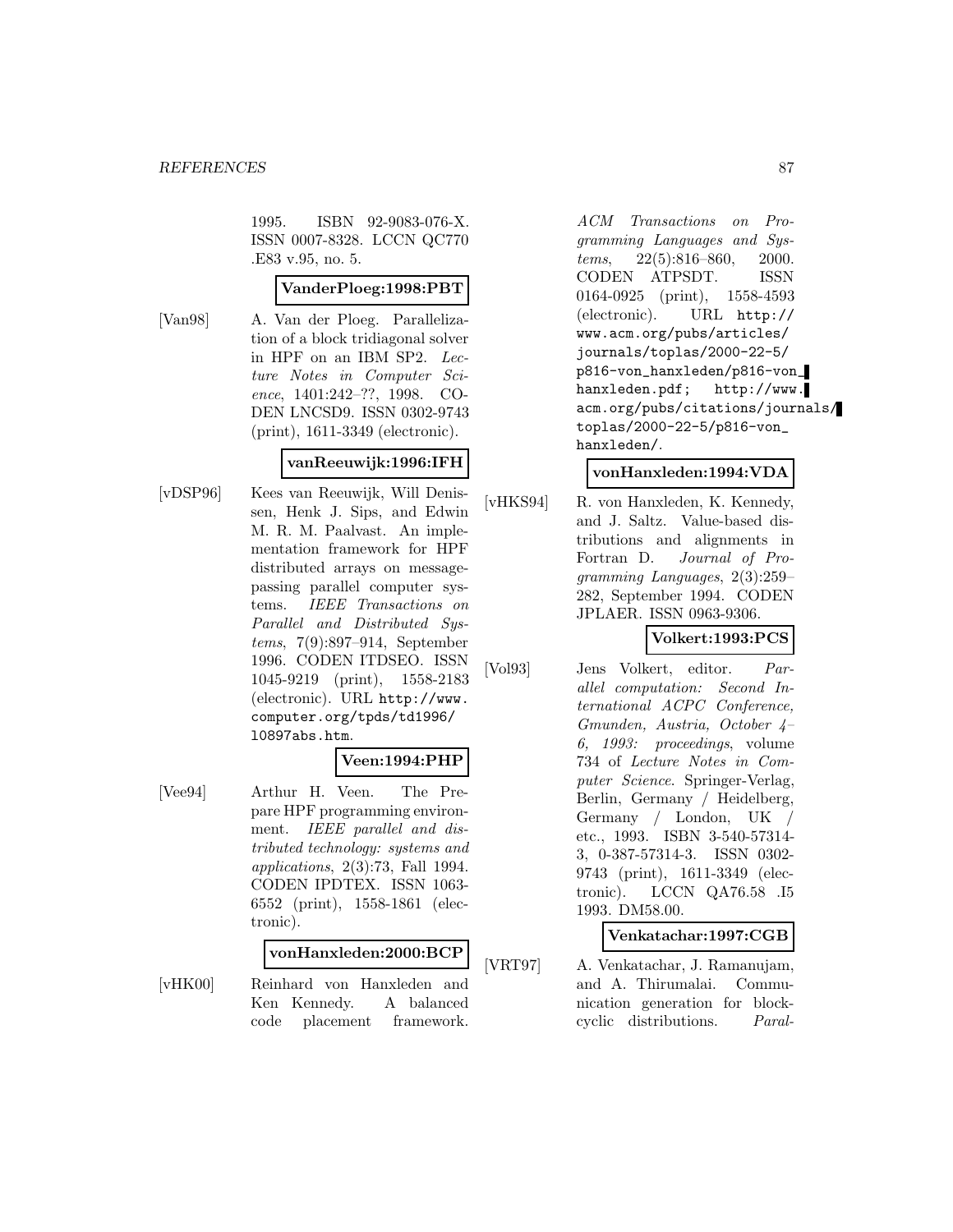1995. ISBN 92-9083-076-X. ISSN 0007-8328. LCCN QC770 .E83 v.95, no. 5.

**VanderPloeg:1998:PBT**

[Van98] A. Van der Ploeg. Parallelization of a block tridiagonal solver in HPF on an IBM SP2. *Lecture Notes in Computer Science*, 1401:242–??, 1998. CODEN LNCSD9. ISSN 0302-9743 (print), 1611-3349 (electronic).

**vanReeuwijk:1996:IFH**

[vDSP96] Kees van Reeuwijk, Will Denissen, Henk J. Sips, and Edwin M. R. M. Paalvast. An implementation framework for HPF distributed arrays on message-passing parallel computer systems. *IEEE Transactions on Parallel and Distributed Systems*, 7(9):897–914, September 1996. CODEN ITDSEO. ISSN 1045-9219 (print), 1558-2183 (electronic). URL `http://www.computer.org/tpds/td1996/l0897abs.htm`.

**Veen:1994:PHP**

[Vee94] Arthur H. Veen. The Prepare HPF programming environment. *IEEE parallel and distributed technology: systems and applications*, 2(3):73, Fall 1994. CODEN IPDTEX. ISSN 1063-6552 (print), 1558-1861 (electronic).

**vonHanxleden:2000:BCP**

[vHK00] Reinhard von Hanxleden and Ken Kennedy. A balanced code placement framework. *ACM Transactions on Programming Languages and Systems*, 22(5):816–860, 2000. CODEN ATPSDT. ISSN 0164-0925 (print), 1558-4593 (electronic). URL `http://www.acm.org/pubs/articles/journals/toplas/2000-22-5/p816-von_hanxleden/p816-von_hanxleden.pdf`; `http://www.acm.org/pubs/citations/journals/toplas/2000-22-5/p816-von_hanxleden/`.

**vonHanxleden:1994:VDA**

[vHKS94] R. von Hanxleden, K. Kennedy, and J. Saltz. Value-based distributions and alignments in Fortran D. *Journal of Programming Languages*, 2(3):259–282, September 1994. CODEN JPLAER. ISSN 0963-9306.

**Volkert:1993:PCS**

[Vol93] Jens Volkert, editor. *Parallel computation: Second International ACPC Conference, Gmunden, Austria, October 4–6, 1993: proceedings*, volume 734 of *Lecture Notes in Computer Science*. Springer-Verlag, Berlin, Germany / Heidelberg, Germany / London, UK / etc., 1993. ISBN 3-540-57314-3, 0-387-57314-3. ISSN 0302-9743 (print), 1611-3349 (electronic). LCCN QA76.58 .I5 1993. DM58.00.

**Venkatachar:1997:CGB**

[VRT97] A. Venkatachar, J. Ramanujam, and A. Thirumalai. Communication generation for block-cyclic distributions. *Paral-*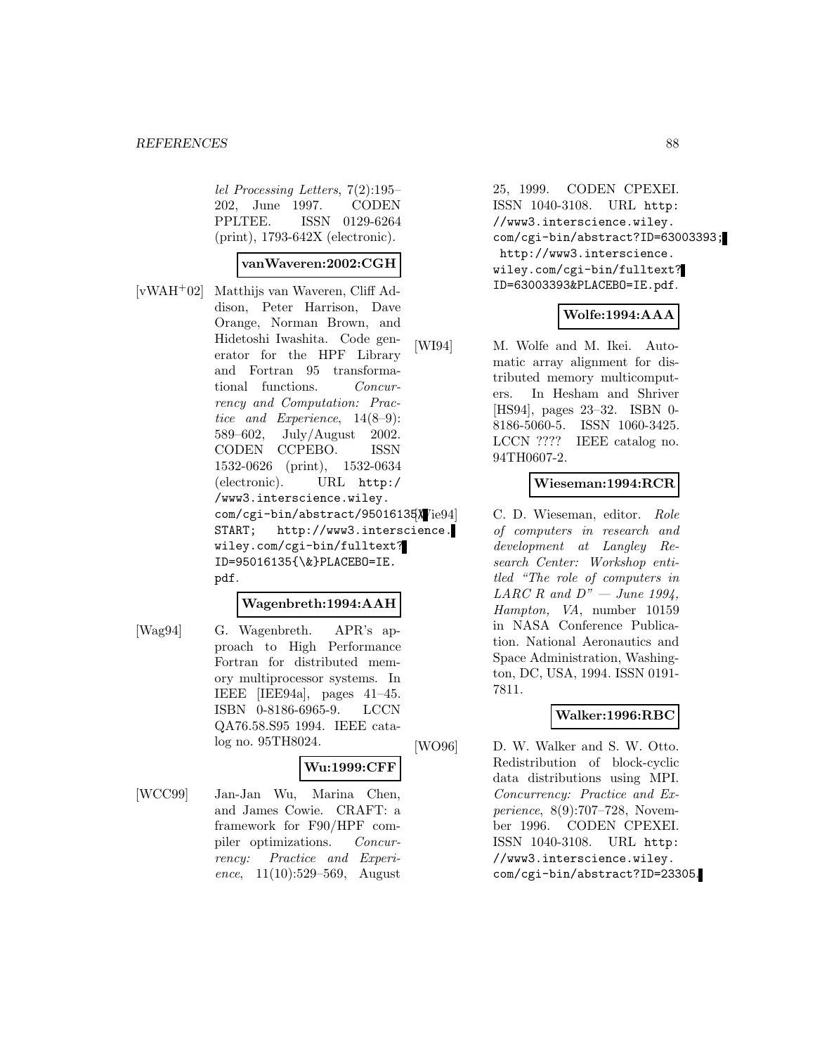*lel Processing Letters*, 7(2):195–202, June 1997. CODEN PPLTEE. ISSN 0129-6264 (print), 1793-642X (electronic).

**vanWaveren:2002:CGH**

[vWAH+02] Matthijs van Waveren, Cliff Addison, Peter Harrison, Dave Orange, Norman Brown, and Hidetoshi Iwashita. Code generator for the HPF Library and Fortran 95 transformational functions. *Concurrency and Computation: Practice and Experience*, 14(8–9): 589–602, July/August 2002. CODEN CCPEBO. ISSN 1532-0626 (print), 1532-0634 (electronic). URL http://www3.interscience.wiley.com/cgi-bin/abstract/95016135/START; http://www3.interscience.wiley.com/cgi-bin/fulltext?ID=95016135{\&}PLACEBO=IE.pdf.

**Wagenbreth:1994:AAH**

[Wag94] G. Wagenbreth. APR's approach to High Performance Fortran for distributed memory multiprocessor systems. In IEEE [IEE94a], pages 41–45. ISBN 0-8186-6965-9. LCCN QA76.58.S95 1994. IEEE catalog no. 95TH8024.

**Wu:1999:CFF**

[WCC99] Jan-Jan Wu, Marina Chen, and James Cowie. CRAFT: a framework for F90/HPF compiler optimizations. *Concurrency: Practice and Experience*, 11(10):529–569, August 25, 1999. CODEN CPEXEI. ISSN 1040-3108. URL http://www3.interscience.wiley.com/cgi-bin/abstract?ID=63003393; http://www3.interscience.wiley.com/cgi-bin/fulltext?ID=63003393&PLACEBO=IE.pdf.

**Wolfe:1994:AAA**

[WI94] M. Wolfe and M. Ikei. Automatic array alignment for distributed memory multicomputers. In Hesham and Shriver [HS94], pages 23–32. ISBN 0-8186-5060-5. ISSN 1060-3425. LCCN ???? IEEE catalog no. 94TH0607-2.

**Wieseman:1994:RCR**

[Wie94] C. D. Wieseman, editor. *Role of computers in research and development at Langley Research Center: Workshop entitled "The role of computers in LARC R and D" — June 1994, Hampton, VA*, number 10159 in NASA Conference Publication. National Aeronautics and Space Administration, Washington, DC, USA, 1994. ISSN 0191-7811.

**Walker:1996:RBC**

[WO96] D. W. Walker and S. W. Otto. Redistribution of block-cyclic data distributions using MPI. *Concurrency: Practice and Experience*, 8(9):707–728, November 1996. CODEN CPEXEI. ISSN 1040-3108. URL http://www3.interscience.wiley.com/cgi-bin/abstract?ID=23305.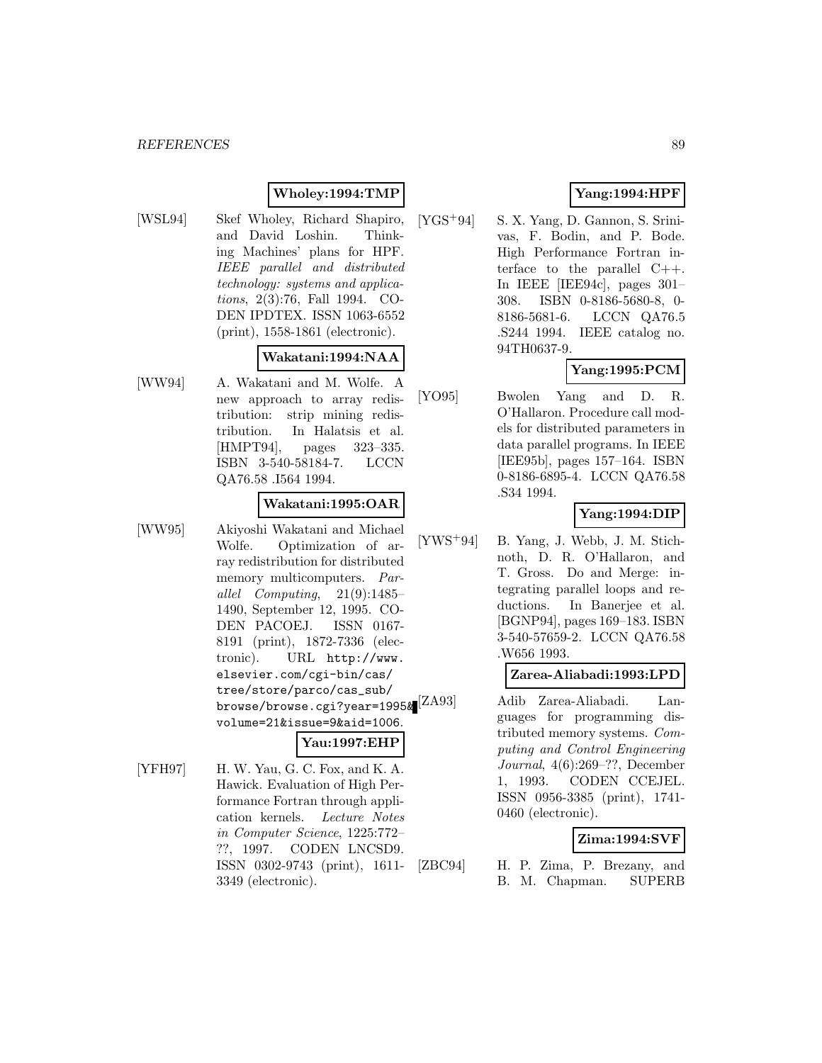**Wholey:1994:TMP**

[WSL94] Skef Wholey, Richard Shapiro, and David Loshin. Thinking Machines' plans for HPF. *IEEE parallel and distributed technology: systems and applications*, 2(3):76, Fall 1994. CODEN IPDTEX. ISSN 1063-6552 (print), 1558-1861 (electronic).

**Wakatani:1994:NAA**

[WW94] A. Wakatani and M. Wolfe. A new approach to array redistribution: strip mining redistribution. In Halatsis et al. [HMPT94], pages 323–335. ISBN 3-540-58184-7. LCCN QA76.58 .I564 1994.

**Wakatani:1995:OAR**

[WW95] Akiyoshi Wakatani and Michael Wolfe. Optimization of array redistribution for distributed memory multicomputers. *Parallel Computing*, 21(9):1485–1490, September 12, 1995. CODEN PACOEJ. ISSN 0167-8191 (print), 1872-7336 (electronic). URL `http://www.elsevier.com/cgi-bin/cas/tree/store/parco/cas_sub/browse/browse.cgi?year=1995&volume=21&issue=9&aid=1006`.

**Yau:1997:EHP**

[YFH97] H. W. Yau, G. C. Fox, and K. A. Hawick. Evaluation of High Performance Fortran through application kernels. *Lecture Notes in Computer Science*, 1225:772–??, 1997. CODEN LNCSD9. ISSN 0302-9743 (print), 1611-3349 (electronic).

**Yang:1994:HPF**

[YGS+94] S. X. Yang, D. Gannon, S. Srinivas, F. Bodin, and P. Bode. High Performance Fortran interface to the parallel C++. In IEEE [IEE94c], pages 301–308. ISBN 0-8186-5680-8, 0-8186-5681-6. LCCN QA76.5 .S244 1994. IEEE catalog no. 94TH0637-9.

**Yang:1995:PCM**

[YO95] Bwolen Yang and D. R. O'Hallaron. Procedure call models for distributed parameters in data parallel programs. In IEEE [IEE95b], pages 157–164. ISBN 0-8186-6895-4. LCCN QA76.58 .S34 1994.

**Yang:1994:DIP**

[YWS+94] B. Yang, J. Webb, J. M. Stichnoth, D. R. O'Hallaron, and T. Gross. Do and Merge: integrating parallel loops and reductions. In Banerjee et al. [BGNP94], pages 169–183. ISBN 3-540-57659-2. LCCN QA76.58 .W656 1993.

**Zarea-Aliabadi:1993:LPD**

[ZA93] Adib Zarea-Aliabadi. Languages for programming distributed memory systems. *Computing and Control Engineering Journal*, 4(6):269–??, December 1, 1993. CODEN CCEJEL. ISSN 0956-3385 (print), 1741-0460 (electronic).

**Zima:1994:SVF**

[ZBC94] H. P. Zima, P. Brezany, and B. M. Chapman. SUPERB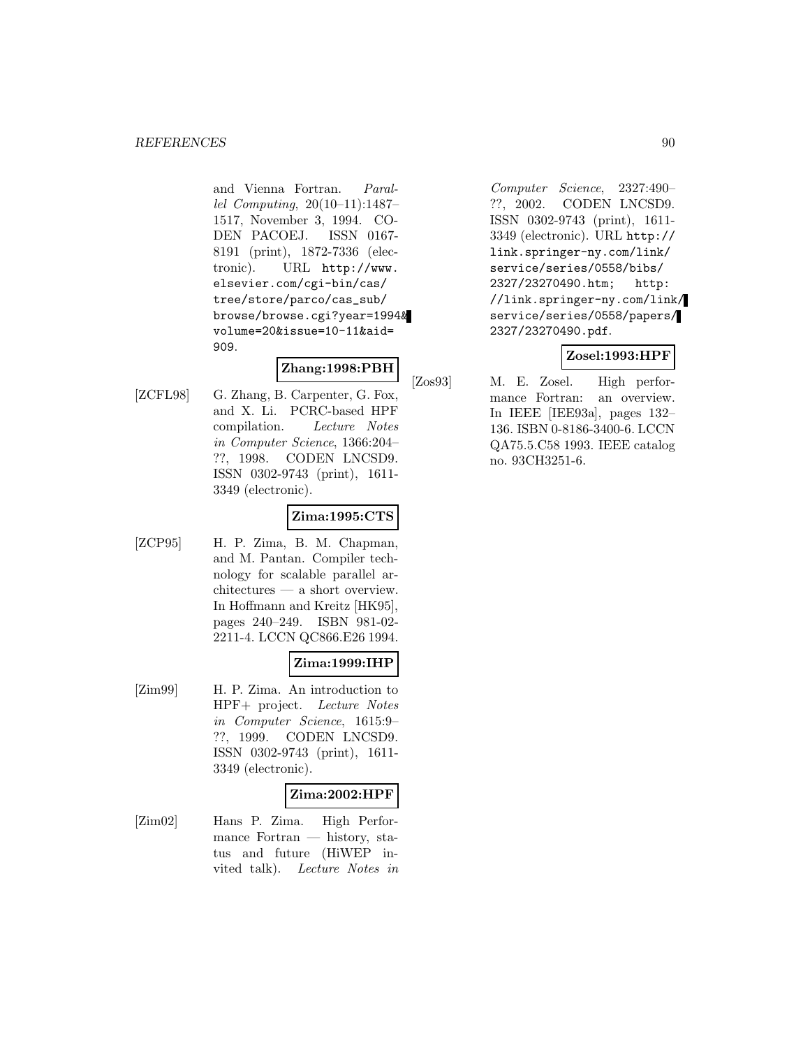and Vienna Fortran. *Parallel Computing*, 20(10–11):1487–1517, November 3, 1994. CODEN PACOEJ. ISSN 0167-8191 (print), 1872-7336 (electronic). URL http://www.elsevier.com/cgi-bin/cas/tree/store/parco/cas_sub/browse/browse.cgi?year=1994&volume=20&issue=10-11&aid=909.

**Zhang:1998:PBH**

[ZCFL98] G. Zhang, B. Carpenter, G. Fox, and X. Li. PCRC-based HPF compilation. *Lecture Notes in Computer Science*, 1366:204–??, 1998. CODEN LNCSD9. ISSN 0302-9743 (print), 1611-3349 (electronic).

**Zima:1995:CTS**

[ZCP95] H. P. Zima, B. M. Chapman, and M. Pantan. Compiler technology for scalable parallel architectures — a short overview. In Hoffmann and Kreitz [HK95], pages 240–249. ISBN 981-02-2211-4. LCCN QC866.E26 1994.

**Zima:1999:IHP**

[Zim99] H. P. Zima. An introduction to HPF+ project. *Lecture Notes in Computer Science*, 1615:9–??, 1999. CODEN LNCSD9. ISSN 0302-9743 (print), 1611-3349 (electronic).

**Zima:2002:HPF**

[Zim02] Hans P. Zima. High Performance Fortran — history, status and future (HiWEP invited talk). *Lecture Notes in Computer Science*, 2327:490–??, 2002. CODEN LNCSD9. ISSN 0302-9743 (print), 1611-3349 (electronic). URL http://link.springer-ny.com/link/service/series/0558/bibs/2327/23270490.htm; http://link.springer-ny.com/link/service/series/0558/papers/2327/23270490.pdf.

**Zosel:1993:HPF**

[Zos93] M. E. Zosel. High performance Fortran: an overview. In IEEE [IEE93a], pages 132–136. ISBN 0-8186-3400-6. LCCN QA75.5.C58 1993. IEEE catalog no. 93CH3251-6.